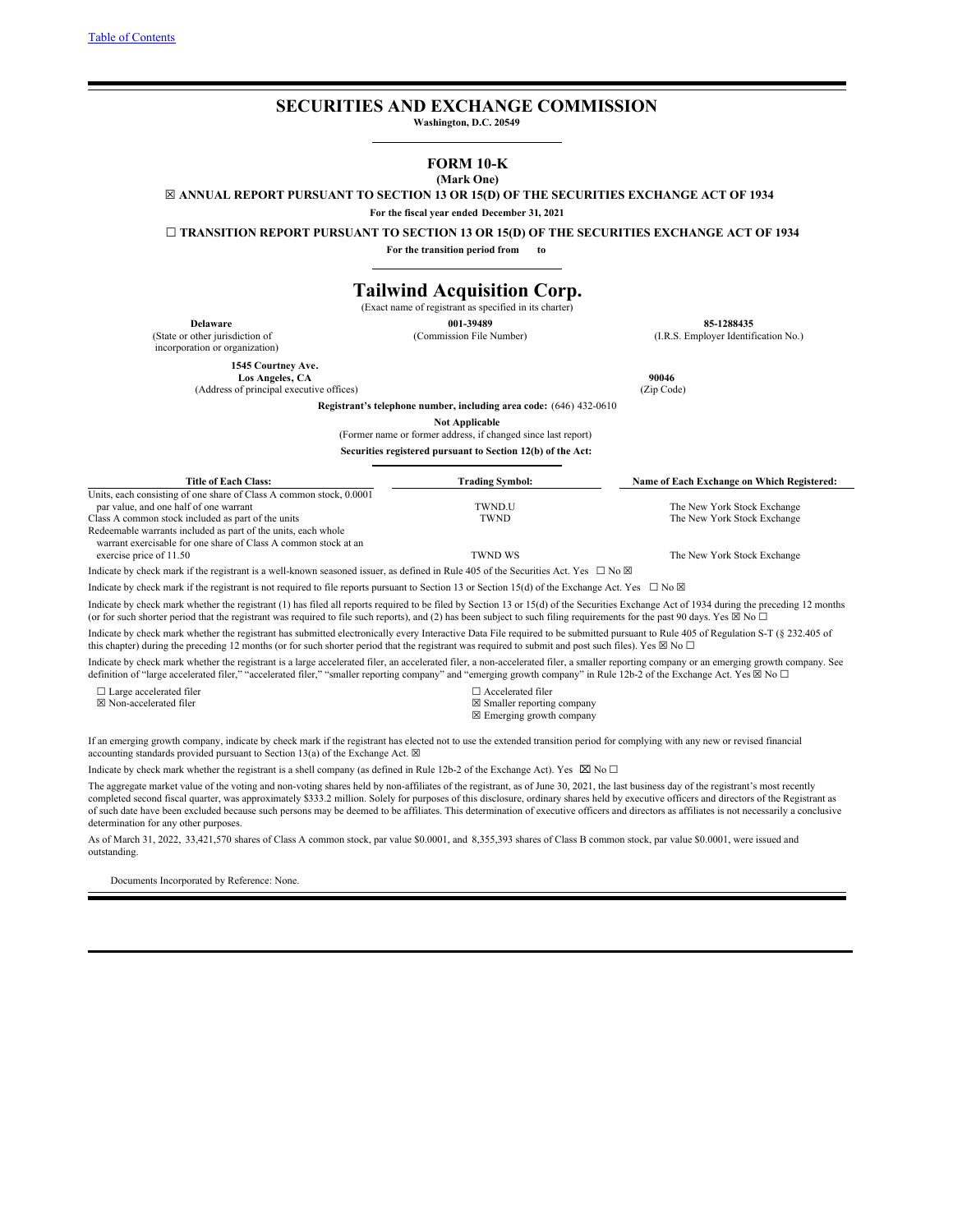[Table of Contents](#)

# SECURITIES AND EXCHANGE COMMISSION

**Washington, D.C. 20549**

## FORM 10-K

**(Mark One)**

☒ **ANNUAL REPORT PURSUANT TO SECTION 13 OR 15(D) OF THE SECURITIES EXCHANGE ACT OF 1934**

**For the fiscal year ended December 31, 2021**

☐ **TRANSITION REPORT PURSUANT TO SECTION 13 OR 15(D) OF THE SECURITIES EXCHANGE ACT OF 1934**

**For the transition period from to**

# Tailwind Acquisition Corp.

(Exact name of registrant as specified in its charter)

| **Delaware** | **001-39489** | **85-1288435** |
|---|---|---|
| (State or other jurisdiction of incorporation or organization) | (Commission File Number) | (I.R.S. Employer Identification No.) |

| **1545 Courtney Ave. Los Angeles, CA** | **90046** |
|---|---|
| (Address of principal executive offices) | (Zip Code) |

**Registrant's telephone number, including area code:** (646) 432-0610

**Not Applicable**

(Former name or former address, if changed since last report)

**Securities registered pursuant to Section 12(b) of the Act:**

| Title of Each Class: | Trading Symbol: | Name of Each Exchange on Which Registered: |
|---|---|---|
| Units, each consisting of one share of Class A common stock, 0.0001 par value, and one half of one warrant | TWND.U | The New York Stock Exchange |
| Class A common stock included as part of the units | TWND | The New York Stock Exchange |
| Redeemable warrants included as part of the units, each whole warrant exercisable for one share of Class A common stock at an exercise price of 11.50 | TWND WS | The New York Stock Exchange |

Indicate by check mark if the registrant is a well-known seasoned issuer, as defined in Rule 405 of the Securities Act. Yes ☐ No ☒

Indicate by check mark if the registrant is not required to file reports pursuant to Section 13 or Section 15(d) of the Exchange Act. Yes ☐ No ☒

Indicate by check mark whether the registrant (1) has filed all reports required to be filed by Section 13 or 15(d) of the Securities Exchange Act of 1934 during the preceding 12 months (or for such shorter period that the registrant was required to file such reports), and (2) has been subject to such filing requirements for the past 90 days. Yes ☒ No ☐

Indicate by check mark whether the registrant has submitted electronically every Interactive Data File required to be submitted pursuant to Rule 405 of Regulation S-T (§ 232.405 of this chapter) during the preceding 12 months (or for such shorter period that the registrant was required to submit and post such files). Yes ☒ No ☐

Indicate by check mark whether the registrant is a large accelerated filer, an accelerated filer, a non-accelerated filer, a smaller reporting company or an emerging growth company. See definition of "large accelerated filer," "accelerated filer," "smaller reporting company" and "emerging growth company" in Rule 12b-2 of the Exchange Act. Yes ☒ No ☐

| | |
|---|---|
| ☐ Large accelerated filer | ☐ Accelerated filer |
| ☒ Non-accelerated filer | ☒ Smaller reporting company |
| | ☒ Emerging growth company |

If an emerging growth company, indicate by check mark if the registrant has elected not to use the extended transition period for complying with any new or revised financial accounting standards provided pursuant to Section 13(a) of the Exchange Act. ☒

Indicate by check mark whether the registrant is a shell company (as defined in Rule 12b-2 of the Exchange Act). Yes ☒ No ☐

The aggregate market value of the voting and non-voting shares held by non-affiliates of the registrant, as of June 30, 2021, the last business day of the registrant's most recently completed second fiscal quarter, was approximately $333.2 million. Solely for purposes of this disclosure, ordinary shares held by executive officers and directors of the Registrant as of such date have been excluded because such persons may be deemed to be affiliates. This determination of executive officers and directors as affiliates is not necessarily a conclusive determination for any other purposes.

As of March 31, 2022, 33,421,570 shares of Class A common stock, par value $0.0001, and 8,355,393 shares of Class B common stock, par value $0.0001, were issued and outstanding.

Documents Incorporated by Reference: None.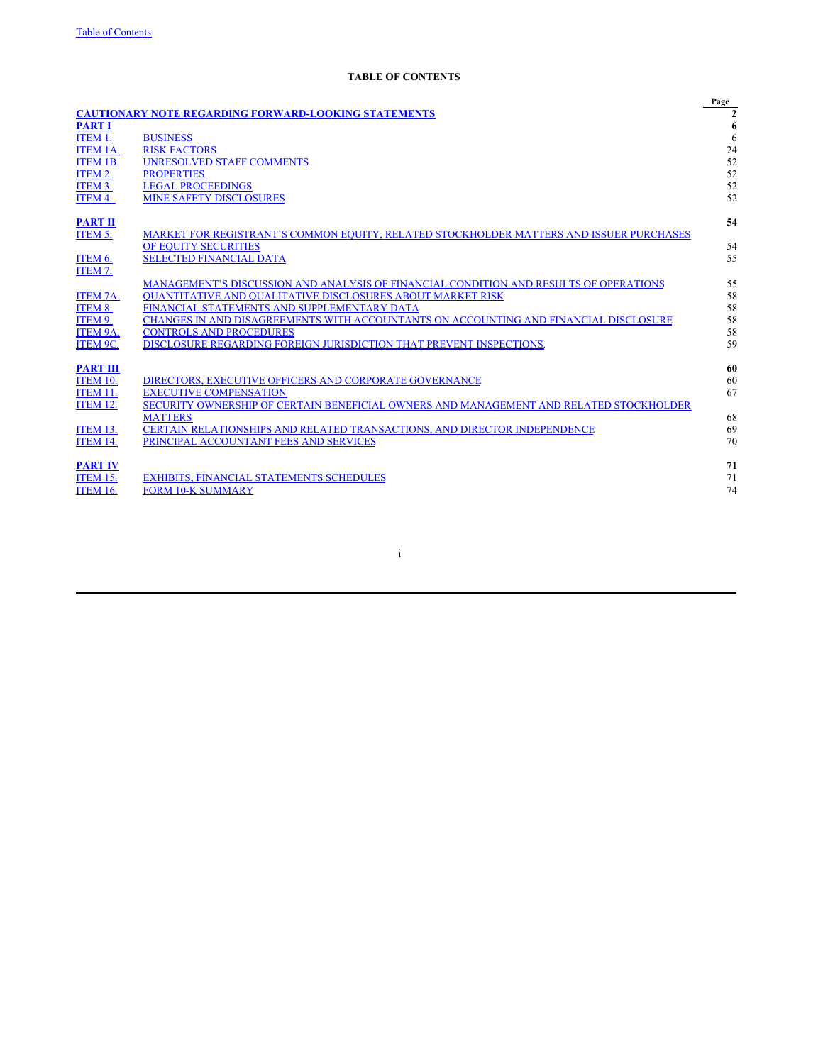Table of Contents

**TABLE OF CONTENTS**

| | | Page |
|---|---|---|
| **CAUTIONARY NOTE REGARDING FORWARD-LOOKING STATEMENTS** | | **2** |
| **PART I** | | **6** |
| ITEM 1. | BUSINESS | 6 |
| ITEM 1A. | RISK FACTORS | 24 |
| ITEM 1B. | UNRESOLVED STAFF COMMENTS | 52 |
| ITEM 2. | PROPERTIES | 52 |
| ITEM 3. | LEGAL PROCEEDINGS | 52 |
| ITEM 4. | MINE SAFETY DISCLOSURES | 52 |
| **PART II** | | **54** |
| ITEM 5. | MARKET FOR REGISTRANT'S COMMON EQUITY, RELATED STOCKHOLDER MATTERS AND ISSUER PURCHASES OF EQUITY SECURITIES | 54 |
| ITEM 6. | SELECTED FINANCIAL DATA | 55 |
| ITEM 7. | MANAGEMENT'S DISCUSSION AND ANALYSIS OF FINANCIAL CONDITION AND RESULTS OF OPERATIONS | 55 |
| ITEM 7A. | QUANTITATIVE AND QUALITATIVE DISCLOSURES ABOUT MARKET RISK | 58 |
| ITEM 8. | FINANCIAL STATEMENTS AND SUPPLEMENTARY DATA | 58 |
| ITEM 9. | CHANGES IN AND DISAGREEMENTS WITH ACCOUNTANTS ON ACCOUNTING AND FINANCIAL DISCLOSURE | 58 |
| ITEM 9A. | CONTROLS AND PROCEDURES | 58 |
| ITEM 9C. | DISCLOSURE REGARDING FOREIGN JURISDICTION THAT PREVENT INSPECTIONS. | 59 |
| **PART III** | | **60** |
| ITEM 10. | DIRECTORS, EXECUTIVE OFFICERS AND CORPORATE GOVERNANCE | 60 |
| ITEM 11. | EXECUTIVE COMPENSATION | 67 |
| ITEM 12. | SECURITY OWNERSHIP OF CERTAIN BENEFICIAL OWNERS AND MANAGEMENT AND RELATED STOCKHOLDER MATTERS | 68 |
| ITEM 13. | CERTAIN RELATIONSHIPS AND RELATED TRANSACTIONS, AND DIRECTOR INDEPENDENCE | 69 |
| ITEM 14. | PRINCIPAL ACCOUNTANT FEES AND SERVICES | 70 |
| **PART IV** | | **71** |
| ITEM 15. | EXHIBITS, FINANCIAL STATEMENTS SCHEDULES | 71 |
| ITEM 16. | FORM 10-K SUMMARY | 74 |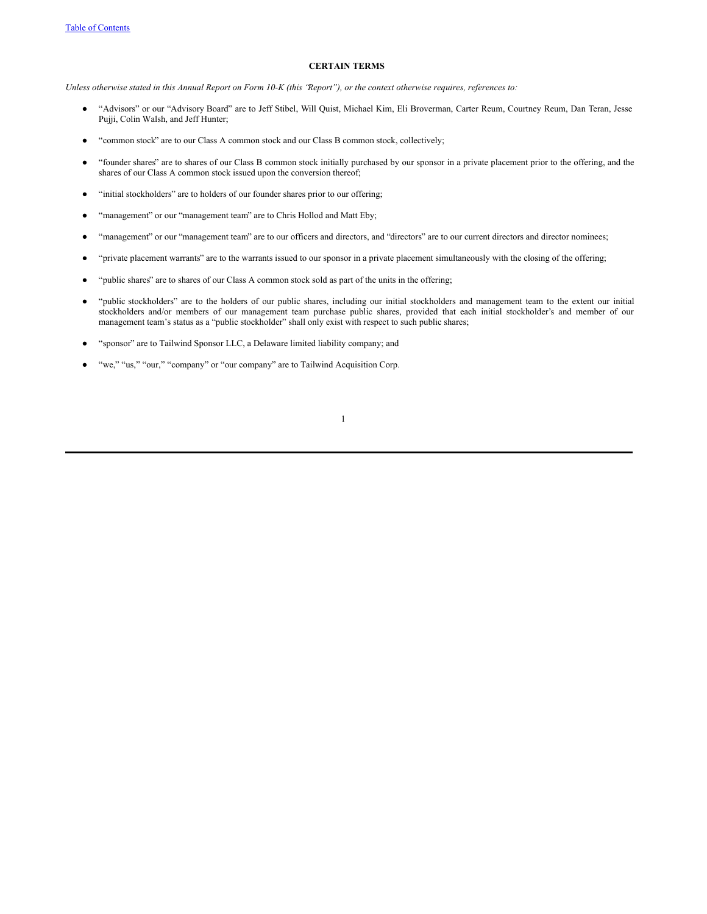## CERTAIN TERMS

*Unless otherwise stated in this Annual Report on Form 10-K (this "Report"), or the context otherwise requires, references to:*

- "Advisors" or our "Advisory Board" are to Jeff Stibel, Will Quist, Michael Kim, Eli Broverman, Carter Reum, Courtney Reum, Dan Teran, Jesse Pujji, Colin Walsh, and Jeff Hunter;
- "common stock" are to our Class A common stock and our Class B common stock, collectively;
- "founder shares" are to shares of our Class B common stock initially purchased by our sponsor in a private placement prior to the offering, and the shares of our Class A common stock issued upon the conversion thereof;
- "initial stockholders" are to holders of our founder shares prior to our offering;
- "management" or our "management team" are to Chris Hollod and Matt Eby;
- "management" or our "management team" are to our officers and directors, and "directors" are to our current directors and director nominees;
- "private placement warrants" are to the warrants issued to our sponsor in a private placement simultaneously with the closing of the offering;
- "public shares" are to shares of our Class A common stock sold as part of the units in the offering;
- "public stockholders" are to the holders of our public shares, including our initial stockholders and management team to the extent our initial stockholders and/or members of our management team purchase public shares, provided that each initial stockholder's and member of our management team's status as a "public stockholder" shall only exist with respect to such public shares;
- "sponsor" are to Tailwind Sponsor LLC, a Delaware limited liability company; and
- "we," "us," "our," "company" or "our company" are to Tailwind Acquisition Corp.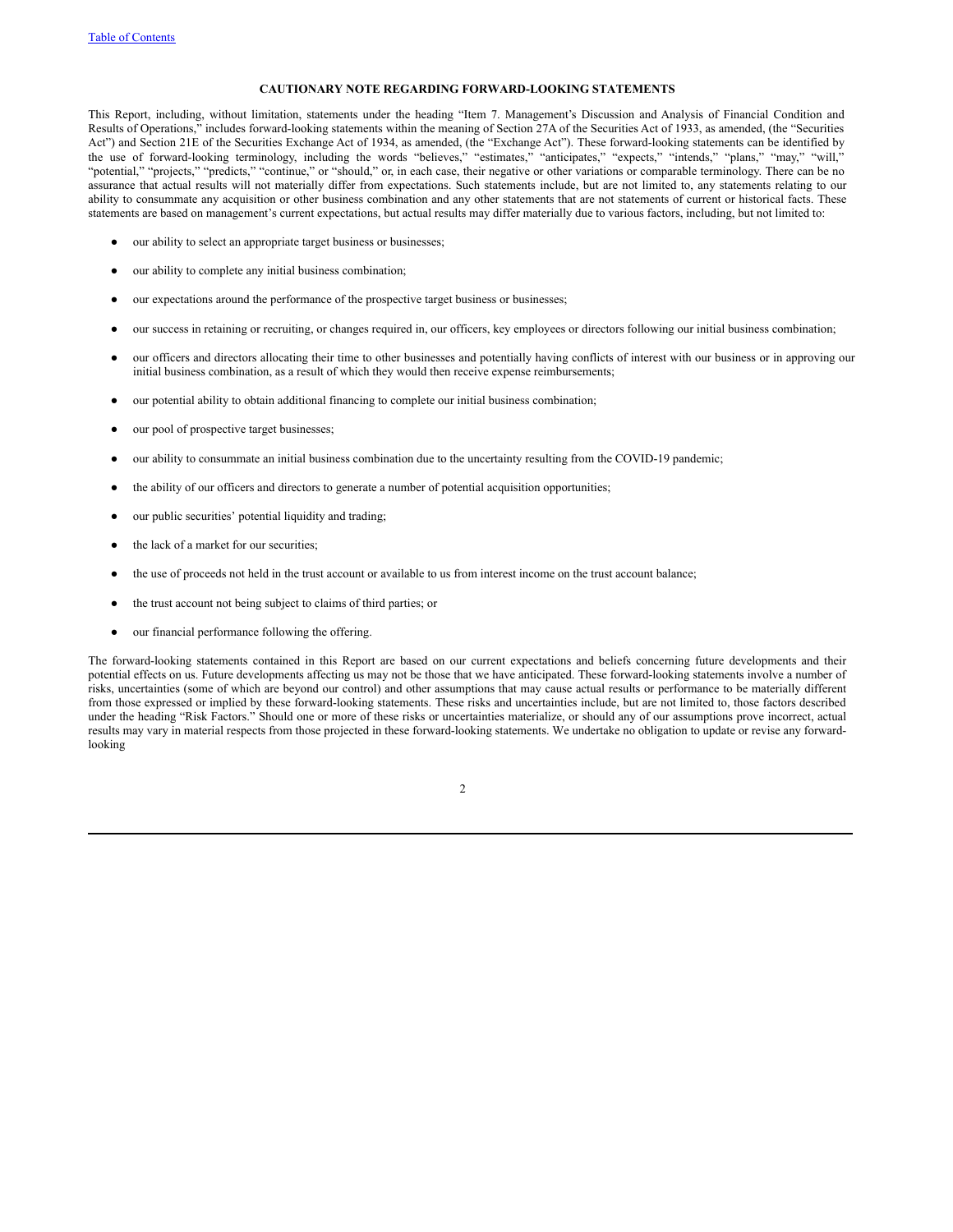## CAUTIONARY NOTE REGARDING FORWARD-LOOKING STATEMENTS

This Report, including, without limitation, statements under the heading "Item 7. Management's Discussion and Analysis of Financial Condition and Results of Operations," includes forward-looking statements within the meaning of Section 27A of the Securities Act of 1933, as amended, (the "Securities Act") and Section 21E of the Securities Exchange Act of 1934, as amended, (the "Exchange Act"). These forward-looking statements can be identified by the use of forward-looking terminology, including the words "believes," "estimates," "anticipates," "expects," "intends," "plans," "may," "will," "potential," "projects," "predicts," "continue," or "should," or, in each case, their negative or other variations or comparable terminology. There can be no assurance that actual results will not materially differ from expectations. Such statements include, but are not limited to, any statements relating to our ability to consummate any acquisition or other business combination and any other statements that are not statements of current or historical facts. These statements are based on management's current expectations, but actual results may differ materially due to various factors, including, but not limited to:

- our ability to select an appropriate target business or businesses;
- our ability to complete any initial business combination;
- our expectations around the performance of the prospective target business or businesses;
- our success in retaining or recruiting, or changes required in, our officers, key employees or directors following our initial business combination;
- our officers and directors allocating their time to other businesses and potentially having conflicts of interest with our business or in approving our initial business combination, as a result of which they would then receive expense reimbursements;
- our potential ability to obtain additional financing to complete our initial business combination;
- our pool of prospective target businesses;
- our ability to consummate an initial business combination due to the uncertainty resulting from the COVID-19 pandemic;
- the ability of our officers and directors to generate a number of potential acquisition opportunities;
- our public securities' potential liquidity and trading;
- the lack of a market for our securities;
- the use of proceeds not held in the trust account or available to us from interest income on the trust account balance;
- the trust account not being subject to claims of third parties; or
- our financial performance following the offering.

The forward-looking statements contained in this Report are based on our current expectations and beliefs concerning future developments and their potential effects on us. Future developments affecting us may not be those that we have anticipated. These forward-looking statements involve a number of risks, uncertainties (some of which are beyond our control) and other assumptions that may cause actual results or performance to be materially different from those expressed or implied by these forward-looking statements. These risks and uncertainties include, but are not limited to, those factors described under the heading "Risk Factors." Should one or more of these risks or uncertainties materialize, or should any of our assumptions prove incorrect, actual results may vary in material respects from those projected in these forward-looking statements. We undertake no obligation to update or revise any forward-looking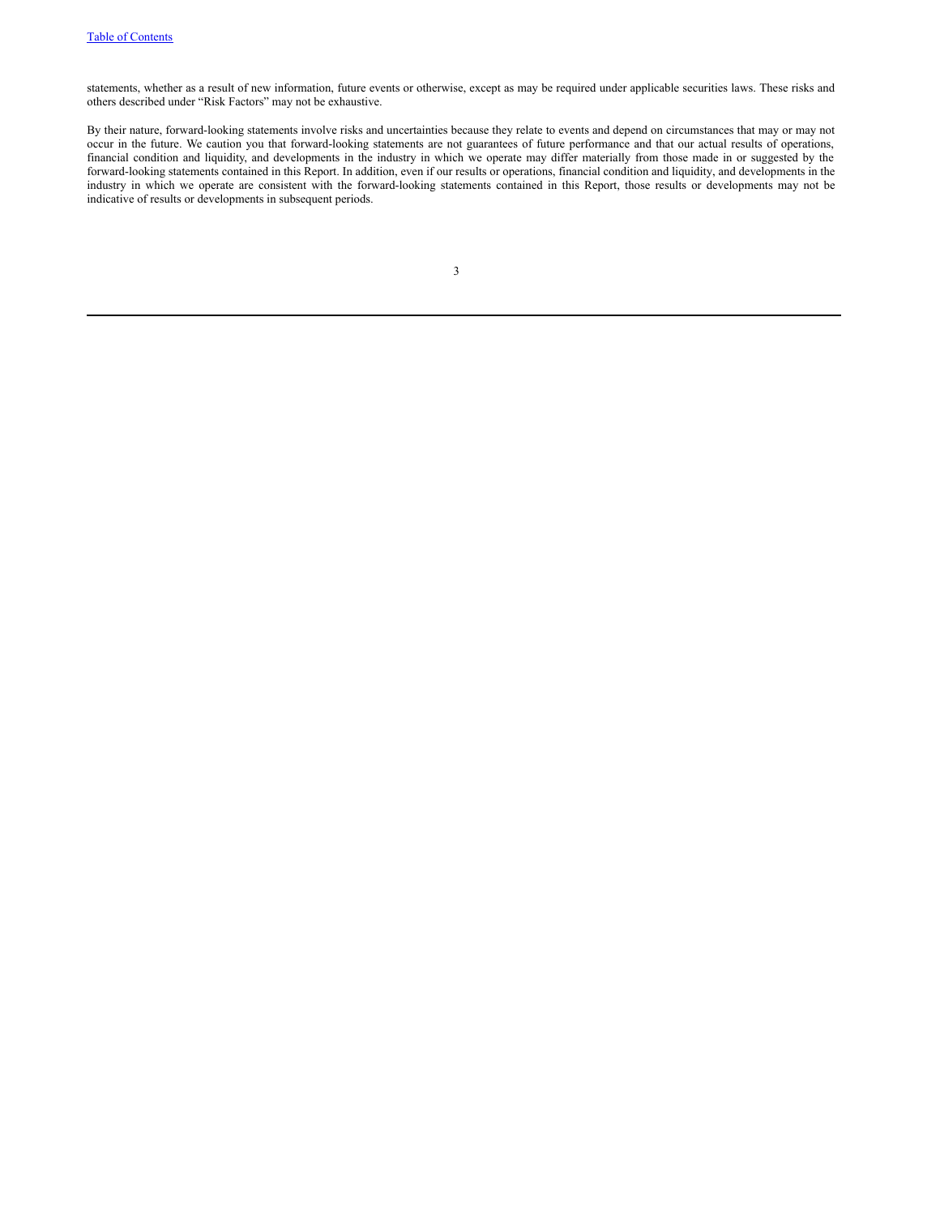statements, whether as a result of new information, future events or otherwise, except as may be required under applicable securities laws. These risks and others described under "Risk Factors" may not be exhaustive.

By their nature, forward-looking statements involve risks and uncertainties because they relate to events and depend on circumstances that may or may not occur in the future. We caution you that forward-looking statements are not guarantees of future performance and that our actual results of operations, financial condition and liquidity, and developments in the industry in which we operate may differ materially from those made in or suggested by the forward-looking statements contained in this Report. In addition, even if our results or operations, financial condition and liquidity, and developments in the industry in which we operate are consistent with the forward-looking statements contained in this Report, those results or developments may not be indicative of results or developments in subsequent periods.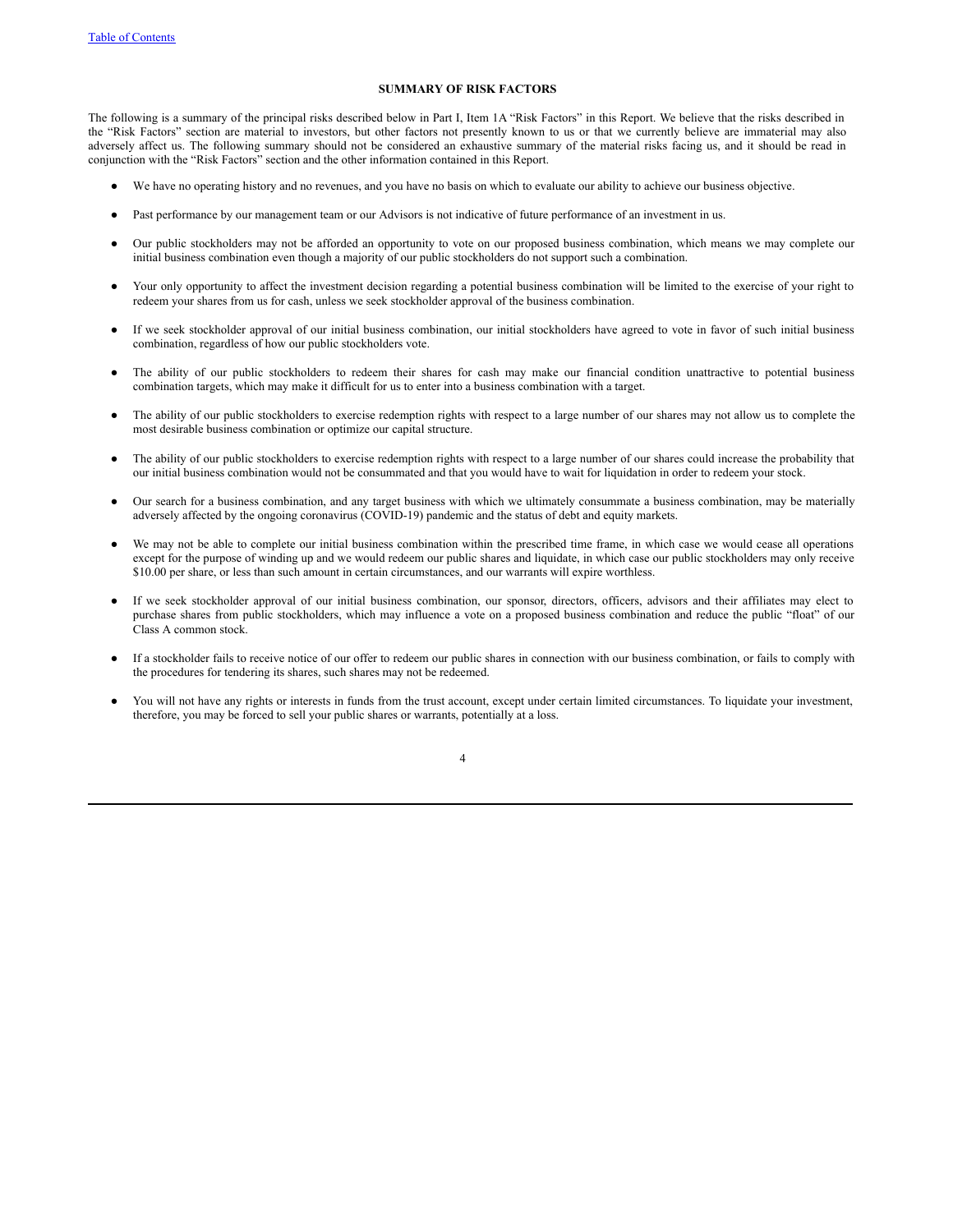## SUMMARY OF RISK FACTORS

The following is a summary of the principal risks described below in Part I, Item 1A "Risk Factors" in this Report. We believe that the risks described in the "Risk Factors" section are material to investors, but other factors not presently known to us or that we currently believe are immaterial may also adversely affect us. The following summary should not be considered an exhaustive summary of the material risks facing us, and it should be read in conjunction with the "Risk Factors" section and the other information contained in this Report.

- We have no operating history and no revenues, and you have no basis on which to evaluate our ability to achieve our business objective.
- Past performance by our management team or our Advisors is not indicative of future performance of an investment in us.
- Our public stockholders may not be afforded an opportunity to vote on our proposed business combination, which means we may complete our initial business combination even though a majority of our public stockholders do not support such a combination.
- Your only opportunity to affect the investment decision regarding a potential business combination will be limited to the exercise of your right to redeem your shares from us for cash, unless we seek stockholder approval of the business combination.
- If we seek stockholder approval of our initial business combination, our initial stockholders have agreed to vote in favor of such initial business combination, regardless of how our public stockholders vote.
- The ability of our public stockholders to redeem their shares for cash may make our financial condition unattractive to potential business combination targets, which may make it difficult for us to enter into a business combination with a target.
- The ability of our public stockholders to exercise redemption rights with respect to a large number of our shares may not allow us to complete the most desirable business combination or optimize our capital structure.
- The ability of our public stockholders to exercise redemption rights with respect to a large number of our shares could increase the probability that our initial business combination would not be consummated and that you would have to wait for liquidation in order to redeem your stock.
- Our search for a business combination, and any target business with which we ultimately consummate a business combination, may be materially adversely affected by the ongoing coronavirus (COVID-19) pandemic and the status of debt and equity markets.
- We may not be able to complete our initial business combination within the prescribed time frame, in which case we would cease all operations except for the purpose of winding up and we would redeem our public shares and liquidate, in which case our public stockholders may only receive $10.00 per share, or less than such amount in certain circumstances, and our warrants will expire worthless.
- If we seek stockholder approval of our initial business combination, our sponsor, directors, officers, advisors and their affiliates may elect to purchase shares from public stockholders, which may influence a vote on a proposed business combination and reduce the public "float" of our Class A common stock.
- If a stockholder fails to receive notice of our offer to redeem our public shares in connection with our business combination, or fails to comply with the procedures for tendering its shares, such shares may not be redeemed.
- You will not have any rights or interests in funds from the trust account, except under certain limited circumstances. To liquidate your investment, therefore, you may be forced to sell your public shares or warrants, potentially at a loss.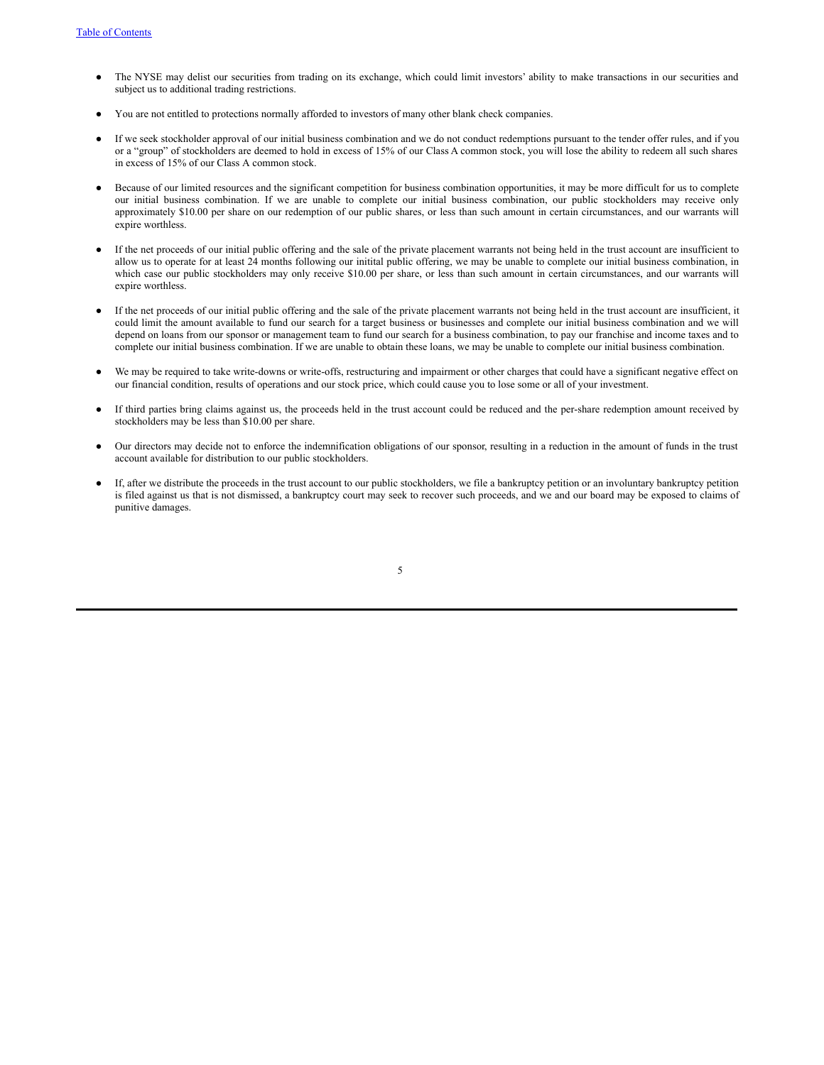- The NYSE may delist our securities from trading on its exchange, which could limit investors' ability to make transactions in our securities and subject us to additional trading restrictions.

- You are not entitled to protections normally afforded to investors of many other blank check companies.

- If we seek stockholder approval of our initial business combination and we do not conduct redemptions pursuant to the tender offer rules, and if you or a "group" of stockholders are deemed to hold in excess of 15% of our Class A common stock, you will lose the ability to redeem all such shares in excess of 15% of our Class A common stock.

- Because of our limited resources and the significant competition for business combination opportunities, it may be more difficult for us to complete our initial business combination. If we are unable to complete our initial business combination, our public stockholders may receive only approximately $10.00 per share on our redemption of our public shares, or less than such amount in certain circumstances, and our warrants will expire worthless.

- If the net proceeds of our initial public offering and the sale of the private placement warrants not being held in the trust account are insufficient to allow us to operate for at least 24 months following our initital public offering, we may be unable to complete our initial business combination, in which case our public stockholders may only receive $10.00 per share, or less than such amount in certain circumstances, and our warrants will expire worthless.

- If the net proceeds of our initial public offering and the sale of the private placement warrants not being held in the trust account are insufficient, it could limit the amount available to fund our search for a target business or businesses and complete our initial business combination and we will depend on loans from our sponsor or management team to fund our search for a business combination, to pay our franchise and income taxes and to complete our initial business combination. If we are unable to obtain these loans, we may be unable to complete our initial business combination.

- We may be required to take write-downs or write-offs, restructuring and impairment or other charges that could have a significant negative effect on our financial condition, results of operations and our stock price, which could cause you to lose some or all of your investment.

- If third parties bring claims against us, the proceeds held in the trust account could be reduced and the per-share redemption amount received by stockholders may be less than $10.00 per share.

- Our directors may decide not to enforce the indemnification obligations of our sponsor, resulting in a reduction in the amount of funds in the trust account available for distribution to our public stockholders.

- If, after we distribute the proceeds in the trust account to our public stockholders, we file a bankruptcy petition or an involuntary bankruptcy petition is filed against us that is not dismissed, a bankruptcy court may seek to recover such proceeds, and we and our board may be exposed to claims of punitive damages.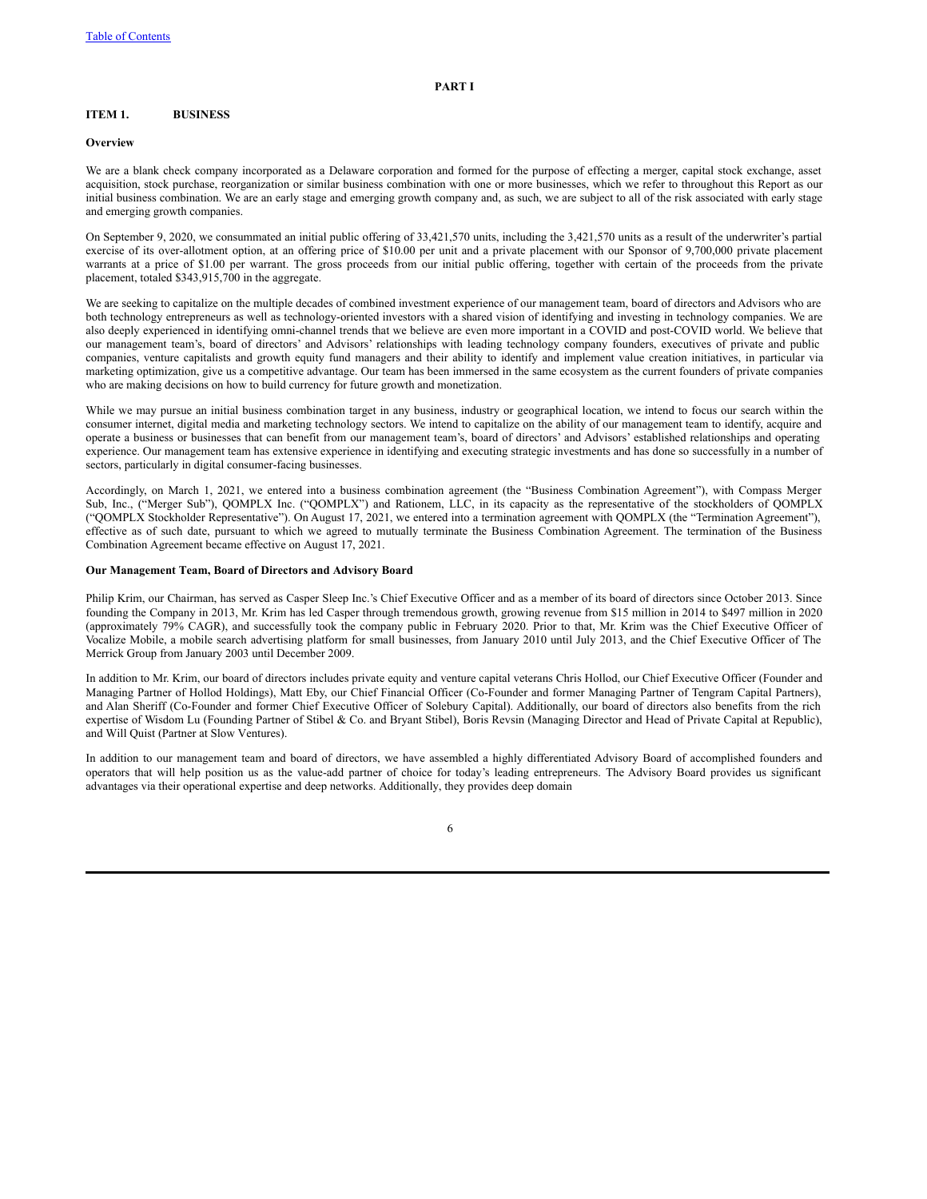## PART I

### ITEM 1. BUSINESS

**Overview**

We are a blank check company incorporated as a Delaware corporation and formed for the purpose of effecting a merger, capital stock exchange, asset acquisition, stock purchase, reorganization or similar business combination with one or more businesses, which we refer to throughout this Report as our initial business combination. We are an early stage and emerging growth company and, as such, we are subject to all of the risk associated with early stage and emerging growth companies.

On September 9, 2020, we consummated an initial public offering of 33,421,570 units, including the 3,421,570 units as a result of the underwriter's partial exercise of its over-allotment option, at an offering price of $10.00 per unit and a private placement with our Sponsor of 9,700,000 private placement warrants at a price of $1.00 per warrant. The gross proceeds from our initial public offering, together with certain of the proceeds from the private placement, totaled $343,915,700 in the aggregate.

We are seeking to capitalize on the multiple decades of combined investment experience of our management team, board of directors and Advisors who are both technology entrepreneurs as well as technology-oriented investors with a shared vision of identifying and investing in technology companies. We are also deeply experienced in identifying omni-channel trends that we believe are even more important in a COVID and post-COVID world. We believe that our management team's, board of directors' and Advisors' relationships with leading technology company founders, executives of private and public companies, venture capitalists and growth equity fund managers and their ability to identify and implement value creation initiatives, in particular via marketing optimization, give us a competitive advantage. Our team has been immersed in the same ecosystem as the current founders of private companies who are making decisions on how to build currency for future growth and monetization.

While we may pursue an initial business combination target in any business, industry or geographical location, we intend to focus our search within the consumer internet, digital media and marketing technology sectors. We intend to capitalize on the ability of our management team to identify, acquire and operate a business or businesses that can benefit from our management team's, board of directors' and Advisors' established relationships and operating experience. Our management team has extensive experience in identifying and executing strategic investments and has done so successfully in a number of sectors, particularly in digital consumer-facing businesses.

Accordingly, on March 1, 2021, we entered into a business combination agreement (the "Business Combination Agreement"), with Compass Merger Sub, Inc., ("Merger Sub"), QOMPLX Inc. ("QOMPLX") and Rationem, LLC, in its capacity as the representative of the stockholders of QOMPLX ("QOMPLX Stockholder Representative"). On August 17, 2021, we entered into a termination agreement with QOMPLX (the "Termination Agreement"), effective as of such date, pursuant to which we agreed to mutually terminate the Business Combination Agreement. The termination of the Business Combination Agreement became effective on August 17, 2021.

**Our Management Team, Board of Directors and Advisory Board**

Philip Krim, our Chairman, has served as Casper Sleep Inc.'s Chief Executive Officer and as a member of its board of directors since October 2013. Since founding the Company in 2013, Mr. Krim has led Casper through tremendous growth, growing revenue from $15 million in 2014 to $497 million in 2020 (approximately 79% CAGR), and successfully took the company public in February 2020. Prior to that, Mr. Krim was the Chief Executive Officer of Vocalize Mobile, a mobile search advertising platform for small businesses, from January 2010 until July 2013, and the Chief Executive Officer of The Merrick Group from January 2003 until December 2009.

In addition to Mr. Krim, our board of directors includes private equity and venture capital veterans Chris Hollod, our Chief Executive Officer (Founder and Managing Partner of Hollod Holdings), Matt Eby, our Chief Financial Officer (Co-Founder and former Managing Partner of Tengram Capital Partners), and Alan Sheriff (Co-Founder and former Chief Executive Officer of Solebury Capital). Additionally, our board of directors also benefits from the rich expertise of Wisdom Lu (Founding Partner of Stibel & Co. and Bryant Stibel), Boris Revsin (Managing Director and Head of Private Capital at Republic), and Will Quist (Partner at Slow Ventures).

In addition to our management team and board of directors, we have assembled a highly differentiated Advisory Board of accomplished founders and operators that will help position us as the value-add partner of choice for today's leading entrepreneurs. The Advisory Board provides us significant advantages via their operational expertise and deep networks. Additionally, they provides deep domain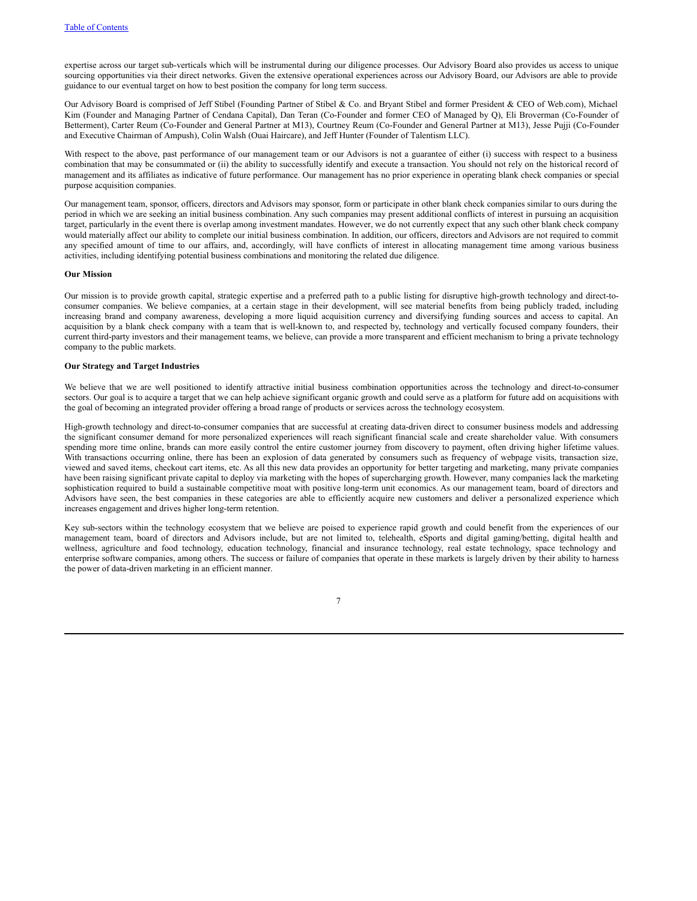expertise across our target sub-verticals which will be instrumental during our diligence processes. Our Advisory Board also provides us access to unique sourcing opportunities via their direct networks. Given the extensive operational experiences across our Advisory Board, our Advisors are able to provide guidance to our eventual target on how to best position the company for long term success.

Our Advisory Board is comprised of Jeff Stibel (Founding Partner of Stibel & Co. and Bryant Stibel and former President & CEO of Web.com), Michael Kim (Founder and Managing Partner of Cendana Capital), Dan Teran (Co-Founder and former CEO of Managed by Q), Eli Broverman (Co-Founder of Betterment), Carter Reum (Co-Founder and General Partner at M13), Courtney Reum (Co-Founder and General Partner at M13), Jesse Pujji (Co-Founder and Executive Chairman of Ampush), Colin Walsh (Ouai Haircare), and Jeff Hunter (Founder of Talentism LLC).

With respect to the above, past performance of our management team or our Advisors is not a guarantee of either (i) success with respect to a business combination that may be consummated or (ii) the ability to successfully identify and execute a transaction. You should not rely on the historical record of management and its affiliates as indicative of future performance. Our management has no prior experience in operating blank check companies or special purpose acquisition companies.

Our management team, sponsor, officers, directors and Advisors may sponsor, form or participate in other blank check companies similar to ours during the period in which we are seeking an initial business combination. Any such companies may present additional conflicts of interest in pursuing an acquisition target, particularly in the event there is overlap among investment mandates. However, we do not currently expect that any such other blank check company would materially affect our ability to complete our initial business combination. In addition, our officers, directors and Advisors are not required to commit any specified amount of time to our affairs, and, accordingly, will have conflicts of interest in allocating management time among various business activities, including identifying potential business combinations and monitoring the related due diligence.

**Our Mission**

Our mission is to provide growth capital, strategic expertise and a preferred path to a public listing for disruptive high-growth technology and direct-to-consumer companies. We believe companies, at a certain stage in their development, will see material benefits from being publicly traded, including increasing brand and company awareness, developing a more liquid acquisition currency and diversifying funding sources and access to capital. An acquisition by a blank check company with a team that is well-known to, and respected by, technology and vertically focused company founders, their current third-party investors and their management teams, we believe, can provide a more transparent and efficient mechanism to bring a private technology company to the public markets.

**Our Strategy and Target Industries**

We believe that we are well positioned to identify attractive initial business combination opportunities across the technology and direct-to-consumer sectors. Our goal is to acquire a target that we can help achieve significant organic growth and could serve as a platform for future add on acquisitions with the goal of becoming an integrated provider offering a broad range of products or services across the technology ecosystem.

High-growth technology and direct-to-consumer companies that are successful at creating data-driven direct to consumer business models and addressing the significant consumer demand for more personalized experiences will reach significant financial scale and create shareholder value. With consumers spending more time online, brands can more easily control the entire customer journey from discovery to payment, often driving higher lifetime values. With transactions occurring online, there has been an explosion of data generated by consumers such as frequency of webpage visits, transaction size, viewed and saved items, checkout cart items, etc. As all this new data provides an opportunity for better targeting and marketing, many private companies have been raising significant private capital to deploy via marketing with the hopes of supercharging growth. However, many companies lack the marketing sophistication required to build a sustainable competitive moat with positive long-term unit economics. As our management team, board of directors and Advisors have seen, the best companies in these categories are able to efficiently acquire new customers and deliver a personalized experience which increases engagement and drives higher long-term retention.

Key sub-sectors within the technology ecosystem that we believe are poised to experience rapid growth and could benefit from the experiences of our management team, board of directors and Advisors include, but are not limited to, telehealth, eSports and digital gaming/betting, digital health and wellness, agriculture and food technology, education technology, financial and insurance technology, real estate technology, space technology and enterprise software companies, among others. The success or failure of companies that operate in these markets is largely driven by their ability to harness the power of data-driven marketing in an efficient manner.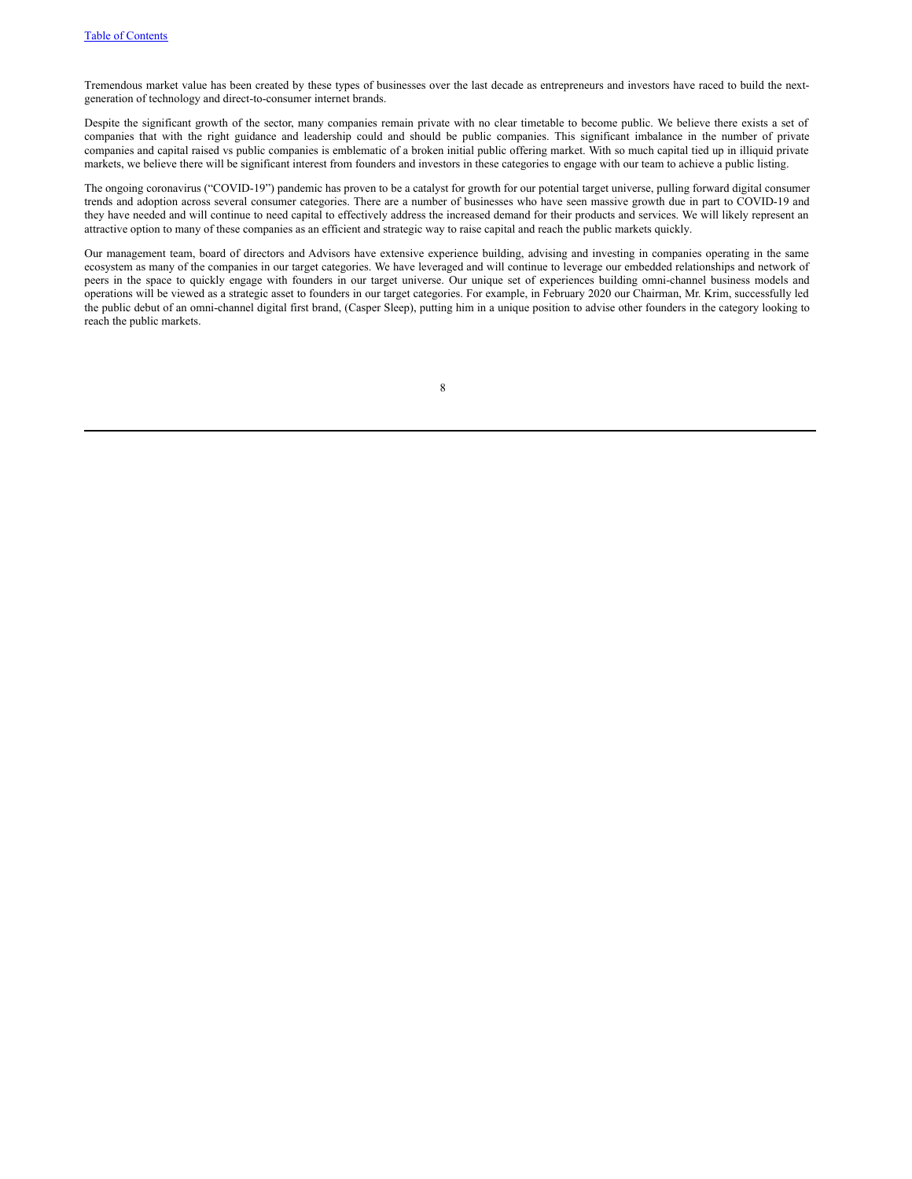Tremendous market value has been created by these types of businesses over the last decade as entrepreneurs and investors have raced to build the next-generation of technology and direct-to-consumer internet brands.

Despite the significant growth of the sector, many companies remain private with no clear timetable to become public. We believe there exists a set of companies that with the right guidance and leadership could and should be public companies. This significant imbalance in the number of private companies and capital raised vs public companies is emblematic of a broken initial public offering market. With so much capital tied up in illiquid private markets, we believe there will be significant interest from founders and investors in these categories to engage with our team to achieve a public listing.

The ongoing coronavirus ("COVID-19") pandemic has proven to be a catalyst for growth for our potential target universe, pulling forward digital consumer trends and adoption across several consumer categories. There are a number of businesses who have seen massive growth due in part to COVID-19 and they have needed and will continue to need capital to effectively address the increased demand for their products and services. We will likely represent an attractive option to many of these companies as an efficient and strategic way to raise capital and reach the public markets quickly.

Our management team, board of directors and Advisors have extensive experience building, advising and investing in companies operating in the same ecosystem as many of the companies in our target categories. We have leveraged and will continue to leverage our embedded relationships and network of peers in the space to quickly engage with founders in our target universe. Our unique set of experiences building omni-channel business models and operations will be viewed as a strategic asset to founders in our target categories. For example, in February 2020 our Chairman, Mr. Krim, successfully led the public debut of an omni-channel digital first brand, (Casper Sleep), putting him in a unique position to advise other founders in the category looking to reach the public markets.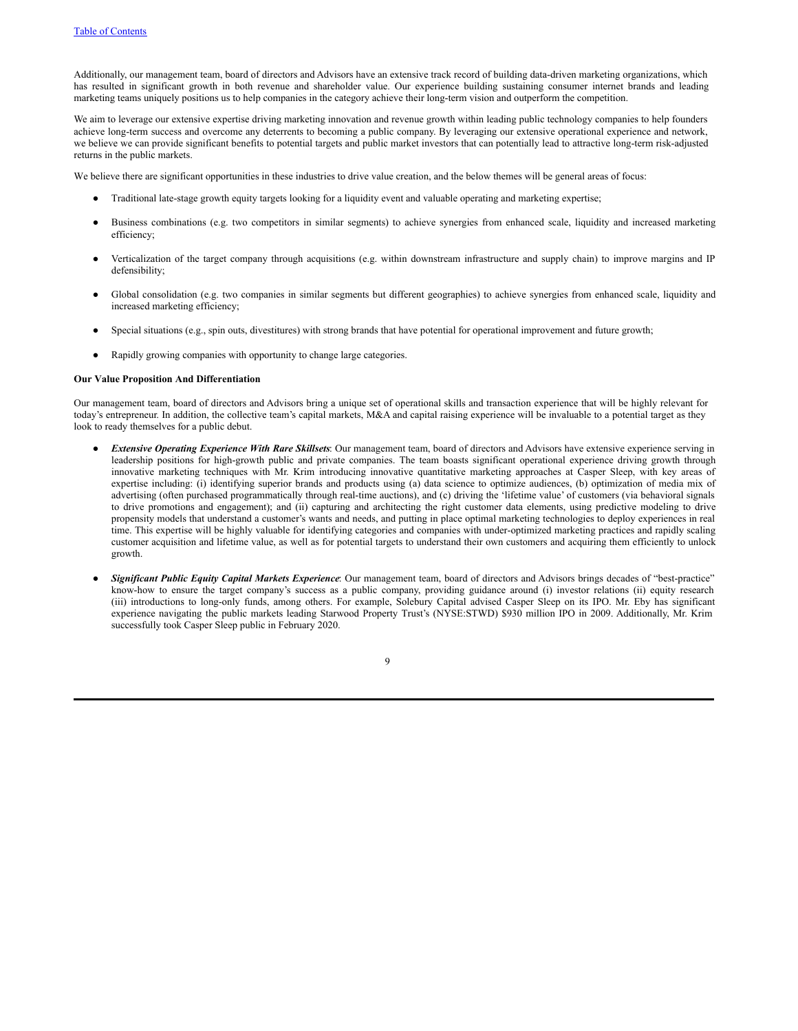Additionally, our management team, board of directors and Advisors have an extensive track record of building data-driven marketing organizations, which has resulted in significant growth in both revenue and shareholder value. Our experience building sustaining consumer internet brands and leading marketing teams uniquely positions us to help companies in the category achieve their long-term vision and outperform the competition.

We aim to leverage our extensive expertise driving marketing innovation and revenue growth within leading public technology companies to help founders achieve long-term success and overcome any deterrents to becoming a public company. By leveraging our extensive operational experience and network, we believe we can provide significant benefits to potential targets and public market investors that can potentially lead to attractive long-term risk-adjusted returns in the public markets.

We believe there are significant opportunities in these industries to drive value creation, and the below themes will be general areas of focus:

- Traditional late-stage growth equity targets looking for a liquidity event and valuable operating and marketing expertise;
- Business combinations (e.g. two competitors in similar segments) to achieve synergies from enhanced scale, liquidity and increased marketing efficiency;
- Verticalization of the target company through acquisitions (e.g. within downstream infrastructure and supply chain) to improve margins and IP defensibility;
- Global consolidation (e.g. two companies in similar segments but different geographies) to achieve synergies from enhanced scale, liquidity and increased marketing efficiency;
- Special situations (e.g., spin outs, divestitures) with strong brands that have potential for operational improvement and future growth;
- Rapidly growing companies with opportunity to change large categories.

**Our Value Proposition And Differentiation**

Our management team, board of directors and Advisors bring a unique set of operational skills and transaction experience that will be highly relevant for today's entrepreneur. In addition, the collective team's capital markets, M&A and capital raising experience will be invaluable to a potential target as they look to ready themselves for a public debut.

- ***Extensive Operating Experience With Rare Skillsets***: Our management team, board of directors and Advisors have extensive experience serving in leadership positions for high-growth public and private companies. The team boasts significant operational experience driving growth through innovative marketing techniques with Mr. Krim introducing innovative quantitative marketing approaches at Casper Sleep, with key areas of expertise including: (i) identifying superior brands and products using (a) data science to optimize audiences, (b) optimization of media mix of advertising (often purchased programmatically through real-time auctions), and (c) driving the 'lifetime value' of customers (via behavioral signals to drive promotions and engagement); and (ii) capturing and architecting the right customer data elements, using predictive modeling to drive propensity models that understand a customer's wants and needs, and putting in place optimal marketing technologies to deploy experiences in real time. This expertise will be highly valuable for identifying categories and companies with under-optimized marketing practices and rapidly scaling customer acquisition and lifetime value, as well as for potential targets to understand their own customers and acquiring them efficiently to unlock growth.
- ***Significant Public Equity Capital Markets Experience***: Our management team, board of directors and Advisors brings decades of "best-practice" know-how to ensure the target company's success as a public company, providing guidance around (i) investor relations (ii) equity research (iii) introductions to long-only funds, among others. For example, Solebury Capital advised Casper Sleep on its IPO. Mr. Eby has significant experience navigating the public markets leading Starwood Property Trust's (NYSE:STWD) $930 million IPO in 2009. Additionally, Mr. Krim successfully took Casper Sleep public in February 2020.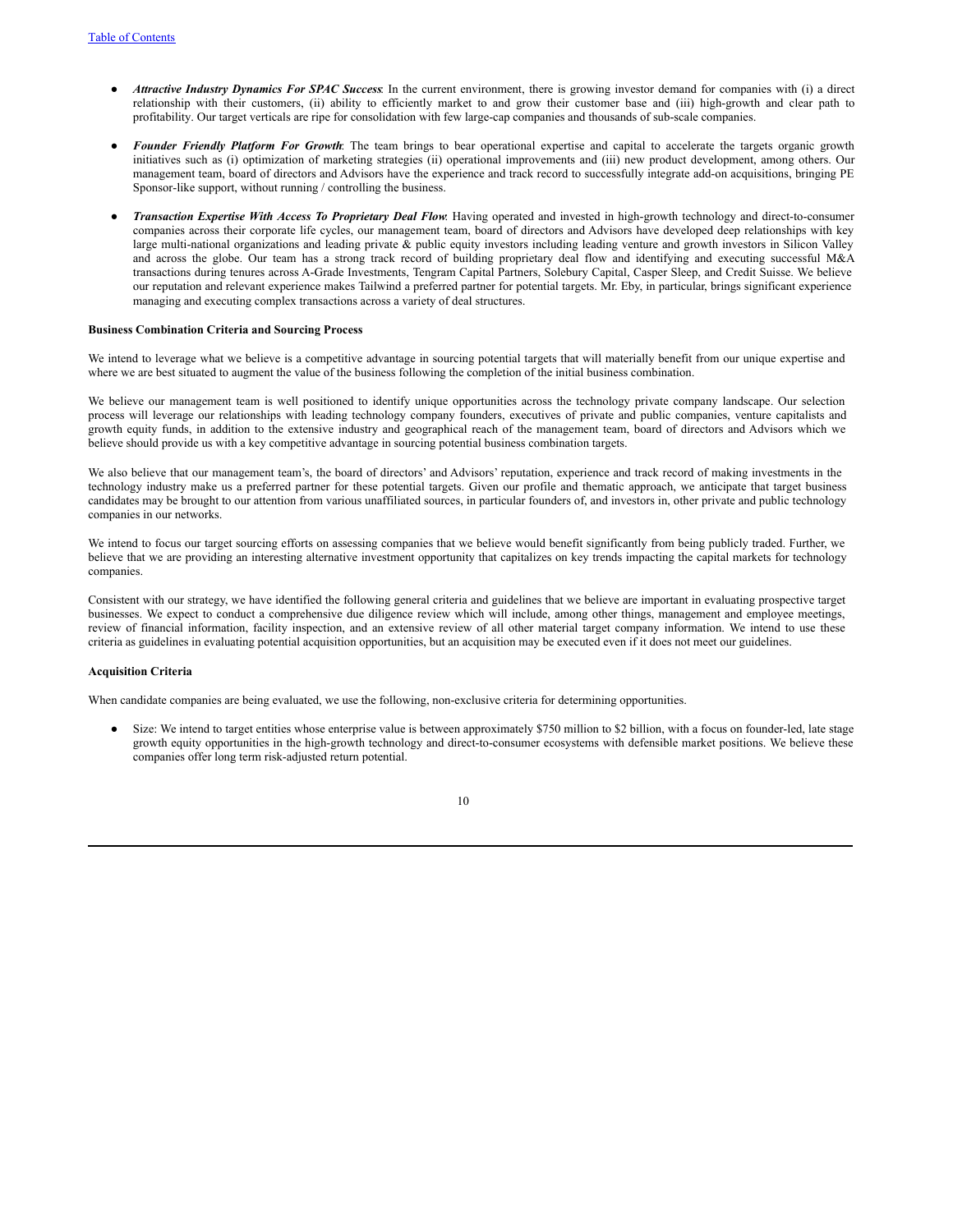- ***Attractive Industry Dynamics For SPAC Success***: In the current environment, there is growing investor demand for companies with (i) a direct relationship with their customers, (ii) ability to efficiently market to and grow their customer base and (iii) high-growth and clear path to profitability. Our target verticals are ripe for consolidation with few large-cap companies and thousands of sub-scale companies.

- ***Founder Friendly Platform For Growth***: The team brings to bear operational expertise and capital to accelerate the targets organic growth initiatives such as (i) optimization of marketing strategies (ii) operational improvements and (iii) new product development, among others. Our management team, board of directors and Advisors have the experience and track record to successfully integrate add-on acquisitions, bringing PE Sponsor-like support, without running / controlling the business.

- ***Transaction Expertise With Access To Proprietary Deal Flow***: Having operated and invested in high-growth technology and direct-to-consumer companies across their corporate life cycles, our management team, board of directors and Advisors have developed deep relationships with key large multi-national organizations and leading private & public equity investors including leading venture and growth investors in Silicon Valley and across the globe. Our team has a strong track record of building proprietary deal flow and identifying and executing successful M&A transactions during tenures across A-Grade Investments, Tengram Capital Partners, Solebury Capital, Casper Sleep, and Credit Suisse. We believe our reputation and relevant experience makes Tailwind a preferred partner for potential targets. Mr. Eby, in particular, brings significant experience managing and executing complex transactions across a variety of deal structures.

**Business Combination Criteria and Sourcing Process**

We intend to leverage what we believe is a competitive advantage in sourcing potential targets that will materially benefit from our unique expertise and where we are best situated to augment the value of the business following the completion of the initial business combination.

We believe our management team is well positioned to identify unique opportunities across the technology private company landscape. Our selection process will leverage our relationships with leading technology company founders, executives of private and public companies, venture capitalists and growth equity funds, in addition to the extensive industry and geographical reach of the management team, board of directors and Advisors which we believe should provide us with a key competitive advantage in sourcing potential business combination targets.

We also believe that our management team's, the board of directors' and Advisors' reputation, experience and track record of making investments in the technology industry make us a preferred partner for these potential targets. Given our profile and thematic approach, we anticipate that target business candidates may be brought to our attention from various unaffiliated sources, in particular founders of, and investors in, other private and public technology companies in our networks.

We intend to focus our target sourcing efforts on assessing companies that we believe would benefit significantly from being publicly traded. Further, we believe that we are providing an interesting alternative investment opportunity that capitalizes on key trends impacting the capital markets for technology companies.

Consistent with our strategy, we have identified the following general criteria and guidelines that we believe are important in evaluating prospective target businesses. We expect to conduct a comprehensive due diligence review which will include, among other things, management and employee meetings, review of financial information, facility inspection, and an extensive review of all other material target company information. We intend to use these criteria as guidelines in evaluating potential acquisition opportunities, but an acquisition may be executed even if it does not meet our guidelines.

**Acquisition Criteria**

When candidate companies are being evaluated, we use the following, non-exclusive criteria for determining opportunities.

- Size: We intend to target entities whose enterprise value is between approximately $750 million to $2 billion, with a focus on founder-led, late stage growth equity opportunities in the high-growth technology and direct-to-consumer ecosystems with defensible market positions. We believe these companies offer long term risk-adjusted return potential.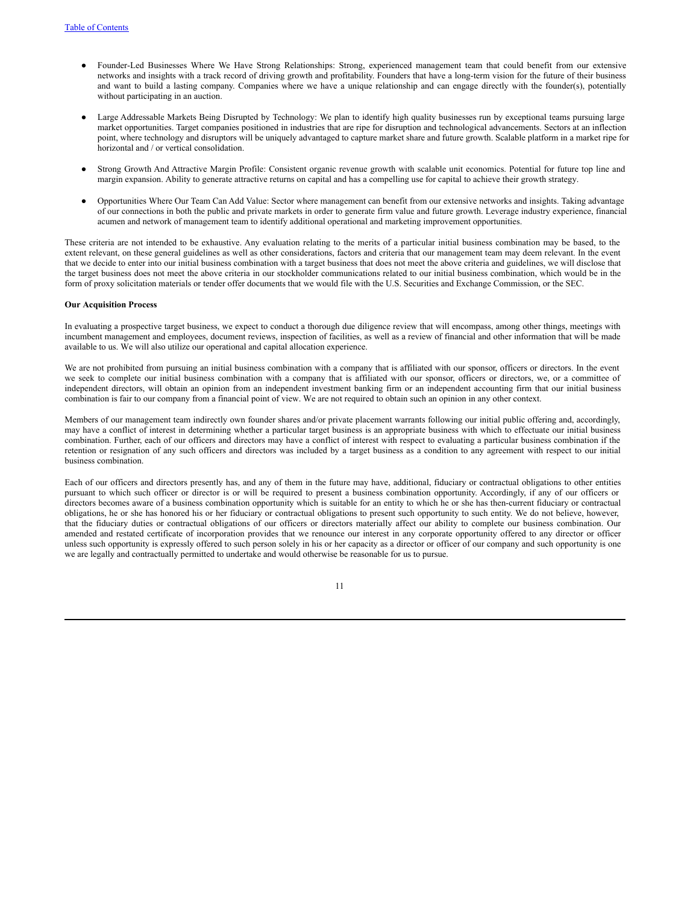- Founder-Led Businesses Where We Have Strong Relationships: Strong, experienced management team that could benefit from our extensive networks and insights with a track record of driving growth and profitability. Founders that have a long-term vision for the future of their business and want to build a lasting company. Companies where we have a unique relationship and can engage directly with the founder(s), potentially without participating in an auction.

- Large Addressable Markets Being Disrupted by Technology: We plan to identify high quality businesses run by exceptional teams pursuing large market opportunities. Target companies positioned in industries that are ripe for disruption and technological advancements. Sectors at an inflection point, where technology and disruptors will be uniquely advantaged to capture market share and future growth. Scalable platform in a market ripe for horizontal and / or vertical consolidation.

- Strong Growth And Attractive Margin Profile: Consistent organic revenue growth with scalable unit economics. Potential for future top line and margin expansion. Ability to generate attractive returns on capital and has a compelling use for capital to achieve their growth strategy.

- Opportunities Where Our Team Can Add Value: Sector where management can benefit from our extensive networks and insights. Taking advantage of our connections in both the public and private markets in order to generate firm value and future growth. Leverage industry experience, financial acumen and network of management team to identify additional operational and marketing improvement opportunities.

These criteria are not intended to be exhaustive. Any evaluation relating to the merits of a particular initial business combination may be based, to the extent relevant, on these general guidelines as well as other considerations, factors and criteria that our management team may deem relevant. In the event that we decide to enter into our initial business combination with a target business that does not meet the above criteria and guidelines, we will disclose that the target business does not meet the above criteria in our stockholder communications related to our initial business combination, which would be in the form of proxy solicitation materials or tender offer documents that we would file with the U.S. Securities and Exchange Commission, or the SEC.

**Our Acquisition Process**

In evaluating a prospective target business, we expect to conduct a thorough due diligence review that will encompass, among other things, meetings with incumbent management and employees, document reviews, inspection of facilities, as well as a review of financial and other information that will be made available to us. We will also utilize our operational and capital allocation experience.

We are not prohibited from pursuing an initial business combination with a company that is affiliated with our sponsor, officers or directors. In the event we seek to complete our initial business combination with a company that is affiliated with our sponsor, officers or directors, we, or a committee of independent directors, will obtain an opinion from an independent investment banking firm or an independent accounting firm that our initial business combination is fair to our company from a financial point of view. We are not required to obtain such an opinion in any other context.

Members of our management team indirectly own founder shares and/or private placement warrants following our initial public offering and, accordingly, may have a conflict of interest in determining whether a particular target business is an appropriate business with which to effectuate our initial business combination. Further, each of our officers and directors may have a conflict of interest with respect to evaluating a particular business combination if the retention or resignation of any such officers and directors was included by a target business as a condition to any agreement with respect to our initial business combination.

Each of our officers and directors presently has, and any of them in the future may have, additional, fiduciary or contractual obligations to other entities pursuant to which such officer or director is or will be required to present a business combination opportunity. Accordingly, if any of our officers or directors becomes aware of a business combination opportunity which is suitable for an entity to which he or she has then-current fiduciary or contractual obligations, he or she has honored his or her fiduciary or contractual obligations to present such opportunity to such entity. We do not believe, however, that the fiduciary duties or contractual obligations of our officers or directors materially affect our ability to complete our business combination. Our amended and restated certificate of incorporation provides that we renounce our interest in any corporate opportunity offered to any director or officer unless such opportunity is expressly offered to such person solely in his or her capacity as a director or officer of our company and such opportunity is one we are legally and contractually permitted to undertake and would otherwise be reasonable for us to pursue.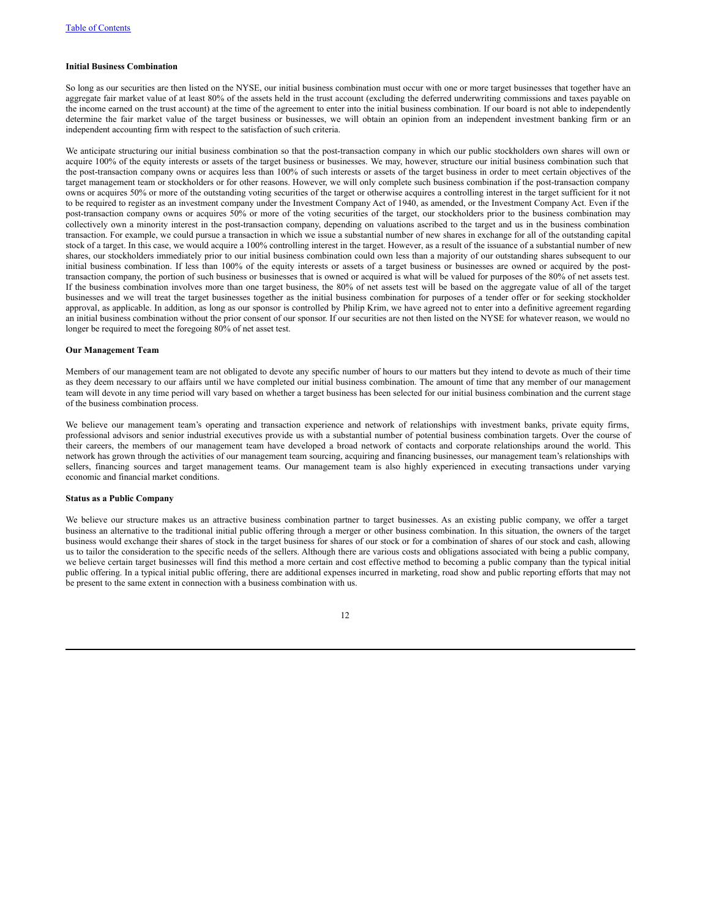**Initial Business Combination**

So long as our securities are then listed on the NYSE, our initial business combination must occur with one or more target businesses that together have an aggregate fair market value of at least 80% of the assets held in the trust account (excluding the deferred underwriting commissions and taxes payable on the income earned on the trust account) at the time of the agreement to enter into the initial business combination. If our board is not able to independently determine the fair market value of the target business or businesses, we will obtain an opinion from an independent investment banking firm or an independent accounting firm with respect to the satisfaction of such criteria.

We anticipate structuring our initial business combination so that the post-transaction company in which our public stockholders own shares will own or acquire 100% of the equity interests or assets of the target business or businesses. We may, however, structure our initial business combination such that the post-transaction company owns or acquires less than 100% of such interests or assets of the target business in order to meet certain objectives of the target management team or stockholders or for other reasons. However, we will only complete such business combination if the post-transaction company owns or acquires 50% or more of the outstanding voting securities of the target or otherwise acquires a controlling interest in the target sufficient for it not to be required to register as an investment company under the Investment Company Act of 1940, as amended, or the Investment Company Act. Even if the post-transaction company owns or acquires 50% or more of the voting securities of the target, our stockholders prior to the business combination may collectively own a minority interest in the post-transaction company, depending on valuations ascribed to the target and us in the business combination transaction. For example, we could pursue a transaction in which we issue a substantial number of new shares in exchange for all of the outstanding capital stock of a target. In this case, we would acquire a 100% controlling interest in the target. However, as a result of the issuance of a substantial number of new shares, our stockholders immediately prior to our initial business combination could own less than a majority of our outstanding shares subsequent to our initial business combination. If less than 100% of the equity interests or assets of a target business or businesses are owned or acquired by the post-transaction company, the portion of such business or businesses that is owned or acquired is what will be valued for purposes of the 80% of net assets test. If the business combination involves more than one target business, the 80% of net assets test will be based on the aggregate value of all of the target businesses and we will treat the target businesses together as the initial business combination for purposes of a tender offer or for seeking stockholder approval, as applicable. In addition, as long as our sponsor is controlled by Philip Krim, we have agreed not to enter into a definitive agreement regarding an initial business combination without the prior consent of our sponsor. If our securities are not then listed on the NYSE for whatever reason, we would no longer be required to meet the foregoing 80% of net asset test.

**Our Management Team**

Members of our management team are not obligated to devote any specific number of hours to our matters but they intend to devote as much of their time as they deem necessary to our affairs until we have completed our initial business combination. The amount of time that any member of our management team will devote in any time period will vary based on whether a target business has been selected for our initial business combination and the current stage of the business combination process.

We believe our management team's operating and transaction experience and network of relationships with investment banks, private equity firms, professional advisors and senior industrial executives provide us with a substantial number of potential business combination targets. Over the course of their careers, the members of our management team have developed a broad network of contacts and corporate relationships around the world. This network has grown through the activities of our management team sourcing, acquiring and financing businesses, our management team's relationships with sellers, financing sources and target management teams. Our management team is also highly experienced in executing transactions under varying economic and financial market conditions.

**Status as a Public Company**

We believe our structure makes us an attractive business combination partner to target businesses. As an existing public company, we offer a target business an alternative to the traditional initial public offering through a merger or other business combination. In this situation, the owners of the target business would exchange their shares of stock in the target business for shares of our stock or for a combination of shares of our stock and cash, allowing us to tailor the consideration to the specific needs of the sellers. Although there are various costs and obligations associated with being a public company, we believe certain target businesses will find this method a more certain and cost effective method to becoming a public company than the typical initial public offering. In a typical initial public offering, there are additional expenses incurred in marketing, road show and public reporting efforts that may not be present to the same extent in connection with a business combination with us.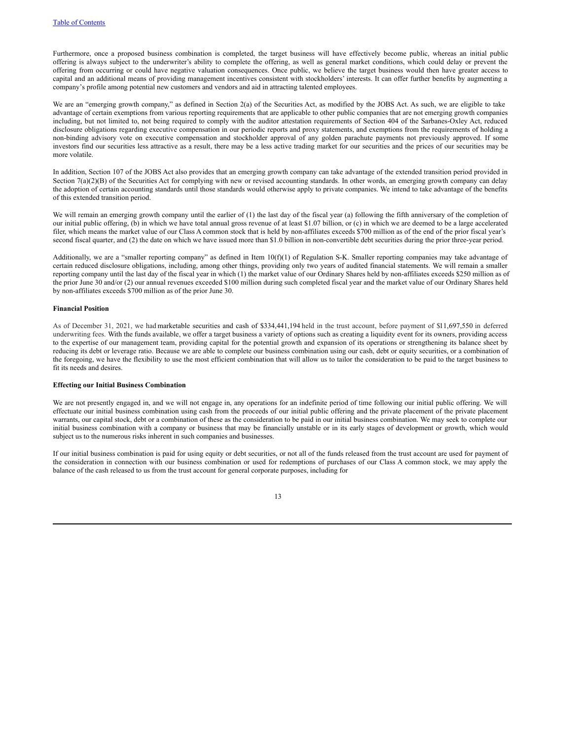Furthermore, once a proposed business combination is completed, the target business will have effectively become public, whereas an initial public offering is always subject to the underwriter's ability to complete the offering, as well as general market conditions, which could delay or prevent the offering from occurring or could have negative valuation consequences. Once public, we believe the target business would then have greater access to capital and an additional means of providing management incentives consistent with stockholders' interests. It can offer further benefits by augmenting a company's profile among potential new customers and vendors and aid in attracting talented employees.

We are an "emerging growth company," as defined in Section 2(a) of the Securities Act, as modified by the JOBS Act. As such, we are eligible to take advantage of certain exemptions from various reporting requirements that are applicable to other public companies that are not emerging growth companies including, but not limited to, not being required to comply with the auditor attestation requirements of Section 404 of the Sarbanes-Oxley Act, reduced disclosure obligations regarding executive compensation in our periodic reports and proxy statements, and exemptions from the requirements of holding a non-binding advisory vote on executive compensation and stockholder approval of any golden parachute payments not previously approved. If some investors find our securities less attractive as a result, there may be a less active trading market for our securities and the prices of our securities may be more volatile.

In addition, Section 107 of the JOBS Act also provides that an emerging growth company can take advantage of the extended transition period provided in Section 7(a)(2)(B) of the Securities Act for complying with new or revised accounting standards. In other words, an emerging growth company can delay the adoption of certain accounting standards until those standards would otherwise apply to private companies. We intend to take advantage of the benefits of this extended transition period.

We will remain an emerging growth company until the earlier of (1) the last day of the fiscal year (a) following the fifth anniversary of the completion of our initial public offering, (b) in which we have total annual gross revenue of at least $1.07 billion, or (c) in which we are deemed to be a large accelerated filer, which means the market value of our Class A common stock that is held by non-affiliates exceeds $700 million as of the end of the prior fiscal year's second fiscal quarter, and (2) the date on which we have issued more than $1.0 billion in non-convertible debt securities during the prior three-year period.

Additionally, we are a "smaller reporting company" as defined in Item 10(f)(1) of Regulation S-K. Smaller reporting companies may take advantage of certain reduced disclosure obligations, including, among other things, providing only two years of audited financial statements. We will remain a smaller reporting company until the last day of the fiscal year in which (1) the market value of our Ordinary Shares held by non-affiliates exceeds $250 million as of the prior June 30 and/or (2) our annual revenues exceeded $100 million during such completed fiscal year and the market value of our Ordinary Shares held by non-affiliates exceeds $700 million as of the prior June 30.

**Financial Position**

As of December 31, 2021, we had marketable securities and cash of $334,441,194 held in the trust account, before payment of $11,697,550 in deferred underwriting fees. With the funds available, we offer a target business a variety of options such as creating a liquidity event for its owners, providing access to the expertise of our management team, providing capital for the potential growth and expansion of its operations or strengthening its balance sheet by reducing its debt or leverage ratio. Because we are able to complete our business combination using our cash, debt or equity securities, or a combination of the foregoing, we have the flexibility to use the most efficient combination that will allow us to tailor the consideration to be paid to the target business to fit its needs and desires.

**Effecting our Initial Business Combination**

We are not presently engaged in, and we will not engage in, any operations for an indefinite period of time following our initial public offering. We will effectuate our initial business combination using cash from the proceeds of our initial public offering and the private placement of the private placement warrants, our capital stock, debt or a combination of these as the consideration to be paid in our initial business combination. We may seek to complete our initial business combination with a company or business that may be financially unstable or in its early stages of development or growth, which would subject us to the numerous risks inherent in such companies and businesses.

If our initial business combination is paid for using equity or debt securities, or not all of the funds released from the trust account are used for payment of the consideration in connection with our business combination or used for redemptions of purchases of our Class A common stock, we may apply the balance of the cash released to us from the trust account for general corporate purposes, including for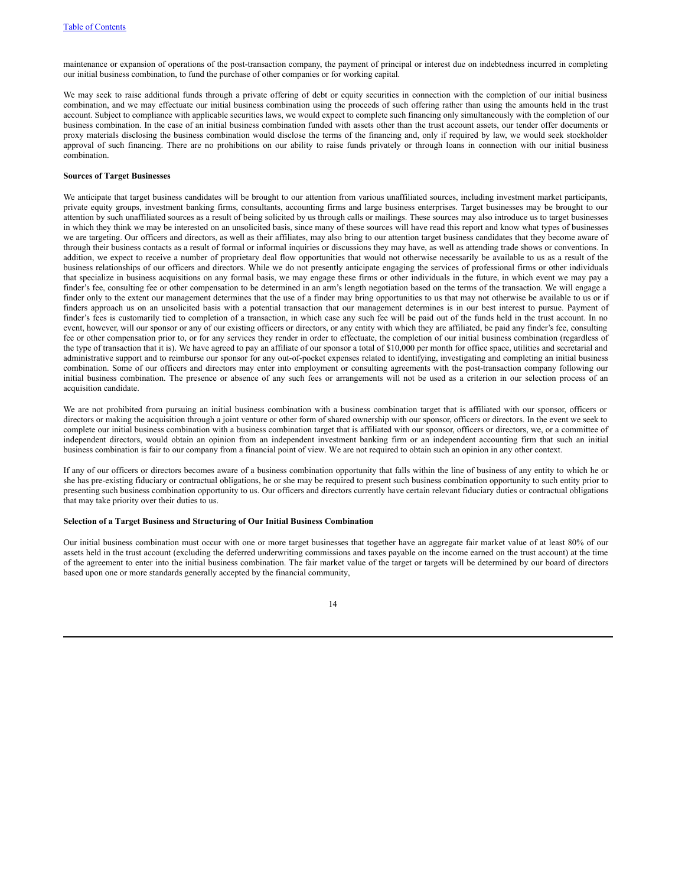maintenance or expansion of operations of the post-transaction company, the payment of principal or interest due on indebtedness incurred in completing our initial business combination, to fund the purchase of other companies or for working capital.

We may seek to raise additional funds through a private offering of debt or equity securities in connection with the completion of our initial business combination, and we may effectuate our initial business combination using the proceeds of such offering rather than using the amounts held in the trust account. Subject to compliance with applicable securities laws, we would expect to complete such financing only simultaneously with the completion of our business combination. In the case of an initial business combination funded with assets other than the trust account assets, our tender offer documents or proxy materials disclosing the business combination would disclose the terms of the financing and, only if required by law, we would seek stockholder approval of such financing. There are no prohibitions on our ability to raise funds privately or through loans in connection with our initial business combination.

**Sources of Target Businesses**

We anticipate that target business candidates will be brought to our attention from various unaffiliated sources, including investment market participants, private equity groups, investment banking firms, consultants, accounting firms and large business enterprises. Target businesses may be brought to our attention by such unaffiliated sources as a result of being solicited by us through calls or mailings. These sources may also introduce us to target businesses in which they think we may be interested on an unsolicited basis, since many of these sources will have read this report and know what types of businesses we are targeting. Our officers and directors, as well as their affiliates, may also bring to our attention target business candidates that they become aware of through their business contacts as a result of formal or informal inquiries or discussions they may have, as well as attending trade shows or conventions. In addition, we expect to receive a number of proprietary deal flow opportunities that would not otherwise necessarily be available to us as a result of the business relationships of our officers and directors. While we do not presently anticipate engaging the services of professional firms or other individuals that specialize in business acquisitions on any formal basis, we may engage these firms or other individuals in the future, in which event we may pay a finder's fee, consulting fee or other compensation to be determined in an arm's length negotiation based on the terms of the transaction. We will engage a finder only to the extent our management determines that the use of a finder may bring opportunities to us that may not otherwise be available to us or if finders approach us on an unsolicited basis with a potential transaction that our management determines is in our best interest to pursue. Payment of finder's fees is customarily tied to completion of a transaction, in which case any such fee will be paid out of the funds held in the trust account. In no event, however, will our sponsor or any of our existing officers or directors, or any entity with which they are affiliated, be paid any finder's fee, consulting fee or other compensation prior to, or for any services they render in order to effectuate, the completion of our initial business combination (regardless of the type of transaction that it is). We have agreed to pay an affiliate of our sponsor a total of $10,000 per month for office space, utilities and secretarial and administrative support and to reimburse our sponsor for any out-of-pocket expenses related to identifying, investigating and completing an initial business combination. Some of our officers and directors may enter into employment or consulting agreements with the post-transaction company following our initial business combination. The presence or absence of any such fees or arrangements will not be used as a criterion in our selection process of an acquisition candidate.

We are not prohibited from pursuing an initial business combination with a business combination target that is affiliated with our sponsor, officers or directors or making the acquisition through a joint venture or other form of shared ownership with our sponsor, officers or directors. In the event we seek to complete our initial business combination with a business combination target that is affiliated with our sponsor, officers or directors, we, or a committee of independent directors, would obtain an opinion from an independent investment banking firm or an independent accounting firm that such an initial business combination is fair to our company from a financial point of view. We are not required to obtain such an opinion in any other context.

If any of our officers or directors becomes aware of a business combination opportunity that falls within the line of business of any entity to which he or she has pre-existing fiduciary or contractual obligations, he or she may be required to present such business combination opportunity to such entity prior to presenting such business combination opportunity to us. Our officers and directors currently have certain relevant fiduciary duties or contractual obligations that may take priority over their duties to us.

**Selection of a Target Business and Structuring of Our Initial Business Combination**

Our initial business combination must occur with one or more target businesses that together have an aggregate fair market value of at least 80% of our assets held in the trust account (excluding the deferred underwriting commissions and taxes payable on the income earned on the trust account) at the time of the agreement to enter into the initial business combination. The fair market value of the target or targets will be determined by our board of directors based upon one or more standards generally accepted by the financial community,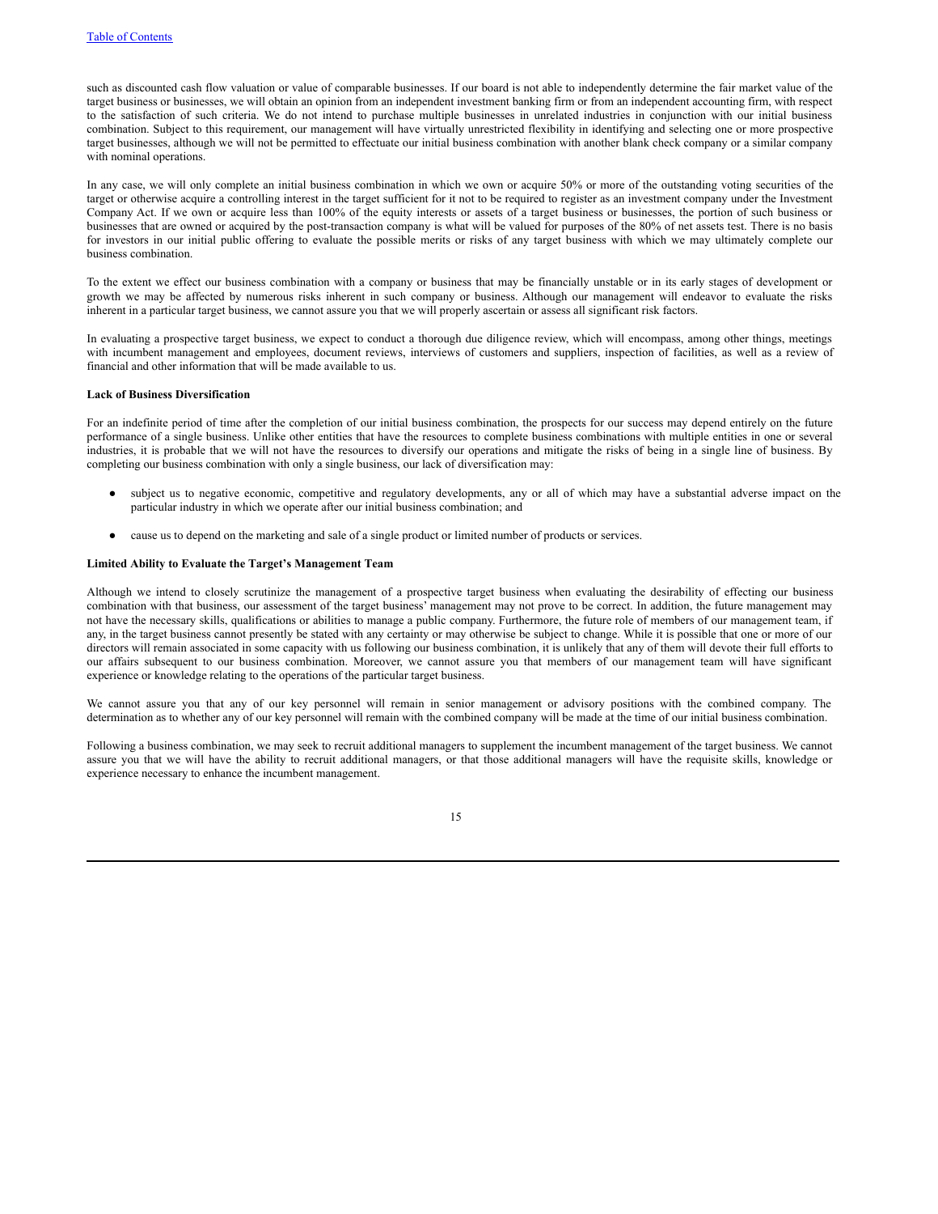such as discounted cash flow valuation or value of comparable businesses. If our board is not able to independently determine the fair market value of the target business or businesses, we will obtain an opinion from an independent investment banking firm or from an independent accounting firm, with respect to the satisfaction of such criteria. We do not intend to purchase multiple businesses in unrelated industries in conjunction with our initial business combination. Subject to this requirement, our management will have virtually unrestricted flexibility in identifying and selecting one or more prospective target businesses, although we will not be permitted to effectuate our initial business combination with another blank check company or a similar company with nominal operations.

In any case, we will only complete an initial business combination in which we own or acquire 50% or more of the outstanding voting securities of the target or otherwise acquire a controlling interest in the target sufficient for it not to be required to register as an investment company under the Investment Company Act. If we own or acquire less than 100% of the equity interests or assets of a target business or businesses, the portion of such business or businesses that are owned or acquired by the post-transaction company is what will be valued for purposes of the 80% of net assets test. There is no basis for investors in our initial public offering to evaluate the possible merits or risks of any target business with which we may ultimately complete our business combination.

To the extent we effect our business combination with a company or business that may be financially unstable or in its early stages of development or growth we may be affected by numerous risks inherent in such company or business. Although our management will endeavor to evaluate the risks inherent in a particular target business, we cannot assure you that we will properly ascertain or assess all significant risk factors.

In evaluating a prospective target business, we expect to conduct a thorough due diligence review, which will encompass, among other things, meetings with incumbent management and employees, document reviews, interviews of customers and suppliers, inspection of facilities, as well as a review of financial and other information that will be made available to us.

**Lack of Business Diversification**

For an indefinite period of time after the completion of our initial business combination, the prospects for our success may depend entirely on the future performance of a single business. Unlike other entities that have the resources to complete business combinations with multiple entities in one or several industries, it is probable that we will not have the resources to diversify our operations and mitigate the risks of being in a single line of business. By completing our business combination with only a single business, our lack of diversification may:

- subject us to negative economic, competitive and regulatory developments, any or all of which may have a substantial adverse impact on the particular industry in which we operate after our initial business combination; and
- cause us to depend on the marketing and sale of a single product or limited number of products or services.

**Limited Ability to Evaluate the Target's Management Team**

Although we intend to closely scrutinize the management of a prospective target business when evaluating the desirability of effecting our business combination with that business, our assessment of the target business' management may not prove to be correct. In addition, the future management may not have the necessary skills, qualifications or abilities to manage a public company. Furthermore, the future role of members of our management team, if any, in the target business cannot presently be stated with any certainty or may otherwise be subject to change. While it is possible that one or more of our directors will remain associated in some capacity with us following our business combination, it is unlikely that any of them will devote their full efforts to our affairs subsequent to our business combination. Moreover, we cannot assure you that members of our management team will have significant experience or knowledge relating to the operations of the particular target business.

We cannot assure you that any of our key personnel will remain in senior management or advisory positions with the combined company. The determination as to whether any of our key personnel will remain with the combined company will be made at the time of our initial business combination.

Following a business combination, we may seek to recruit additional managers to supplement the incumbent management of the target business. We cannot assure you that we will have the ability to recruit additional managers, or that those additional managers will have the requisite skills, knowledge or experience necessary to enhance the incumbent management.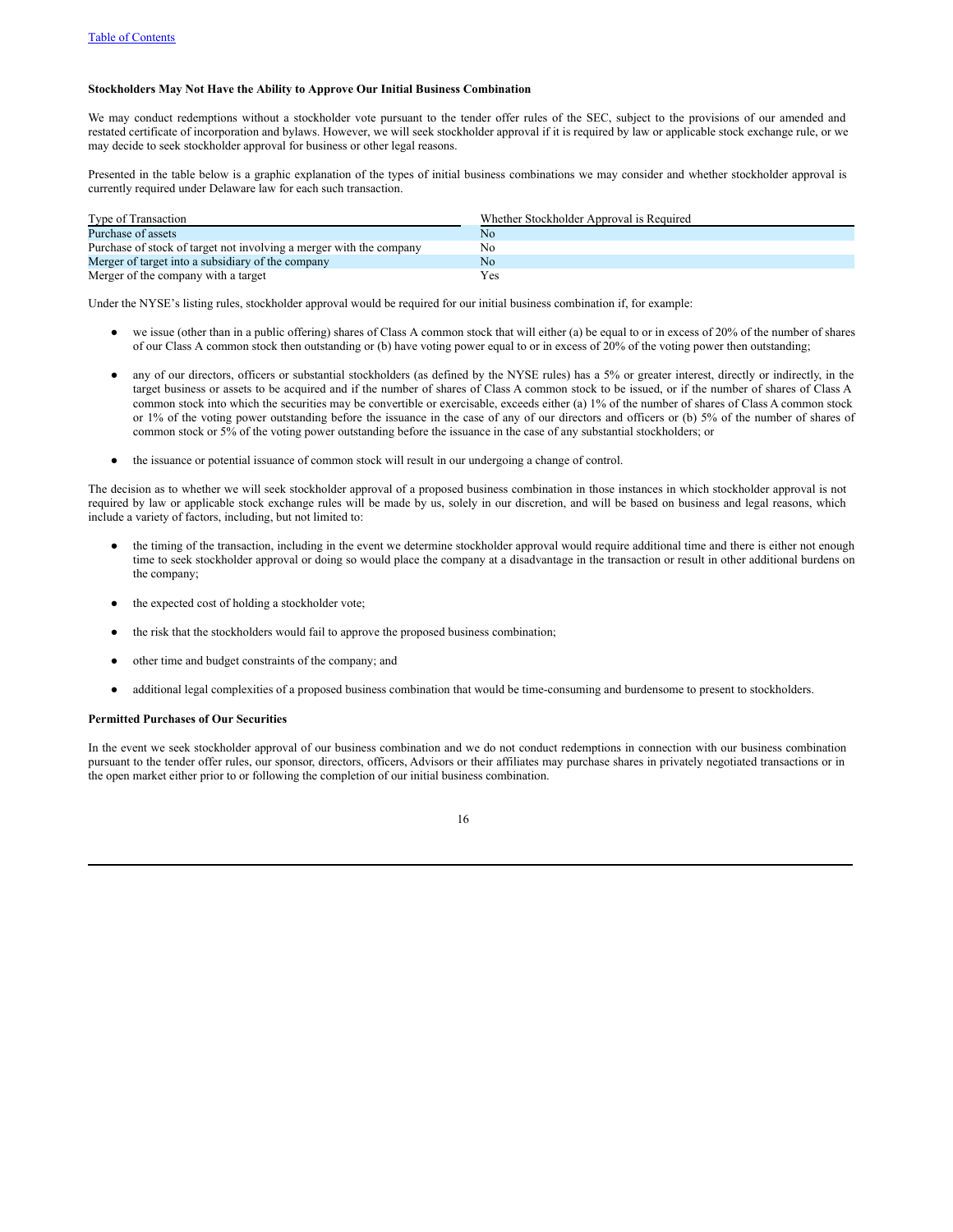**Stockholders May Not Have the Ability to Approve Our Initial Business Combination**

We may conduct redemptions without a stockholder vote pursuant to the tender offer rules of the SEC, subject to the provisions of our amended and restated certificate of incorporation and bylaws. However, we will seek stockholder approval if it is required by law or applicable stock exchange rule, or we may decide to seek stockholder approval for business or other legal reasons.

Presented in the table below is a graphic explanation of the types of initial business combinations we may consider and whether stockholder approval is currently required under Delaware law for each such transaction.

| Type of Transaction | Whether Stockholder Approval is Required |
| --- | --- |
| Purchase of assets | No |
| Purchase of stock of target not involving a merger with the company | No |
| Merger of target into a subsidiary of the company | No |
| Merger of the company with a target | Yes |

Under the NYSE's listing rules, stockholder approval would be required for our initial business combination if, for example:

- we issue (other than in a public offering) shares of Class A common stock that will either (a) be equal to or in excess of 20% of the number of shares of our Class A common stock then outstanding or (b) have voting power equal to or in excess of 20% of the voting power then outstanding;
- any of our directors, officers or substantial stockholders (as defined by the NYSE rules) has a 5% or greater interest, directly or indirectly, in the target business or assets to be acquired and if the number of shares of Class A common stock to be issued, or if the number of shares of Class A common stock into which the securities may be convertible or exercisable, exceeds either (a) 1% of the number of shares of Class A common stock or 1% of the voting power outstanding before the issuance in the case of any of our directors and officers or (b) 5% of the number of shares of common stock or 5% of the voting power outstanding before the issuance in the case of any substantial stockholders; or
- the issuance or potential issuance of common stock will result in our undergoing a change of control.

The decision as to whether we will seek stockholder approval of a proposed business combination in those instances in which stockholder approval is not required by law or applicable stock exchange rules will be made by us, solely in our discretion, and will be based on business and legal reasons, which include a variety of factors, including, but not limited to:

- the timing of the transaction, including in the event we determine stockholder approval would require additional time and there is either not enough time to seek stockholder approval or doing so would place the company at a disadvantage in the transaction or result in other additional burdens on the company;
- the expected cost of holding a stockholder vote;
- the risk that the stockholders would fail to approve the proposed business combination;
- other time and budget constraints of the company; and
- additional legal complexities of a proposed business combination that would be time-consuming and burdensome to present to stockholders.

**Permitted Purchases of Our Securities**

In the event we seek stockholder approval of our business combination and we do not conduct redemptions in connection with our business combination pursuant to the tender offer rules, our sponsor, directors, officers, Advisors or their affiliates may purchase shares in privately negotiated transactions or in the open market either prior to or following the completion of our initial business combination.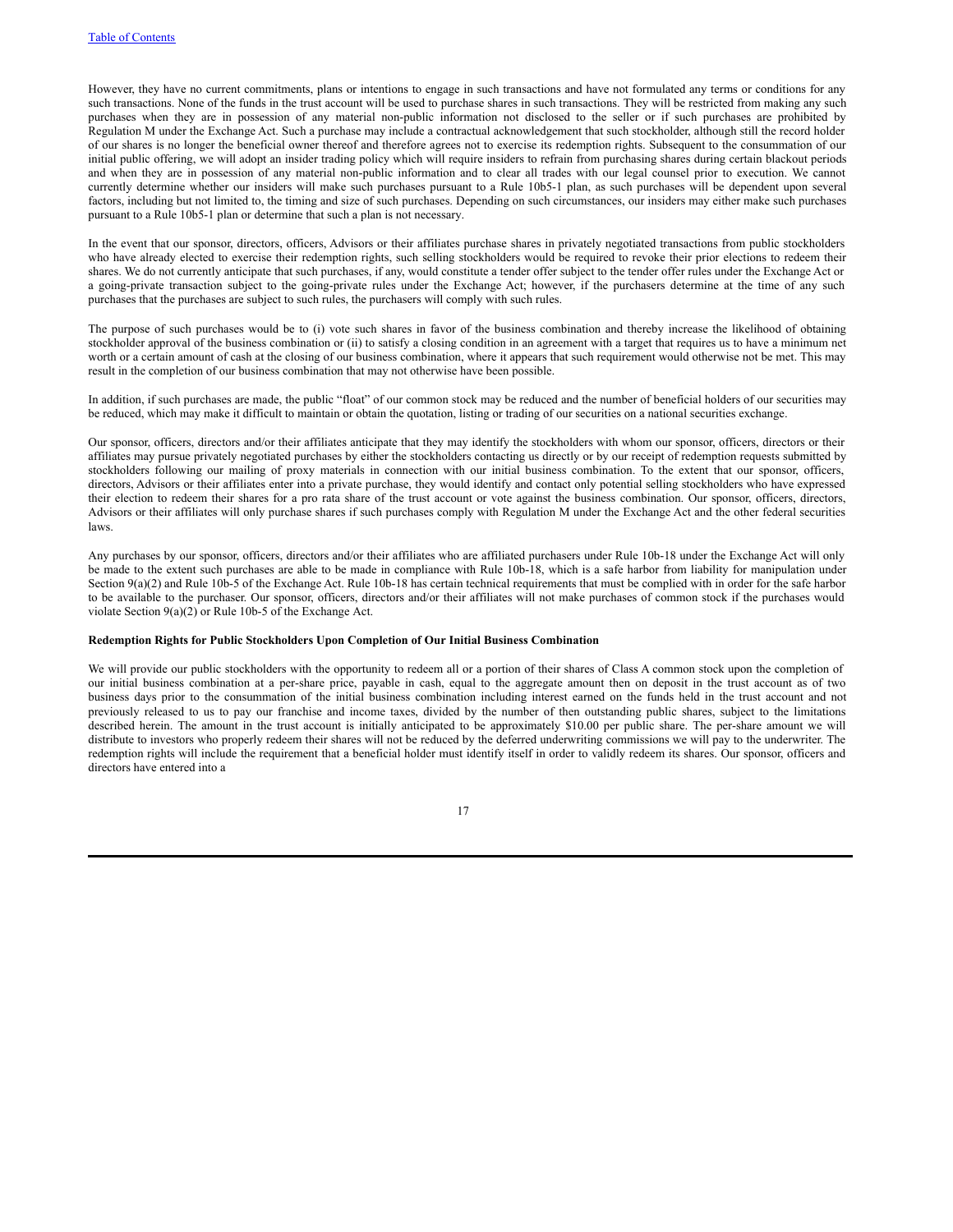However, they have no current commitments, plans or intentions to engage in such transactions and have not formulated any terms or conditions for any such transactions. None of the funds in the trust account will be used to purchase shares in such transactions. They will be restricted from making any such purchases when they are in possession of any material non-public information not disclosed to the seller or if such purchases are prohibited by Regulation M under the Exchange Act. Such a purchase may include a contractual acknowledgement that such stockholder, although still the record holder of our shares is no longer the beneficial owner thereof and therefore agrees not to exercise its redemption rights. Subsequent to the consummation of our initial public offering, we will adopt an insider trading policy which will require insiders to refrain from purchasing shares during certain blackout periods and when they are in possession of any material non-public information and to clear all trades with our legal counsel prior to execution. We cannot currently determine whether our insiders will make such purchases pursuant to a Rule 10b5-1 plan, as such purchases will be dependent upon several factors, including but not limited to, the timing and size of such purchases. Depending on such circumstances, our insiders may either make such purchases pursuant to a Rule 10b5-1 plan or determine that such a plan is not necessary.

In the event that our sponsor, directors, officers, Advisors or their affiliates purchase shares in privately negotiated transactions from public stockholders who have already elected to exercise their redemption rights, such selling stockholders would be required to revoke their prior elections to redeem their shares. We do not currently anticipate that such purchases, if any, would constitute a tender offer subject to the tender offer rules under the Exchange Act or a going-private transaction subject to the going-private rules under the Exchange Act; however, if the purchasers determine at the time of any such purchases that the purchases are subject to such rules, the purchasers will comply with such rules.

The purpose of such purchases would be to (i) vote such shares in favor of the business combination and thereby increase the likelihood of obtaining stockholder approval of the business combination or (ii) to satisfy a closing condition in an agreement with a target that requires us to have a minimum net worth or a certain amount of cash at the closing of our business combination, where it appears that such requirement would otherwise not be met. This may result in the completion of our business combination that may not otherwise have been possible.

In addition, if such purchases are made, the public "float" of our common stock may be reduced and the number of beneficial holders of our securities may be reduced, which may make it difficult to maintain or obtain the quotation, listing or trading of our securities on a national securities exchange.

Our sponsor, officers, directors and/or their affiliates anticipate that they may identify the stockholders with whom our sponsor, officers, directors or their affiliates may pursue privately negotiated purchases by either the stockholders contacting us directly or by our receipt of redemption requests submitted by stockholders following our mailing of proxy materials in connection with our initial business combination. To the extent that our sponsor, officers, directors, Advisors or their affiliates enter into a private purchase, they would identify and contact only potential selling stockholders who have expressed their election to redeem their shares for a pro rata share of the trust account or vote against the business combination. Our sponsor, officers, directors, Advisors or their affiliates will only purchase shares if such purchases comply with Regulation M under the Exchange Act and the other federal securities laws.

Any purchases by our sponsor, officers, directors and/or their affiliates who are affiliated purchasers under Rule 10b-18 under the Exchange Act will only be made to the extent such purchases are able to be made in compliance with Rule 10b-18, which is a safe harbor from liability for manipulation under Section 9(a)(2) and Rule 10b-5 of the Exchange Act. Rule 10b-18 has certain technical requirements that must be complied with in order for the safe harbor to be available to the purchaser. Our sponsor, officers, directors and/or their affiliates will not make purchases of common stock if the purchases would violate Section 9(a)(2) or Rule 10b-5 of the Exchange Act.

**Redemption Rights for Public Stockholders Upon Completion of Our Initial Business Combination**

We will provide our public stockholders with the opportunity to redeem all or a portion of their shares of Class A common stock upon the completion of our initial business combination at a per-share price, payable in cash, equal to the aggregate amount then on deposit in the trust account as of two business days prior to the consummation of the initial business combination including interest earned on the funds held in the trust account and not previously released to us to pay our franchise and income taxes, divided by the number of then outstanding public shares, subject to the limitations described herein. The amount in the trust account is initially anticipated to be approximately $10.00 per public share. The per-share amount we will distribute to investors who properly redeem their shares will not be reduced by the deferred underwriting commissions we will pay to the underwriter. The redemption rights will include the requirement that a beneficial holder must identify itself in order to validly redeem its shares. Our sponsor, officers and directors have entered into a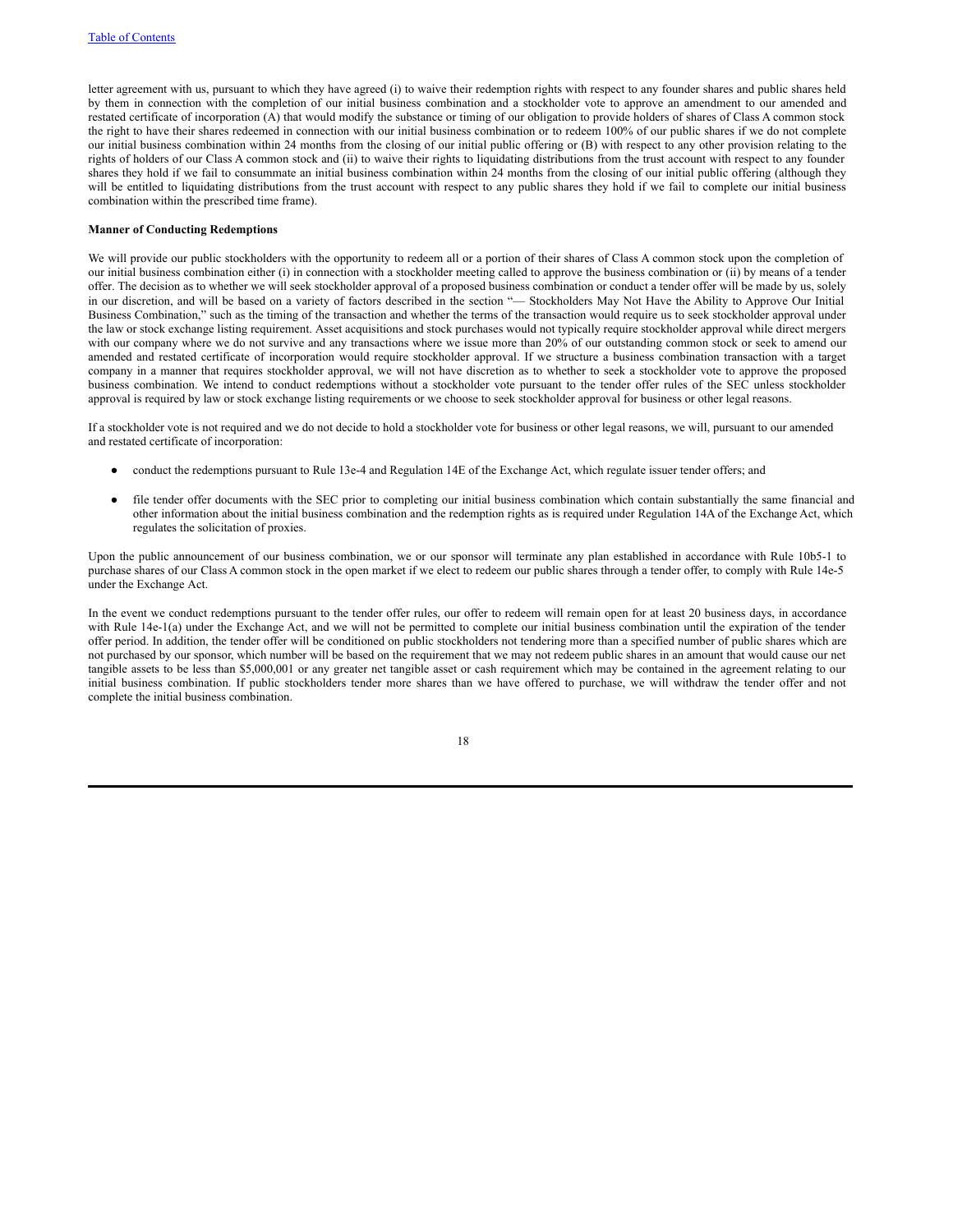letter agreement with us, pursuant to which they have agreed (i) to waive their redemption rights with respect to any founder shares and public shares held by them in connection with the completion of our initial business combination and a stockholder vote to approve an amendment to our amended and restated certificate of incorporation (A) that would modify the substance or timing of our obligation to provide holders of shares of Class A common stock the right to have their shares redeemed in connection with our initial business combination or to redeem 100% of our public shares if we do not complete our initial business combination within 24 months from the closing of our initial public offering or (B) with respect to any other provision relating to the rights of holders of our Class A common stock and (ii) to waive their rights to liquidating distributions from the trust account with respect to any founder shares they hold if we fail to consummate an initial business combination within 24 months from the closing of our initial public offering (although they will be entitled to liquidating distributions from the trust account with respect to any public shares they hold if we fail to complete our initial business combination within the prescribed time frame).

**Manner of Conducting Redemptions**

We will provide our public stockholders with the opportunity to redeem all or a portion of their shares of Class A common stock upon the completion of our initial business combination either (i) in connection with a stockholder meeting called to approve the business combination or (ii) by means of a tender offer. The decision as to whether we will seek stockholder approval of a proposed business combination or conduct a tender offer will be made by us, solely in our discretion, and will be based on a variety of factors described in the section "— Stockholders May Not Have the Ability to Approve Our Initial Business Combination," such as the timing of the transaction and whether the terms of the transaction would require us to seek stockholder approval under the law or stock exchange listing requirement. Asset acquisitions and stock purchases would not typically require stockholder approval while direct mergers with our company where we do not survive and any transactions where we issue more than 20% of our outstanding common stock or seek to amend our amended and restated certificate of incorporation would require stockholder approval. If we structure a business combination transaction with a target company in a manner that requires stockholder approval, we will not have discretion as to whether to seek a stockholder vote to approve the proposed business combination. We intend to conduct redemptions without a stockholder vote pursuant to the tender offer rules of the SEC unless stockholder approval is required by law or stock exchange listing requirements or we choose to seek stockholder approval for business or other legal reasons.

If a stockholder vote is not required and we do not decide to hold a stockholder vote for business or other legal reasons, we will, pursuant to our amended and restated certificate of incorporation:

- conduct the redemptions pursuant to Rule 13e-4 and Regulation 14E of the Exchange Act, which regulate issuer tender offers; and
- file tender offer documents with the SEC prior to completing our initial business combination which contain substantially the same financial and other information about the initial business combination and the redemption rights as is required under Regulation 14A of the Exchange Act, which regulates the solicitation of proxies.

Upon the public announcement of our business combination, we or our sponsor will terminate any plan established in accordance with Rule 10b5-1 to purchase shares of our Class A common stock in the open market if we elect to redeem our public shares through a tender offer, to comply with Rule 14e-5 under the Exchange Act.

In the event we conduct redemptions pursuant to the tender offer rules, our offer to redeem will remain open for at least 20 business days, in accordance with Rule 14e-1(a) under the Exchange Act, and we will not be permitted to complete our initial business combination until the expiration of the tender offer period. In addition, the tender offer will be conditioned on public stockholders not tendering more than a specified number of public shares which are not purchased by our sponsor, which number will be based on the requirement that we may not redeem public shares in an amount that would cause our net tangible assets to be less than $5,000,001 or any greater net tangible asset or cash requirement which may be contained in the agreement relating to our initial business combination. If public stockholders tender more shares than we have offered to purchase, we will withdraw the tender offer and not complete the initial business combination.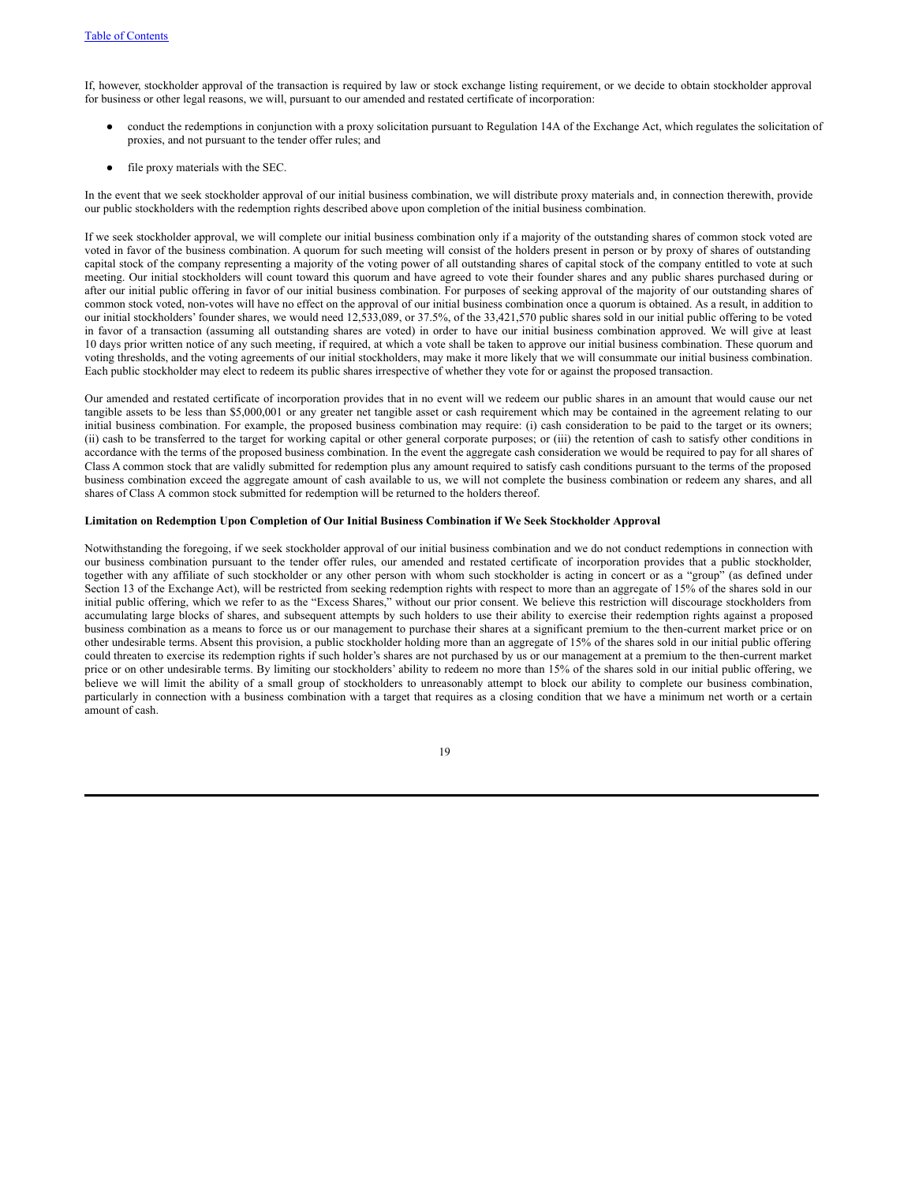If, however, stockholder approval of the transaction is required by law or stock exchange listing requirement, or we decide to obtain stockholder approval for business or other legal reasons, we will, pursuant to our amended and restated certificate of incorporation:

- conduct the redemptions in conjunction with a proxy solicitation pursuant to Regulation 14A of the Exchange Act, which regulates the solicitation of proxies, and not pursuant to the tender offer rules; and
- file proxy materials with the SEC.

In the event that we seek stockholder approval of our initial business combination, we will distribute proxy materials and, in connection therewith, provide our public stockholders with the redemption rights described above upon completion of the initial business combination.

If we seek stockholder approval, we will complete our initial business combination only if a majority of the outstanding shares of common stock voted are voted in favor of the business combination. A quorum for such meeting will consist of the holders present in person or by proxy of shares of outstanding capital stock of the company representing a majority of the voting power of all outstanding shares of capital stock of the company entitled to vote at such meeting. Our initial stockholders will count toward this quorum and have agreed to vote their founder shares and any public shares purchased during or after our initial public offering in favor of our initial business combination. For purposes of seeking approval of the majority of our outstanding shares of common stock voted, non-votes will have no effect on the approval of our initial business combination once a quorum is obtained. As a result, in addition to our initial stockholders' founder shares, we would need 12,533,089, or 37.5%, of the 33,421,570 public shares sold in our initial public offering to be voted in favor of a transaction (assuming all outstanding shares are voted) in order to have our initial business combination approved. We will give at least 10 days prior written notice of any such meeting, if required, at which a vote shall be taken to approve our initial business combination. These quorum and voting thresholds, and the voting agreements of our initial stockholders, may make it more likely that we will consummate our initial business combination. Each public stockholder may elect to redeem its public shares irrespective of whether they vote for or against the proposed transaction.

Our amended and restated certificate of incorporation provides that in no event will we redeem our public shares in an amount that would cause our net tangible assets to be less than $5,000,001 or any greater net tangible asset or cash requirement which may be contained in the agreement relating to our initial business combination. For example, the proposed business combination may require: (i) cash consideration to be paid to the target or its owners; (ii) cash to be transferred to the target for working capital or other general corporate purposes; or (iii) the retention of cash to satisfy other conditions in accordance with the terms of the proposed business combination. In the event the aggregate cash consideration we would be required to pay for all shares of Class A common stock that are validly submitted for redemption plus any amount required to satisfy cash conditions pursuant to the terms of the proposed business combination exceed the aggregate amount of cash available to us, we will not complete the business combination or redeem any shares, and all shares of Class A common stock submitted for redemption will be returned to the holders thereof.

**Limitation on Redemption Upon Completion of Our Initial Business Combination if We Seek Stockholder Approval**

Notwithstanding the foregoing, if we seek stockholder approval of our initial business combination and we do not conduct redemptions in connection with our business combination pursuant to the tender offer rules, our amended and restated certificate of incorporation provides that a public stockholder, together with any affiliate of such stockholder or any other person with whom such stockholder is acting in concert or as a "group" (as defined under Section 13 of the Exchange Act), will be restricted from seeking redemption rights with respect to more than an aggregate of 15% of the shares sold in our initial public offering, which we refer to as the "Excess Shares," without our prior consent. We believe this restriction will discourage stockholders from accumulating large blocks of shares, and subsequent attempts by such holders to use their ability to exercise their redemption rights against a proposed business combination as a means to force us or our management to purchase their shares at a significant premium to the then-current market price or on other undesirable terms. Absent this provision, a public stockholder holding more than an aggregate of 15% of the shares sold in our initial public offering could threaten to exercise its redemption rights if such holder's shares are not purchased by us or our management at a premium to the then-current market price or on other undesirable terms. By limiting our stockholders' ability to redeem no more than 15% of the shares sold in our initial public offering, we believe we will limit the ability of a small group of stockholders to unreasonably attempt to block our ability to complete our business combination, particularly in connection with a business combination with a target that requires as a closing condition that we have a minimum net worth or a certain amount of cash.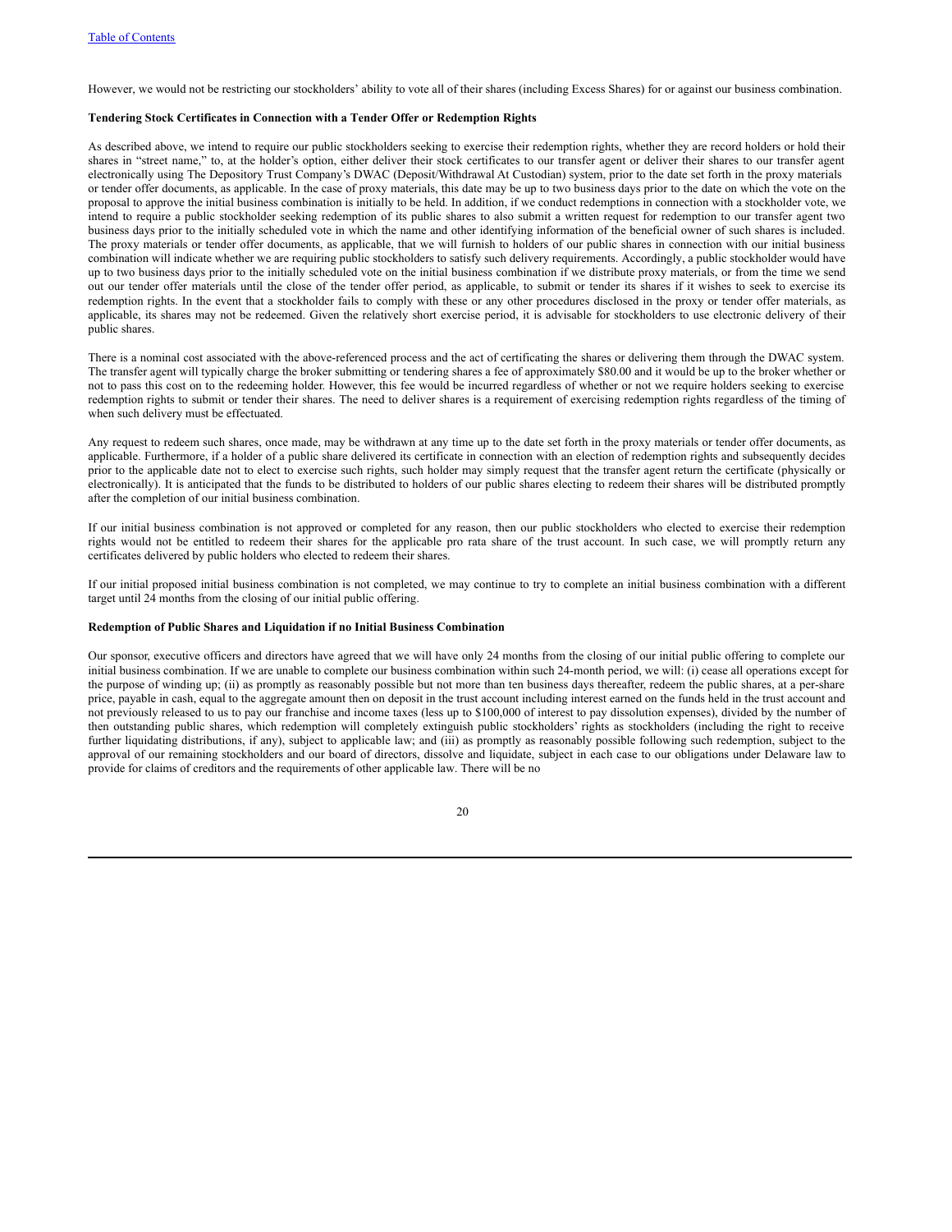However, we would not be restricting our stockholders' ability to vote all of their shares (including Excess Shares) for or against our business combination.

**Tendering Stock Certificates in Connection with a Tender Offer or Redemption Rights**

As described above, we intend to require our public stockholders seeking to exercise their redemption rights, whether they are record holders or hold their shares in "street name," to, at the holder's option, either deliver their stock certificates to our transfer agent or deliver their shares to our transfer agent electronically using The Depository Trust Company's DWAC (Deposit/Withdrawal At Custodian) system, prior to the date set forth in the proxy materials or tender offer documents, as applicable. In the case of proxy materials, this date may be up to two business days prior to the date on which the vote on the proposal to approve the initial business combination is initially to be held. In addition, if we conduct redemptions in connection with a stockholder vote, we intend to require a public stockholder seeking redemption of its public shares to also submit a written request for redemption to our transfer agent two business days prior to the initially scheduled vote in which the name and other identifying information of the beneficial owner of such shares is included. The proxy materials or tender offer documents, as applicable, that we will furnish to holders of our public shares in connection with our initial business combination will indicate whether we are requiring public stockholders to satisfy such delivery requirements. Accordingly, a public stockholder would have up to two business days prior to the initially scheduled vote on the initial business combination if we distribute proxy materials, or from the time we send out our tender offer materials until the close of the tender offer period, as applicable, to submit or tender its shares if it wishes to seek to exercise its redemption rights. In the event that a stockholder fails to comply with these or any other procedures disclosed in the proxy or tender offer materials, as applicable, its shares may not be redeemed. Given the relatively short exercise period, it is advisable for stockholders to use electronic delivery of their public shares.

There is a nominal cost associated with the above-referenced process and the act of certificating the shares or delivering them through the DWAC system. The transfer agent will typically charge the broker submitting or tendering shares a fee of approximately $80.00 and it would be up to the broker whether or not to pass this cost on to the redeeming holder. However, this fee would be incurred regardless of whether or not we require holders seeking to exercise redemption rights to submit or tender their shares. The need to deliver shares is a requirement of exercising redemption rights regardless of the timing of when such delivery must be effectuated.

Any request to redeem such shares, once made, may be withdrawn at any time up to the date set forth in the proxy materials or tender offer documents, as applicable. Furthermore, if a holder of a public share delivered its certificate in connection with an election of redemption rights and subsequently decides prior to the applicable date not to elect to exercise such rights, such holder may simply request that the transfer agent return the certificate (physically or electronically). It is anticipated that the funds to be distributed to holders of our public shares electing to redeem their shares will be distributed promptly after the completion of our initial business combination.

If our initial business combination is not approved or completed for any reason, then our public stockholders who elected to exercise their redemption rights would not be entitled to redeem their shares for the applicable pro rata share of the trust account. In such case, we will promptly return any certificates delivered by public holders who elected to redeem their shares.

If our initial proposed initial business combination is not completed, we may continue to try to complete an initial business combination with a different target until 24 months from the closing of our initial public offering.

**Redemption of Public Shares and Liquidation if no Initial Business Combination**

Our sponsor, executive officers and directors have agreed that we will have only 24 months from the closing of our initial public offering to complete our initial business combination. If we are unable to complete our business combination within such 24-month period, we will: (i) cease all operations except for the purpose of winding up; (ii) as promptly as reasonably possible but not more than ten business days thereafter, redeem the public shares, at a per-share price, payable in cash, equal to the aggregate amount then on deposit in the trust account including interest earned on the funds held in the trust account and not previously released to us to pay our franchise and income taxes (less up to $100,000 of interest to pay dissolution expenses), divided by the number of then outstanding public shares, which redemption will completely extinguish public stockholders' rights as stockholders (including the right to receive further liquidating distributions, if any), subject to applicable law; and (iii) as promptly as reasonably possible following such redemption, subject to the approval of our remaining stockholders and our board of directors, dissolve and liquidate, subject in each case to our obligations under Delaware law to provide for claims of creditors and the requirements of other applicable law. There will be no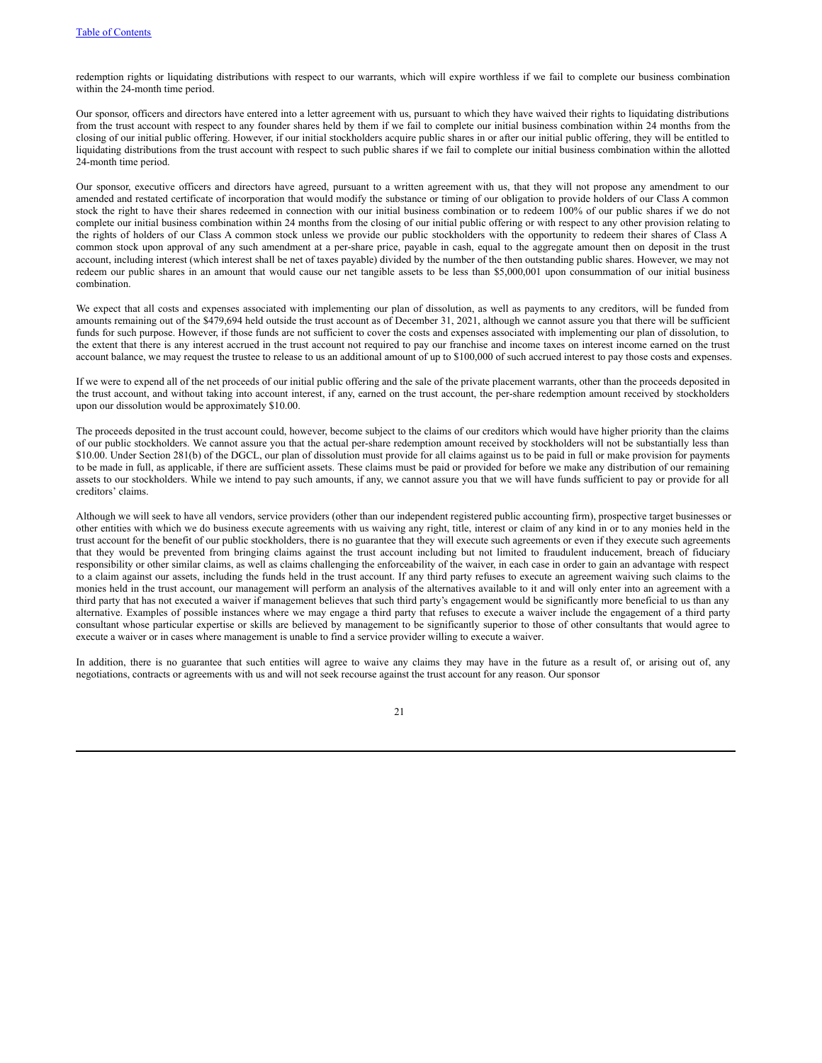redemption rights or liquidating distributions with respect to our warrants, which will expire worthless if we fail to complete our business combination within the 24-month time period.

Our sponsor, officers and directors have entered into a letter agreement with us, pursuant to which they have waived their rights to liquidating distributions from the trust account with respect to any founder shares held by them if we fail to complete our initial business combination within 24 months from the closing of our initial public offering. However, if our initial stockholders acquire public shares in or after our initial public offering, they will be entitled to liquidating distributions from the trust account with respect to such public shares if we fail to complete our initial business combination within the allotted 24-month time period.

Our sponsor, executive officers and directors have agreed, pursuant to a written agreement with us, that they will not propose any amendment to our amended and restated certificate of incorporation that would modify the substance or timing of our obligation to provide holders of our Class A common stock the right to have their shares redeemed in connection with our initial business combination or to redeem 100% of our public shares if we do not complete our initial business combination within 24 months from the closing of our initial public offering or with respect to any other provision relating to the rights of holders of our Class A common stock unless we provide our public stockholders with the opportunity to redeem their shares of Class A common stock upon approval of any such amendment at a per-share price, payable in cash, equal to the aggregate amount then on deposit in the trust account, including interest (which interest shall be net of taxes payable) divided by the number of the then outstanding public shares. However, we may not redeem our public shares in an amount that would cause our net tangible assets to be less than $5,000,001 upon consummation of our initial business combination.

We expect that all costs and expenses associated with implementing our plan of dissolution, as well as payments to any creditors, will be funded from amounts remaining out of the $479,694 held outside the trust account as of December 31, 2021, although we cannot assure you that there will be sufficient funds for such purpose. However, if those funds are not sufficient to cover the costs and expenses associated with implementing our plan of dissolution, to the extent that there is any interest accrued in the trust account not required to pay our franchise and income taxes on interest income earned on the trust account balance, we may request the trustee to release to us an additional amount of up to $100,000 of such accrued interest to pay those costs and expenses.

If we were to expend all of the net proceeds of our initial public offering and the sale of the private placement warrants, other than the proceeds deposited in the trust account, and without taking into account interest, if any, earned on the trust account, the per-share redemption amount received by stockholders upon our dissolution would be approximately $10.00.

The proceeds deposited in the trust account could, however, become subject to the claims of our creditors which would have higher priority than the claims of our public stockholders. We cannot assure you that the actual per-share redemption amount received by stockholders will not be substantially less than $10.00. Under Section 281(b) of the DGCL, our plan of dissolution must provide for all claims against us to be paid in full or make provision for payments to be made in full, as applicable, if there are sufficient assets. These claims must be paid or provided for before we make any distribution of our remaining assets to our stockholders. While we intend to pay such amounts, if any, we cannot assure you that we will have funds sufficient to pay or provide for all creditors' claims.

Although we will seek to have all vendors, service providers (other than our independent registered public accounting firm), prospective target businesses or other entities with which we do business execute agreements with us waiving any right, title, interest or claim of any kind in or to any monies held in the trust account for the benefit of our public stockholders, there is no guarantee that they will execute such agreements or even if they execute such agreements that they would be prevented from bringing claims against the trust account including but not limited to fraudulent inducement, breach of fiduciary responsibility or other similar claims, as well as claims challenging the enforceability of the waiver, in each case in order to gain an advantage with respect to a claim against our assets, including the funds held in the trust account. If any third party refuses to execute an agreement waiving such claims to the monies held in the trust account, our management will perform an analysis of the alternatives available to it and will only enter into an agreement with a third party that has not executed a waiver if management believes that such third party's engagement would be significantly more beneficial to us than any alternative. Examples of possible instances where we may engage a third party that refuses to execute a waiver include the engagement of a third party consultant whose particular expertise or skills are believed by management to be significantly superior to those of other consultants that would agree to execute a waiver or in cases where management is unable to find a service provider willing to execute a waiver.

In addition, there is no guarantee that such entities will agree to waive any claims they may have in the future as a result of, or arising out of, any negotiations, contracts or agreements with us and will not seek recourse against the trust account for any reason. Our sponsor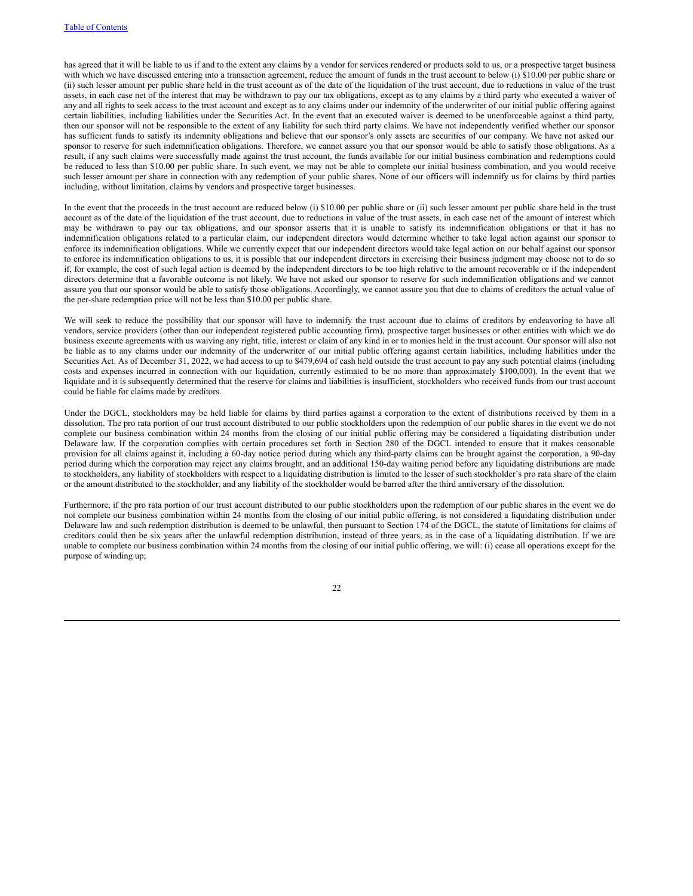has agreed that it will be liable to us if and to the extent any claims by a vendor for services rendered or products sold to us, or a prospective target business with which we have discussed entering into a transaction agreement, reduce the amount of funds in the trust account to below (i) $10.00 per public share or (ii) such lesser amount per public share held in the trust account as of the date of the liquidation of the trust account, due to reductions in value of the trust assets, in each case net of the interest that may be withdrawn to pay our tax obligations, except as to any claims by a third party who executed a waiver of any and all rights to seek access to the trust account and except as to any claims under our indemnity of the underwriter of our initial public offering against certain liabilities, including liabilities under the Securities Act. In the event that an executed waiver is deemed to be unenforceable against a third party, then our sponsor will not be responsible to the extent of any liability for such third party claims. We have not independently verified whether our sponsor has sufficient funds to satisfy its indemnity obligations and believe that our sponsor's only assets are securities of our company. We have not asked our sponsor to reserve for such indemnification obligations. Therefore, we cannot assure you that our sponsor would be able to satisfy those obligations. As a result, if any such claims were successfully made against the trust account, the funds available for our initial business combination and redemptions could be reduced to less than $10.00 per public share. In such event, we may not be able to complete our initial business combination, and you would receive such lesser amount per share in connection with any redemption of your public shares. None of our officers will indemnify us for claims by third parties including, without limitation, claims by vendors and prospective target businesses.

In the event that the proceeds in the trust account are reduced below (i) $10.00 per public share or (ii) such lesser amount per public share held in the trust account as of the date of the liquidation of the trust account, due to reductions in value of the trust assets, in each case net of the amount of interest which may be withdrawn to pay our tax obligations, and our sponsor asserts that it is unable to satisfy its indemnification obligations or that it has no indemnification obligations related to a particular claim, our independent directors would determine whether to take legal action against our sponsor to enforce its indemnification obligations. While we currently expect that our independent directors would take legal action on our behalf against our sponsor to enforce its indemnification obligations to us, it is possible that our independent directors in exercising their business judgment may choose not to do so if, for example, the cost of such legal action is deemed by the independent directors to be too high relative to the amount recoverable or if the independent directors determine that a favorable outcome is not likely. We have not asked our sponsor to reserve for such indemnification obligations and we cannot assure you that our sponsor would be able to satisfy those obligations. Accordingly, we cannot assure you that due to claims of creditors the actual value of the per-share redemption price will not be less than $10.00 per public share.

We will seek to reduce the possibility that our sponsor will have to indemnify the trust account due to claims of creditors by endeavoring to have all vendors, service providers (other than our independent registered public accounting firm), prospective target businesses or other entities with which we do business execute agreements with us waiving any right, title, interest or claim of any kind in or to monies held in the trust account. Our sponsor will also not be liable as to any claims under our indemnity of the underwriter of our initial public offering against certain liabilities, including liabilities under the Securities Act. As of December 31, 2022, we had access to up to $479,694 of cash held outside the trust account to pay any such potential claims (including costs and expenses incurred in connection with our liquidation, currently estimated to be no more than approximately $100,000). In the event that we liquidate and it is subsequently determined that the reserve for claims and liabilities is insufficient, stockholders who received funds from our trust account could be liable for claims made by creditors.

Under the DGCL, stockholders may be held liable for claims by third parties against a corporation to the extent of distributions received by them in a dissolution. The pro rata portion of our trust account distributed to our public stockholders upon the redemption of our public shares in the event we do not complete our business combination within 24 months from the closing of our initial public offering may be considered a liquidating distribution under Delaware law. If the corporation complies with certain procedures set forth in Section 280 of the DGCL intended to ensure that it makes reasonable provision for all claims against it, including a 60-day notice period during which any third-party claims can be brought against the corporation, a 90-day period during which the corporation may reject any claims brought, and an additional 150-day waiting period before any liquidating distributions are made to stockholders, any liability of stockholders with respect to a liquidating distribution is limited to the lesser of such stockholder's pro rata share of the claim or the amount distributed to the stockholder, and any liability of the stockholder would be barred after the third anniversary of the dissolution.

Furthermore, if the pro rata portion of our trust account distributed to our public stockholders upon the redemption of our public shares in the event we do not complete our business combination within 24 months from the closing of our initial public offering, is not considered a liquidating distribution under Delaware law and such redemption distribution is deemed to be unlawful, then pursuant to Section 174 of the DGCL, the statute of limitations for claims of creditors could then be six years after the unlawful redemption distribution, instead of three years, as in the case of a liquidating distribution. If we are unable to complete our business combination within 24 months from the closing of our initial public offering, we will: (i) cease all operations except for the purpose of winding up;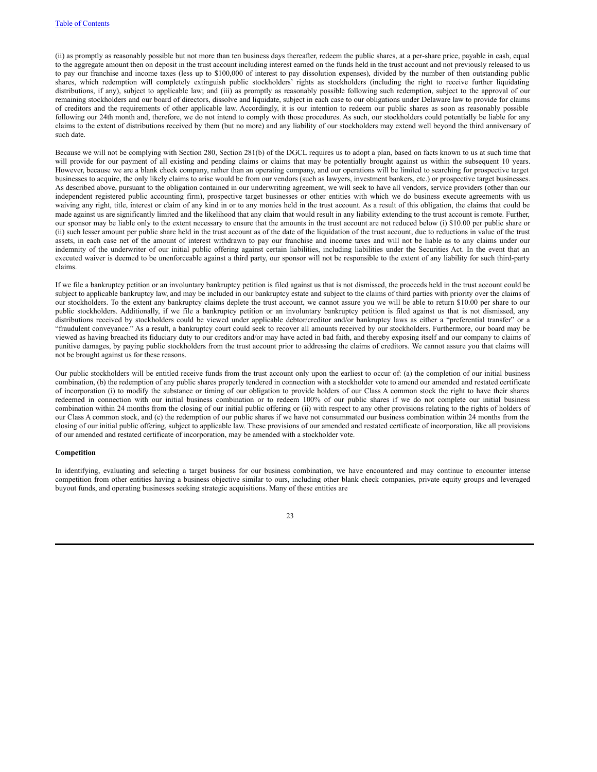(ii) as promptly as reasonably possible but not more than ten business days thereafter, redeem the public shares, at a per-share price, payable in cash, equal to the aggregate amount then on deposit in the trust account including interest earned on the funds held in the trust account and not previously released to us to pay our franchise and income taxes (less up to $100,000 of interest to pay dissolution expenses), divided by the number of then outstanding public shares, which redemption will completely extinguish public stockholders' rights as stockholders (including the right to receive further liquidating distributions, if any), subject to applicable law; and (iii) as promptly as reasonably possible following such redemption, subject to the approval of our remaining stockholders and our board of directors, dissolve and liquidate, subject in each case to our obligations under Delaware law to provide for claims of creditors and the requirements of other applicable law. Accordingly, it is our intention to redeem our public shares as soon as reasonably possible following our 24th month and, therefore, we do not intend to comply with those procedures. As such, our stockholders could potentially be liable for any claims to the extent of distributions received by them (but no more) and any liability of our stockholders may extend well beyond the third anniversary of such date.

Because we will not be complying with Section 280, Section 281(b) of the DGCL requires us to adopt a plan, based on facts known to us at such time that will provide for our payment of all existing and pending claims or claims that may be potentially brought against us within the subsequent 10 years. However, because we are a blank check company, rather than an operating company, and our operations will be limited to searching for prospective target businesses to acquire, the only likely claims to arise would be from our vendors (such as lawyers, investment bankers, etc.) or prospective target businesses. As described above, pursuant to the obligation contained in our underwriting agreement, we will seek to have all vendors, service providers (other than our independent registered public accounting firm), prospective target businesses or other entities with which we do business execute agreements with us waiving any right, title, interest or claim of any kind in or to any monies held in the trust account. As a result of this obligation, the claims that could be made against us are significantly limited and the likelihood that any claim that would result in any liability extending to the trust account is remote. Further, our sponsor may be liable only to the extent necessary to ensure that the amounts in the trust account are not reduced below (i) $10.00 per public share or (ii) such lesser amount per public share held in the trust account as of the date of the liquidation of the trust account, due to reductions in value of the trust assets, in each case net of the amount of interest withdrawn to pay our franchise and income taxes and will not be liable as to any claims under our indemnity of the underwriter of our initial public offering against certain liabilities, including liabilities under the Securities Act. In the event that an executed waiver is deemed to be unenforceable against a third party, our sponsor will not be responsible to the extent of any liability for such third-party claims.

If we file a bankruptcy petition or an involuntary bankruptcy petition is filed against us that is not dismissed, the proceeds held in the trust account could be subject to applicable bankruptcy law, and may be included in our bankruptcy estate and subject to the claims of third parties with priority over the claims of our stockholders. To the extent any bankruptcy claims deplete the trust account, we cannot assure you we will be able to return $10.00 per share to our public stockholders. Additionally, if we file a bankruptcy petition or an involuntary bankruptcy petition is filed against us that is not dismissed, any distributions received by stockholders could be viewed under applicable debtor/creditor and/or bankruptcy laws as either a "preferential transfer" or a "fraudulent conveyance." As a result, a bankruptcy court could seek to recover all amounts received by our stockholders. Furthermore, our board may be viewed as having breached its fiduciary duty to our creditors and/or may have acted in bad faith, and thereby exposing itself and our company to claims of punitive damages, by paying public stockholders from the trust account prior to addressing the claims of creditors. We cannot assure you that claims will not be brought against us for these reasons.

Our public stockholders will be entitled receive funds from the trust account only upon the earliest to occur of: (a) the completion of our initial business combination, (b) the redemption of any public shares properly tendered in connection with a stockholder vote to amend our amended and restated certificate of incorporation (i) to modify the substance or timing of our obligation to provide holders of our Class A common stock the right to have their shares redeemed in connection with our initial business combination or to redeem 100% of our public shares if we do not complete our initial business combination within 24 months from the closing of our initial public offering or (ii) with respect to any other provisions relating to the rights of holders of our Class A common stock, and (c) the redemption of our public shares if we have not consummated our business combination within 24 months from the closing of our initial public offering, subject to applicable law. These provisions of our amended and restated certificate of incorporation, like all provisions of our amended and restated certificate of incorporation, may be amended with a stockholder vote.

**Competition**

In identifying, evaluating and selecting a target business for our business combination, we have encountered and may continue to encounter intense competition from other entities having a business objective similar to ours, including other blank check companies, private equity groups and leveraged buyout funds, and operating businesses seeking strategic acquisitions. Many of these entities are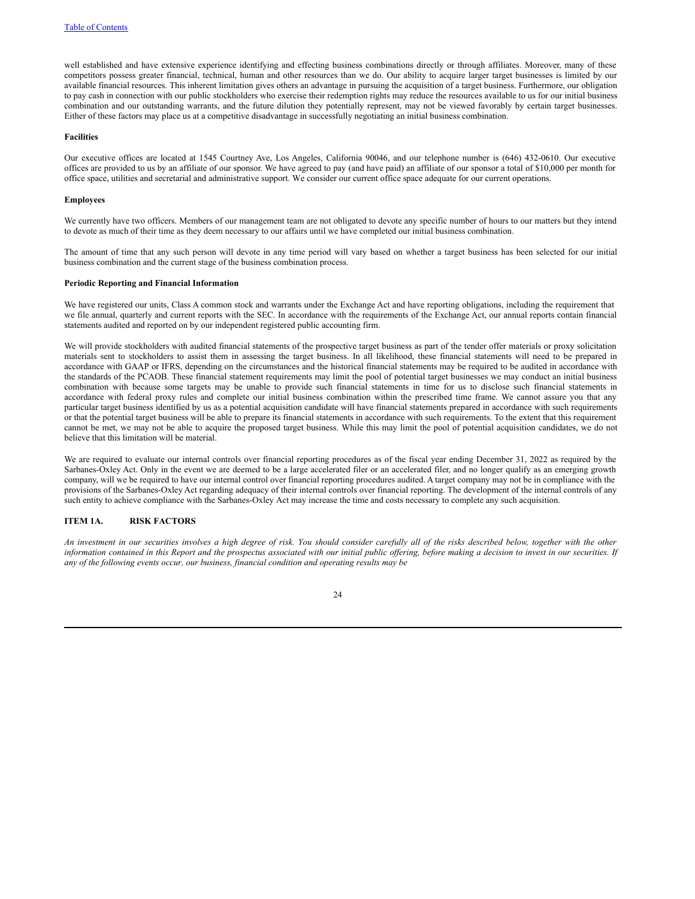well established and have extensive experience identifying and effecting business combinations directly or through affiliates. Moreover, many of these competitors possess greater financial, technical, human and other resources than we do. Our ability to acquire larger target businesses is limited by our available financial resources. This inherent limitation gives others an advantage in pursuing the acquisition of a target business. Furthermore, our obligation to pay cash in connection with our public stockholders who exercise their redemption rights may reduce the resources available to us for our initial business combination and our outstanding warrants, and the future dilution they potentially represent, may not be viewed favorably by certain target businesses. Either of these factors may place us at a competitive disadvantage in successfully negotiating an initial business combination.

**Facilities**

Our executive offices are located at 1545 Courtney Ave, Los Angeles, California 90046, and our telephone number is (646) 432-0610. Our executive offices are provided to us by an affiliate of our sponsor. We have agreed to pay (and have paid) an affiliate of our sponsor a total of $10,000 per month for office space, utilities and secretarial and administrative support. We consider our current office space adequate for our current operations.

**Employees**

We currently have two officers. Members of our management team are not obligated to devote any specific number of hours to our matters but they intend to devote as much of their time as they deem necessary to our affairs until we have completed our initial business combination.

The amount of time that any such person will devote in any time period will vary based on whether a target business has been selected for our initial business combination and the current stage of the business combination process.

**Periodic Reporting and Financial Information**

We have registered our units, Class A common stock and warrants under the Exchange Act and have reporting obligations, including the requirement that we file annual, quarterly and current reports with the SEC. In accordance with the requirements of the Exchange Act, our annual reports contain financial statements audited and reported on by our independent registered public accounting firm.

We will provide stockholders with audited financial statements of the prospective target business as part of the tender offer materials or proxy solicitation materials sent to stockholders to assist them in assessing the target business. In all likelihood, these financial statements will need to be prepared in accordance with GAAP or IFRS, depending on the circumstances and the historical financial statements may be required to be audited in accordance with the standards of the PCAOB. These financial statement requirements may limit the pool of potential target businesses we may conduct an initial business combination with because some targets may be unable to provide such financial statements in time for us to disclose such financial statements in accordance with federal proxy rules and complete our initial business combination within the prescribed time frame. We cannot assure you that any particular target business identified by us as a potential acquisition candidate will have financial statements prepared in accordance with such requirements or that the potential target business will be able to prepare its financial statements in accordance with such requirements. To the extent that this requirement cannot be met, we may not be able to acquire the proposed target business. While this may limit the pool of potential acquisition candidates, we do not believe that this limitation will be material.

We are required to evaluate our internal controls over financial reporting procedures as of the fiscal year ending December 31, 2022 as required by the Sarbanes-Oxley Act. Only in the event we are deemed to be a large accelerated filer or an accelerated filer, and no longer qualify as an emerging growth company, will we be required to have our internal control over financial reporting procedures audited. A target company may not be in compliance with the provisions of the Sarbanes-Oxley Act regarding adequacy of their internal controls over financial reporting. The development of the internal controls of any such entity to achieve compliance with the Sarbanes-Oxley Act may increase the time and costs necessary to complete any such acquisition.

## ITEM 1A. RISK FACTORS

*An investment in our securities involves a high degree of risk. You should consider carefully all of the risks described below, together with the other information contained in this Report and the prospectus associated with our initial public offering, before making a decision to invest in our securities. If any of the following events occur, our business, financial condition and operating results may be*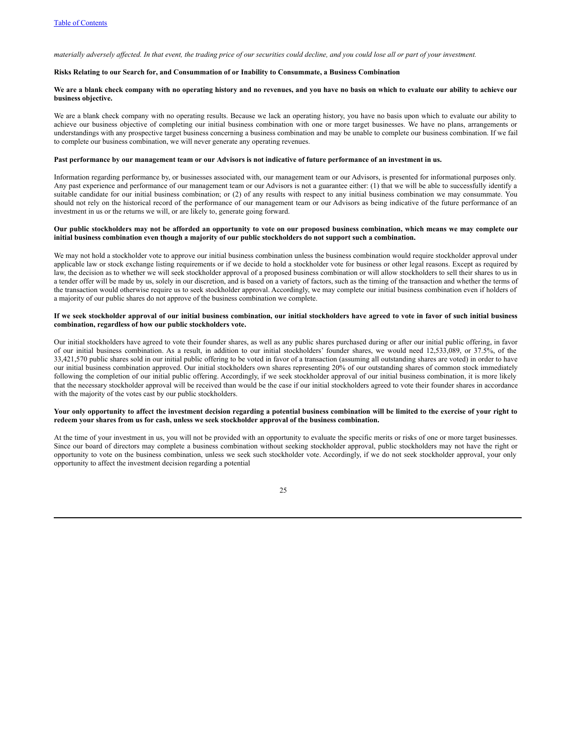*materially adversely affected. In that event, the trading price of our securities could decline, and you could lose all or part of your investment.*

**Risks Relating to our Search for, and Consummation of or Inability to Consummate, a Business Combination**

**We are a blank check company with no operating history and no revenues, and you have no basis on which to evaluate our ability to achieve our business objective.**

We are a blank check company with no operating results. Because we lack an operating history, you have no basis upon which to evaluate our ability to achieve our business objective of completing our initial business combination with one or more target businesses. We have no plans, arrangements or understandings with any prospective target business concerning a business combination and may be unable to complete our business combination. If we fail to complete our business combination, we will never generate any operating revenues.

**Past performance by our management team or our Advisors is not indicative of future performance of an investment in us.**

Information regarding performance by, or businesses associated with, our management team or our Advisors, is presented for informational purposes only. Any past experience and performance of our management team or our Advisors is not a guarantee either: (1) that we will be able to successfully identify a suitable candidate for our initial business combination; or (2) of any results with respect to any initial business combination we may consummate. You should not rely on the historical record of the performance of our management team or our Advisors as being indicative of the future performance of an investment in us or the returns we will, or are likely to, generate going forward.

**Our public stockholders may not be afforded an opportunity to vote on our proposed business combination, which means we may complete our initial business combination even though a majority of our public stockholders do not support such a combination.**

We may not hold a stockholder vote to approve our initial business combination unless the business combination would require stockholder approval under applicable law or stock exchange listing requirements or if we decide to hold a stockholder vote for business or other legal reasons. Except as required by law, the decision as to whether we will seek stockholder approval of a proposed business combination or will allow stockholders to sell their shares to us in a tender offer will be made by us, solely in our discretion, and is based on a variety of factors, such as the timing of the transaction and whether the terms of the transaction would otherwise require us to seek stockholder approval. Accordingly, we may complete our initial business combination even if holders of a majority of our public shares do not approve of the business combination we complete.

**If we seek stockholder approval of our initial business combination, our initial stockholders have agreed to vote in favor of such initial business combination, regardless of how our public stockholders vote.**

Our initial stockholders have agreed to vote their founder shares, as well as any public shares purchased during or after our initial public offering, in favor of our initial business combination. As a result, in addition to our initial stockholders' founder shares, we would need 12,533,089, or 37.5%, of the 33,421,570 public shares sold in our initial public offering to be voted in favor of a transaction (assuming all outstanding shares are voted) in order to have our initial business combination approved. Our initial stockholders own shares representing 20% of our outstanding shares of common stock immediately following the completion of our initial public offering. Accordingly, if we seek stockholder approval of our initial business combination, it is more likely that the necessary stockholder approval will be received than would be the case if our initial stockholders agreed to vote their founder shares in accordance with the majority of the votes cast by our public stockholders.

**Your only opportunity to affect the investment decision regarding a potential business combination will be limited to the exercise of your right to redeem your shares from us for cash, unless we seek stockholder approval of the business combination.**

At the time of your investment in us, you will not be provided with an opportunity to evaluate the specific merits or risks of one or more target businesses. Since our board of directors may complete a business combination without seeking stockholder approval, public stockholders may not have the right or opportunity to vote on the business combination, unless we seek such stockholder vote. Accordingly, if we do not seek stockholder approval, your only opportunity to affect the investment decision regarding a potential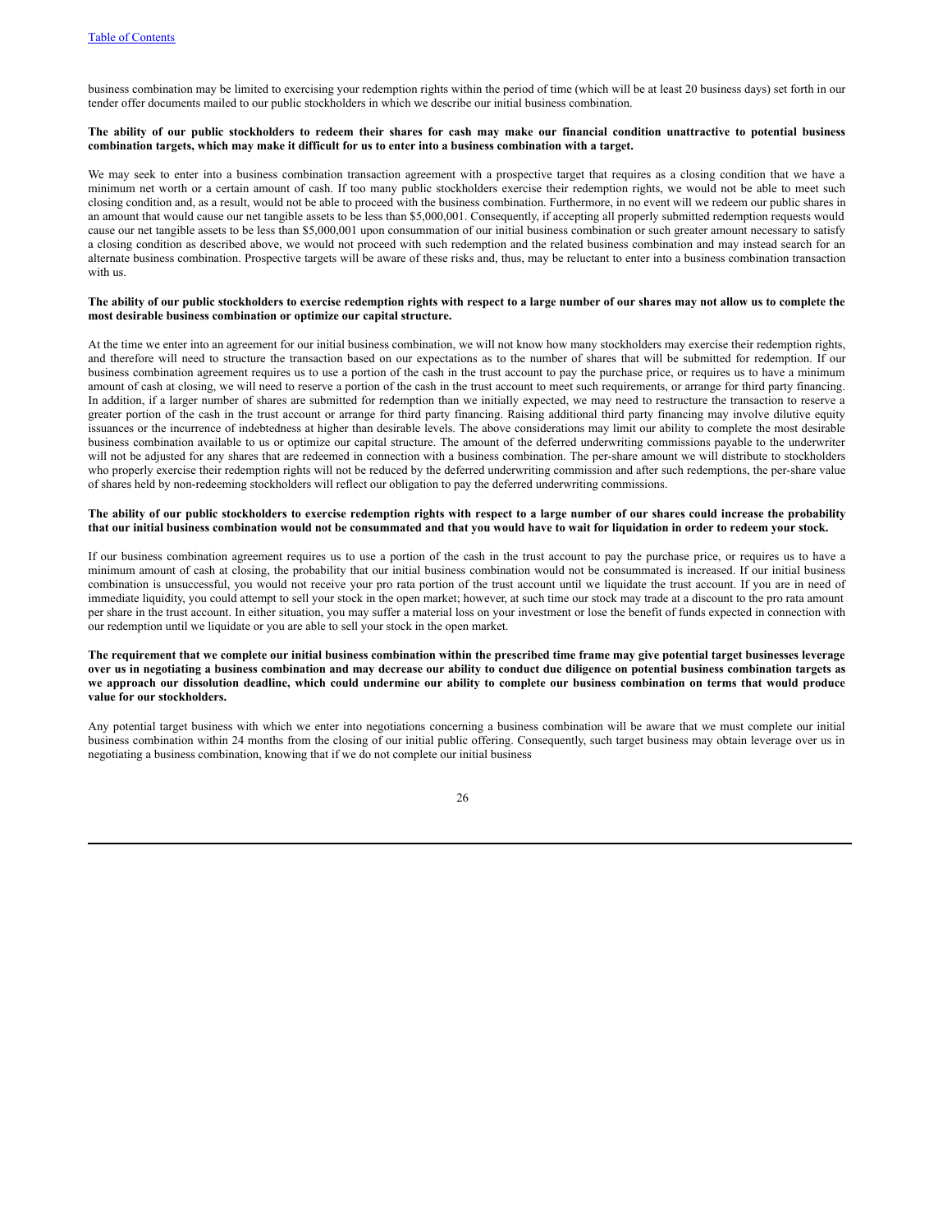business combination may be limited to exercising your redemption rights within the period of time (which will be at least 20 business days) set forth in our tender offer documents mailed to our public stockholders in which we describe our initial business combination.

**The ability of our public stockholders to redeem their shares for cash may make our financial condition unattractive to potential business combination targets, which may make it difficult for us to enter into a business combination with a target.**

We may seek to enter into a business combination transaction agreement with a prospective target that requires as a closing condition that we have a minimum net worth or a certain amount of cash. If too many public stockholders exercise their redemption rights, we would not be able to meet such closing condition and, as a result, would not be able to proceed with the business combination. Furthermore, in no event will we redeem our public shares in an amount that would cause our net tangible assets to be less than $5,000,001. Consequently, if accepting all properly submitted redemption requests would cause our net tangible assets to be less than $5,000,001 upon consummation of our initial business combination or such greater amount necessary to satisfy a closing condition as described above, we would not proceed with such redemption and the related business combination and may instead search for an alternate business combination. Prospective targets will be aware of these risks and, thus, may be reluctant to enter into a business combination transaction with us.

**The ability of our public stockholders to exercise redemption rights with respect to a large number of our shares may not allow us to complete the most desirable business combination or optimize our capital structure.**

At the time we enter into an agreement for our initial business combination, we will not know how many stockholders may exercise their redemption rights, and therefore will need to structure the transaction based on our expectations as to the number of shares that will be submitted for redemption. If our business combination agreement requires us to use a portion of the cash in the trust account to pay the purchase price, or requires us to have a minimum amount of cash at closing, we will need to reserve a portion of the cash in the trust account to meet such requirements, or arrange for third party financing. In addition, if a larger number of shares are submitted for redemption than we initially expected, we may need to restructure the transaction to reserve a greater portion of the cash in the trust account or arrange for third party financing. Raising additional third party financing may involve dilutive equity issuances or the incurrence of indebtedness at higher than desirable levels. The above considerations may limit our ability to complete the most desirable business combination available to us or optimize our capital structure. The amount of the deferred underwriting commissions payable to the underwriter will not be adjusted for any shares that are redeemed in connection with a business combination. The per-share amount we will distribute to stockholders who properly exercise their redemption rights will not be reduced by the deferred underwriting commission and after such redemptions, the per-share value of shares held by non-redeeming stockholders will reflect our obligation to pay the deferred underwriting commissions.

**The ability of our public stockholders to exercise redemption rights with respect to a large number of our shares could increase the probability that our initial business combination would not be consummated and that you would have to wait for liquidation in order to redeem your stock.**

If our business combination agreement requires us to use a portion of the cash in the trust account to pay the purchase price, or requires us to have a minimum amount of cash at closing, the probability that our initial business combination would not be consummated is increased. If our initial business combination is unsuccessful, you would not receive your pro rata portion of the trust account until we liquidate the trust account. If you are in need of immediate liquidity, you could attempt to sell your stock in the open market; however, at such time our stock may trade at a discount to the pro rata amount per share in the trust account. In either situation, you may suffer a material loss on your investment or lose the benefit of funds expected in connection with our redemption until we liquidate or you are able to sell your stock in the open market.

**The requirement that we complete our initial business combination within the prescribed time frame may give potential target businesses leverage over us in negotiating a business combination and may decrease our ability to conduct due diligence on potential business combination targets as we approach our dissolution deadline, which could undermine our ability to complete our business combination on terms that would produce value for our stockholders.**

Any potential target business with which we enter into negotiations concerning a business combination will be aware that we must complete our initial business combination within 24 months from the closing of our initial public offering. Consequently, such target business may obtain leverage over us in negotiating a business combination, knowing that if we do not complete our initial business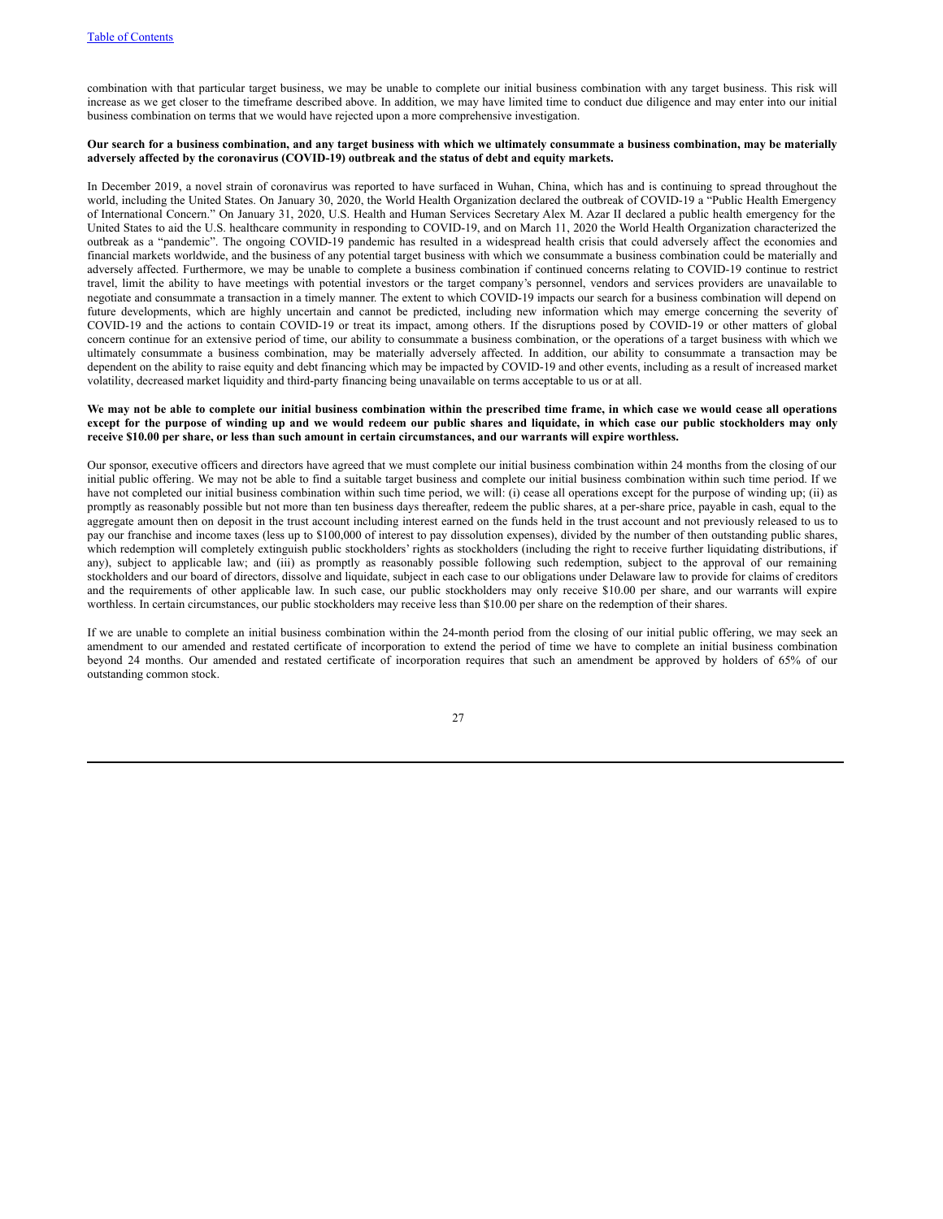combination with that particular target business, we may be unable to complete our initial business combination with any target business. This risk will increase as we get closer to the timeframe described above. In addition, we may have limited time to conduct due diligence and may enter into our initial business combination on terms that we would have rejected upon a more comprehensive investigation.

**Our search for a business combination, and any target business with which we ultimately consummate a business combination, may be materially adversely affected by the coronavirus (COVID-19) outbreak and the status of debt and equity markets.**

In December 2019, a novel strain of coronavirus was reported to have surfaced in Wuhan, China, which has and is continuing to spread throughout the world, including the United States. On January 30, 2020, the World Health Organization declared the outbreak of COVID-19 a "Public Health Emergency of International Concern." On January 31, 2020, U.S. Health and Human Services Secretary Alex M. Azar II declared a public health emergency for the United States to aid the U.S. healthcare community in responding to COVID-19, and on March 11, 2020 the World Health Organization characterized the outbreak as a "pandemic". The ongoing COVID-19 pandemic has resulted in a widespread health crisis that could adversely affect the economies and financial markets worldwide, and the business of any potential target business with which we consummate a business combination could be materially and adversely affected. Furthermore, we may be unable to complete a business combination if continued concerns relating to COVID-19 continue to restrict travel, limit the ability to have meetings with potential investors or the target company's personnel, vendors and services providers are unavailable to negotiate and consummate a transaction in a timely manner. The extent to which COVID-19 impacts our search for a business combination will depend on future developments, which are highly uncertain and cannot be predicted, including new information which may emerge concerning the severity of COVID-19 and the actions to contain COVID-19 or treat its impact, among others. If the disruptions posed by COVID-19 or other matters of global concern continue for an extensive period of time, our ability to consummate a business combination, or the operations of a target business with which we ultimately consummate a business combination, may be materially adversely affected. In addition, our ability to consummate a transaction may be dependent on the ability to raise equity and debt financing which may be impacted by COVID-19 and other events, including as a result of increased market volatility, decreased market liquidity and third-party financing being unavailable on terms acceptable to us or at all.

**We may not be able to complete our initial business combination within the prescribed time frame, in which case we would cease all operations except for the purpose of winding up and we would redeem our public shares and liquidate, in which case our public stockholders may only receive $10.00 per share, or less than such amount in certain circumstances, and our warrants will expire worthless.**

Our sponsor, executive officers and directors have agreed that we must complete our initial business combination within 24 months from the closing of our initial public offering. We may not be able to find a suitable target business and complete our initial business combination within such time period. If we have not completed our initial business combination within such time period, we will: (i) cease all operations except for the purpose of winding up; (ii) as promptly as reasonably possible but not more than ten business days thereafter, redeem the public shares, at a per-share price, payable in cash, equal to the aggregate amount then on deposit in the trust account including interest earned on the funds held in the trust account and not previously released to us to pay our franchise and income taxes (less up to $100,000 of interest to pay dissolution expenses), divided by the number of then outstanding public shares, which redemption will completely extinguish public stockholders' rights as stockholders (including the right to receive further liquidating distributions, if any), subject to applicable law; and (iii) as promptly as reasonably possible following such redemption, subject to the approval of our remaining stockholders and our board of directors, dissolve and liquidate, subject in each case to our obligations under Delaware law to provide for claims of creditors and the requirements of other applicable law. In such case, our public stockholders may only receive $10.00 per share, and our warrants will expire worthless. In certain circumstances, our public stockholders may receive less than $10.00 per share on the redemption of their shares.

If we are unable to complete an initial business combination within the 24-month period from the closing of our initial public offering, we may seek an amendment to our amended and restated certificate of incorporation to extend the period of time we have to complete an initial business combination beyond 24 months. Our amended and restated certificate of incorporation requires that such an amendment be approved by holders of 65% of our outstanding common stock.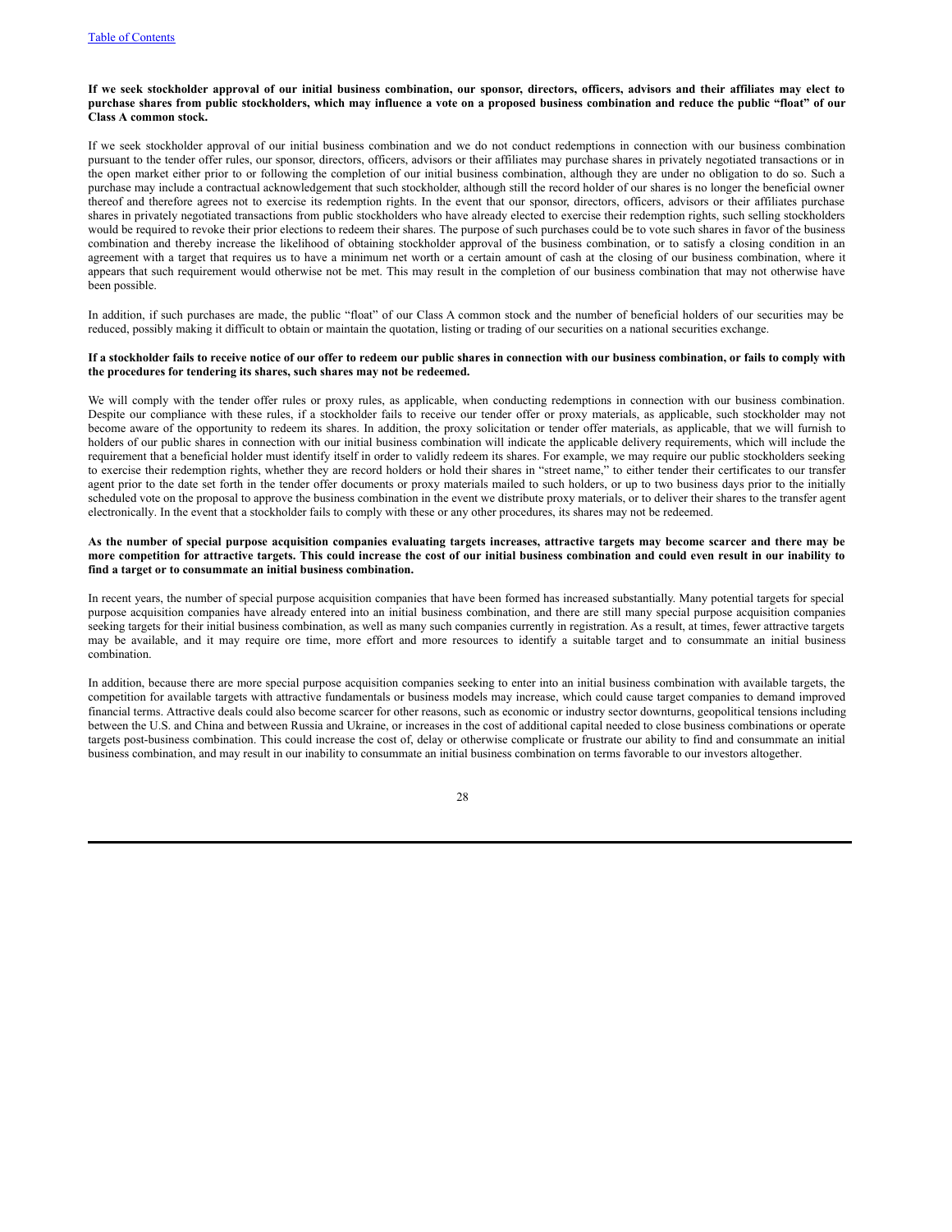**If we seek stockholder approval of our initial business combination, our sponsor, directors, officers, advisors and their affiliates may elect to purchase shares from public stockholders, which may influence a vote on a proposed business combination and reduce the public "float" of our Class A common stock.**

If we seek stockholder approval of our initial business combination and we do not conduct redemptions in connection with our business combination pursuant to the tender offer rules, our sponsor, directors, officers, advisors or their affiliates may purchase shares in privately negotiated transactions or in the open market either prior to or following the completion of our initial business combination, although they are under no obligation to do so. Such a purchase may include a contractual acknowledgement that such stockholder, although still the record holder of our shares is no longer the beneficial owner thereof and therefore agrees not to exercise its redemption rights. In the event that our sponsor, directors, officers, advisors or their affiliates purchase shares in privately negotiated transactions from public stockholders who have already elected to exercise their redemption rights, such selling stockholders would be required to revoke their prior elections to redeem their shares. The purpose of such purchases could be to vote such shares in favor of the business combination and thereby increase the likelihood of obtaining stockholder approval of the business combination, or to satisfy a closing condition in an agreement with a target that requires us to have a minimum net worth or a certain amount of cash at the closing of our business combination, where it appears that such requirement would otherwise not be met. This may result in the completion of our business combination that may not otherwise have been possible.

In addition, if such purchases are made, the public "float" of our Class A common stock and the number of beneficial holders of our securities may be reduced, possibly making it difficult to obtain or maintain the quotation, listing or trading of our securities on a national securities exchange.

**If a stockholder fails to receive notice of our offer to redeem our public shares in connection with our business combination, or fails to comply with the procedures for tendering its shares, such shares may not be redeemed.**

We will comply with the tender offer rules or proxy rules, as applicable, when conducting redemptions in connection with our business combination. Despite our compliance with these rules, if a stockholder fails to receive our tender offer or proxy materials, as applicable, such stockholder may not become aware of the opportunity to redeem its shares. In addition, the proxy solicitation or tender offer materials, as applicable, that we will furnish to holders of our public shares in connection with our initial business combination will indicate the applicable delivery requirements, which will include the requirement that a beneficial holder must identify itself in order to validly redeem its shares. For example, we may require our public stockholders seeking to exercise their redemption rights, whether they are record holders or hold their shares in "street name," to either tender their certificates to our transfer agent prior to the date set forth in the tender offer documents or proxy materials mailed to such holders, or up to two business days prior to the initially scheduled vote on the proposal to approve the business combination in the event we distribute proxy materials, or to deliver their shares to the transfer agent electronically. In the event that a stockholder fails to comply with these or any other procedures, its shares may not be redeemed.

**As the number of special purpose acquisition companies evaluating targets increases, attractive targets may become scarcer and there may be more competition for attractive targets. This could increase the cost of our initial business combination and could even result in our inability to find a target or to consummate an initial business combination.**

In recent years, the number of special purpose acquisition companies that have been formed has increased substantially. Many potential targets for special purpose acquisition companies have already entered into an initial business combination, and there are still many special purpose acquisition companies seeking targets for their initial business combination, as well as many such companies currently in registration. As a result, at times, fewer attractive targets may be available, and it may require ore time, more effort and more resources to identify a suitable target and to consummate an initial business combination.

In addition, because there are more special purpose acquisition companies seeking to enter into an initial business combination with available targets, the competition for available targets with attractive fundamentals or business models may increase, which could cause target companies to demand improved financial terms. Attractive deals could also become scarcer for other reasons, such as economic or industry sector downturns, geopolitical tensions including between the U.S. and China and between Russia and Ukraine, or increases in the cost of additional capital needed to close business combinations or operate targets post-business combination. This could increase the cost of, delay or otherwise complicate or frustrate our ability to find and consummate an initial business combination, and may result in our inability to consummate an initial business combination on terms favorable to our investors altogether.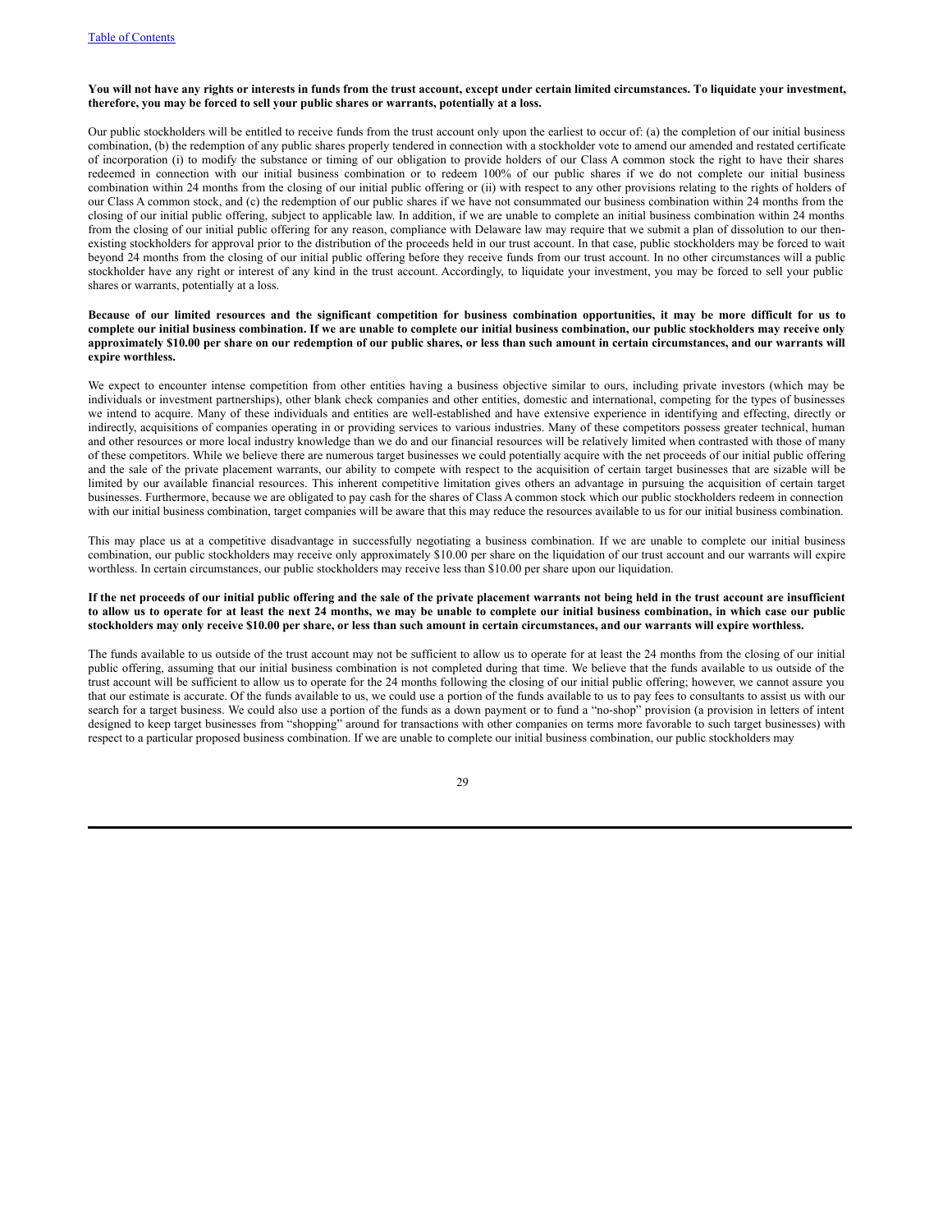**You will not have any rights or interests in funds from the trust account, except under certain limited circumstances. To liquidate your investment, therefore, you may be forced to sell your public shares or warrants, potentially at a loss.**

Our public stockholders will be entitled to receive funds from the trust account only upon the earliest to occur of: (a) the completion of our initial business combination, (b) the redemption of any public shares properly tendered in connection with a stockholder vote to amend our amended and restated certificate of incorporation (i) to modify the substance or timing of our obligation to provide holders of our Class A common stock the right to have their shares redeemed in connection with our initial business combination or to redeem 100% of our public shares if we do not complete our initial business combination within 24 months from the closing of our initial public offering or (ii) with respect to any other provisions relating to the rights of holders of our Class A common stock, and (c) the redemption of our public shares if we have not consummated our business combination within 24 months from the closing of our initial public offering, subject to applicable law. In addition, if we are unable to complete an initial business combination within 24 months from the closing of our initial public offering for any reason, compliance with Delaware law may require that we submit a plan of dissolution to our then-existing stockholders for approval prior to the distribution of the proceeds held in our trust account. In that case, public stockholders may be forced to wait beyond 24 months from the closing of our initial public offering before they receive funds from our trust account. In no other circumstances will a public stockholder have any right or interest of any kind in the trust account. Accordingly, to liquidate your investment, you may be forced to sell your public shares or warrants, potentially at a loss.

**Because of our limited resources and the significant competition for business combination opportunities, it may be more difficult for us to complete our initial business combination. If we are unable to complete our initial business combination, our public stockholders may receive only approximately $10.00 per share on our redemption of our public shares, or less than such amount in certain circumstances, and our warrants will expire worthless.**

We expect to encounter intense competition from other entities having a business objective similar to ours, including private investors (which may be individuals or investment partnerships), other blank check companies and other entities, domestic and international, competing for the types of businesses we intend to acquire. Many of these individuals and entities are well-established and have extensive experience in identifying and effecting, directly or indirectly, acquisitions of companies operating in or providing services to various industries. Many of these competitors possess greater technical, human and other resources or more local industry knowledge than we do and our financial resources will be relatively limited when contrasted with those of many of these competitors. While we believe there are numerous target businesses we could potentially acquire with the net proceeds of our initial public offering and the sale of the private placement warrants, our ability to compete with respect to the acquisition of certain target businesses that are sizable will be limited by our available financial resources. This inherent competitive limitation gives others an advantage in pursuing the acquisition of certain target businesses. Furthermore, because we are obligated to pay cash for the shares of Class A common stock which our public stockholders redeem in connection with our initial business combination, target companies will be aware that this may reduce the resources available to us for our initial business combination.

This may place us at a competitive disadvantage in successfully negotiating a business combination. If we are unable to complete our initial business combination, our public stockholders may receive only approximately $10.00 per share on the liquidation of our trust account and our warrants will expire worthless. In certain circumstances, our public stockholders may receive less than $10.00 per share upon our liquidation.

**If the net proceeds of our initial public offering and the sale of the private placement warrants not being held in the trust account are insufficient to allow us to operate for at least the next 24 months, we may be unable to complete our initial business combination, in which case our public stockholders may only receive $10.00 per share, or less than such amount in certain circumstances, and our warrants will expire worthless.**

The funds available to us outside of the trust account may not be sufficient to allow us to operate for at least the 24 months from the closing of our initial public offering, assuming that our initial business combination is not completed during that time. We believe that the funds available to us outside of the trust account will be sufficient to allow us to operate for the 24 months following the closing of our initial public offering; however, we cannot assure you that our estimate is accurate. Of the funds available to us, we could use a portion of the funds available to us to pay fees to consultants to assist us with our search for a target business. We could also use a portion of the funds as a down payment or to fund a "no-shop" provision (a provision in letters of intent designed to keep target businesses from "shopping" around for transactions with other companies on terms more favorable to such target businesses) with respect to a particular proposed business combination. If we are unable to complete our initial business combination, our public stockholders may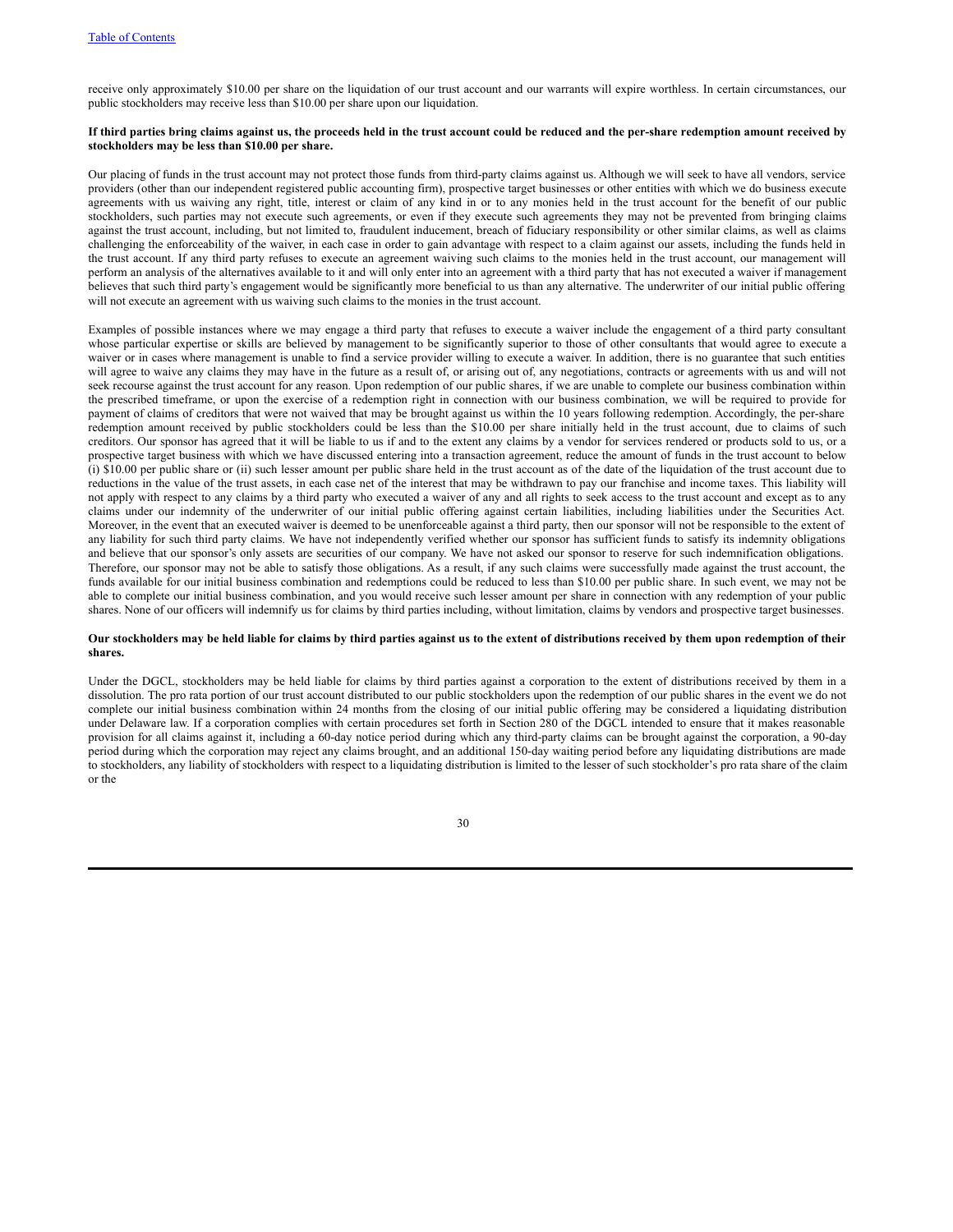receive only approximately $10.00 per share on the liquidation of our trust account and our warrants will expire worthless. In certain circumstances, our public stockholders may receive less than $10.00 per share upon our liquidation.

**If third parties bring claims against us, the proceeds held in the trust account could be reduced and the per-share redemption amount received by stockholders may be less than $10.00 per share.**

Our placing of funds in the trust account may not protect those funds from third-party claims against us. Although we will seek to have all vendors, service providers (other than our independent registered public accounting firm), prospective target businesses or other entities with which we do business execute agreements with us waiving any right, title, interest or claim of any kind in or to any monies held in the trust account for the benefit of our public stockholders, such parties may not execute such agreements, or even if they execute such agreements they may not be prevented from bringing claims against the trust account, including, but not limited to, fraudulent inducement, breach of fiduciary responsibility or other similar claims, as well as claims challenging the enforceability of the waiver, in each case in order to gain advantage with respect to a claim against our assets, including the funds held in the trust account. If any third party refuses to execute an agreement waiving such claims to the monies held in the trust account, our management will perform an analysis of the alternatives available to it and will only enter into an agreement with a third party that has not executed a waiver if management believes that such third party's engagement would be significantly more beneficial to us than any alternative. The underwriter of our initial public offering will not execute an agreement with us waiving such claims to the monies in the trust account.

Examples of possible instances where we may engage a third party that refuses to execute a waiver include the engagement of a third party consultant whose particular expertise or skills are believed by management to be significantly superior to those of other consultants that would agree to execute a waiver or in cases where management is unable to find a service provider willing to execute a waiver. In addition, there is no guarantee that such entities will agree to waive any claims they may have in the future as a result of, or arising out of, any negotiations, contracts or agreements with us and will not seek recourse against the trust account for any reason. Upon redemption of our public shares, if we are unable to complete our business combination within the prescribed timeframe, or upon the exercise of a redemption right in connection with our business combination, we will be required to provide for payment of claims of creditors that were not waived that may be brought against us within the 10 years following redemption. Accordingly, the per-share redemption amount received by public stockholders could be less than the $10.00 per share initially held in the trust account, due to claims of such creditors. Our sponsor has agreed that it will be liable to us if and to the extent any claims by a vendor for services rendered or products sold to us, or a prospective target business with which we have discussed entering into a transaction agreement, reduce the amount of funds in the trust account to below (i) $10.00 per public share or (ii) such lesser amount per public share held in the trust account as of the date of the liquidation of the trust account due to reductions in the value of the trust assets, in each case net of the interest that may be withdrawn to pay our franchise and income taxes. This liability will not apply with respect to any claims by a third party who executed a waiver of any and all rights to seek access to the trust account and except as to any claims under our indemnity of the underwriter of our initial public offering against certain liabilities, including liabilities under the Securities Act. Moreover, in the event that an executed waiver is deemed to be unenforceable against a third party, then our sponsor will not be responsible to the extent of any liability for such third party claims. We have not independently verified whether our sponsor has sufficient funds to satisfy its indemnity obligations and believe that our sponsor's only assets are securities of our company. We have not asked our sponsor to reserve for such indemnification obligations. Therefore, our sponsor may not be able to satisfy those obligations. As a result, if any such claims were successfully made against the trust account, the funds available for our initial business combination and redemptions could be reduced to less than $10.00 per public share. In such event, we may not be able to complete our initial business combination, and you would receive such lesser amount per share in connection with any redemption of your public shares. None of our officers will indemnify us for claims by third parties including, without limitation, claims by vendors and prospective target businesses.

**Our stockholders may be held liable for claims by third parties against us to the extent of distributions received by them upon redemption of their shares.**

Under the DGCL, stockholders may be held liable for claims by third parties against a corporation to the extent of distributions received by them in a dissolution. The pro rata portion of our trust account distributed to our public stockholders upon the redemption of our public shares in the event we do not complete our initial business combination within 24 months from the closing of our initial public offering may be considered a liquidating distribution under Delaware law. If a corporation complies with certain procedures set forth in Section 280 of the DGCL intended to ensure that it makes reasonable provision for all claims against it, including a 60-day notice period during which any third-party claims can be brought against the corporation, a 90-day period during which the corporation may reject any claims brought, and an additional 150-day waiting period before any liquidating distributions are made to stockholders, any liability of stockholders with respect to a liquidating distribution is limited to the lesser of such stockholder's pro rata share of the claim or the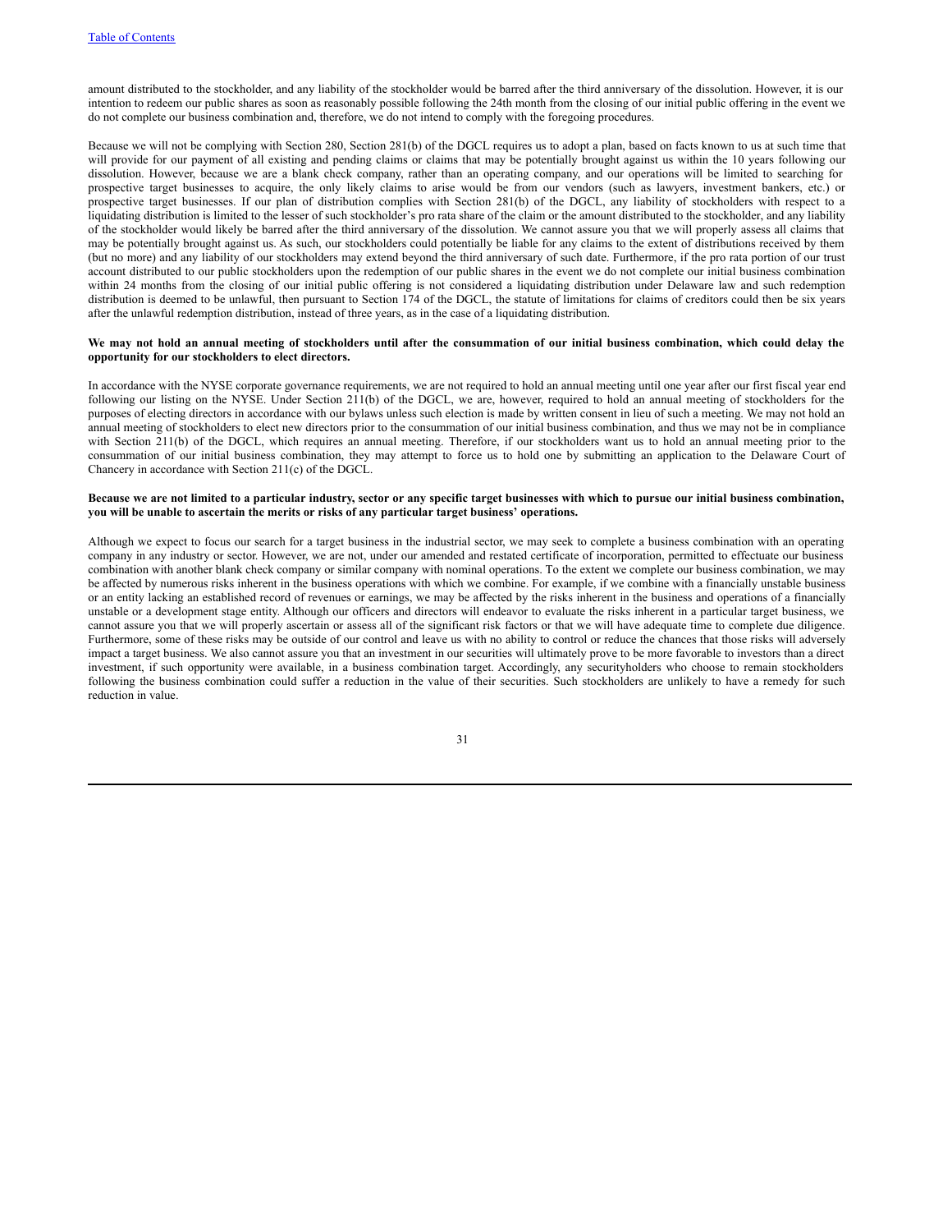amount distributed to the stockholder, and any liability of the stockholder would be barred after the third anniversary of the dissolution. However, it is our intention to redeem our public shares as soon as reasonably possible following the 24th month from the closing of our initial public offering in the event we do not complete our business combination and, therefore, we do not intend to comply with the foregoing procedures.

Because we will not be complying with Section 280, Section 281(b) of the DGCL requires us to adopt a plan, based on facts known to us at such time that will provide for our payment of all existing and pending claims or claims that may be potentially brought against us within the 10 years following our dissolution. However, because we are a blank check company, rather than an operating company, and our operations will be limited to searching for prospective target businesses to acquire, the only likely claims to arise would be from our vendors (such as lawyers, investment bankers, etc.) or prospective target businesses. If our plan of distribution complies with Section 281(b) of the DGCL, any liability of stockholders with respect to a liquidating distribution is limited to the lesser of such stockholder's pro rata share of the claim or the amount distributed to the stockholder, and any liability of the stockholder would likely be barred after the third anniversary of the dissolution. We cannot assure you that we will properly assess all claims that may be potentially brought against us. As such, our stockholders could potentially be liable for any claims to the extent of distributions received by them (but no more) and any liability of our stockholders may extend beyond the third anniversary of such date. Furthermore, if the pro rata portion of our trust account distributed to our public stockholders upon the redemption of our public shares in the event we do not complete our initial business combination within 24 months from the closing of our initial public offering is not considered a liquidating distribution under Delaware law and such redemption distribution is deemed to be unlawful, then pursuant to Section 174 of the DGCL, the statute of limitations for claims of creditors could then be six years after the unlawful redemption distribution, instead of three years, as in the case of a liquidating distribution.

**We may not hold an annual meeting of stockholders until after the consummation of our initial business combination, which could delay the opportunity for our stockholders to elect directors.**

In accordance with the NYSE corporate governance requirements, we are not required to hold an annual meeting until one year after our first fiscal year end following our listing on the NYSE. Under Section 211(b) of the DGCL, we are, however, required to hold an annual meeting of stockholders for the purposes of electing directors in accordance with our bylaws unless such election is made by written consent in lieu of such a meeting. We may not hold an annual meeting of stockholders to elect new directors prior to the consummation of our initial business combination, and thus we may not be in compliance with Section 211(b) of the DGCL, which requires an annual meeting. Therefore, if our stockholders want us to hold an annual meeting prior to the consummation of our initial business combination, they may attempt to force us to hold one by submitting an application to the Delaware Court of Chancery in accordance with Section 211(c) of the DGCL.

**Because we are not limited to a particular industry, sector or any specific target businesses with which to pursue our initial business combination, you will be unable to ascertain the merits or risks of any particular target business' operations.**

Although we expect to focus our search for a target business in the industrial sector, we may seek to complete a business combination with an operating company in any industry or sector. However, we are not, under our amended and restated certificate of incorporation, permitted to effectuate our business combination with another blank check company or similar company with nominal operations. To the extent we complete our business combination, we may be affected by numerous risks inherent in the business operations with which we combine. For example, if we combine with a financially unstable business or an entity lacking an established record of revenues or earnings, we may be affected by the risks inherent in the business and operations of a financially unstable or a development stage entity. Although our officers and directors will endeavor to evaluate the risks inherent in a particular target business, we cannot assure you that we will properly ascertain or assess all of the significant risk factors or that we will have adequate time to complete due diligence. Furthermore, some of these risks may be outside of our control and leave us with no ability to control or reduce the chances that those risks will adversely impact a target business. We also cannot assure you that an investment in our securities will ultimately prove to be more favorable to investors than a direct investment, if such opportunity were available, in a business combination target. Accordingly, any securityholders who choose to remain stockholders following the business combination could suffer a reduction in the value of their securities. Such stockholders are unlikely to have a remedy for such reduction in value.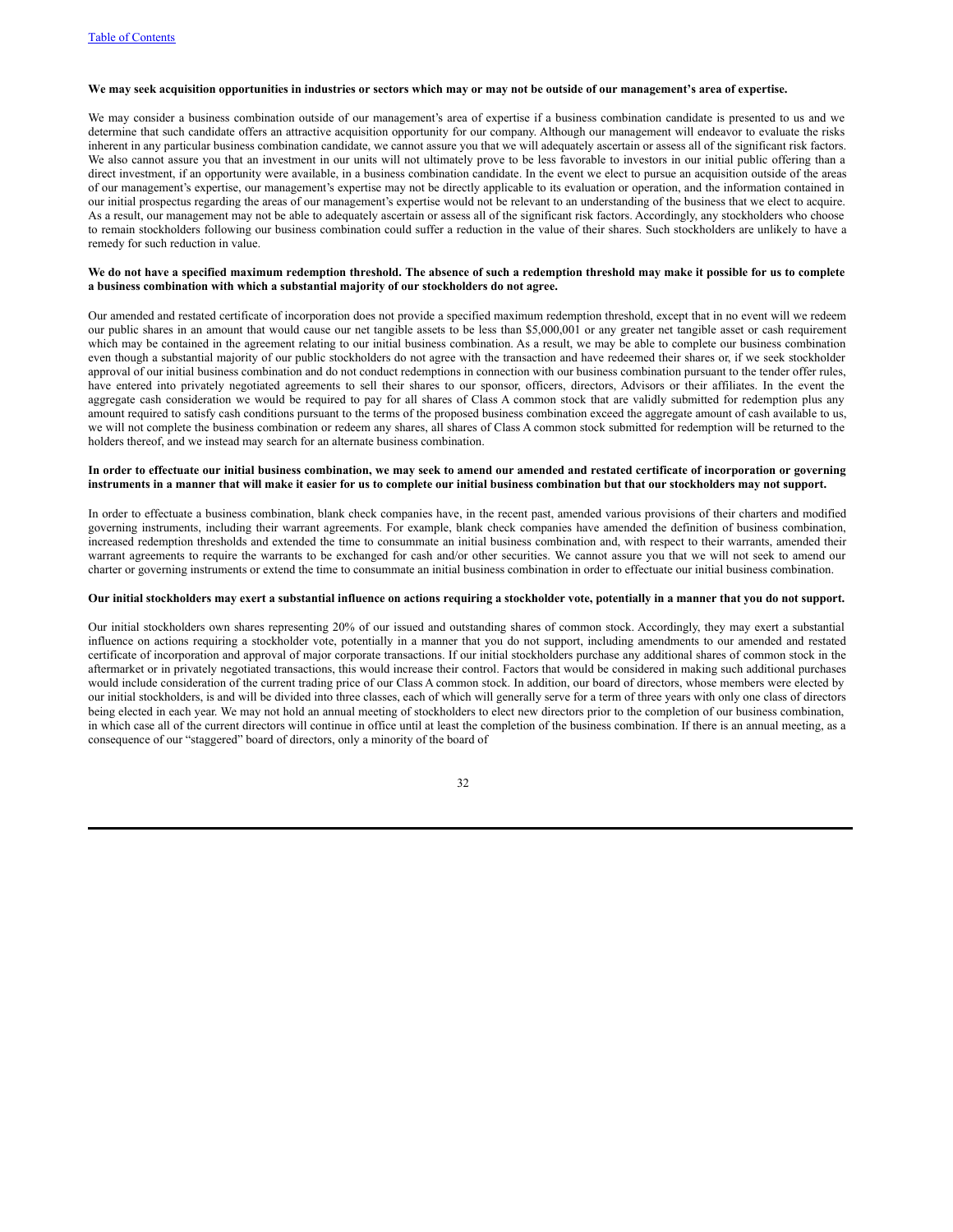**We may seek acquisition opportunities in industries or sectors which may or may not be outside of our management's area of expertise.**

We may consider a business combination outside of our management's area of expertise if a business combination candidate is presented to us and we determine that such candidate offers an attractive acquisition opportunity for our company. Although our management will endeavor to evaluate the risks inherent in any particular business combination candidate, we cannot assure you that we will adequately ascertain or assess all of the significant risk factors. We also cannot assure you that an investment in our units will not ultimately prove to be less favorable to investors in our initial public offering than a direct investment, if an opportunity were available, in a business combination candidate. In the event we elect to pursue an acquisition outside of the areas of our management's expertise, our management's expertise may not be directly applicable to its evaluation or operation, and the information contained in our initial prospectus regarding the areas of our management's expertise would not be relevant to an understanding of the business that we elect to acquire. As a result, our management may not be able to adequately ascertain or assess all of the significant risk factors. Accordingly, any stockholders who choose to remain stockholders following our business combination could suffer a reduction in the value of their shares. Such stockholders are unlikely to have a remedy for such reduction in value.

**We do not have a specified maximum redemption threshold. The absence of such a redemption threshold may make it possible for us to complete a business combination with which a substantial majority of our stockholders do not agree.**

Our amended and restated certificate of incorporation does not provide a specified maximum redemption threshold, except that in no event will we redeem our public shares in an amount that would cause our net tangible assets to be less than $5,000,001 or any greater net tangible asset or cash requirement which may be contained in the agreement relating to our initial business combination. As a result, we may be able to complete our business combination even though a substantial majority of our public stockholders do not agree with the transaction and have redeemed their shares or, if we seek stockholder approval of our initial business combination and do not conduct redemptions in connection with our business combination pursuant to the tender offer rules, have entered into privately negotiated agreements to sell their shares to our sponsor, officers, directors, Advisors or their affiliates. In the event the aggregate cash consideration we would be required to pay for all shares of Class A common stock that are validly submitted for redemption plus any amount required to satisfy cash conditions pursuant to the terms of the proposed business combination exceed the aggregate amount of cash available to us, we will not complete the business combination or redeem any shares, all shares of Class A common stock submitted for redemption will be returned to the holders thereof, and we instead may search for an alternate business combination.

**In order to effectuate our initial business combination, we may seek to amend our amended and restated certificate of incorporation or governing instruments in a manner that will make it easier for us to complete our initial business combination but that our stockholders may not support.**

In order to effectuate a business combination, blank check companies have, in the recent past, amended various provisions of their charters and modified governing instruments, including their warrant agreements. For example, blank check companies have amended the definition of business combination, increased redemption thresholds and extended the time to consummate an initial business combination and, with respect to their warrants, amended their warrant agreements to require the warrants to be exchanged for cash and/or other securities. We cannot assure you that we will not seek to amend our charter or governing instruments or extend the time to consummate an initial business combination in order to effectuate our initial business combination.

**Our initial stockholders may exert a substantial influence on actions requiring a stockholder vote, potentially in a manner that you do not support.**

Our initial stockholders own shares representing 20% of our issued and outstanding shares of common stock. Accordingly, they may exert a substantial influence on actions requiring a stockholder vote, potentially in a manner that you do not support, including amendments to our amended and restated certificate of incorporation and approval of major corporate transactions. If our initial stockholders purchase any additional shares of common stock in the aftermarket or in privately negotiated transactions, this would increase their control. Factors that would be considered in making such additional purchases would include consideration of the current trading price of our Class A common stock. In addition, our board of directors, whose members were elected by our initial stockholders, is and will be divided into three classes, each of which will generally serve for a term of three years with only one class of directors being elected in each year. We may not hold an annual meeting of stockholders to elect new directors prior to the completion of our business combination, in which case all of the current directors will continue in office until at least the completion of the business combination. If there is an annual meeting, as a consequence of our "staggered" board of directors, only a minority of the board of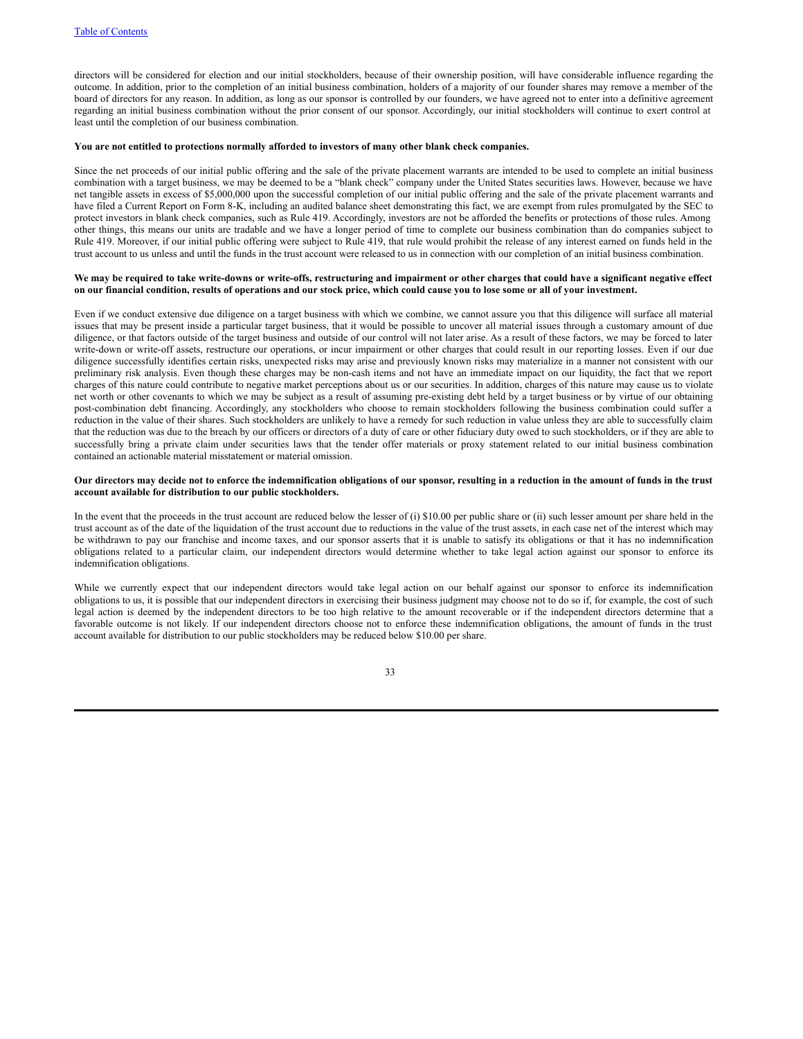directors will be considered for election and our initial stockholders, because of their ownership position, will have considerable influence regarding the outcome. In addition, prior to the completion of an initial business combination, holders of a majority of our founder shares may remove a member of the board of directors for any reason. In addition, as long as our sponsor is controlled by our founders, we have agreed not to enter into a definitive agreement regarding an initial business combination without the prior consent of our sponsor. Accordingly, our initial stockholders will continue to exert control at least until the completion of our business combination.

**You are not entitled to protections normally afforded to investors of many other blank check companies.**

Since the net proceeds of our initial public offering and the sale of the private placement warrants are intended to be used to complete an initial business combination with a target business, we may be deemed to be a "blank check" company under the United States securities laws. However, because we have net tangible assets in excess of $5,000,000 upon the successful completion of our initial public offering and the sale of the private placement warrants and have filed a Current Report on Form 8-K, including an audited balance sheet demonstrating this fact, we are exempt from rules promulgated by the SEC to protect investors in blank check companies, such as Rule 419. Accordingly, investors are not be afforded the benefits or protections of those rules. Among other things, this means our units are tradable and we have a longer period of time to complete our business combination than do companies subject to Rule 419. Moreover, if our initial public offering were subject to Rule 419, that rule would prohibit the release of any interest earned on funds held in the trust account to us unless and until the funds in the trust account were released to us in connection with our completion of an initial business combination.

**We may be required to take write-downs or write-offs, restructuring and impairment or other charges that could have a significant negative effect on our financial condition, results of operations and our stock price, which could cause you to lose some or all of your investment.**

Even if we conduct extensive due diligence on a target business with which we combine, we cannot assure you that this diligence will surface all material issues that may be present inside a particular target business, that it would be possible to uncover all material issues through a customary amount of due diligence, or that factors outside of the target business and outside of our control will not later arise. As a result of these factors, we may be forced to later write-down or write-off assets, restructure our operations, or incur impairment or other charges that could result in our reporting losses. Even if our due diligence successfully identifies certain risks, unexpected risks may arise and previously known risks may materialize in a manner not consistent with our preliminary risk analysis. Even though these charges may be non-cash items and not have an immediate impact on our liquidity, the fact that we report charges of this nature could contribute to negative market perceptions about us or our securities. In addition, charges of this nature may cause us to violate net worth or other covenants to which we may be subject as a result of assuming pre-existing debt held by a target business or by virtue of our obtaining post-combination debt financing. Accordingly, any stockholders who choose to remain stockholders following the business combination could suffer a reduction in the value of their shares. Such stockholders are unlikely to have a remedy for such reduction in value unless they are able to successfully claim that the reduction was due to the breach by our officers or directors of a duty of care or other fiduciary duty owed to such stockholders, or if they are able to successfully bring a private claim under securities laws that the tender offer materials or proxy statement related to our initial business combination contained an actionable material misstatement or material omission.

**Our directors may decide not to enforce the indemnification obligations of our sponsor, resulting in a reduction in the amount of funds in the trust account available for distribution to our public stockholders.**

In the event that the proceeds in the trust account are reduced below the lesser of (i) $10.00 per public share or (ii) such lesser amount per share held in the trust account as of the date of the liquidation of the trust account due to reductions in the value of the trust assets, in each case net of the interest which may be withdrawn to pay our franchise and income taxes, and our sponsor asserts that it is unable to satisfy its obligations or that it has no indemnification obligations related to a particular claim, our independent directors would determine whether to take legal action against our sponsor to enforce its indemnification obligations.

While we currently expect that our independent directors would take legal action on our behalf against our sponsor to enforce its indemnification obligations to us, it is possible that our independent directors in exercising their business judgment may choose not to do so if, for example, the cost of such legal action is deemed by the independent directors to be too high relative to the amount recoverable or if the independent directors determine that a favorable outcome is not likely. If our independent directors choose not to enforce these indemnification obligations, the amount of funds in the trust account available for distribution to our public stockholders may be reduced below $10.00 per share.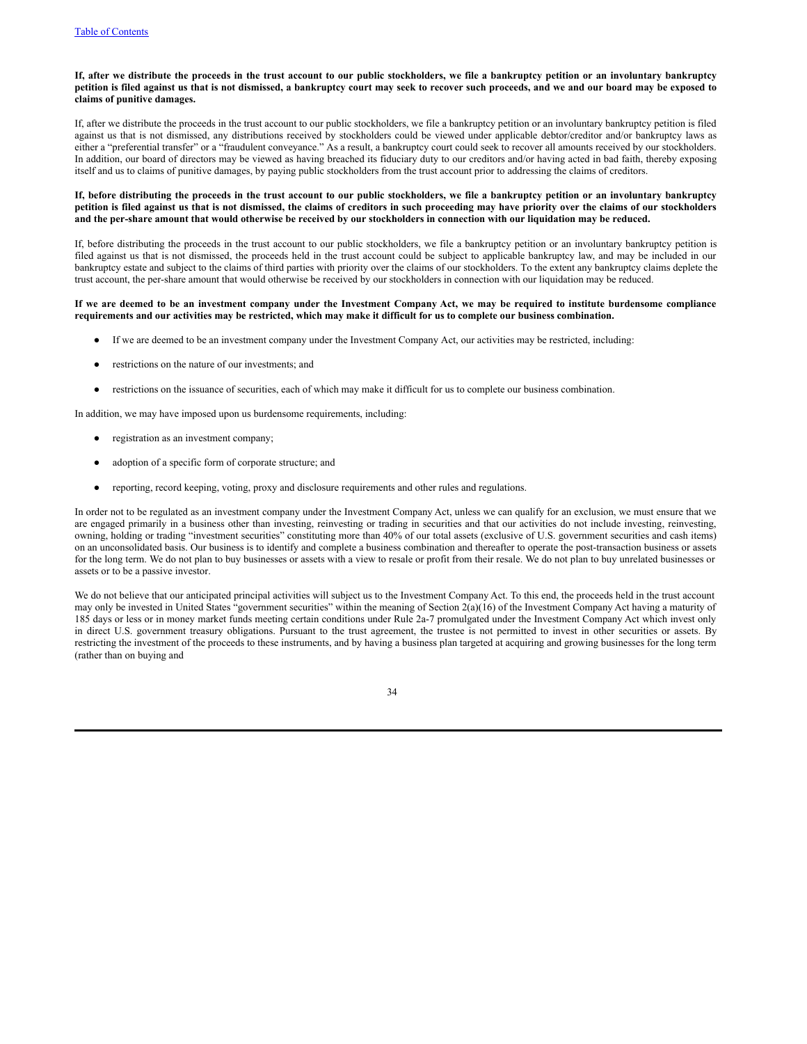**If, after we distribute the proceeds in the trust account to our public stockholders, we file a bankruptcy petition or an involuntary bankruptcy petition is filed against us that is not dismissed, a bankruptcy court may seek to recover such proceeds, and we and our board may be exposed to claims of punitive damages.**

If, after we distribute the proceeds in the trust account to our public stockholders, we file a bankruptcy petition or an involuntary bankruptcy petition is filed against us that is not dismissed, any distributions received by stockholders could be viewed under applicable debtor/creditor and/or bankruptcy laws as either a "preferential transfer" or a "fraudulent conveyance." As a result, a bankruptcy court could seek to recover all amounts received by our stockholders. In addition, our board of directors may be viewed as having breached its fiduciary duty to our creditors and/or having acted in bad faith, thereby exposing itself and us to claims of punitive damages, by paying public stockholders from the trust account prior to addressing the claims of creditors.

**If, before distributing the proceeds in the trust account to our public stockholders, we file a bankruptcy petition or an involuntary bankruptcy petition is filed against us that is not dismissed, the claims of creditors in such proceeding may have priority over the claims of our stockholders and the per-share amount that would otherwise be received by our stockholders in connection with our liquidation may be reduced.**

If, before distributing the proceeds in the trust account to our public stockholders, we file a bankruptcy petition or an involuntary bankruptcy petition is filed against us that is not dismissed, the proceeds held in the trust account could be subject to applicable bankruptcy law, and may be included in our bankruptcy estate and subject to the claims of third parties with priority over the claims of our stockholders. To the extent any bankruptcy claims deplete the trust account, the per-share amount that would otherwise be received by our stockholders in connection with our liquidation may be reduced.

**If we are deemed to be an investment company under the Investment Company Act, we may be required to institute burdensome compliance requirements and our activities may be restricted, which may make it difficult for us to complete our business combination.**

- If we are deemed to be an investment company under the Investment Company Act, our activities may be restricted, including:
- restrictions on the nature of our investments; and
- restrictions on the issuance of securities, each of which may make it difficult for us to complete our business combination.

In addition, we may have imposed upon us burdensome requirements, including:

- registration as an investment company;
- adoption of a specific form of corporate structure; and
- reporting, record keeping, voting, proxy and disclosure requirements and other rules and regulations.

In order not to be regulated as an investment company under the Investment Company Act, unless we can qualify for an exclusion, we must ensure that we are engaged primarily in a business other than investing, reinvesting or trading in securities and that our activities do not include investing, reinvesting, owning, holding or trading "investment securities" constituting more than 40% of our total assets (exclusive of U.S. government securities and cash items) on an unconsolidated basis. Our business is to identify and complete a business combination and thereafter to operate the post-transaction business or assets for the long term. We do not plan to buy businesses or assets with a view to resale or profit from their resale. We do not plan to buy unrelated businesses or assets or to be a passive investor.

We do not believe that our anticipated principal activities will subject us to the Investment Company Act. To this end, the proceeds held in the trust account may only be invested in United States "government securities" within the meaning of Section 2(a)(16) of the Investment Company Act having a maturity of 185 days or less or in money market funds meeting certain conditions under Rule 2a-7 promulgated under the Investment Company Act which invest only in direct U.S. government treasury obligations. Pursuant to the trust agreement, the trustee is not permitted to invest in other securities or assets. By restricting the investment of the proceeds to these instruments, and by having a business plan targeted at acquiring and growing businesses for the long term (rather than on buying and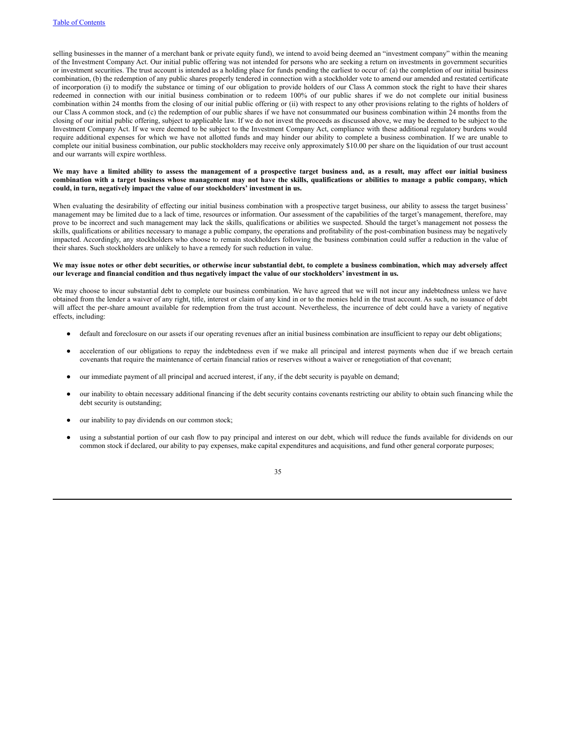selling businesses in the manner of a merchant bank or private equity fund), we intend to avoid being deemed an "investment company" within the meaning of the Investment Company Act. Our initial public offering was not intended for persons who are seeking a return on investments in government securities or investment securities. The trust account is intended as a holding place for funds pending the earliest to occur of: (a) the completion of our initial business combination, (b) the redemption of any public shares properly tendered in connection with a stockholder vote to amend our amended and restated certificate of incorporation (i) to modify the substance or timing of our obligation to provide holders of our Class A common stock the right to have their shares redeemed in connection with our initial business combination or to redeem 100% of our public shares if we do not complete our initial business combination within 24 months from the closing of our initial public offering or (ii) with respect to any other provisions relating to the rights of holders of our Class A common stock, and (c) the redemption of our public shares if we have not consummated our business combination within 24 months from the closing of our initial public offering, subject to applicable law. If we do not invest the proceeds as discussed above, we may be deemed to be subject to the Investment Company Act. If we were deemed to be subject to the Investment Company Act, compliance with these additional regulatory burdens would require additional expenses for which we have not allotted funds and may hinder our ability to complete a business combination. If we are unable to complete our initial business combination, our public stockholders may receive only approximately $10.00 per share on the liquidation of our trust account and our warrants will expire worthless.

**We may have a limited ability to assess the management of a prospective target business and, as a result, may affect our initial business combination with a target business whose management may not have the skills, qualifications or abilities to manage a public company, which could, in turn, negatively impact the value of our stockholders' investment in us.**

When evaluating the desirability of effecting our initial business combination with a prospective target business, our ability to assess the target business' management may be limited due to a lack of time, resources or information. Our assessment of the capabilities of the target's management, therefore, may prove to be incorrect and such management may lack the skills, qualifications or abilities we suspected. Should the target's management not possess the skills, qualifications or abilities necessary to manage a public company, the operations and profitability of the post-combination business may be negatively impacted. Accordingly, any stockholders who choose to remain stockholders following the business combination could suffer a reduction in the value of their shares. Such stockholders are unlikely to have a remedy for such reduction in value.

**We may issue notes or other debt securities, or otherwise incur substantial debt, to complete a business combination, which may adversely affect our leverage and financial condition and thus negatively impact the value of our stockholders' investment in us.**

We may choose to incur substantial debt to complete our business combination. We have agreed that we will not incur any indebtedness unless we have obtained from the lender a waiver of any right, title, interest or claim of any kind in or to the monies held in the trust account. As such, no issuance of debt will affect the per-share amount available for redemption from the trust account. Nevertheless, the incurrence of debt could have a variety of negative effects, including:

- default and foreclosure on our assets if our operating revenues after an initial business combination are insufficient to repay our debt obligations;
- acceleration of our obligations to repay the indebtedness even if we make all principal and interest payments when due if we breach certain covenants that require the maintenance of certain financial ratios or reserves without a waiver or renegotiation of that covenant;
- our immediate payment of all principal and accrued interest, if any, if the debt security is payable on demand;
- our inability to obtain necessary additional financing if the debt security contains covenants restricting our ability to obtain such financing while the debt security is outstanding;
- our inability to pay dividends on our common stock;
- using a substantial portion of our cash flow to pay principal and interest on our debt, which will reduce the funds available for dividends on our common stock if declared, our ability to pay expenses, make capital expenditures and acquisitions, and fund other general corporate purposes;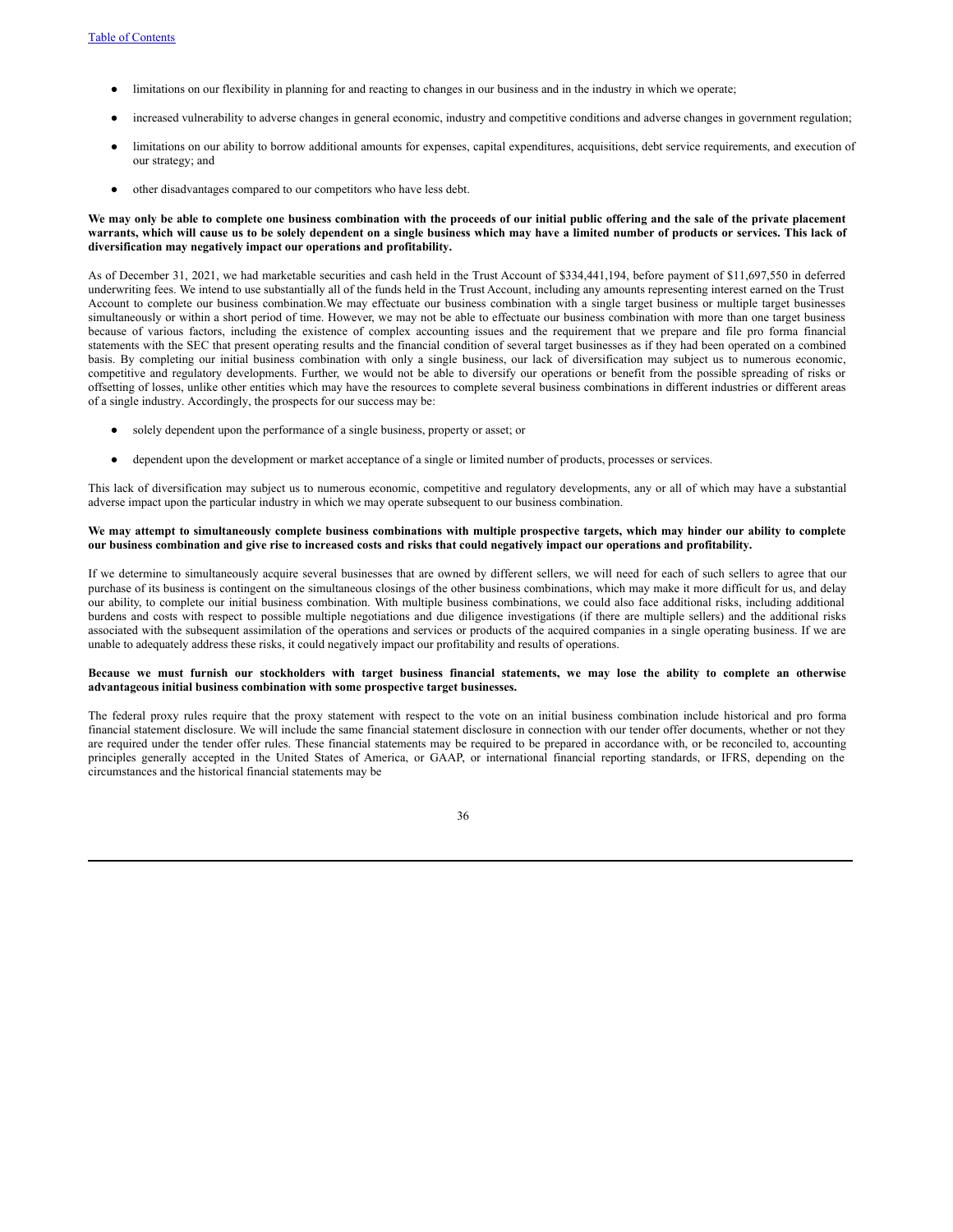- limitations on our flexibility in planning for and reacting to changes in our business and in the industry in which we operate;
- increased vulnerability to adverse changes in general economic, industry and competitive conditions and adverse changes in government regulation;
- limitations on our ability to borrow additional amounts for expenses, capital expenditures, acquisitions, debt service requirements, and execution of our strategy; and
- other disadvantages compared to our competitors who have less debt.

**We may only be able to complete one business combination with the proceeds of our initial public offering and the sale of the private placement warrants, which will cause us to be solely dependent on a single business which may have a limited number of products or services. This lack of diversification may negatively impact our operations and profitability.**

As of December 31, 2021, we had marketable securities and cash held in the Trust Account of $334,441,194, before payment of $11,697,550 in deferred underwriting fees. We intend to use substantially all of the funds held in the Trust Account, including any amounts representing interest earned on the Trust Account to complete our business combination.We may effectuate our business combination with a single target business or multiple target businesses simultaneously or within a short period of time. However, we may not be able to effectuate our business combination with more than one target business because of various factors, including the existence of complex accounting issues and the requirement that we prepare and file pro forma financial statements with the SEC that present operating results and the financial condition of several target businesses as if they had been operated on a combined basis. By completing our initial business combination with only a single business, our lack of diversification may subject us to numerous economic, competitive and regulatory developments. Further, we would not be able to diversify our operations or benefit from the possible spreading of risks or offsetting of losses, unlike other entities which may have the resources to complete several business combinations in different industries or different areas of a single industry. Accordingly, the prospects for our success may be:

- solely dependent upon the performance of a single business, property or asset; or
- dependent upon the development or market acceptance of a single or limited number of products, processes or services.

This lack of diversification may subject us to numerous economic, competitive and regulatory developments, any or all of which may have a substantial adverse impact upon the particular industry in which we may operate subsequent to our business combination.

**We may attempt to simultaneously complete business combinations with multiple prospective targets, which may hinder our ability to complete our business combination and give rise to increased costs and risks that could negatively impact our operations and profitability.**

If we determine to simultaneously acquire several businesses that are owned by different sellers, we will need for each of such sellers to agree that our purchase of its business is contingent on the simultaneous closings of the other business combinations, which may make it more difficult for us, and delay our ability, to complete our initial business combination. With multiple business combinations, we could also face additional risks, including additional burdens and costs with respect to possible multiple negotiations and due diligence investigations (if there are multiple sellers) and the additional risks associated with the subsequent assimilation of the operations and services or products of the acquired companies in a single operating business. If we are unable to adequately address these risks, it could negatively impact our profitability and results of operations.

**Because we must furnish our stockholders with target business financial statements, we may lose the ability to complete an otherwise advantageous initial business combination with some prospective target businesses.**

The federal proxy rules require that the proxy statement with respect to the vote on an initial business combination include historical and pro forma financial statement disclosure. We will include the same financial statement disclosure in connection with our tender offer documents, whether or not they are required under the tender offer rules. These financial statements may be required to be prepared in accordance with, or be reconciled to, accounting principles generally accepted in the United States of America, or GAAP, or international financial reporting standards, or IFRS, depending on the circumstances and the historical financial statements may be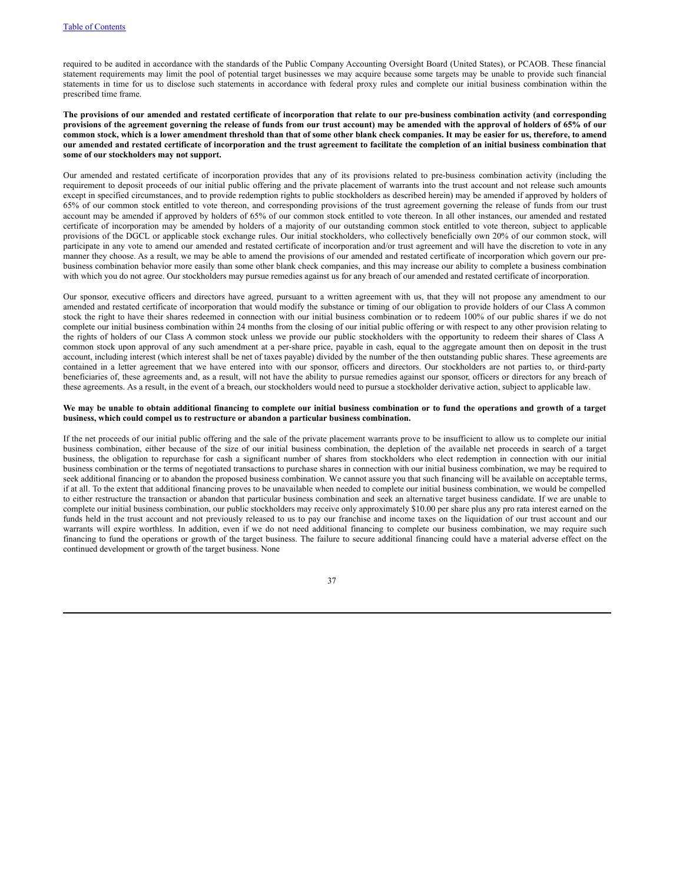required to be audited in accordance with the standards of the Public Company Accounting Oversight Board (United States), or PCAOB. These financial statement requirements may limit the pool of potential target businesses we may acquire because some targets may be unable to provide such financial statements in time for us to disclose such statements in accordance with federal proxy rules and complete our initial business combination within the prescribed time frame.

**The provisions of our amended and restated certificate of incorporation that relate to our pre-business combination activity (and corresponding provisions of the agreement governing the release of funds from our trust account) may be amended with the approval of holders of 65% of our common stock, which is a lower amendment threshold than that of some other blank check companies. It may be easier for us, therefore, to amend our amended and restated certificate of incorporation and the trust agreement to facilitate the completion of an initial business combination that some of our stockholders may not support.**

Our amended and restated certificate of incorporation provides that any of its provisions related to pre-business combination activity (including the requirement to deposit proceeds of our initial public offering and the private placement of warrants into the trust account and not release such amounts except in specified circumstances, and to provide redemption rights to public stockholders as described herein) may be amended if approved by holders of 65% of our common stock entitled to vote thereon, and corresponding provisions of the trust agreement governing the release of funds from our trust account may be amended if approved by holders of 65% of our common stock entitled to vote thereon. In all other instances, our amended and restated certificate of incorporation may be amended by holders of a majority of our outstanding common stock entitled to vote thereon, subject to applicable provisions of the DGCL or applicable stock exchange rules. Our initial stockholders, who collectively beneficially own 20% of our common stock, will participate in any vote to amend our amended and restated certificate of incorporation and/or trust agreement and will have the discretion to vote in any manner they choose. As a result, we may be able to amend the provisions of our amended and restated certificate of incorporation which govern our pre-business combination behavior more easily than some other blank check companies, and this may increase our ability to complete a business combination with which you do not agree. Our stockholders may pursue remedies against us for any breach of our amended and restated certificate of incorporation.

Our sponsor, executive officers and directors have agreed, pursuant to a written agreement with us, that they will not propose any amendment to our amended and restated certificate of incorporation that would modify the substance or timing of our obligation to provide holders of our Class A common stock the right to have their shares redeemed in connection with our initial business combination or to redeem 100% of our public shares if we do not complete our initial business combination within 24 months from the closing of our initial public offering or with respect to any other provision relating to the rights of holders of our Class A common stock unless we provide our public stockholders with the opportunity to redeem their shares of Class A common stock upon approval of any such amendment at a per-share price, payable in cash, equal to the aggregate amount then on deposit in the trust account, including interest (which interest shall be net of taxes payable) divided by the number of the then outstanding public shares. These agreements are contained in a letter agreement that we have entered into with our sponsor, officers and directors. Our stockholders are not parties to, or third-party beneficiaries of, these agreements and, as a result, will not have the ability to pursue remedies against our sponsor, officers or directors for any breach of these agreements. As a result, in the event of a breach, our stockholders would need to pursue a stockholder derivative action, subject to applicable law.

**We may be unable to obtain additional financing to complete our initial business combination or to fund the operations and growth of a target business, which could compel us to restructure or abandon a particular business combination.**

If the net proceeds of our initial public offering and the sale of the private placement warrants prove to be insufficient to allow us to complete our initial business combination, either because of the size of our initial business combination, the depletion of the available net proceeds in search of a target business, the obligation to repurchase for cash a significant number of shares from stockholders who elect redemption in connection with our initial business combination or the terms of negotiated transactions to purchase shares in connection with our initial business combination, we may be required to seek additional financing or to abandon the proposed business combination. We cannot assure you that such financing will be available on acceptable terms, if at all. To the extent that additional financing proves to be unavailable when needed to complete our initial business combination, we would be compelled to either restructure the transaction or abandon that particular business combination and seek an alternative target business candidate. If we are unable to complete our initial business combination, our public stockholders may receive only approximately $10.00 per share plus any pro rata interest earned on the funds held in the trust account and not previously released to us to pay our franchise and income taxes on the liquidation of our trust account and our warrants will expire worthless. In addition, even if we do not need additional financing to complete our business combination, we may require such financing to fund the operations or growth of the target business. The failure to secure additional financing could have a material adverse effect on the continued development or growth of the target business. None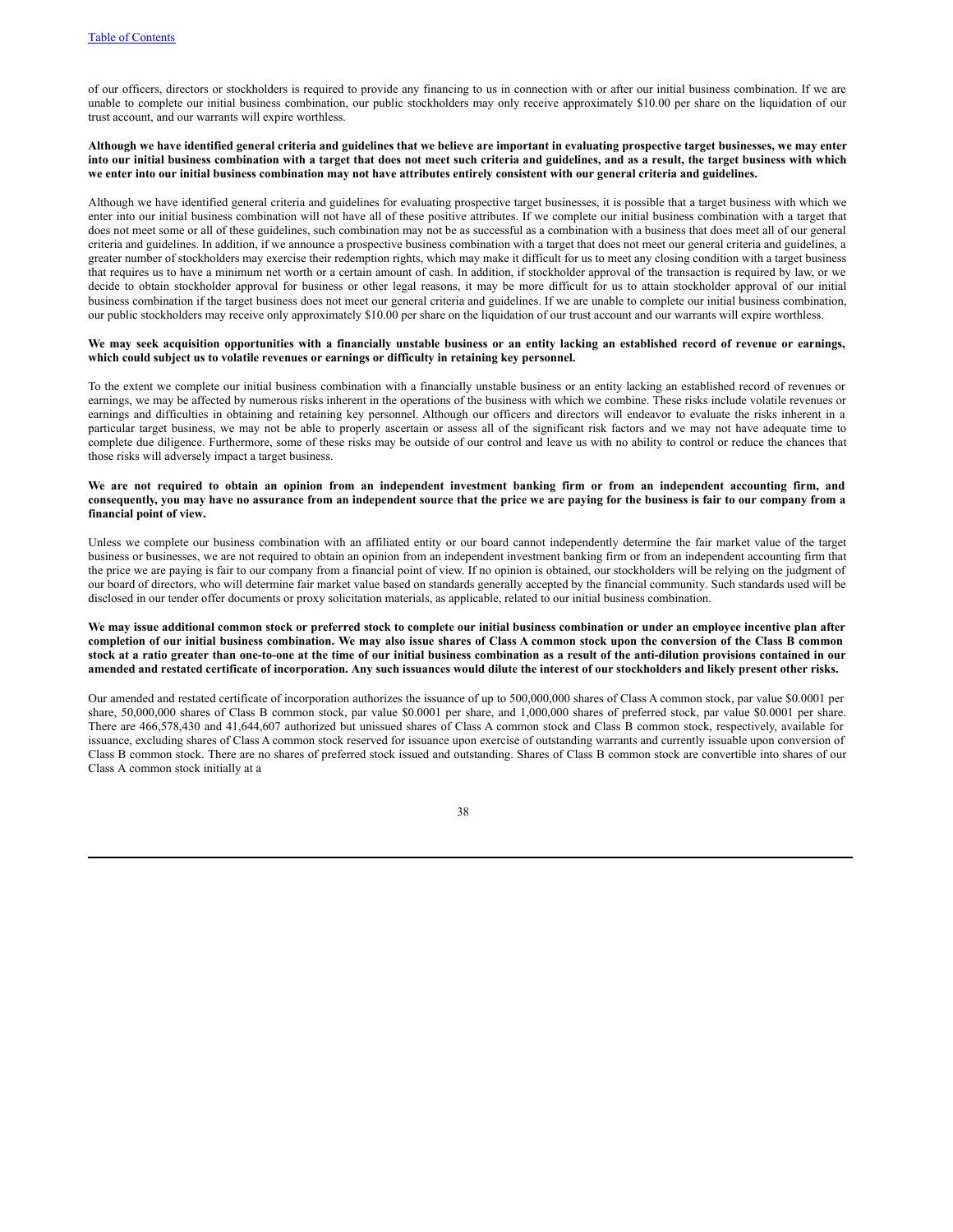of our officers, directors or stockholders is required to provide any financing to us in connection with or after our initial business combination. If we are unable to complete our initial business combination, our public stockholders may only receive approximately $10.00 per share on the liquidation of our trust account, and our warrants will expire worthless.

**Although we have identified general criteria and guidelines that we believe are important in evaluating prospective target businesses, we may enter into our initial business combination with a target that does not meet such criteria and guidelines, and as a result, the target business with which we enter into our initial business combination may not have attributes entirely consistent with our general criteria and guidelines.**

Although we have identified general criteria and guidelines for evaluating prospective target businesses, it is possible that a target business with which we enter into our initial business combination will not have all of these positive attributes. If we complete our initial business combination with a target that does not meet some or all of these guidelines, such combination may not be as successful as a combination with a business that does meet all of our general criteria and guidelines. In addition, if we announce a prospective business combination with a target that does not meet our general criteria and guidelines, a greater number of stockholders may exercise their redemption rights, which may make it difficult for us to meet any closing condition with a target business that requires us to have a minimum net worth or a certain amount of cash. In addition, if stockholder approval of the transaction is required by law, or we decide to obtain stockholder approval for business or other legal reasons, it may be more difficult for us to attain stockholder approval of our initial business combination if the target business does not meet our general criteria and guidelines. If we are unable to complete our initial business combination, our public stockholders may receive only approximately $10.00 per share on the liquidation of our trust account and our warrants will expire worthless.

**We may seek acquisition opportunities with a financially unstable business or an entity lacking an established record of revenue or earnings, which could subject us to volatile revenues or earnings or difficulty in retaining key personnel.**

To the extent we complete our initial business combination with a financially unstable business or an entity lacking an established record of revenues or earnings, we may be affected by numerous risks inherent in the operations of the business with which we combine. These risks include volatile revenues or earnings and difficulties in obtaining and retaining key personnel. Although our officers and directors will endeavor to evaluate the risks inherent in a particular target business, we may not be able to properly ascertain or assess all of the significant risk factors and we may not have adequate time to complete due diligence. Furthermore, some of these risks may be outside of our control and leave us with no ability to control or reduce the chances that those risks will adversely impact a target business.

**We are not required to obtain an opinion from an independent investment banking firm or from an independent accounting firm, and consequently, you may have no assurance from an independent source that the price we are paying for the business is fair to our company from a financial point of view.**

Unless we complete our business combination with an affiliated entity or our board cannot independently determine the fair market value of the target business or businesses, we are not required to obtain an opinion from an independent investment banking firm or from an independent accounting firm that the price we are paying is fair to our company from a financial point of view. If no opinion is obtained, our stockholders will be relying on the judgment of our board of directors, who will determine fair market value based on standards generally accepted by the financial community. Such standards used will be disclosed in our tender offer documents or proxy solicitation materials, as applicable, related to our initial business combination.

**We may issue additional common stock or preferred stock to complete our initial business combination or under an employee incentive plan after completion of our initial business combination. We may also issue shares of Class A common stock upon the conversion of the Class B common stock at a ratio greater than one-to-one at the time of our initial business combination as a result of the anti-dilution provisions contained in our amended and restated certificate of incorporation. Any such issuances would dilute the interest of our stockholders and likely present other risks.**

Our amended and restated certificate of incorporation authorizes the issuance of up to 500,000,000 shares of Class A common stock, par value $0.0001 per share, 50,000,000 shares of Class B common stock, par value $0.0001 per share, and 1,000,000 shares of preferred stock, par value $0.0001 per share. There are 466,578,430 and 41,644,607 authorized but unissued shares of Class A common stock and Class B common stock, respectively, available for issuance, excluding shares of Class A common stock reserved for issuance upon exercise of outstanding warrants and currently issuable upon conversion of Class B common stock. There are no shares of preferred stock issued and outstanding. Shares of Class B common stock are convertible into shares of our Class A common stock initially at a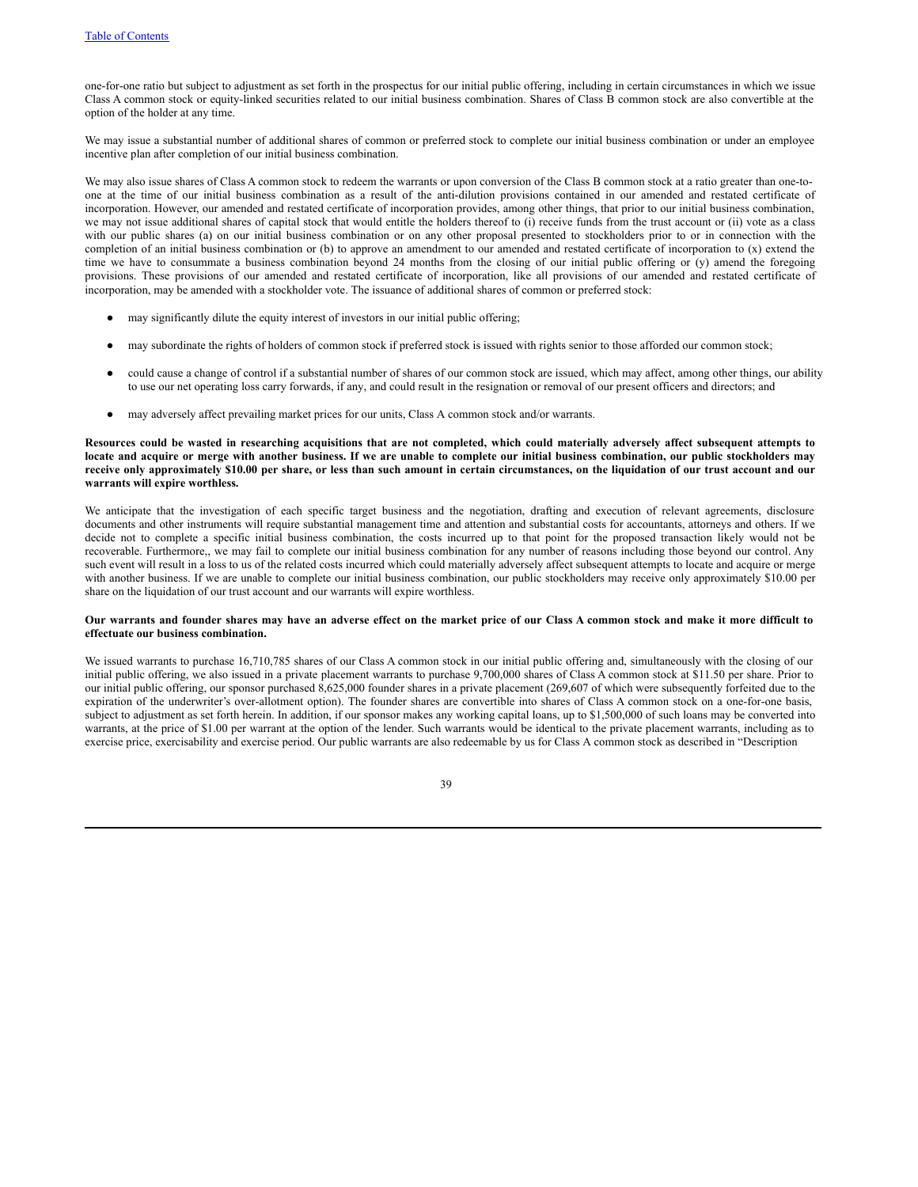one-for-one ratio but subject to adjustment as set forth in the prospectus for our initial public offering, including in certain circumstances in which we issue Class A common stock or equity-linked securities related to our initial business combination. Shares of Class B common stock are also convertible at the option of the holder at any time.

We may issue a substantial number of additional shares of common or preferred stock to complete our initial business combination or under an employee incentive plan after completion of our initial business combination.

We may also issue shares of Class A common stock to redeem the warrants or upon conversion of the Class B common stock at a ratio greater than one-to-one at the time of our initial business combination as a result of the anti-dilution provisions contained in our amended and restated certificate of incorporation. However, our amended and restated certificate of incorporation provides, among other things, that prior to our initial business combination, we may not issue additional shares of capital stock that would entitle the holders thereof to (i) receive funds from the trust account or (ii) vote as a class with our public shares (a) on our initial business combination or on any other proposal presented to stockholders prior to or in connection with the completion of an initial business combination or (b) to approve an amendment to our amended and restated certificate of incorporation to (x) extend the time we have to consummate a business combination beyond 24 months from the closing of our initial public offering or (y) amend the foregoing provisions. These provisions of our amended and restated certificate of incorporation, like all provisions of our amended and restated certificate of incorporation, may be amended with a stockholder vote. The issuance of additional shares of common or preferred stock:

- may significantly dilute the equity interest of investors in our initial public offering;
- may subordinate the rights of holders of common stock if preferred stock is issued with rights senior to those afforded our common stock;
- could cause a change of control if a substantial number of shares of our common stock are issued, which may affect, among other things, our ability to use our net operating loss carry forwards, if any, and could result in the resignation or removal of our present officers and directors; and
- may adversely affect prevailing market prices for our units, Class A common stock and/or warrants.

**Resources could be wasted in researching acquisitions that are not completed, which could materially adversely affect subsequent attempts to locate and acquire or merge with another business. If we are unable to complete our initial business combination, our public stockholders may receive only approximately $10.00 per share, or less than such amount in certain circumstances, on the liquidation of our trust account and our warrants will expire worthless.**

We anticipate that the investigation of each specific target business and the negotiation, drafting and execution of relevant agreements, disclosure documents and other instruments will require substantial management time and attention and substantial costs for accountants, attorneys and others. If we decide not to complete a specific initial business combination, the costs incurred up to that point for the proposed transaction likely would not be recoverable. Furthermore,, we may fail to complete our initial business combination for any number of reasons including those beyond our control. Any such event will result in a loss to us of the related costs incurred which could materially adversely affect subsequent attempts to locate and acquire or merge with another business. If we are unable to complete our initial business combination, our public stockholders may receive only approximately $10.00 per share on the liquidation of our trust account and our warrants will expire worthless.

**Our warrants and founder shares may have an adverse effect on the market price of our Class A common stock and make it more difficult to effectuate our business combination.**

We issued warrants to purchase 16,710,785 shares of our Class A common stock in our initial public offering and, simultaneously with the closing of our initial public offering, we also issued in a private placement warrants to purchase 9,700,000 shares of Class A common stock at $11.50 per share. Prior to our initial public offering, our sponsor purchased 8,625,000 founder shares in a private placement (269,607 of which were subsequently forfeited due to the expiration of the underwriter's over-allotment option). The founder shares are convertible into shares of Class A common stock on a one-for-one basis, subject to adjustment as set forth herein. In addition, if our sponsor makes any working capital loans, up to $1,500,000 of such loans may be converted into warrants, at the price of $1.00 per warrant at the option of the lender. Such warrants would be identical to the private placement warrants, including as to exercise price, exercisability and exercise period. Our public warrants are also redeemable by us for Class A common stock as described in "Description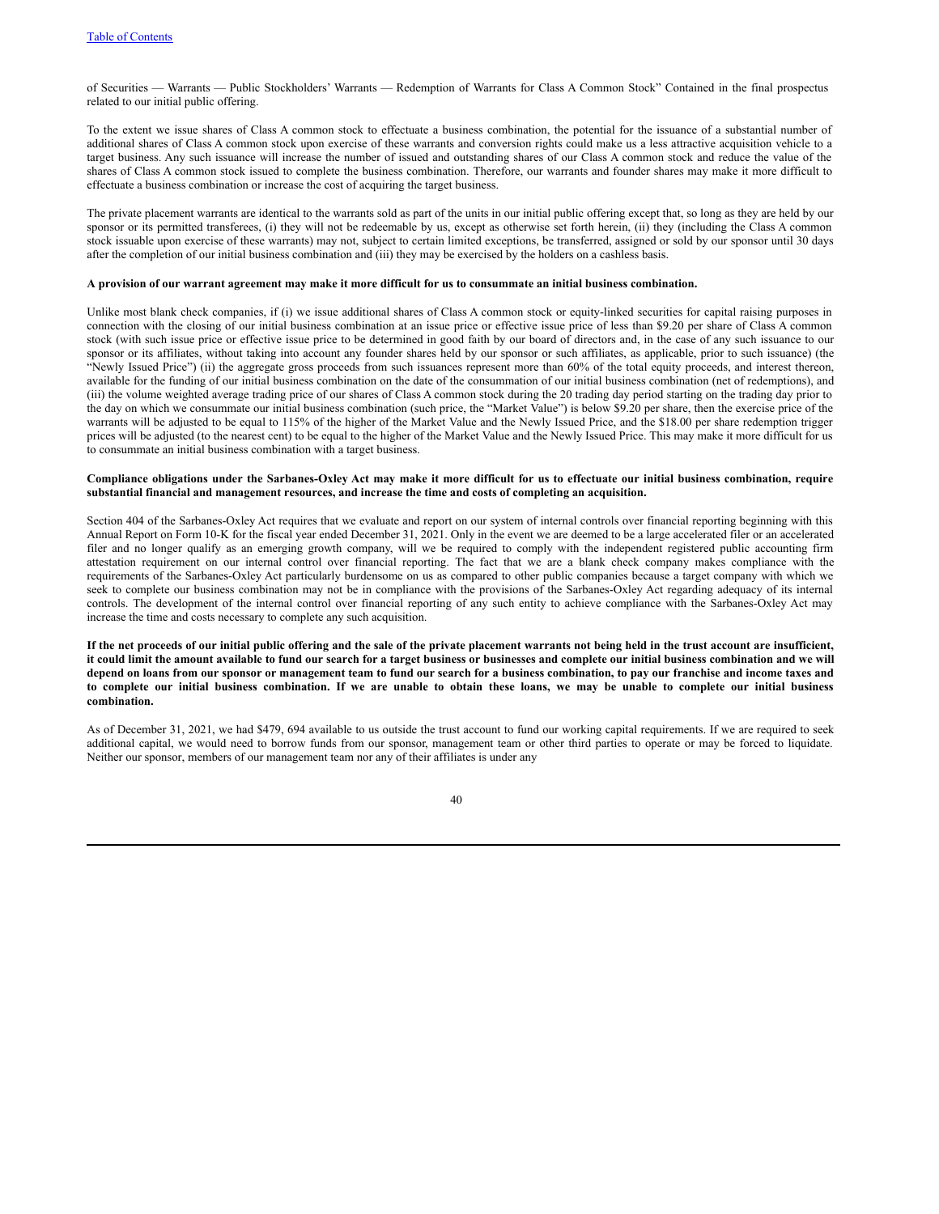of Securities — Warrants — Public Stockholders' Warrants — Redemption of Warrants for Class A Common Stock" Contained in the final prospectus related to our initial public offering.

To the extent we issue shares of Class A common stock to effectuate a business combination, the potential for the issuance of a substantial number of additional shares of Class A common stock upon exercise of these warrants and conversion rights could make us a less attractive acquisition vehicle to a target business. Any such issuance will increase the number of issued and outstanding shares of our Class A common stock and reduce the value of the shares of Class A common stock issued to complete the business combination. Therefore, our warrants and founder shares may make it more difficult to effectuate a business combination or increase the cost of acquiring the target business.

The private placement warrants are identical to the warrants sold as part of the units in our initial public offering except that, so long as they are held by our sponsor or its permitted transferees, (i) they will not be redeemable by us, except as otherwise set forth herein, (ii) they (including the Class A common stock issuable upon exercise of these warrants) may not, subject to certain limited exceptions, be transferred, assigned or sold by our sponsor until 30 days after the completion of our initial business combination and (iii) they may be exercised by the holders on a cashless basis.

**A provision of our warrant agreement may make it more difficult for us to consummate an initial business combination.**

Unlike most blank check companies, if (i) we issue additional shares of Class A common stock or equity-linked securities for capital raising purposes in connection with the closing of our initial business combination at an issue price or effective issue price of less than $9.20 per share of Class A common stock (with such issue price or effective issue price to be determined in good faith by our board of directors and, in the case of any such issuance to our sponsor or its affiliates, without taking into account any founder shares held by our sponsor or such affiliates, as applicable, prior to such issuance) (the "Newly Issued Price") (ii) the aggregate gross proceeds from such issuances represent more than 60% of the total equity proceeds, and interest thereon, available for the funding of our initial business combination on the date of the consummation of our initial business combination (net of redemptions), and (iii) the volume weighted average trading price of our shares of Class A common stock during the 20 trading day period starting on the trading day prior to the day on which we consummate our initial business combination (such price, the "Market Value") is below $9.20 per share, then the exercise price of the warrants will be adjusted to be equal to 115% of the higher of the Market Value and the Newly Issued Price, and the $18.00 per share redemption trigger prices will be adjusted (to the nearest cent) to be equal to the higher of the Market Value and the Newly Issued Price. This may make it more difficult for us to consummate an initial business combination with a target business.

**Compliance obligations under the Sarbanes-Oxley Act may make it more difficult for us to effectuate our initial business combination, require substantial financial and management resources, and increase the time and costs of completing an acquisition.**

Section 404 of the Sarbanes-Oxley Act requires that we evaluate and report on our system of internal controls over financial reporting beginning with this Annual Report on Form 10-K for the fiscal year ended December 31, 2021. Only in the event we are deemed to be a large accelerated filer or an accelerated filer and no longer qualify as an emerging growth company, will we be required to comply with the independent registered public accounting firm attestation requirement on our internal control over financial reporting. The fact that we are a blank check company makes compliance with the requirements of the Sarbanes-Oxley Act particularly burdensome on us as compared to other public companies because a target company with which we seek to complete our business combination may not be in compliance with the provisions of the Sarbanes-Oxley Act regarding adequacy of its internal controls. The development of the internal control over financial reporting of any such entity to achieve compliance with the Sarbanes-Oxley Act may increase the time and costs necessary to complete any such acquisition.

**If the net proceeds of our initial public offering and the sale of the private placement warrants not being held in the trust account are insufficient, it could limit the amount available to fund our search for a target business or businesses and complete our initial business combination and we will depend on loans from our sponsor or management team to fund our search for a business combination, to pay our franchise and income taxes and to complete our initial business combination. If we are unable to obtain these loans, we may be unable to complete our initial business combination.**

As of December 31, 2021, we had $479, 694 available to us outside the trust account to fund our working capital requirements. If we are required to seek additional capital, we would need to borrow funds from our sponsor, management team or other third parties to operate or may be forced to liquidate. Neither our sponsor, members of our management team nor any of their affiliates is under any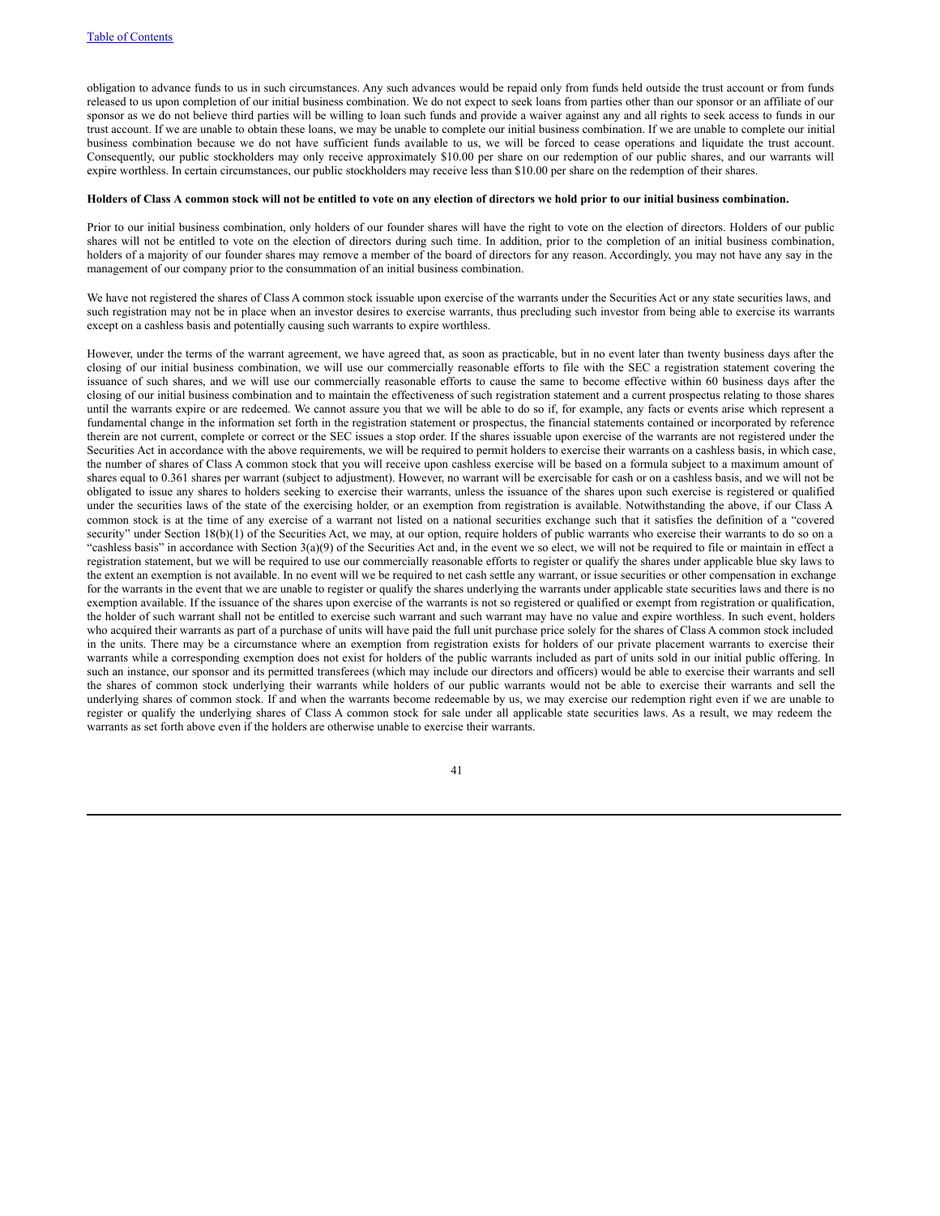obligation to advance funds to us in such circumstances. Any such advances would be repaid only from funds held outside the trust account or from funds released to us upon completion of our initial business combination. We do not expect to seek loans from parties other than our sponsor or an affiliate of our sponsor as we do not believe third parties will be willing to loan such funds and provide a waiver against any and all rights to seek access to funds in our trust account. If we are unable to obtain these loans, we may be unable to complete our initial business combination. If we are unable to complete our initial business combination because we do not have sufficient funds available to us, we will be forced to cease operations and liquidate the trust account. Consequently, our public stockholders may only receive approximately $10.00 per share on our redemption of our public shares, and our warrants will expire worthless. In certain circumstances, our public stockholders may receive less than $10.00 per share on the redemption of their shares.

**Holders of Class A common stock will not be entitled to vote on any election of directors we hold prior to our initial business combination.**

Prior to our initial business combination, only holders of our founder shares will have the right to vote on the election of directors. Holders of our public shares will not be entitled to vote on the election of directors during such time. In addition, prior to the completion of an initial business combination, holders of a majority of our founder shares may remove a member of the board of directors for any reason. Accordingly, you may not have any say in the management of our company prior to the consummation of an initial business combination.

We have not registered the shares of Class A common stock issuable upon exercise of the warrants under the Securities Act or any state securities laws, and such registration may not be in place when an investor desires to exercise warrants, thus precluding such investor from being able to exercise its warrants except on a cashless basis and potentially causing such warrants to expire worthless.

However, under the terms of the warrant agreement, we have agreed that, as soon as practicable, but in no event later than twenty business days after the closing of our initial business combination, we will use our commercially reasonable efforts to file with the SEC a registration statement covering the issuance of such shares, and we will use our commercially reasonable efforts to cause the same to become effective within 60 business days after the closing of our initial business combination and to maintain the effectiveness of such registration statement and a current prospectus relating to those shares until the warrants expire or are redeemed. We cannot assure you that we will be able to do so if, for example, any facts or events arise which represent a fundamental change in the information set forth in the registration statement or prospectus, the financial statements contained or incorporated by reference therein are not current, complete or correct or the SEC issues a stop order. If the shares issuable upon exercise of the warrants are not registered under the Securities Act in accordance with the above requirements, we will be required to permit holders to exercise their warrants on a cashless basis, in which case, the number of shares of Class A common stock that you will receive upon cashless exercise will be based on a formula subject to a maximum amount of shares equal to 0.361 shares per warrant (subject to adjustment). However, no warrant will be exercisable for cash or on a cashless basis, and we will not be obligated to issue any shares to holders seeking to exercise their warrants, unless the issuance of the shares upon such exercise is registered or qualified under the securities laws of the state of the exercising holder, or an exemption from registration is available. Notwithstanding the above, if our Class A common stock is at the time of any exercise of a warrant not listed on a national securities exchange such that it satisfies the definition of a "covered security" under Section 18(b)(1) of the Securities Act, we may, at our option, require holders of public warrants who exercise their warrants to do so on a "cashless basis" in accordance with Section 3(a)(9) of the Securities Act and, in the event we so elect, we will not be required to file or maintain in effect a registration statement, but we will be required to use our commercially reasonable efforts to register or qualify the shares under applicable blue sky laws to the extent an exemption is not available. In no event will we be required to net cash settle any warrant, or issue securities or other compensation in exchange for the warrants in the event that we are unable to register or qualify the shares underlying the warrants under applicable state securities laws and there is no exemption available. If the issuance of the shares upon exercise of the warrants is not so registered or qualified or exempt from registration or qualification, the holder of such warrant shall not be entitled to exercise such warrant and such warrant may have no value and expire worthless. In such event, holders who acquired their warrants as part of a purchase of units will have paid the full unit purchase price solely for the shares of Class A common stock included in the units. There may be a circumstance where an exemption from registration exists for holders of our private placement warrants to exercise their warrants while a corresponding exemption does not exist for holders of the public warrants included as part of units sold in our initial public offering. In such an instance, our sponsor and its permitted transferees (which may include our directors and officers) would be able to exercise their warrants and sell the shares of common stock underlying their warrants while holders of our public warrants would not be able to exercise their warrants and sell the underlying shares of common stock. If and when the warrants become redeemable by us, we may exercise our redemption right even if we are unable to register or qualify the underlying shares of Class A common stock for sale under all applicable state securities laws. As a result, we may redeem the warrants as set forth above even if the holders are otherwise unable to exercise their warrants.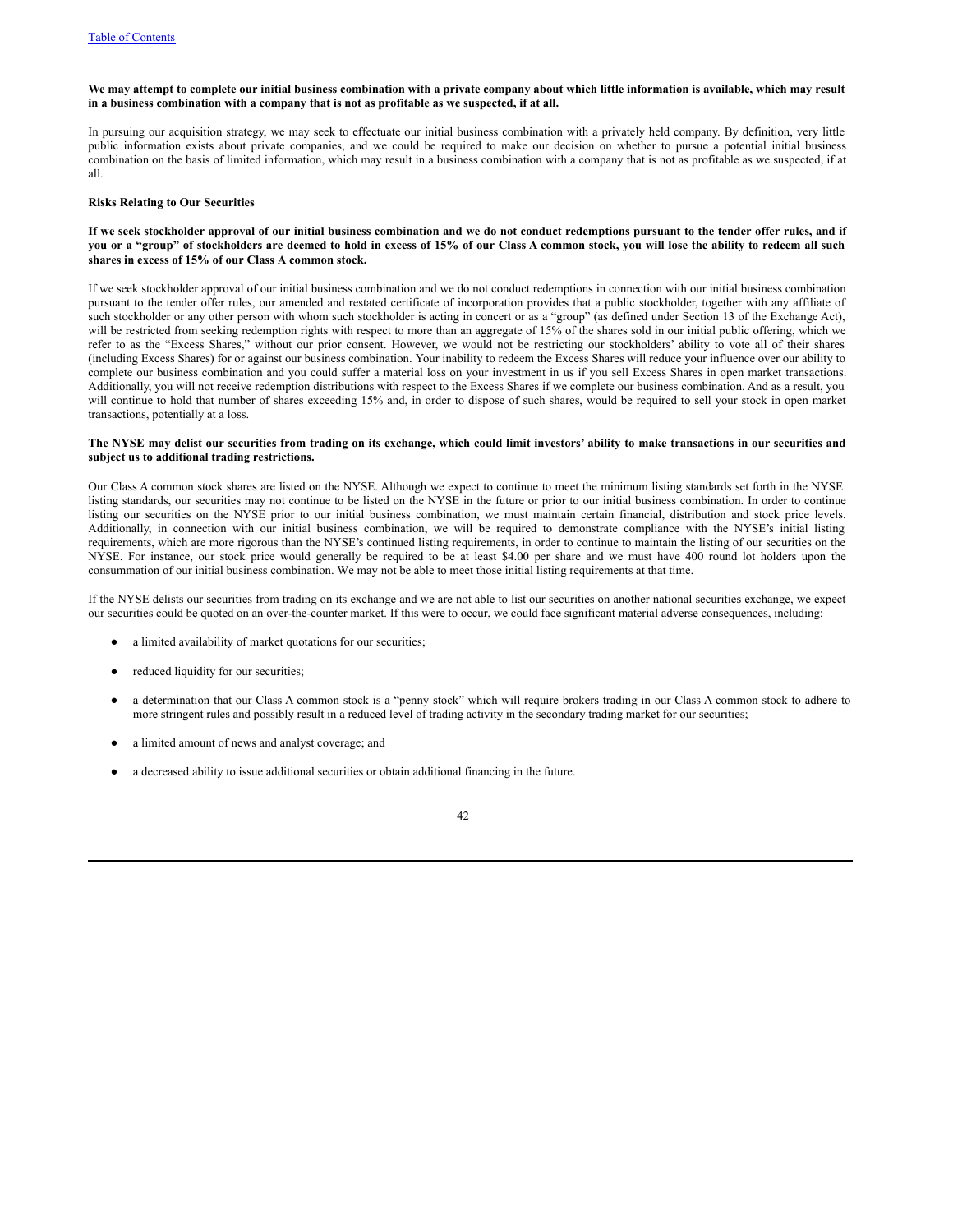**We may attempt to complete our initial business combination with a private company about which little information is available, which may result in a business combination with a company that is not as profitable as we suspected, if at all.**

In pursuing our acquisition strategy, we may seek to effectuate our initial business combination with a privately held company. By definition, very little public information exists about private companies, and we could be required to make our decision on whether to pursue a potential initial business combination on the basis of limited information, which may result in a business combination with a company that is not as profitable as we suspected, if at all.

**Risks Relating to Our Securities**

**If we seek stockholder approval of our initial business combination and we do not conduct redemptions pursuant to the tender offer rules, and if you or a "group" of stockholders are deemed to hold in excess of 15% of our Class A common stock, you will lose the ability to redeem all such shares in excess of 15% of our Class A common stock.**

If we seek stockholder approval of our initial business combination and we do not conduct redemptions in connection with our initial business combination pursuant to the tender offer rules, our amended and restated certificate of incorporation provides that a public stockholder, together with any affiliate of such stockholder or any other person with whom such stockholder is acting in concert or as a "group" (as defined under Section 13 of the Exchange Act), will be restricted from seeking redemption rights with respect to more than an aggregate of 15% of the shares sold in our initial public offering, which we refer to as the "Excess Shares," without our prior consent. However, we would not be restricting our stockholders' ability to vote all of their shares (including Excess Shares) for or against our business combination. Your inability to redeem the Excess Shares will reduce your influence over our ability to complete our business combination and you could suffer a material loss on your investment in us if you sell Excess Shares in open market transactions. Additionally, you will not receive redemption distributions with respect to the Excess Shares if we complete our business combination. And as a result, you will continue to hold that number of shares exceeding 15% and, in order to dispose of such shares, would be required to sell your stock in open market transactions, potentially at a loss.

**The NYSE may delist our securities from trading on its exchange, which could limit investors' ability to make transactions in our securities and subject us to additional trading restrictions.**

Our Class A common stock shares are listed on the NYSE. Although we expect to continue to meet the minimum listing standards set forth in the NYSE listing standards, our securities may not continue to be listed on the NYSE in the future or prior to our initial business combination. In order to continue listing our securities on the NYSE prior to our initial business combination, we must maintain certain financial, distribution and stock price levels. Additionally, in connection with our initial business combination, we will be required to demonstrate compliance with the NYSE's initial listing requirements, which are more rigorous than the NYSE's continued listing requirements, in order to continue to maintain the listing of our securities on the NYSE. For instance, our stock price would generally be required to be at least $4.00 per share and we must have 400 round lot holders upon the consummation of our initial business combination. We may not be able to meet those initial listing requirements at that time.

If the NYSE delists our securities from trading on its exchange and we are not able to list our securities on another national securities exchange, we expect our securities could be quoted on an over-the-counter market. If this were to occur, we could face significant material adverse consequences, including:

- a limited availability of market quotations for our securities;
- reduced liquidity for our securities;
- a determination that our Class A common stock is a "penny stock" which will require brokers trading in our Class A common stock to adhere to more stringent rules and possibly result in a reduced level of trading activity in the secondary trading market for our securities;
- a limited amount of news and analyst coverage; and
- a decreased ability to issue additional securities or obtain additional financing in the future.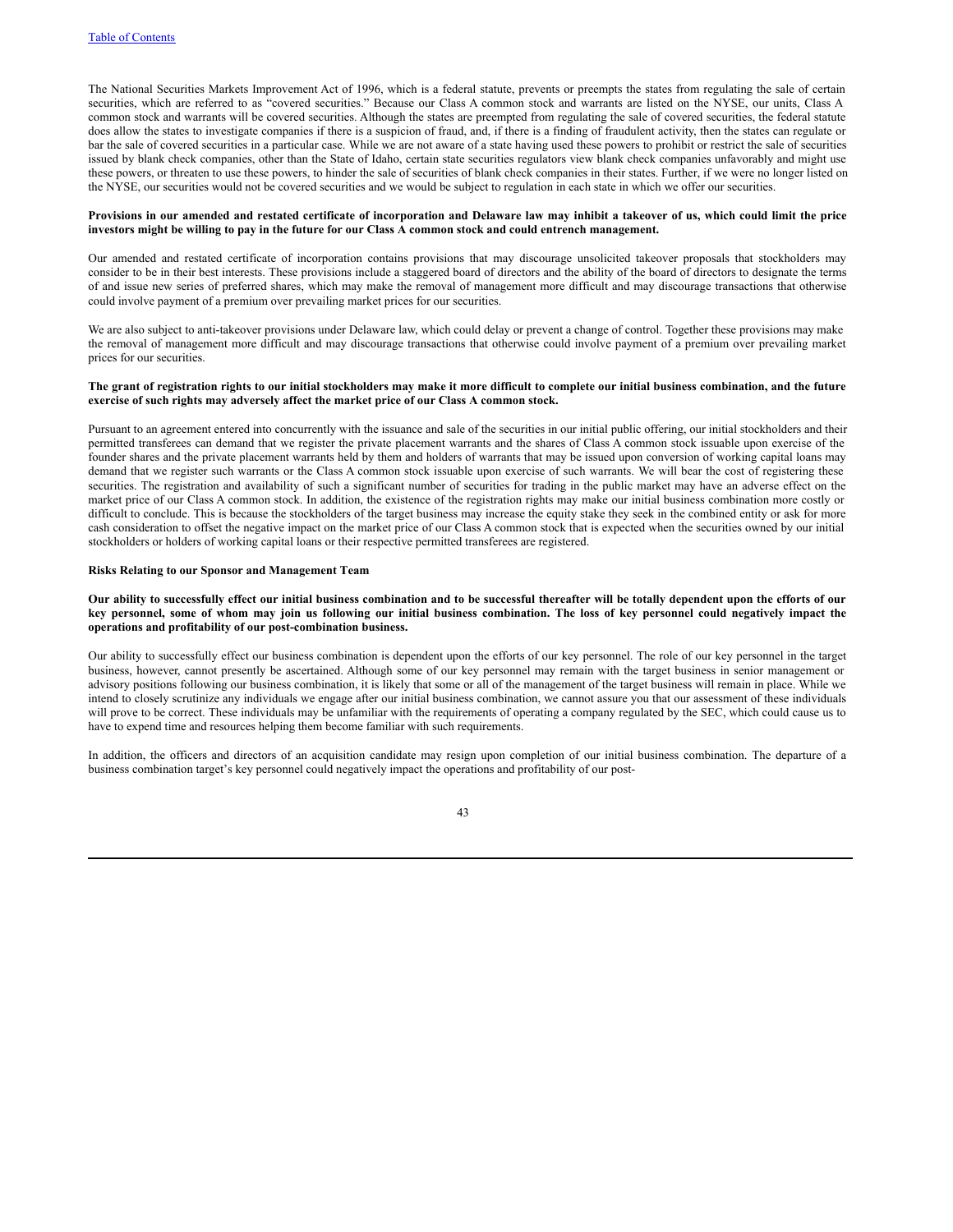The National Securities Markets Improvement Act of 1996, which is a federal statute, prevents or preempts the states from regulating the sale of certain securities, which are referred to as "covered securities." Because our Class A common stock and warrants are listed on the NYSE, our units, Class A common stock and warrants will be covered securities. Although the states are preempted from regulating the sale of covered securities, the federal statute does allow the states to investigate companies if there is a suspicion of fraud, and, if there is a finding of fraudulent activity, then the states can regulate or bar the sale of covered securities in a particular case. While we are not aware of a state having used these powers to prohibit or restrict the sale of securities issued by blank check companies, other than the State of Idaho, certain state securities regulators view blank check companies unfavorably and might use these powers, or threaten to use these powers, to hinder the sale of securities of blank check companies in their states. Further, if we were no longer listed on the NYSE, our securities would not be covered securities and we would be subject to regulation in each state in which we offer our securities.

**Provisions in our amended and restated certificate of incorporation and Delaware law may inhibit a takeover of us, which could limit the price investors might be willing to pay in the future for our Class A common stock and could entrench management.**

Our amended and restated certificate of incorporation contains provisions that may discourage unsolicited takeover proposals that stockholders may consider to be in their best interests. These provisions include a staggered board of directors and the ability of the board of directors to designate the terms of and issue new series of preferred shares, which may make the removal of management more difficult and may discourage transactions that otherwise could involve payment of a premium over prevailing market prices for our securities.

We are also subject to anti-takeover provisions under Delaware law, which could delay or prevent a change of control. Together these provisions may make the removal of management more difficult and may discourage transactions that otherwise could involve payment of a premium over prevailing market prices for our securities.

**The grant of registration rights to our initial stockholders may make it more difficult to complete our initial business combination, and the future exercise of such rights may adversely affect the market price of our Class A common stock.**

Pursuant to an agreement entered into concurrently with the issuance and sale of the securities in our initial public offering, our initial stockholders and their permitted transferees can demand that we register the private placement warrants and the shares of Class A common stock issuable upon exercise of the founder shares and the private placement warrants held by them and holders of warrants that may be issued upon conversion of working capital loans may demand that we register such warrants or the Class A common stock issuable upon exercise of such warrants. We will bear the cost of registering these securities. The registration and availability of such a significant number of securities for trading in the public market may have an adverse effect on the market price of our Class A common stock. In addition, the existence of the registration rights may make our initial business combination more costly or difficult to conclude. This is because the stockholders of the target business may increase the equity stake they seek in the combined entity or ask for more cash consideration to offset the negative impact on the market price of our Class A common stock that is expected when the securities owned by our initial stockholders or holders of working capital loans or their respective permitted transferees are registered.

**Risks Relating to our Sponsor and Management Team**

**Our ability to successfully effect our initial business combination and to be successful thereafter will be totally dependent upon the efforts of our key personnel, some of whom may join us following our initial business combination. The loss of key personnel could negatively impact the operations and profitability of our post-combination business.**

Our ability to successfully effect our business combination is dependent upon the efforts of our key personnel. The role of our key personnel in the target business, however, cannot presently be ascertained. Although some of our key personnel may remain with the target business in senior management or advisory positions following our business combination, it is likely that some or all of the management of the target business will remain in place. While we intend to closely scrutinize any individuals we engage after our initial business combination, we cannot assure you that our assessment of these individuals will prove to be correct. These individuals may be unfamiliar with the requirements of operating a company regulated by the SEC, which could cause us to have to expend time and resources helping them become familiar with such requirements.

In addition, the officers and directors of an acquisition candidate may resign upon completion of our initial business combination. The departure of a business combination target's key personnel could negatively impact the operations and profitability of our post-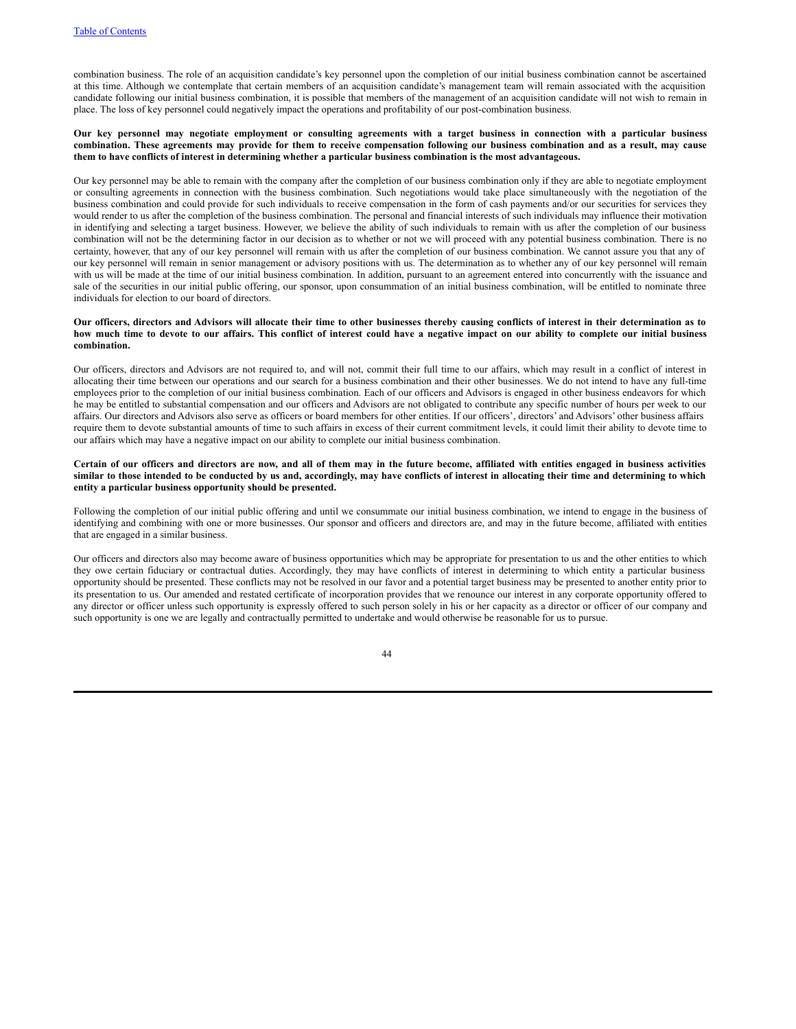combination business. The role of an acquisition candidate's key personnel upon the completion of our initial business combination cannot be ascertained at this time. Although we contemplate that certain members of an acquisition candidate's management team will remain associated with the acquisition candidate following our initial business combination, it is possible that members of the management of an acquisition candidate will not wish to remain in place. The loss of key personnel could negatively impact the operations and profitability of our post-combination business.

**Our key personnel may negotiate employment or consulting agreements with a target business in connection with a particular business combination. These agreements may provide for them to receive compensation following our business combination and as a result, may cause them to have conflicts of interest in determining whether a particular business combination is the most advantageous.**

Our key personnel may be able to remain with the company after the completion of our business combination only if they are able to negotiate employment or consulting agreements in connection with the business combination. Such negotiations would take place simultaneously with the negotiation of the business combination and could provide for such individuals to receive compensation in the form of cash payments and/or our securities for services they would render to us after the completion of the business combination. The personal and financial interests of such individuals may influence their motivation in identifying and selecting a target business. However, we believe the ability of such individuals to remain with us after the completion of our business combination will not be the determining factor in our decision as to whether or not we will proceed with any potential business combination. There is no certainty, however, that any of our key personnel will remain with us after the completion of our business combination. We cannot assure you that any of our key personnel will remain in senior management or advisory positions with us. The determination as to whether any of our key personnel will remain with us will be made at the time of our initial business combination. In addition, pursuant to an agreement entered into concurrently with the issuance and sale of the securities in our initial public offering, our sponsor, upon consummation of an initial business combination, will be entitled to nominate three individuals for election to our board of directors.

**Our officers, directors and Advisors will allocate their time to other businesses thereby causing conflicts of interest in their determination as to how much time to devote to our affairs. This conflict of interest could have a negative impact on our ability to complete our initial business combination.**

Our officers, directors and Advisors are not required to, and will not, commit their full time to our affairs, which may result in a conflict of interest in allocating their time between our operations and our search for a business combination and their other businesses. We do not intend to have any full-time employees prior to the completion of our initial business combination. Each of our officers and Advisors is engaged in other business endeavors for which he may be entitled to substantial compensation and our officers and Advisors are not obligated to contribute any specific number of hours per week to our affairs. Our directors and Advisors also serve as officers or board members for other entities. If our officers', directors' and Advisors' other business affairs require them to devote substantial amounts of time to such affairs in excess of their current commitment levels, it could limit their ability to devote time to our affairs which may have a negative impact on our ability to complete our initial business combination.

**Certain of our officers and directors are now, and all of them may in the future become, affiliated with entities engaged in business activities similar to those intended to be conducted by us and, accordingly, may have conflicts of interest in allocating their time and determining to which entity a particular business opportunity should be presented.**

Following the completion of our initial public offering and until we consummate our initial business combination, we intend to engage in the business of identifying and combining with one or more businesses. Our sponsor and officers and directors are, and may in the future become, affiliated with entities that are engaged in a similar business.

Our officers and directors also may become aware of business opportunities which may be appropriate for presentation to us and the other entities to which they owe certain fiduciary or contractual duties. Accordingly, they may have conflicts of interest in determining to which entity a particular business opportunity should be presented. These conflicts may not be resolved in our favor and a potential target business may be presented to another entity prior to its presentation to us. Our amended and restated certificate of incorporation provides that we renounce our interest in any corporate opportunity offered to any director or officer unless such opportunity is expressly offered to such person solely in his or her capacity as a director or officer of our company and such opportunity is one we are legally and contractually permitted to undertake and would otherwise be reasonable for us to pursue.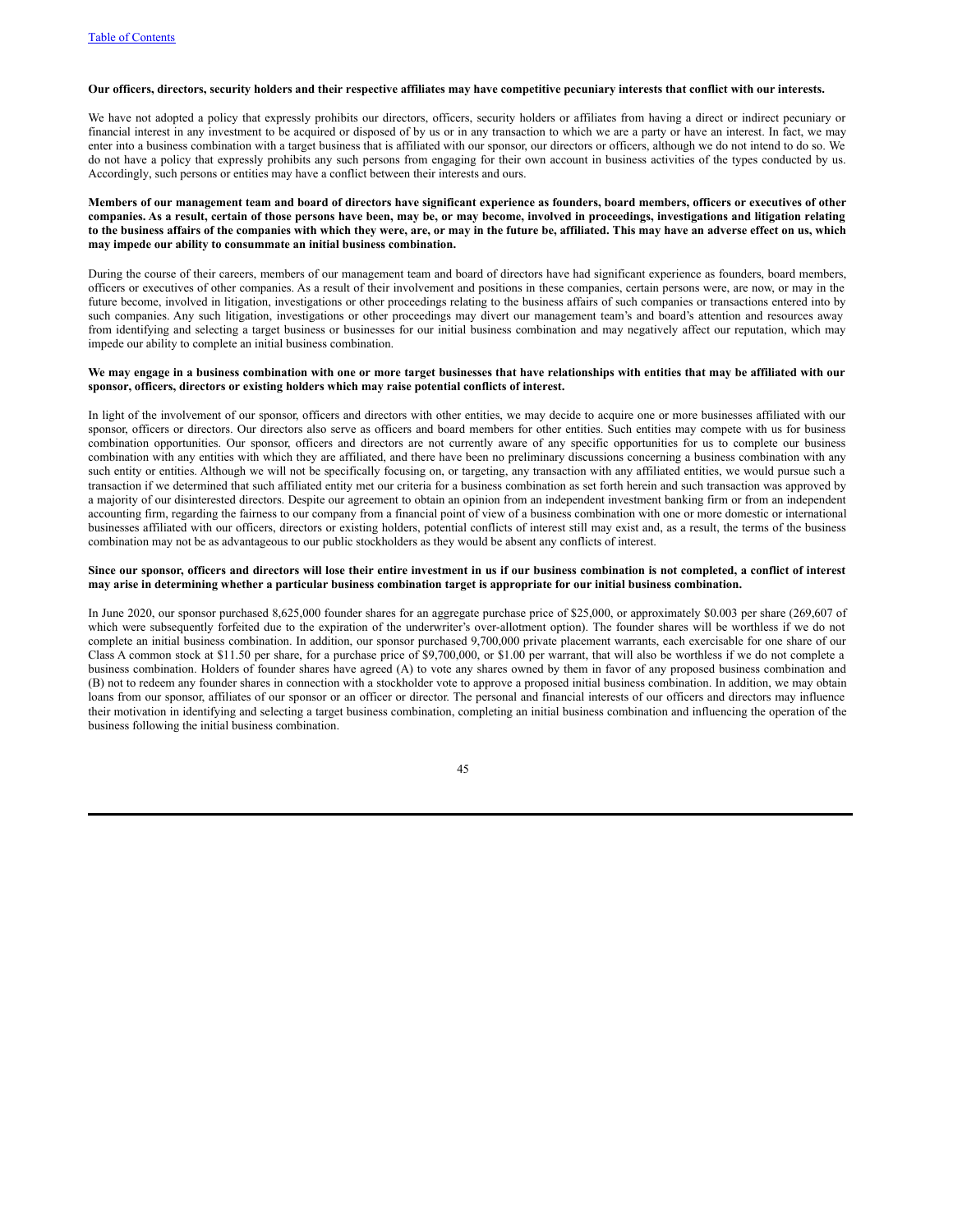**Our officers, directors, security holders and their respective affiliates may have competitive pecuniary interests that conflict with our interests.**

We have not adopted a policy that expressly prohibits our directors, officers, security holders or affiliates from having a direct or indirect pecuniary or financial interest in any investment to be acquired or disposed of by us or in any transaction to which we are a party or have an interest. In fact, we may enter into a business combination with a target business that is affiliated with our sponsor, our directors or officers, although we do not intend to do so. We do not have a policy that expressly prohibits any such persons from engaging for their own account in business activities of the types conducted by us. Accordingly, such persons or entities may have a conflict between their interests and ours.

**Members of our management team and board of directors have significant experience as founders, board members, officers or executives of other companies. As a result, certain of those persons have been, may be, or may become, involved in proceedings, investigations and litigation relating to the business affairs of the companies with which they were, are, or may in the future be, affiliated. This may have an adverse effect on us, which may impede our ability to consummate an initial business combination.**

During the course of their careers, members of our management team and board of directors have had significant experience as founders, board members, officers or executives of other companies. As a result of their involvement and positions in these companies, certain persons were, are now, or may in the future become, involved in litigation, investigations or other proceedings relating to the business affairs of such companies or transactions entered into by such companies. Any such litigation, investigations or other proceedings may divert our management team's and board's attention and resources away from identifying and selecting a target business or businesses for our initial business combination and may negatively affect our reputation, which may impede our ability to complete an initial business combination.

**We may engage in a business combination with one or more target businesses that have relationships with entities that may be affiliated with our sponsor, officers, directors or existing holders which may raise potential conflicts of interest.**

In light of the involvement of our sponsor, officers and directors with other entities, we may decide to acquire one or more businesses affiliated with our sponsor, officers or directors. Our directors also serve as officers and board members for other entities. Such entities may compete with us for business combination opportunities. Our sponsor, officers and directors are not currently aware of any specific opportunities for us to complete our business combination with any entities with which they are affiliated, and there have been no preliminary discussions concerning a business combination with any such entity or entities. Although we will not be specifically focusing on, or targeting, any transaction with any affiliated entities, we would pursue such a transaction if we determined that such affiliated entity met our criteria for a business combination as set forth herein and such transaction was approved by a majority of our disinterested directors. Despite our agreement to obtain an opinion from an independent investment banking firm or from an independent accounting firm, regarding the fairness to our company from a financial point of view of a business combination with one or more domestic or international businesses affiliated with our officers, directors or existing holders, potential conflicts of interest still may exist and, as a result, the terms of the business combination may not be as advantageous to our public stockholders as they would be absent any conflicts of interest.

**Since our sponsor, officers and directors will lose their entire investment in us if our business combination is not completed, a conflict of interest may arise in determining whether a particular business combination target is appropriate for our initial business combination.**

In June 2020, our sponsor purchased 8,625,000 founder shares for an aggregate purchase price of $25,000, or approximately $0.003 per share (269,607 of which were subsequently forfeited due to the expiration of the underwriter's over-allotment option). The founder shares will be worthless if we do not complete an initial business combination. In addition, our sponsor purchased 9,700,000 private placement warrants, each exercisable for one share of our Class A common stock at $11.50 per share, for a purchase price of $9,700,000, or $1.00 per warrant, that will also be worthless if we do not complete a business combination. Holders of founder shares have agreed (A) to vote any shares owned by them in favor of any proposed business combination and (B) not to redeem any founder shares in connection with a stockholder vote to approve a proposed initial business combination. In addition, we may obtain loans from our sponsor, affiliates of our sponsor or an officer or director. The personal and financial interests of our officers and directors may influence their motivation in identifying and selecting a target business combination, completing an initial business combination and influencing the operation of the business following the initial business combination.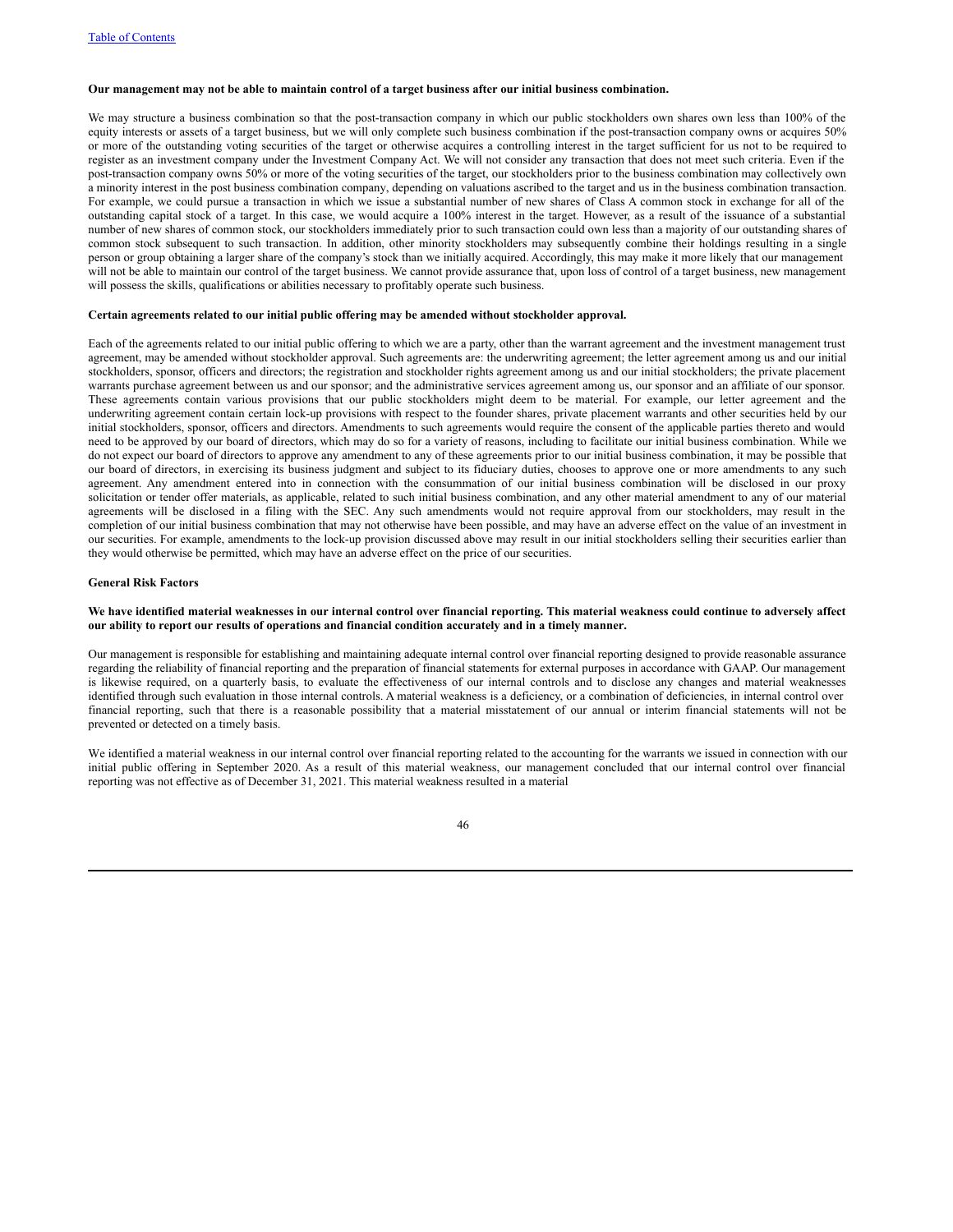**Our management may not be able to maintain control of a target business after our initial business combination.**

We may structure a business combination so that the post-transaction company in which our public stockholders own shares own less than 100% of the equity interests or assets of a target business, but we will only complete such business combination if the post-transaction company owns or acquires 50% or more of the outstanding voting securities of the target or otherwise acquires a controlling interest in the target sufficient for us not to be required to register as an investment company under the Investment Company Act. We will not consider any transaction that does not meet such criteria. Even if the post-transaction company owns 50% or more of the voting securities of the target, our stockholders prior to the business combination may collectively own a minority interest in the post business combination company, depending on valuations ascribed to the target and us in the business combination transaction. For example, we could pursue a transaction in which we issue a substantial number of new shares of Class A common stock in exchange for all of the outstanding capital stock of a target. In this case, we would acquire a 100% interest in the target. However, as a result of the issuance of a substantial number of new shares of common stock, our stockholders immediately prior to such transaction could own less than a majority of our outstanding shares of common stock subsequent to such transaction. In addition, other minority stockholders may subsequently combine their holdings resulting in a single person or group obtaining a larger share of the company's stock than we initially acquired. Accordingly, this may make it more likely that our management will not be able to maintain our control of the target business. We cannot provide assurance that, upon loss of control of a target business, new management will possess the skills, qualifications or abilities necessary to profitably operate such business.

**Certain agreements related to our initial public offering may be amended without stockholder approval.**

Each of the agreements related to our initial public offering to which we are a party, other than the warrant agreement and the investment management trust agreement, may be amended without stockholder approval. Such agreements are: the underwriting agreement; the letter agreement among us and our initial stockholders, sponsor, officers and directors; the registration and stockholder rights agreement among us and our initial stockholders; the private placement warrants purchase agreement between us and our sponsor; and the administrative services agreement among us, our sponsor and an affiliate of our sponsor. These agreements contain various provisions that our public stockholders might deem to be material. For example, our letter agreement and the underwriting agreement contain certain lock-up provisions with respect to the founder shares, private placement warrants and other securities held by our initial stockholders, sponsor, officers and directors. Amendments to such agreements would require the consent of the applicable parties thereto and would need to be approved by our board of directors, which may do so for a variety of reasons, including to facilitate our initial business combination. While we do not expect our board of directors to approve any amendment to any of these agreements prior to our initial business combination, it may be possible that our board of directors, in exercising its business judgment and subject to its fiduciary duties, chooses to approve one or more amendments to any such agreement. Any amendment entered into in connection with the consummation of our initial business combination will be disclosed in our proxy solicitation or tender offer materials, as applicable, related to such initial business combination, and any other material amendment to any of our material agreements will be disclosed in a filing with the SEC. Any such amendments would not require approval from our stockholders, may result in the completion of our initial business combination that may not otherwise have been possible, and may have an adverse effect on the value of an investment in our securities. For example, amendments to the lock-up provision discussed above may result in our initial stockholders selling their securities earlier than they would otherwise be permitted, which may have an adverse effect on the price of our securities.

**General Risk Factors**

**We have identified material weaknesses in our internal control over financial reporting. This material weakness could continue to adversely affect our ability to report our results of operations and financial condition accurately and in a timely manner.**

Our management is responsible for establishing and maintaining adequate internal control over financial reporting designed to provide reasonable assurance regarding the reliability of financial reporting and the preparation of financial statements for external purposes in accordance with GAAP. Our management is likewise required, on a quarterly basis, to evaluate the effectiveness of our internal controls and to disclose any changes and material weaknesses identified through such evaluation in those internal controls. A material weakness is a deficiency, or a combination of deficiencies, in internal control over financial reporting, such that there is a reasonable possibility that a material misstatement of our annual or interim financial statements will not be prevented or detected on a timely basis.

We identified a material weakness in our internal control over financial reporting related to the accounting for the warrants we issued in connection with our initial public offering in September 2020. As a result of this material weakness, our management concluded that our internal control over financial reporting was not effective as of December 31, 2021. This material weakness resulted in a material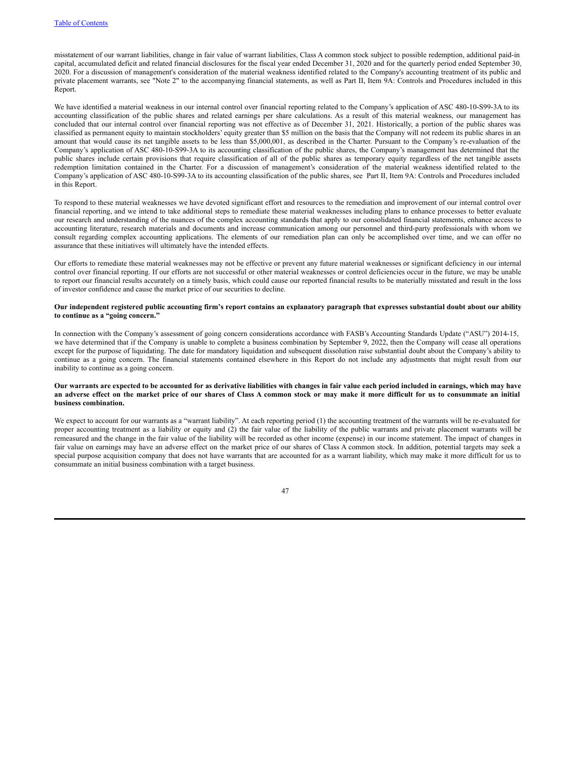misstatement of our warrant liabilities, change in fair value of warrant liabilities, Class A common stock subject to possible redemption, additional paid-in capital, accumulated deficit and related financial disclosures for the fiscal year ended December 31, 2020 and for the quarterly period ended September 30, 2020. For a discussion of management's consideration of the material weakness identified related to the Company's accounting treatment of its public and private placement warrants, see "Note 2" to the accompanying financial statements, as well as Part II, Item 9A: Controls and Procedures included in this Report.

We have identified a material weakness in our internal control over financial reporting related to the Company's application of ASC 480-10-S99-3A to its accounting classification of the public shares and related earnings per share calculations. As a result of this material weakness, our management has concluded that our internal control over financial reporting was not effective as of December 31, 2021. Historically, a portion of the public shares was classified as permanent equity to maintain stockholders' equity greater than $5 million on the basis that the Company will not redeem its public shares in an amount that would cause its net tangible assets to be less than $5,000,001, as described in the Charter. Pursuant to the Company's re-evaluation of the Company's application of ASC 480-10-S99-3A to its accounting classification of the public shares, the Company's management has determined that the public shares include certain provisions that require classification of all of the public shares as temporary equity regardless of the net tangible assets redemption limitation contained in the Charter. For a discussion of management's consideration of the material weakness identified related to the Company's application of ASC 480-10-S99-3A to its accounting classification of the public shares, see Part II, Item 9A: Controls and Procedures included in this Report.

To respond to these material weaknesses we have devoted significant effort and resources to the remediation and improvement of our internal control over financial reporting, and we intend to take additional steps to remediate these material weaknesses including plans to enhance processes to better evaluate our research and understanding of the nuances of the complex accounting standards that apply to our consolidated financial statements, enhance access to accounting literature, research materials and documents and increase communication among our personnel and third-party professionals with whom we consult regarding complex accounting applications. The elements of our remediation plan can only be accomplished over time, and we can offer no assurance that these initiatives will ultimately have the intended effects.

Our efforts to remediate these material weaknesses may not be effective or prevent any future material weaknesses or significant deficiency in our internal control over financial reporting. If our efforts are not successful or other material weaknesses or control deficiencies occur in the future, we may be unable to report our financial results accurately on a timely basis, which could cause our reported financial results to be materially misstated and result in the loss of investor confidence and cause the market price of our securities to decline.

**Our independent registered public accounting firm's report contains an explanatory paragraph that expresses substantial doubt about our ability to continue as a "going concern."**

In connection with the Company's assessment of going concern considerations accordance with FASB's Accounting Standards Update ("ASU") 2014-15, we have determined that if the Company is unable to complete a business combination by September 9, 2022, then the Company will cease all operations except for the purpose of liquidating. The date for mandatory liquidation and subsequent dissolution raise substantial doubt about the Company's ability to continue as a going concern. The financial statements contained elsewhere in this Report do not include any adjustments that might result from our inability to continue as a going concern.

**Our warrants are expected to be accounted for as derivative liabilities with changes in fair value each period included in earnings, which may have an adverse effect on the market price of our shares of Class A common stock or may make it more difficult for us to consummate an initial business combination.**

We expect to account for our warrants as a "warrant liability". At each reporting period (1) the accounting treatment of the warrants will be re-evaluated for proper accounting treatment as a liability or equity and (2) the fair value of the liability of the public warrants and private placement warrants will be remeasured and the change in the fair value of the liability will be recorded as other income (expense) in our income statement. The impact of changes in fair value on earnings may have an adverse effect on the market price of our shares of Class A common stock. In addition, potential targets may seek a special purpose acquisition company that does not have warrants that are accounted for as a warrant liability, which may make it more difficult for us to consummate an initial business combination with a target business.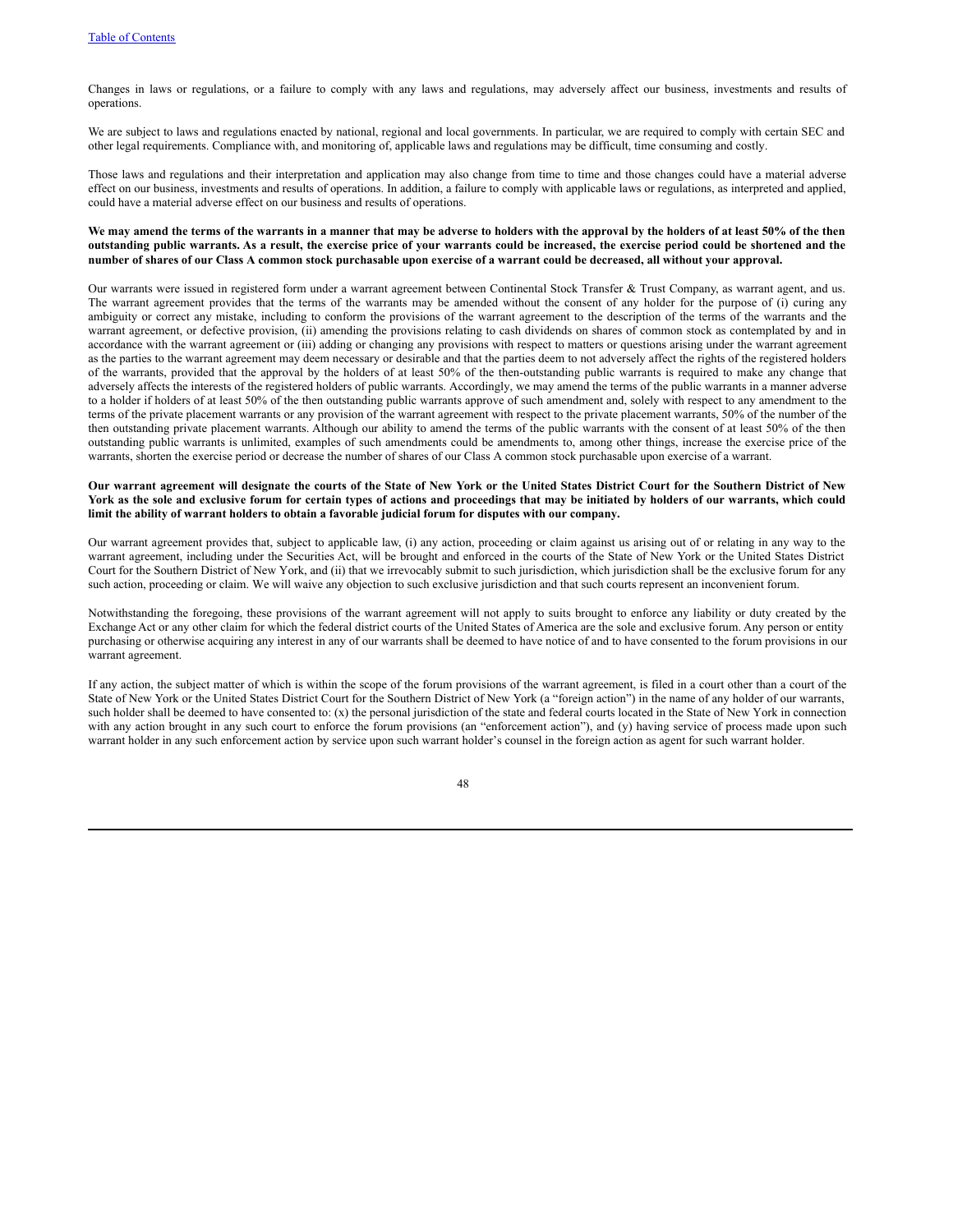Changes in laws or regulations, or a failure to comply with any laws and regulations, may adversely affect our business, investments and results of operations.

We are subject to laws and regulations enacted by national, regional and local governments. In particular, we are required to comply with certain SEC and other legal requirements. Compliance with, and monitoring of, applicable laws and regulations may be difficult, time consuming and costly.

Those laws and regulations and their interpretation and application may also change from time to time and those changes could have a material adverse effect on our business, investments and results of operations. In addition, a failure to comply with applicable laws or regulations, as interpreted and applied, could have a material adverse effect on our business and results of operations.

**We may amend the terms of the warrants in a manner that may be adverse to holders with the approval by the holders of at least 50% of the then outstanding public warrants. As a result, the exercise price of your warrants could be increased, the exercise period could be shortened and the number of shares of our Class A common stock purchasable upon exercise of a warrant could be decreased, all without your approval.**

Our warrants were issued in registered form under a warrant agreement between Continental Stock Transfer & Trust Company, as warrant agent, and us. The warrant agreement provides that the terms of the warrants may be amended without the consent of any holder for the purpose of (i) curing any ambiguity or correct any mistake, including to conform the provisions of the warrant agreement to the description of the terms of the warrants and the warrant agreement, or defective provision, (ii) amending the provisions relating to cash dividends on shares of common stock as contemplated by and in accordance with the warrant agreement or (iii) adding or changing any provisions with respect to matters or questions arising under the warrant agreement as the parties to the warrant agreement may deem necessary or desirable and that the parties deem to not adversely affect the rights of the registered holders of the warrants, provided that the approval by the holders of at least 50% of the then-outstanding public warrants is required to make any change that adversely affects the interests of the registered holders of public warrants. Accordingly, we may amend the terms of the public warrants in a manner adverse to a holder if holders of at least 50% of the then outstanding public warrants approve of such amendment and, solely with respect to any amendment to the terms of the private placement warrants or any provision of the warrant agreement with respect to the private placement warrants, 50% of the number of the then outstanding private placement warrants. Although our ability to amend the terms of the public warrants with the consent of at least 50% of the then outstanding public warrants is unlimited, examples of such amendments could be amendments to, among other things, increase the exercise price of the warrants, shorten the exercise period or decrease the number of shares of our Class A common stock purchasable upon exercise of a warrant.

**Our warrant agreement will designate the courts of the State of New York or the United States District Court for the Southern District of New York as the sole and exclusive forum for certain types of actions and proceedings that may be initiated by holders of our warrants, which could limit the ability of warrant holders to obtain a favorable judicial forum for disputes with our company.**

Our warrant agreement provides that, subject to applicable law, (i) any action, proceeding or claim against us arising out of or relating in any way to the warrant agreement, including under the Securities Act, will be brought and enforced in the courts of the State of New York or the United States District Court for the Southern District of New York, and (ii) that we irrevocably submit to such jurisdiction, which jurisdiction shall be the exclusive forum for any such action, proceeding or claim. We will waive any objection to such exclusive jurisdiction and that such courts represent an inconvenient forum.

Notwithstanding the foregoing, these provisions of the warrant agreement will not apply to suits brought to enforce any liability or duty created by the Exchange Act or any other claim for which the federal district courts of the United States of America are the sole and exclusive forum. Any person or entity purchasing or otherwise acquiring any interest in any of our warrants shall be deemed to have notice of and to have consented to the forum provisions in our warrant agreement.

If any action, the subject matter of which is within the scope of the forum provisions of the warrant agreement, is filed in a court other than a court of the State of New York or the United States District Court for the Southern District of New York (a "foreign action") in the name of any holder of our warrants, such holder shall be deemed to have consented to: (x) the personal jurisdiction of the state and federal courts located in the State of New York in connection with any action brought in any such court to enforce the forum provisions (an "enforcement action"), and (y) having service of process made upon such warrant holder in any such enforcement action by service upon such warrant holder's counsel in the foreign action as agent for such warrant holder.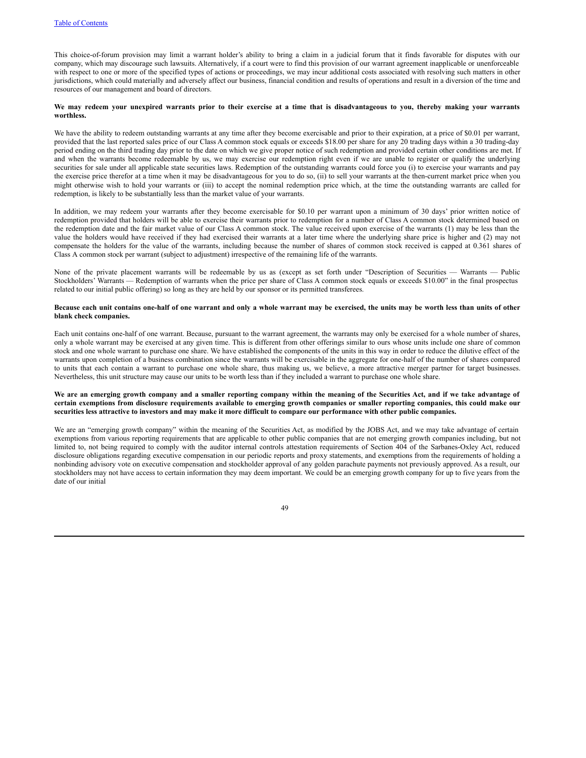This choice-of-forum provision may limit a warrant holder's ability to bring a claim in a judicial forum that it finds favorable for disputes with our company, which may discourage such lawsuits. Alternatively, if a court were to find this provision of our warrant agreement inapplicable or unenforceable with respect to one or more of the specified types of actions or proceedings, we may incur additional costs associated with resolving such matters in other jurisdictions, which could materially and adversely affect our business, financial condition and results of operations and result in a diversion of the time and resources of our management and board of directors.

**We may redeem your unexpired warrants prior to their exercise at a time that is disadvantageous to you, thereby making your warrants worthless.**

We have the ability to redeem outstanding warrants at any time after they become exercisable and prior to their expiration, at a price of $0.01 per warrant, provided that the last reported sales price of our Class A common stock equals or exceeds $18.00 per share for any 20 trading days within a 30 trading-day period ending on the third trading day prior to the date on which we give proper notice of such redemption and provided certain other conditions are met. If and when the warrants become redeemable by us, we may exercise our redemption right even if we are unable to register or qualify the underlying securities for sale under all applicable state securities laws. Redemption of the outstanding warrants could force you (i) to exercise your warrants and pay the exercise price therefor at a time when it may be disadvantageous for you to do so, (ii) to sell your warrants at the then-current market price when you might otherwise wish to hold your warrants or (iii) to accept the nominal redemption price which, at the time the outstanding warrants are called for redemption, is likely to be substantially less than the market value of your warrants.

In addition, we may redeem your warrants after they become exercisable for $0.10 per warrant upon a minimum of 30 days' prior written notice of redemption provided that holders will be able to exercise their warrants prior to redemption for a number of Class A common stock determined based on the redemption date and the fair market value of our Class A common stock. The value received upon exercise of the warrants (1) may be less than the value the holders would have received if they had exercised their warrants at a later time where the underlying share price is higher and (2) may not compensate the holders for the value of the warrants, including because the number of shares of common stock received is capped at 0.361 shares of Class A common stock per warrant (subject to adjustment) irrespective of the remaining life of the warrants.

None of the private placement warrants will be redeemable by us as (except as set forth under "Description of Securities — Warrants — Public Stockholders' Warrants — Redemption of warrants when the price per share of Class A common stock equals or exceeds $10.00" in the final prospectus related to our initial public offering) so long as they are held by our sponsor or its permitted transferees.

**Because each unit contains one-half of one warrant and only a whole warrant may be exercised, the units may be worth less than units of other blank check companies.**

Each unit contains one-half of one warrant. Because, pursuant to the warrant agreement, the warrants may only be exercised for a whole number of shares, only a whole warrant may be exercised at any given time. This is different from other offerings similar to ours whose units include one share of common stock and one whole warrant to purchase one share. We have established the components of the units in this way in order to reduce the dilutive effect of the warrants upon completion of a business combination since the warrants will be exercisable in the aggregate for one-half of the number of shares compared to units that each contain a warrant to purchase one whole share, thus making us, we believe, a more attractive merger partner for target businesses. Nevertheless, this unit structure may cause our units to be worth less than if they included a warrant to purchase one whole share.

**We are an emerging growth company and a smaller reporting company within the meaning of the Securities Act, and if we take advantage of certain exemptions from disclosure requirements available to emerging growth companies or smaller reporting companies, this could make our securities less attractive to investors and may make it more difficult to compare our performance with other public companies.**

We are an "emerging growth company" within the meaning of the Securities Act, as modified by the JOBS Act, and we may take advantage of certain exemptions from various reporting requirements that are applicable to other public companies that are not emerging growth companies including, but not limited to, not being required to comply with the auditor internal controls attestation requirements of Section 404 of the Sarbanes-Oxley Act, reduced disclosure obligations regarding executive compensation in our periodic reports and proxy statements, and exemptions from the requirements of holding a nonbinding advisory vote on executive compensation and stockholder approval of any golden parachute payments not previously approved. As a result, our stockholders may not have access to certain information they may deem important. We could be an emerging growth company for up to five years from the date of our initial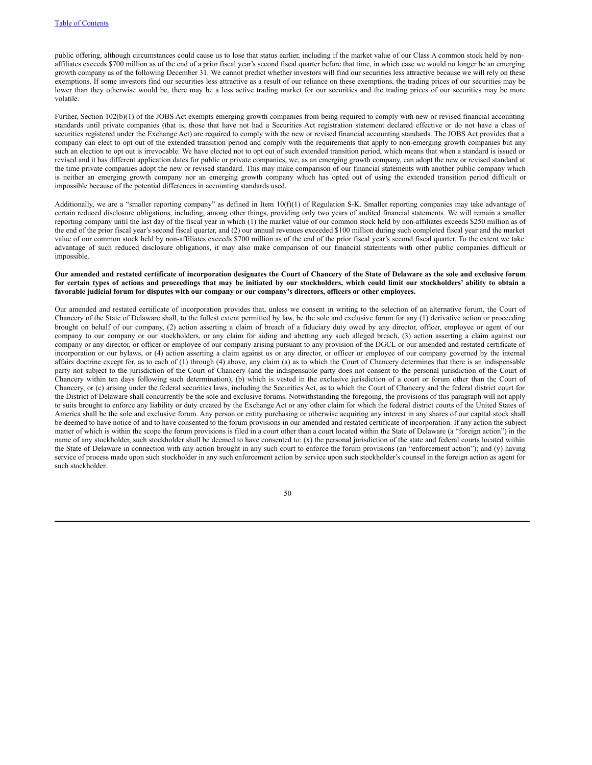public offering, although circumstances could cause us to lose that status earlier, including if the market value of our Class A common stock held by non-affiliates exceeds $700 million as of the end of a prior fiscal year's second fiscal quarter before that time, in which case we would no longer be an emerging growth company as of the following December 31. We cannot predict whether investors will find our securities less attractive because we will rely on these exemptions. If some investors find our securities less attractive as a result of our reliance on these exemptions, the trading prices of our securities may be lower than they otherwise would be, there may be a less active trading market for our securities and the trading prices of our securities may be more volatile.

Further, Section 102(b)(1) of the JOBS Act exempts emerging growth companies from being required to comply with new or revised financial accounting standards until private companies (that is, those that have not had a Securities Act registration statement declared effective or do not have a class of securities registered under the Exchange Act) are required to comply with the new or revised financial accounting standards. The JOBS Act provides that a company can elect to opt out of the extended transition period and comply with the requirements that apply to non-emerging growth companies but any such an election to opt out is irrevocable. We have elected not to opt out of such extended transition period, which means that when a standard is issued or revised and it has different application dates for public or private companies, we, as an emerging growth company, can adopt the new or revised standard at the time private companies adopt the new or revised standard. This may make comparison of our financial statements with another public company which is neither an emerging growth company nor an emerging growth company which has opted out of using the extended transition period difficult or impossible because of the potential differences in accounting standards used.

Additionally, we are a "smaller reporting company" as defined in Item 10(f)(1) of Regulation S-K. Smaller reporting companies may take advantage of certain reduced disclosure obligations, including, among other things, providing only two years of audited financial statements. We will remain a smaller reporting company until the last day of the fiscal year in which (1) the market value of our common stock held by non-affiliates exceeds $250 million as of the end of the prior fiscal year's second fiscal quarter, and (2) our annual revenues exceeded $100 million during such completed fiscal year and the market value of our common stock held by non-affiliates exceeds $700 million as of the end of the prior fiscal year's second fiscal quarter. To the extent we take advantage of such reduced disclosure obligations, it may also make comparison of our financial statements with other public companies difficult or impossible.

**Our amended and restated certificate of incorporation designates the Court of Chancery of the State of Delaware as the sole and exclusive forum for certain types of actions and proceedings that may be initiated by our stockholders, which could limit our stockholders' ability to obtain a favorable judicial forum for disputes with our company or our company's directors, officers or other employees.**

Our amended and restated certificate of incorporation provides that, unless we consent in writing to the selection of an alternative forum, the Court of Chancery of the State of Delaware shall, to the fullest extent permitted by law, be the sole and exclusive forum for any (1) derivative action or proceeding brought on behalf of our company, (2) action asserting a claim of breach of a fiduciary duty owed by any director, officer, employee or agent of our company to our company or our stockholders, or any claim for aiding and abetting any such alleged breach, (3) action asserting a claim against our company or any director, or officer or employee of our company arising pursuant to any provision of the DGCL or our amended and restated certificate of incorporation or our bylaws, or (4) action asserting a claim against us or any director, or officer or employee of our company governed by the internal affairs doctrine except for, as to each of (1) through (4) above, any claim (a) as to which the Court of Chancery determines that there is an indispensable party not subject to the jurisdiction of the Court of Chancery (and the indispensable party does not consent to the personal jurisdiction of the Court of Chancery within ten days following such determination), (b) which is vested in the exclusive jurisdiction of a court or forum other than the Court of Chancery, or (c) arising under the federal securities laws, including the Securities Act, as to which the Court of Chancery and the federal district court for the District of Delaware shall concurrently be the sole and exclusive forums. Notwithstanding the foregoing, the provisions of this paragraph will not apply to suits brought to enforce any liability or duty created by the Exchange Act or any other claim for which the federal district courts of the United States of America shall be the sole and exclusive forum. Any person or entity purchasing or otherwise acquiring any interest in any shares of our capital stock shall be deemed to have notice of and to have consented to the forum provisions in our amended and restated certificate of incorporation. If any action the subject matter of which is within the scope the forum provisions is filed in a court other than a court located within the State of Delaware (a "foreign action") in the name of any stockholder, such stockholder shall be deemed to have consented to: (x) the personal jurisdiction of the state and federal courts located within the State of Delaware in connection with any action brought in any such court to enforce the forum provisions (an "enforcement action"); and (y) having service of process made upon such stockholder in any such enforcement action by service upon such stockholder's counsel in the foreign action as agent for such stockholder.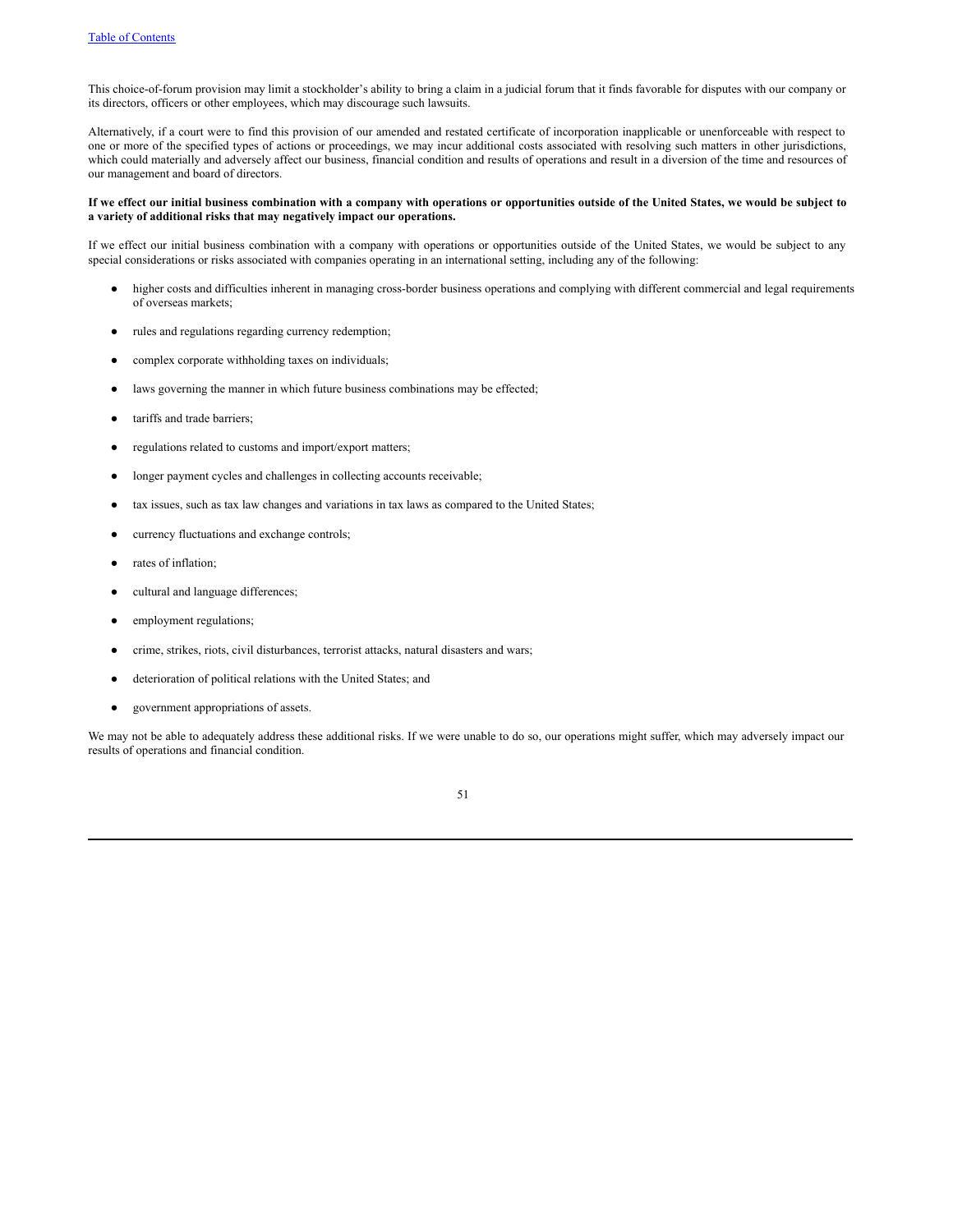This choice-of-forum provision may limit a stockholder's ability to bring a claim in a judicial forum that it finds favorable for disputes with our company or its directors, officers or other employees, which may discourage such lawsuits.

Alternatively, if a court were to find this provision of our amended and restated certificate of incorporation inapplicable or unenforceable with respect to one or more of the specified types of actions or proceedings, we may incur additional costs associated with resolving such matters in other jurisdictions, which could materially and adversely affect our business, financial condition and results of operations and result in a diversion of the time and resources of our management and board of directors.

**If we effect our initial business combination with a company with operations or opportunities outside of the United States, we would be subject to a variety of additional risks that may negatively impact our operations.**

If we effect our initial business combination with a company with operations or opportunities outside of the United States, we would be subject to any special considerations or risks associated with companies operating in an international setting, including any of the following:

- higher costs and difficulties inherent in managing cross-border business operations and complying with different commercial and legal requirements of overseas markets;
- rules and regulations regarding currency redemption;
- complex corporate withholding taxes on individuals;
- laws governing the manner in which future business combinations may be effected;
- tariffs and trade barriers;
- regulations related to customs and import/export matters;
- longer payment cycles and challenges in collecting accounts receivable;
- tax issues, such as tax law changes and variations in tax laws as compared to the United States;
- currency fluctuations and exchange controls;
- rates of inflation;
- cultural and language differences;
- employment regulations;
- crime, strikes, riots, civil disturbances, terrorist attacks, natural disasters and wars;
- deterioration of political relations with the United States; and
- government appropriations of assets.

We may not be able to adequately address these additional risks. If we were unable to do so, our operations might suffer, which may adversely impact our results of operations and financial condition.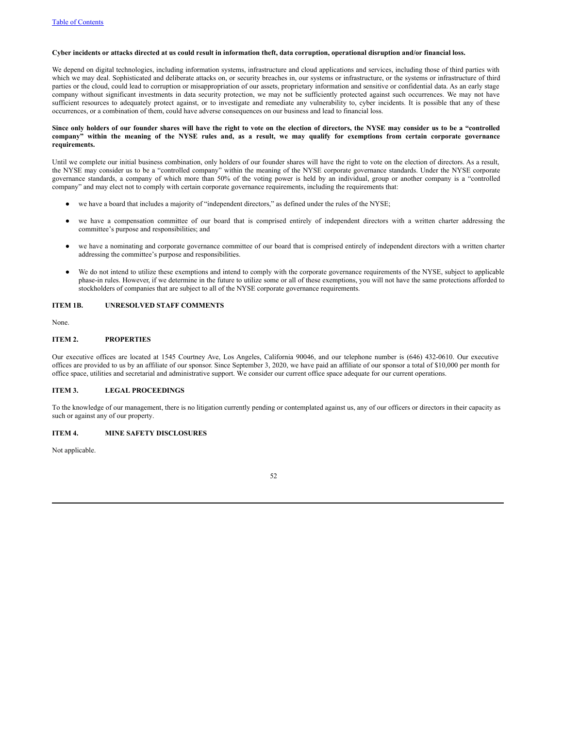**Cyber incidents or attacks directed at us could result in information theft, data corruption, operational disruption and/or financial loss.**

We depend on digital technologies, including information systems, infrastructure and cloud applications and services, including those of third parties with which we may deal. Sophisticated and deliberate attacks on, or security breaches in, our systems or infrastructure, or the systems or infrastructure of third parties or the cloud, could lead to corruption or misappropriation of our assets, proprietary information and sensitive or confidential data. As an early stage company without significant investments in data security protection, we may not be sufficiently protected against such occurrences. We may not have sufficient resources to adequately protect against, or to investigate and remediate any vulnerability to, cyber incidents. It is possible that any of these occurrences, or a combination of them, could have adverse consequences on our business and lead to financial loss.

**Since only holders of our founder shares will have the right to vote on the election of directors, the NYSE may consider us to be a "controlled company" within the meaning of the NYSE rules and, as a result, we may qualify for exemptions from certain corporate governance requirements.**

Until we complete our initial business combination, only holders of our founder shares will have the right to vote on the election of directors. As a result, the NYSE may consider us to be a "controlled company" within the meaning of the NYSE corporate governance standards. Under the NYSE corporate governance standards, a company of which more than 50% of the voting power is held by an individual, group or another company is a "controlled company" and may elect not to comply with certain corporate governance requirements, including the requirements that:

- we have a board that includes a majority of "independent directors," as defined under the rules of the NYSE;
- we have a compensation committee of our board that is comprised entirely of independent directors with a written charter addressing the committee's purpose and responsibilities; and
- we have a nominating and corporate governance committee of our board that is comprised entirely of independent directors with a written charter addressing the committee's purpose and responsibilities.
- We do not intend to utilize these exemptions and intend to comply with the corporate governance requirements of the NYSE, subject to applicable phase-in rules. However, if we determine in the future to utilize some or all of these exemptions, you will not have the same protections afforded to stockholders of companies that are subject to all of the NYSE corporate governance requirements.

## ITEM 1B. UNRESOLVED STAFF COMMENTS

None.

## ITEM 2. PROPERTIES

Our executive offices are located at 1545 Courtney Ave, Los Angeles, California 90046, and our telephone number is (646) 432-0610. Our executive offices are provided to us by an affiliate of our sponsor. Since September 3, 2020, we have paid an affiliate of our sponsor a total of $10,000 per month for office space, utilities and secretarial and administrative support. We consider our current office space adequate for our current operations.

## ITEM 3. LEGAL PROCEEDINGS

To the knowledge of our management, there is no litigation currently pending or contemplated against us, any of our officers or directors in their capacity as such or against any of our property.

## ITEM 4. MINE SAFETY DISCLOSURES

Not applicable.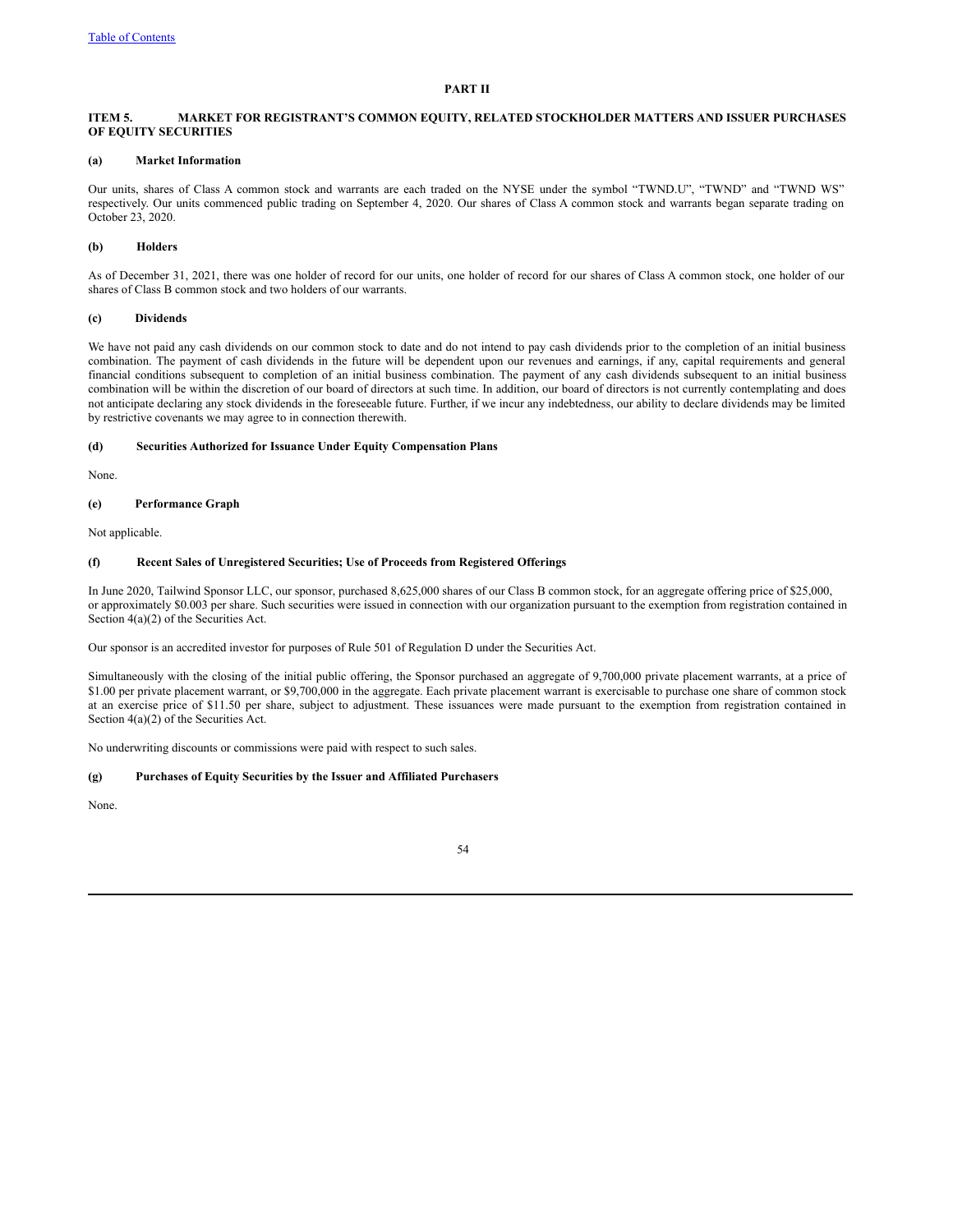# PART II

## ITEM 5. MARKET FOR REGISTRANT'S COMMON EQUITY, RELATED STOCKHOLDER MATTERS AND ISSUER PURCHASES OF EQUITY SECURITIES

### (a) Market Information

Our units, shares of Class A common stock and warrants are each traded on the NYSE under the symbol "TWND.U", "TWND" and "TWND WS" respectively. Our units commenced public trading on September 4, 2020. Our shares of Class A common stock and warrants began separate trading on October 23, 2020.

### (b) Holders

As of December 31, 2021, there was one holder of record for our units, one holder of record for our shares of Class A common stock, one holder of our shares of Class B common stock and two holders of our warrants.

### (c) Dividends

We have not paid any cash dividends on our common stock to date and do not intend to pay cash dividends prior to the completion of an initial business combination. The payment of cash dividends in the future will be dependent upon our revenues and earnings, if any, capital requirements and general financial conditions subsequent to completion of an initial business combination. The payment of any cash dividends subsequent to an initial business combination will be within the discretion of our board of directors at such time. In addition, our board of directors is not currently contemplating and does not anticipate declaring any stock dividends in the foreseeable future. Further, if we incur any indebtedness, our ability to declare dividends may be limited by restrictive covenants we may agree to in connection therewith.

### (d) Securities Authorized for Issuance Under Equity Compensation Plans

None.

### (e) Performance Graph

Not applicable.

### (f) Recent Sales of Unregistered Securities; Use of Proceeds from Registered Offerings

In June 2020, Tailwind Sponsor LLC, our sponsor, purchased 8,625,000 shares of our Class B common stock, for an aggregate offering price of $25,000, or approximately $0.003 per share. Such securities were issued in connection with our organization pursuant to the exemption from registration contained in Section 4(a)(2) of the Securities Act.

Our sponsor is an accredited investor for purposes of Rule 501 of Regulation D under the Securities Act.

Simultaneously with the closing of the initial public offering, the Sponsor purchased an aggregate of 9,700,000 private placement warrants, at a price of $1.00 per private placement warrant, or $9,700,000 in the aggregate. Each private placement warrant is exercisable to purchase one share of common stock at an exercise price of $11.50 per share, subject to adjustment. These issuances were made pursuant to the exemption from registration contained in Section 4(a)(2) of the Securities Act.

No underwriting discounts or commissions were paid with respect to such sales.

### (g) Purchases of Equity Securities by the Issuer and Affiliated Purchasers

None.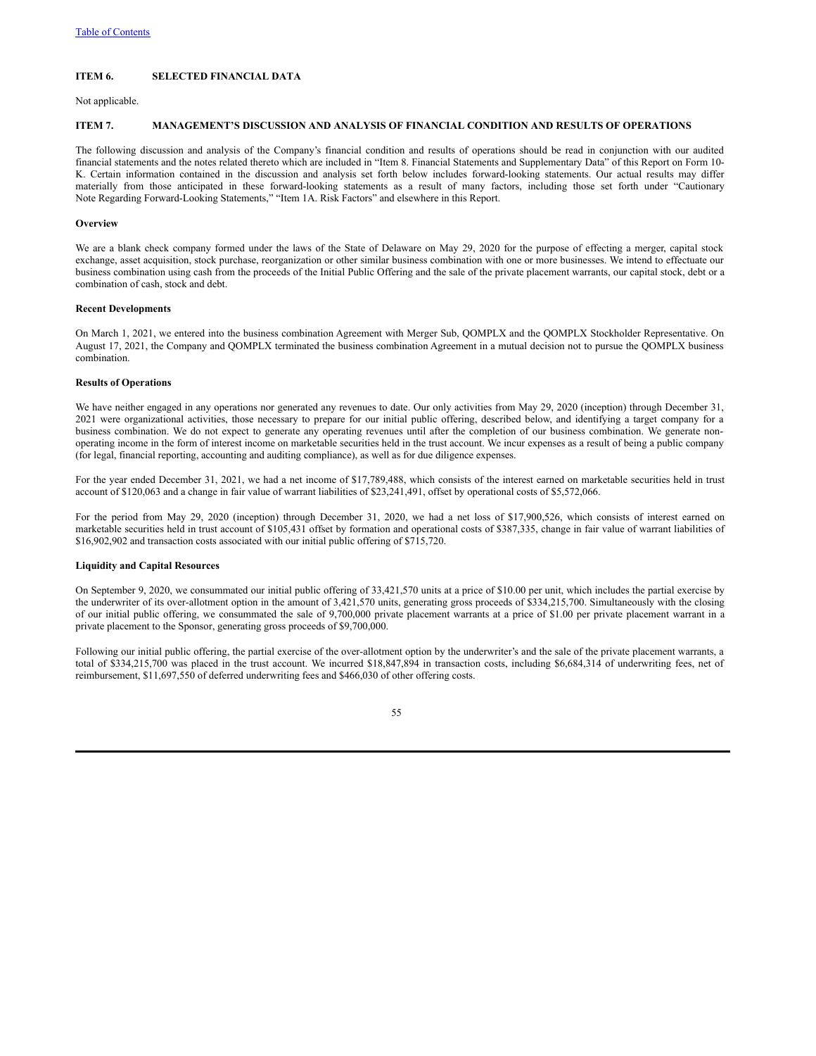## ITEM 6. SELECTED FINANCIAL DATA

Not applicable.

## ITEM 7. MANAGEMENT'S DISCUSSION AND ANALYSIS OF FINANCIAL CONDITION AND RESULTS OF OPERATIONS

The following discussion and analysis of the Company's financial condition and results of operations should be read in conjunction with our audited financial statements and the notes related thereto which are included in "Item 8. Financial Statements and Supplementary Data" of this Report on Form 10-K. Certain information contained in the discussion and analysis set forth below includes forward-looking statements. Our actual results may differ materially from those anticipated in these forward-looking statements as a result of many factors, including those set forth under "Cautionary Note Regarding Forward-Looking Statements," "Item 1A. Risk Factors" and elsewhere in this Report.

**Overview**

We are a blank check company formed under the laws of the State of Delaware on May 29, 2020 for the purpose of effecting a merger, capital stock exchange, asset acquisition, stock purchase, reorganization or other similar business combination with one or more businesses. We intend to effectuate our business combination using cash from the proceeds of the Initial Public Offering and the sale of the private placement warrants, our capital stock, debt or a combination of cash, stock and debt.

**Recent Developments**

On March 1, 2021, we entered into the business combination Agreement with Merger Sub, QOMPLX and the QOMPLX Stockholder Representative. On August 17, 2021, the Company and QOMPLX terminated the business combination Agreement in a mutual decision not to pursue the QOMPLX business combination.

**Results of Operations**

We have neither engaged in any operations nor generated any revenues to date. Our only activities from May 29, 2020 (inception) through December 31, 2021 were organizational activities, those necessary to prepare for our initial public offering, described below, and identifying a target company for a business combination. We do not expect to generate any operating revenues until after the completion of our business combination. We generate non-operating income in the form of interest income on marketable securities held in the trust account. We incur expenses as a result of being a public company (for legal, financial reporting, accounting and auditing compliance), as well as for due diligence expenses.

For the year ended December 31, 2021, we had a net income of $17,789,488, which consists of the interest earned on marketable securities held in trust account of $120,063 and a change in fair value of warrant liabilities of $23,241,491, offset by operational costs of $5,572,066.

For the period from May 29, 2020 (inception) through December 31, 2020, we had a net loss of $17,900,526, which consists of interest earned on marketable securities held in trust account of $105,431 offset by formation and operational costs of $387,335, change in fair value of warrant liabilities of $16,902,902 and transaction costs associated with our initial public offering of $715,720.

**Liquidity and Capital Resources**

On September 9, 2020, we consummated our initial public offering of 33,421,570 units at a price of $10.00 per unit, which includes the partial exercise by the underwriter of its over-allotment option in the amount of 3,421,570 units, generating gross proceeds of $334,215,700. Simultaneously with the closing of our initial public offering, we consummated the sale of 9,700,000 private placement warrants at a price of $1.00 per private placement warrant in a private placement to the Sponsor, generating gross proceeds of $9,700,000.

Following our initial public offering, the partial exercise of the over-allotment option by the underwriter's and the sale of the private placement warrants, a total of $334,215,700 was placed in the trust account. We incurred $18,847,894 in transaction costs, including $6,684,314 of underwriting fees, net of reimbursement, $11,697,550 of deferred underwriting fees and $466,030 of other offering costs.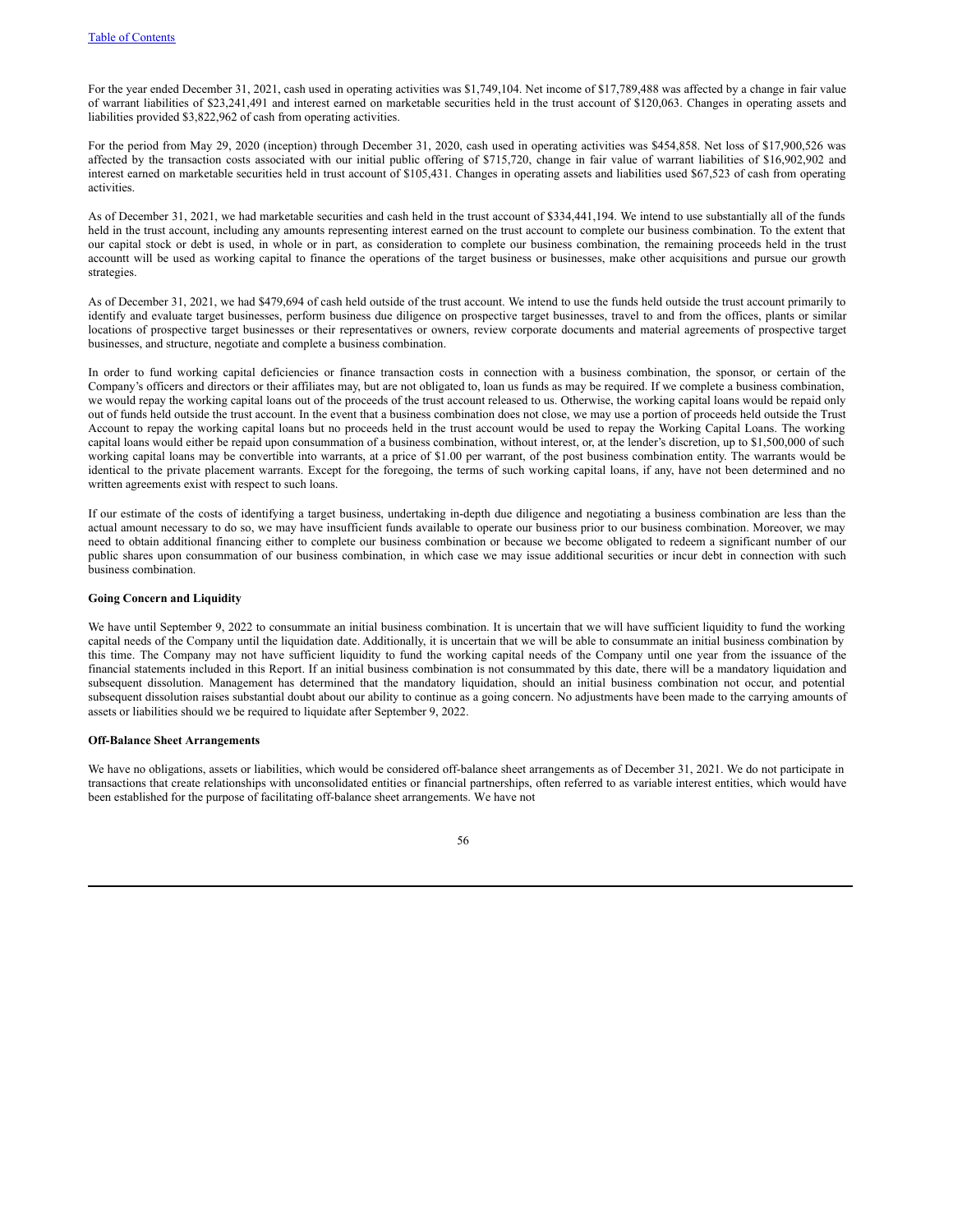For the year ended December 31, 2021, cash used in operating activities was $1,749,104. Net income of $17,789,488 was affected by a change in fair value of warrant liabilities of $23,241,491 and interest earned on marketable securities held in the trust account of $120,063. Changes in operating assets and liabilities provided $3,822,962 of cash from operating activities.

For the period from May 29, 2020 (inception) through December 31, 2020, cash used in operating activities was $454,858. Net loss of $17,900,526 was affected by the transaction costs associated with our initial public offering of $715,720, change in fair value of warrant liabilities of $16,902,902 and interest earned on marketable securities held in trust account of $105,431. Changes in operating assets and liabilities used $67,523 of cash from operating activities.

As of December 31, 2021, we had marketable securities and cash held in the trust account of $334,441,194. We intend to use substantially all of the funds held in the trust account, including any amounts representing interest earned on the trust account to complete our business combination. To the extent that our capital stock or debt is used, in whole or in part, as consideration to complete our business combination, the remaining proceeds held in the trust accountt will be used as working capital to finance the operations of the target business or businesses, make other acquisitions and pursue our growth strategies.

As of December 31, 2021, we had $479,694 of cash held outside of the trust account. We intend to use the funds held outside the trust account primarily to identify and evaluate target businesses, perform business due diligence on prospective target businesses, travel to and from the offices, plants or similar locations of prospective target businesses or their representatives or owners, review corporate documents and material agreements of prospective target businesses, and structure, negotiate and complete a business combination.

In order to fund working capital deficiencies or finance transaction costs in connection with a business combination, the sponsor, or certain of the Company's officers and directors or their affiliates may, but are not obligated to, loan us funds as may be required. If we complete a business combination, we would repay the working capital loans out of the proceeds of the trust account released to us. Otherwise, the working capital loans would be repaid only out of funds held outside the trust account. In the event that a business combination does not close, we may use a portion of proceeds held outside the Trust Account to repay the working capital loans but no proceeds held in the trust account would be used to repay the Working Capital Loans. The working capital loans would either be repaid upon consummation of a business combination, without interest, or, at the lender's discretion, up to $1,500,000 of such working capital loans may be convertible into warrants, at a price of $1.00 per warrant, of the post business combination entity. The warrants would be identical to the private placement warrants. Except for the foregoing, the terms of such working capital loans, if any, have not been determined and no written agreements exist with respect to such loans.

If our estimate of the costs of identifying a target business, undertaking in-depth due diligence and negotiating a business combination are less than the actual amount necessary to do so, we may have insufficient funds available to operate our business prior to our business combination. Moreover, we may need to obtain additional financing either to complete our business combination or because we become obligated to redeem a significant number of our public shares upon consummation of our business combination, in which case we may issue additional securities or incur debt in connection with such business combination.

**Going Concern and Liquidity**

We have until September 9, 2022 to consummate an initial business combination. It is uncertain that we will have sufficient liquidity to fund the working capital needs of the Company until the liquidation date. Additionally, it is uncertain that we will be able to consummate an initial business combination by this time. The Company may not have sufficient liquidity to fund the working capital needs of the Company until one year from the issuance of the financial statements included in this Report. If an initial business combination is not consummated by this date, there will be a mandatory liquidation and subsequent dissolution. Management has determined that the mandatory liquidation, should an initial business combination not occur, and potential subsequent dissolution raises substantial doubt about our ability to continue as a going concern. No adjustments have been made to the carrying amounts of assets or liabilities should we be required to liquidate after September 9, 2022.

**Off-Balance Sheet Arrangements**

We have no obligations, assets or liabilities, which would be considered off-balance sheet arrangements as of December 31, 2021. We do not participate in transactions that create relationships with unconsolidated entities or financial partnerships, often referred to as variable interest entities, which would have been established for the purpose of facilitating off-balance sheet arrangements. We have not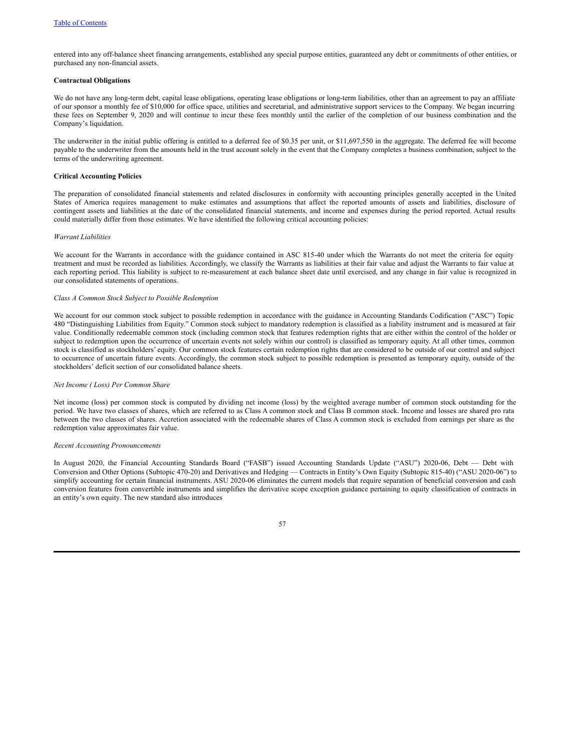entered into any off-balance sheet financing arrangements, established any special purpose entities, guaranteed any debt or commitments of other entities, or purchased any non-financial assets.

**Contractual Obligations**

We do not have any long-term debt, capital lease obligations, operating lease obligations or long-term liabilities, other than an agreement to pay an affiliate of our sponsor a monthly fee of $10,000 for office space, utilities and secretarial, and administrative support services to the Company. We began incurring these fees on September 9, 2020 and will continue to incur these fees monthly until the earlier of the completion of our business combination and the Company's liquidation.

The underwriter in the initial public offering is entitled to a deferred fee of $0.35 per unit, or $11,697,550 in the aggregate. The deferred fee will become payable to the underwriter from the amounts held in the trust account solely in the event that the Company completes a business combination, subject to the terms of the underwriting agreement.

**Critical Accounting Policies**

The preparation of consolidated financial statements and related disclosures in conformity with accounting principles generally accepted in the United States of America requires management to make estimates and assumptions that affect the reported amounts of assets and liabilities, disclosure of contingent assets and liabilities at the date of the consolidated financial statements, and income and expenses during the period reported. Actual results could materially differ from those estimates. We have identified the following critical accounting policies:

*Warrant Liabilities*

We account for the Warrants in accordance with the guidance contained in ASC 815-40 under which the Warrants do not meet the criteria for equity treatment and must be recorded as liabilities. Accordingly, we classify the Warrants as liabilities at their fair value and adjust the Warrants to fair value at each reporting period. This liability is subject to re-measurement at each balance sheet date until exercised, and any change in fair value is recognized in our consolidated statements of operations.

*Class A Common Stock Subject to Possible Redemption*

We account for our common stock subject to possible redemption in accordance with the guidance in Accounting Standards Codification ("ASC") Topic 480 "Distinguishing Liabilities from Equity." Common stock subject to mandatory redemption is classified as a liability instrument and is measured at fair value. Conditionally redeemable common stock (including common stock that features redemption rights that are either within the control of the holder or subject to redemption upon the occurrence of uncertain events not solely within our control) is classified as temporary equity. At all other times, common stock is classified as stockholders' equity. Our common stock features certain redemption rights that are considered to be outside of our control and subject to occurrence of uncertain future events. Accordingly, the common stock subject to possible redemption is presented as temporary equity, outside of the stockholders' deficit section of our consolidated balance sheets.

*Net Income ( Loss) Per Common Share*

Net income (loss) per common stock is computed by dividing net income (loss) by the weighted average number of common stock outstanding for the period. We have two classes of shares, which are referred to as Class A common stock and Class B common stock. Income and losses are shared pro rata between the two classes of shares. Accretion associated with the redeemable shares of Class A common stock is excluded from earnings per share as the redemption value approximates fair value.

*Recent Accounting Pronouncements*

In August 2020, the Financial Accounting Standards Board ("FASB") issued Accounting Standards Update ("ASU") 2020-06, Debt — Debt with Conversion and Other Options (Subtopic 470-20) and Derivatives and Hedging — Contracts in Entity's Own Equity (Subtopic 815-40) ("ASU 2020-06") to simplify accounting for certain financial instruments. ASU 2020-06 eliminates the current models that require separation of beneficial conversion and cash conversion features from convertible instruments and simplifies the derivative scope exception guidance pertaining to equity classification of contracts in an entity's own equity. The new standard also introduces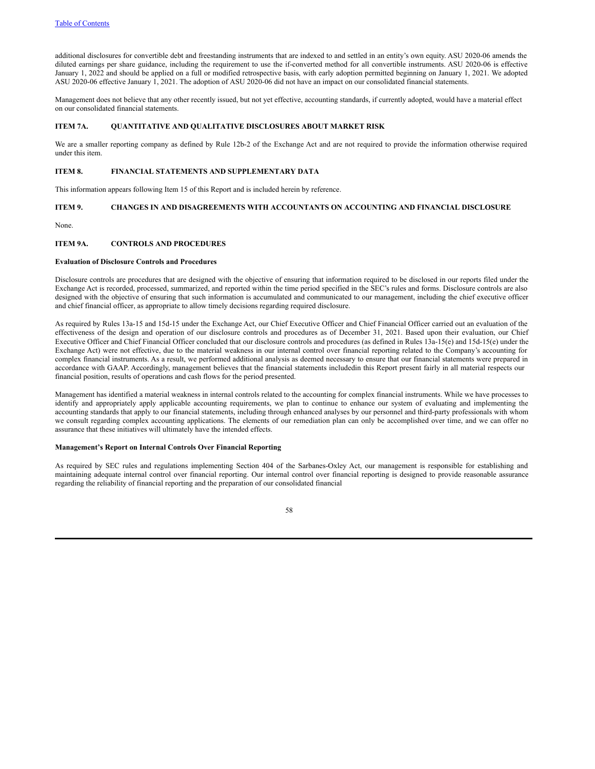additional disclosures for convertible debt and freestanding instruments that are indexed to and settled in an entity's own equity. ASU 2020-06 amends the diluted earnings per share guidance, including the requirement to use the if-converted method for all convertible instruments. ASU 2020-06 is effective January 1, 2022 and should be applied on a full or modified retrospective basis, with early adoption permitted beginning on January 1, 2021. We adopted ASU 2020-06 effective January 1, 2021. The adoption of ASU 2020-06 did not have an impact on our consolidated financial statements.

Management does not believe that any other recently issued, but not yet effective, accounting standards, if currently adopted, would have a material effect on our consolidated financial statements.

### ITEM 7A. QUANTITATIVE AND QUALITATIVE DISCLOSURES ABOUT MARKET RISK

We are a smaller reporting company as defined by Rule 12b-2 of the Exchange Act and are not required to provide the information otherwise required under this item.

### ITEM 8. FINANCIAL STATEMENTS AND SUPPLEMENTARY DATA

This information appears following Item 15 of this Report and is included herein by reference.

### ITEM 9. CHANGES IN AND DISAGREEMENTS WITH ACCOUNTANTS ON ACCOUNTING AND FINANCIAL DISCLOSURE

None.

### ITEM 9A. CONTROLS AND PROCEDURES

**Evaluation of Disclosure Controls and Procedures**

Disclosure controls are procedures that are designed with the objective of ensuring that information required to be disclosed in our reports filed under the Exchange Act is recorded, processed, summarized, and reported within the time period specified in the SEC's rules and forms. Disclosure controls are also designed with the objective of ensuring that such information is accumulated and communicated to our management, including the chief executive officer and chief financial officer, as appropriate to allow timely decisions regarding required disclosure.

As required by Rules 13a-15 and 15d-15 under the Exchange Act, our Chief Executive Officer and Chief Financial Officer carried out an evaluation of the effectiveness of the design and operation of our disclosure controls and procedures as of December 31, 2021. Based upon their evaluation, our Chief Executive Officer and Chief Financial Officer concluded that our disclosure controls and procedures (as defined in Rules 13a-15(e) and 15d-15(e) under the Exchange Act) were not effective, due to the material weakness in our internal control over financial reporting related to the Company's accounting for complex financial instruments. As a result, we performed additional analysis as deemed necessary to ensure that our financial statements were prepared in accordance with GAAP. Accordingly, management believes that the financial statements includedin this Report present fairly in all material respects our financial position, results of operations and cash flows for the period presented.

Management has identified a material weakness in internal controls related to the accounting for complex financial instruments. While we have processes to identify and appropriately apply applicable accounting requirements, we plan to continue to enhance our system of evaluating and implementing the accounting standards that apply to our financial statements, including through enhanced analyses by our personnel and third-party professionals with whom we consult regarding complex accounting applications. The elements of our remediation plan can only be accomplished over time, and we can offer no assurance that these initiatives will ultimately have the intended effects.

**Management's Report on Internal Controls Over Financial Reporting**

As required by SEC rules and regulations implementing Section 404 of the Sarbanes-Oxley Act, our management is responsible for establishing and maintaining adequate internal control over financial reporting. Our internal control over financial reporting is designed to provide reasonable assurance regarding the reliability of financial reporting and the preparation of our consolidated financial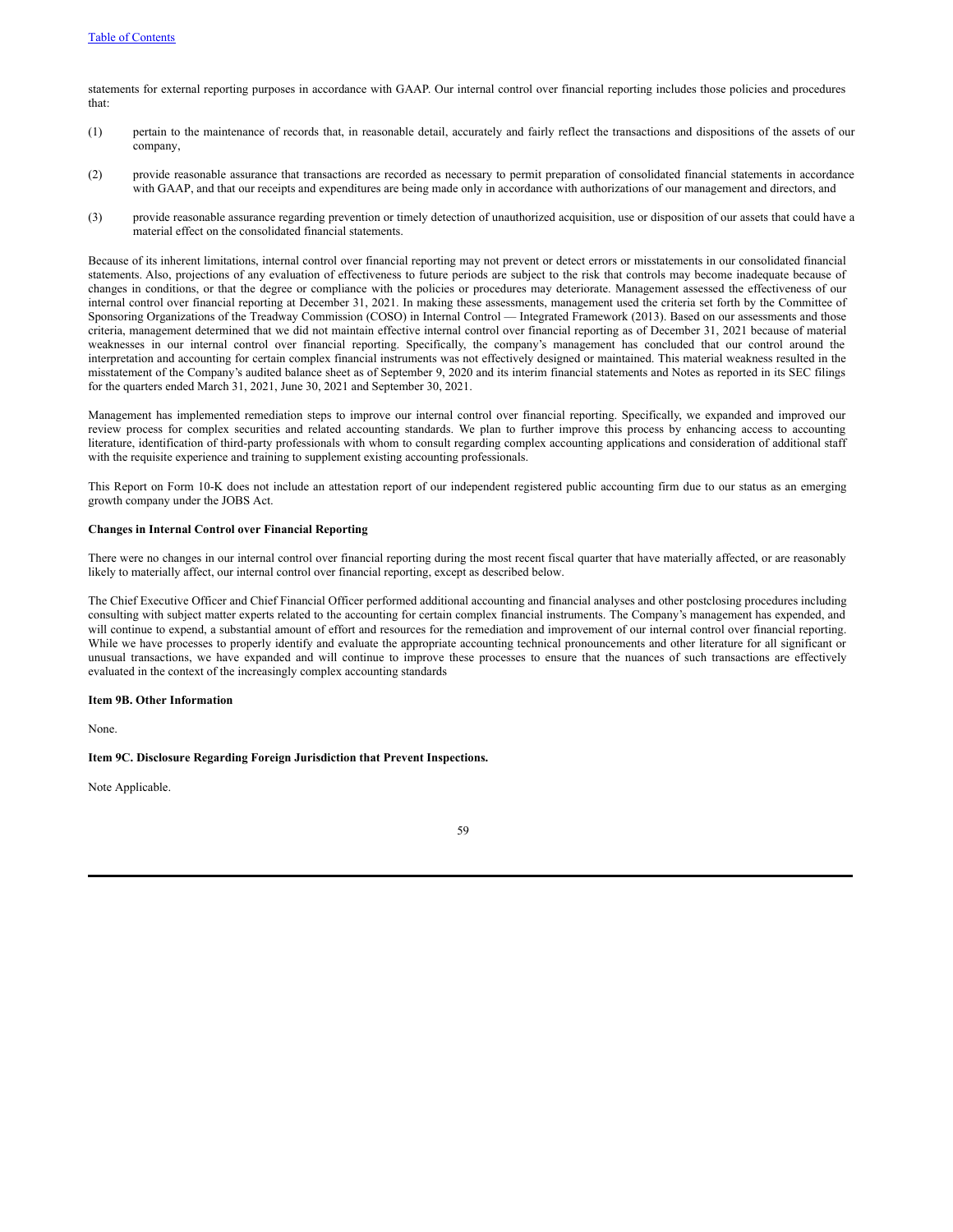statements for external reporting purposes in accordance with GAAP. Our internal control over financial reporting includes those policies and procedures that:

(1) pertain to the maintenance of records that, in reasonable detail, accurately and fairly reflect the transactions and dispositions of the assets of our company,

(2) provide reasonable assurance that transactions are recorded as necessary to permit preparation of consolidated financial statements in accordance with GAAP, and that our receipts and expenditures are being made only in accordance with authorizations of our management and directors, and

(3) provide reasonable assurance regarding prevention or timely detection of unauthorized acquisition, use or disposition of our assets that could have a material effect on the consolidated financial statements.

Because of its inherent limitations, internal control over financial reporting may not prevent or detect errors or misstatements in our consolidated financial statements. Also, projections of any evaluation of effectiveness to future periods are subject to the risk that controls may become inadequate because of changes in conditions, or that the degree or compliance with the policies or procedures may deteriorate. Management assessed the effectiveness of our internal control over financial reporting at December 31, 2021. In making these assessments, management used the criteria set forth by the Committee of Sponsoring Organizations of the Treadway Commission (COSO) in Internal Control — Integrated Framework (2013). Based on our assessments and those criteria, management determined that we did not maintain effective internal control over financial reporting as of December 31, 2021 because of material weaknesses in our internal control over financial reporting. Specifically, the company's management has concluded that our control around the interpretation and accounting for certain complex financial instruments was not effectively designed or maintained. This material weakness resulted in the misstatement of the Company's audited balance sheet as of September 9, 2020 and its interim financial statements and Notes as reported in its SEC filings for the quarters ended March 31, 2021, June 30, 2021 and September 30, 2021.

Management has implemented remediation steps to improve our internal control over financial reporting. Specifically, we expanded and improved our review process for complex securities and related accounting standards. We plan to further improve this process by enhancing access to accounting literature, identification of third-party professionals with whom to consult regarding complex accounting applications and consideration of additional staff with the requisite experience and training to supplement existing accounting professionals.

This Report on Form 10-K does not include an attestation report of our independent registered public accounting firm due to our status as an emerging growth company under the JOBS Act.

**Changes in Internal Control over Financial Reporting**

There were no changes in our internal control over financial reporting during the most recent fiscal quarter that have materially affected, or are reasonably likely to materially affect, our internal control over financial reporting, except as described below.

The Chief Executive Officer and Chief Financial Officer performed additional accounting and financial analyses and other postclosing procedures including consulting with subject matter experts related to the accounting for certain complex financial instruments. The Company's management has expended, and will continue to expend, a substantial amount of effort and resources for the remediation and improvement of our internal control over financial reporting. While we have processes to properly identify and evaluate the appropriate accounting technical pronouncements and other literature for all significant or unusual transactions, we have expanded and will continue to improve these processes to ensure that the nuances of such transactions are effectively evaluated in the context of the increasingly complex accounting standards

**Item 9B. Other Information**

None.

**Item 9C. Disclosure Regarding Foreign Jurisdiction that Prevent Inspections.**

Note Applicable.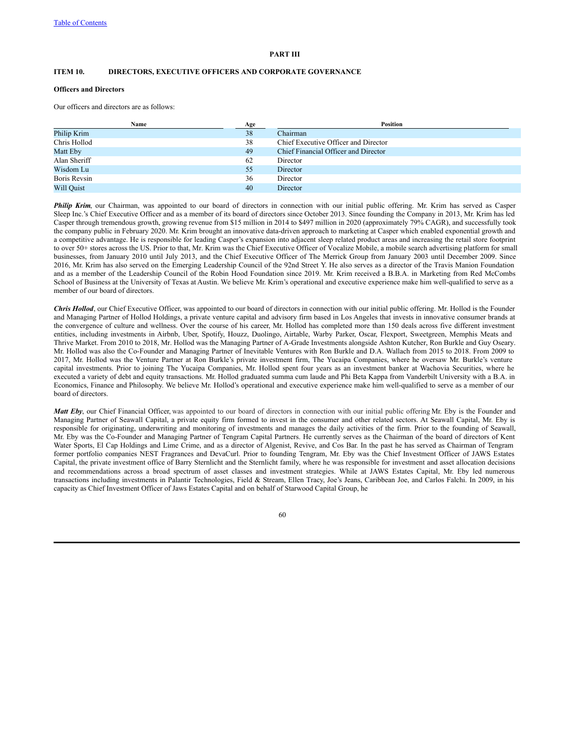# PART III

## ITEM 10. DIRECTORS, EXECUTIVE OFFICERS AND CORPORATE GOVERNANCE

### Officers and Directors

Our officers and directors are as follows:

| Name | Age | Position |
|---|---|---|
| Philip Krim | 38 | Chairman |
| Chris Hollod | 38 | Chief Executive Officer and Director |
| Matt Eby | 49 | Chief Financial Officer and Director |
| Alan Sheriff | 62 | Director |
| Wisdom Lu | 55 | Director |
| Boris Revsin | 36 | Director |
| Will Quist | 40 | Director |

***Philip Krim***, our Chairman, was appointed to our board of directors in connection with our initial public offering. Mr. Krim has served as Casper Sleep Inc.'s Chief Executive Officer and as a member of its board of directors since October 2013. Since founding the Company in 2013, Mr. Krim has led Casper through tremendous growth, growing revenue from $15 million in 2014 to $497 million in 2020 (approximately 79% CAGR), and successfully took the company public in February 2020. Mr. Krim brought an innovative data-driven approach to marketing at Casper which enabled exponential growth and a competitive advantage. He is responsible for leading Casper's expansion into adjacent sleep related product areas and increasing the retail store footprint to over 50+ stores across the US. Prior to that, Mr. Krim was the Chief Executive Officer of Vocalize Mobile, a mobile search advertising platform for small businesses, from January 2010 until July 2013, and the Chief Executive Officer of The Merrick Group from January 2003 until December 2009. Since 2016, Mr. Krim has also served on the Emerging Leadership Council of the 92nd Street Y. He also serves as a director of the Travis Manion Foundation and as a member of the Leadership Council of the Robin Hood Foundation since 2019. Mr. Krim received a B.B.A. in Marketing from Red McCombs School of Business at the University of Texas at Austin. We believe Mr. Krim's operational and executive experience make him well-qualified to serve as a member of our board of directors.

***Chris Hollod***, our Chief Executive Officer, was appointed to our board of directors in connection with our initial public offering. Mr. Hollod is the Founder and Managing Partner of Hollod Holdings, a private venture capital and advisory firm based in Los Angeles that invests in innovative consumer brands at the convergence of culture and wellness. Over the course of his career, Mr. Hollod has completed more than 150 deals across five different investment entities, including investments in Airbnb, Uber, Spotify, Houzz, Duolingo, Airtable, Warby Parker, Oscar, Flexport, Sweetgreen, Memphis Meats and Thrive Market. From 2010 to 2018, Mr. Hollod was the Managing Partner of A-Grade Investments alongside Ashton Kutcher, Ron Burkle and Guy Oseary. Mr. Hollod was also the Co-Founder and Managing Partner of Inevitable Ventures with Ron Burkle and D.A. Wallach from 2015 to 2018. From 2009 to 2017, Mr. Hollod was the Venture Partner at Ron Burkle's private investment firm, The Yucaipa Companies, where he oversaw Mr. Burkle's venture capital investments. Prior to joining The Yucaipa Companies, Mr. Hollod spent four years as an investment banker at Wachovia Securities, where he executed a variety of debt and equity transactions. Mr. Hollod graduated summa cum laude and Phi Beta Kappa from Vanderbilt University with a B.A. in Economics, Finance and Philosophy. We believe Mr. Hollod's operational and executive experience make him well-qualified to serve as a member of our board of directors.

***Matt Eby***, our Chief Financial Officer, was appointed to our board of directors in connection with our initial public offering Mr. Eby is the Founder and Managing Partner of Seawall Capital, a private equity firm formed to invest in the consumer and other related sectors. At Seawall Capital, Mr. Eby is responsible for originating, underwriting and monitoring of investments and manages the daily activities of the firm. Prior to the founding of Seawall, Mr. Eby was the Co-Founder and Managing Partner of Tengram Capital Partners. He currently serves as the Chairman of the board of directors of Kent Water Sports, El Cap Holdings and Lime Crime, and as a director of Algenist, Revive, and Cos Bar. In the past he has served as Chairman of Tengram former portfolio companies NEST Fragrances and DevaCurl. Prior to founding Tengram, Mr. Eby was the Chief Investment Officer of JAWS Estates Capital, the private investment office of Barry Sternlicht and the Sternlicht family, where he was responsible for investment and asset allocation decisions and recommendations across a broad spectrum of asset classes and investment strategies. While at JAWS Estates Capital, Mr. Eby led numerous transactions including investments in Palantir Technologies, Field & Stream, Ellen Tracy, Joe's Jeans, Caribbean Joe, and Carlos Falchi. In 2009, in his capacity as Chief Investment Officer of Jaws Estates Capital and on behalf of Starwood Capital Group, he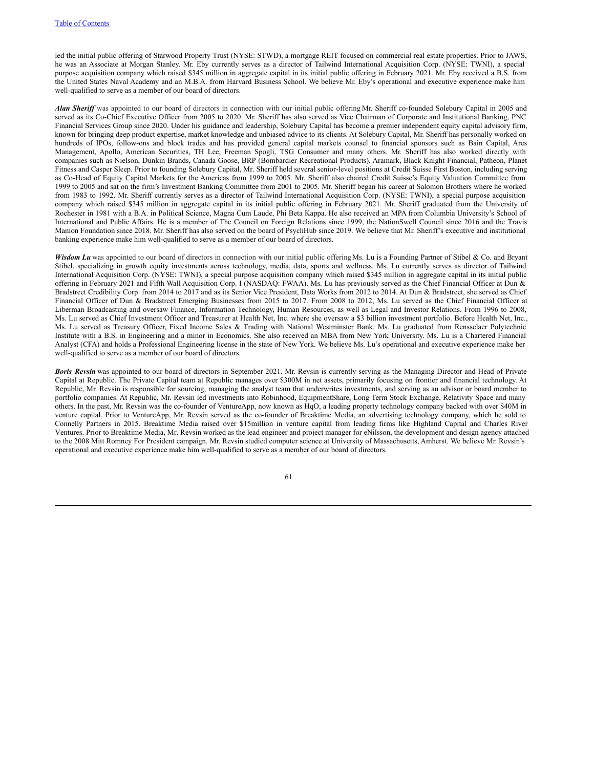led the initial public offering of Starwood Property Trust (NYSE: STWD), a mortgage REIT focused on commercial real estate properties. Prior to JAWS, he was an Associate at Morgan Stanley. Mr. Eby currently serves as a director of Tailwind International Acquisition Corp. (NYSE: TWNI), a special purpose acquisition company which raised $345 million in aggregate capital in its initial public offering in February 2021. Mr. Eby received a B.S. from the United States Naval Academy and an M.B.A. from Harvard Business School. We believe Mr. Eby's operational and executive experience make him well-qualified to serve as a member of our board of directors.

***Alan Sheriff*** was appointed to our board of directors in connection with our initial public offering Mr. Sheriff co-founded Solebury Capital in 2005 and served as its Co-Chief Executive Officer from 2005 to 2020. Mr. Sheriff has also served as Vice Chairman of Corporate and Institutional Banking, PNC Financial Services Group since 2020. Under his guidance and leadership, Solebury Capital has become a premier independent equity capital advisory firm, known for bringing deep product expertise, market knowledge and unbiased advice to its clients. At Solebury Capital, Mr. Sheriff has personally worked on hundreds of IPOs, follow-ons and block trades and has provided general capital markets counsel to financial sponsors such as Bain Capital, Ares Management, Apollo, American Securities, TH Lee, Freeman Spogli, TSG Consumer and many others. Mr. Sheriff has also worked directly with companies such as Nielson, Dunkin Brands, Canada Goose, BRP (Bombardier Recreational Products), Aramark, Black Knight Financial, Patheon, Planet Fitness and Casper Sleep. Prior to founding Solebury Capital, Mr. Sheriff held several senior-level positions at Credit Suisse First Boston, including serving as Co-Head of Equity Capital Markets for the Americas from 1999 to 2005. Mr. Sheriff also chaired Credit Suisse's Equity Valuation Committee from 1999 to 2005 and sat on the firm's Investment Banking Committee from 2001 to 2005. Mr. Sheriff began his career at Salomon Brothers where he worked from 1983 to 1992. Mr. Sheriff currently serves as a director of Tailwind International Acquisition Corp. (NYSE: TWNI), a special purpose acquisition company which raised $345 million in aggregate capital in its initial public offering in February 2021. Mr. Sheriff graduated from the University of Rochester in 1981 with a B.A. in Political Science, Magna Cum Laude, Phi Beta Kappa. He also received an MPA from Columbia University's School of International and Public Affairs. He is a member of The Council on Foreign Relations since 1999, the NationSwell Council since 2016 and the Travis Manion Foundation since 2018. Mr. Sheriff has also served on the board of PsychHub since 2019. We believe that Mr. Sheriff's executive and institutional banking experience make him well-qualified to serve as a member of our board of directors.

***Wisdom Lu*** was appointed to our board of directors in connection with our initial public offering Ms. Lu is a Founding Partner of Stibel & Co. and Bryant Stibel, specializing in growth equity investments across technology, media, data, sports and wellness. Ms. Lu currently serves as director of Tailwind International Acquisition Corp. (NYSE: TWNI), a special purpose acquisition company which raised $345 million in aggregate capital in its initial public offering in February 2021 and Fifth Wall Acquisition Corp. I (NASDAQ: FWAA). Ms. Lu has previously served as the Chief Financial Officer at Dun & Bradstreet Credibility Corp. from 2014 to 2017 and as its Senior Vice President, Data Works from 2012 to 2014. At Dun & Bradstreet, she served as Chief Financial Officer of Dun & Bradstreet Emerging Businesses from 2015 to 2017. From 2008 to 2012, Ms. Lu served as the Chief Financial Officer at Liberman Broadcasting and oversaw Finance, Information Technology, Human Resources, as well as Legal and Investor Relations. From 1996 to 2008, Ms. Lu served as Chief Investment Officer and Treasurer at Health Net, Inc. where she oversaw a $3 billion investment portfolio. Before Health Net, Inc., Ms. Lu served as Treasury Officer, Fixed Income Sales & Trading with National Westminster Bank. Ms. Lu graduated from Rensselaer Polytechnic Institute with a B.S. in Engineering and a minor in Economics. She also received an MBA from New York University. Ms. Lu is a Chartered Financial Analyst (CFA) and holds a Professional Engineering license in the state of New York. We believe Ms. Lu's operational and executive experience make her well-qualified to serve as a member of our board of directors.

***Boris Revsin*** was appointed to our board of directors in September 2021. Mr. Revsin is currently serving as the Managing Director and Head of Private Capital at Republic. The Private Capital team at Republic manages over $300M in net assets, primarily focusing on frontier and financial technology. At Republic, Mr. Revsin is responsible for sourcing, managing the analyst team that underwrites investments, and serving as an advisor or board member to portfolio companies. At Republic, Mr. Revsin led investments into Robinhood, EquipmentShare, Long Term Stock Exchange, Relativity Space and many others. In the past, Mr. Revsin was the co-founder of VentureApp, now known as HqO, a leading property technology company backed with over $40M in venture capital. Prior to VentureApp, Mr. Revsin served as the co-founder of Breaktime Media, an advertising technology company, which he sold to Connelly Partners in 2015. Breaktime Media raised over $15million in venture capital from leading firms like Highland Capital and Charles River Ventures. Prior to Breaktime Media, Mr. Revsin worked as the lead engineer and project manager for eNilsson, the development and design agency attached to the 2008 Mitt Romney For President campaign. Mr. Revsin studied computer science at University of Massachusetts, Amherst. We believe Mr. Revsin's operational and executive experience make him well-qualified to serve as a member of our board of directors.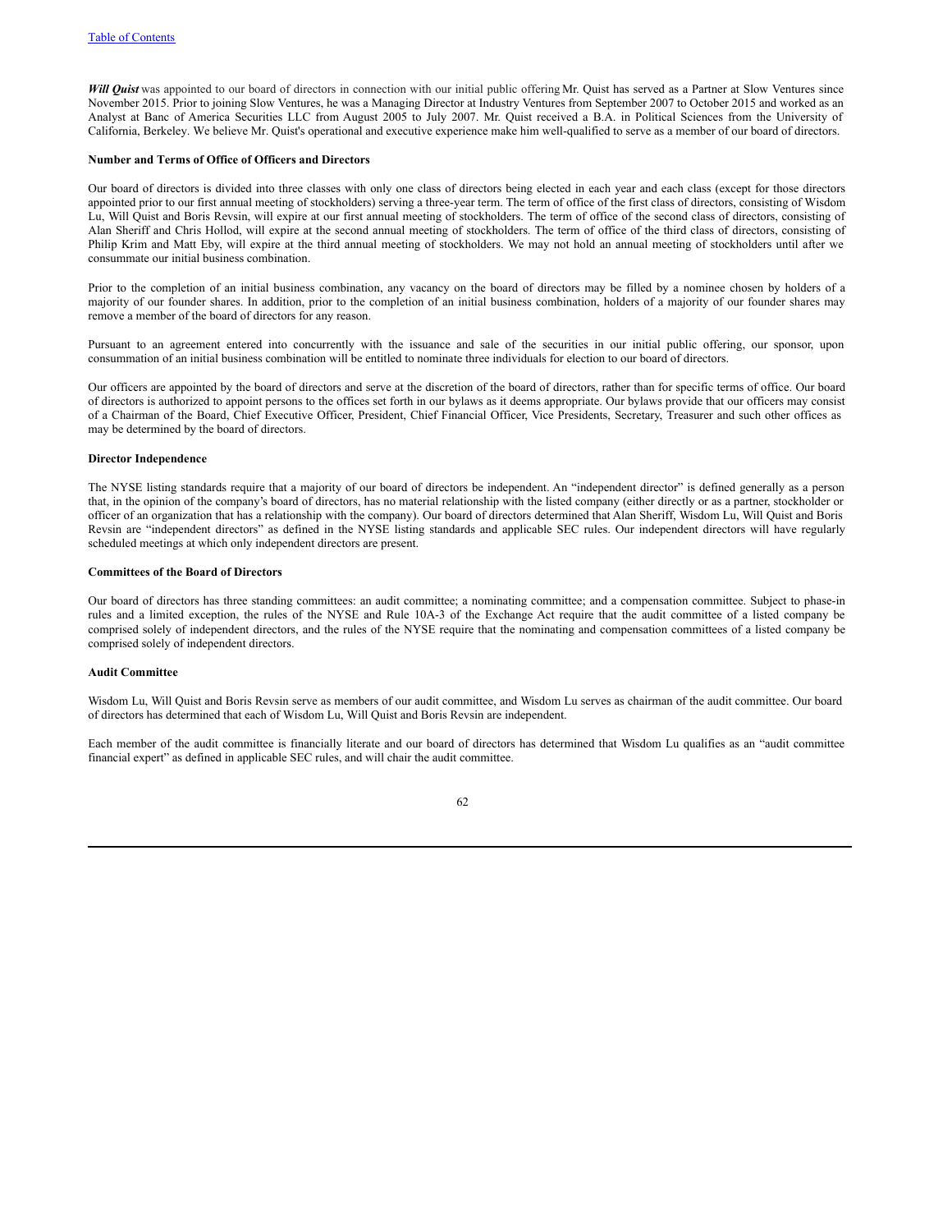***Will Quist*** was appointed to our board of directors in connection with our initial public offering Mr. Quist has served as a Partner at Slow Ventures since November 2015. Prior to joining Slow Ventures, he was a Managing Director at Industry Ventures from September 2007 to October 2015 and worked as an Analyst at Banc of America Securities LLC from August 2005 to July 2007. Mr. Quist received a B.A. in Political Sciences from the University of California, Berkeley. We believe Mr. Quist's operational and executive experience make him well-qualified to serve as a member of our board of directors.

**Number and Terms of Office of Officers and Directors**

Our board of directors is divided into three classes with only one class of directors being elected in each year and each class (except for those directors appointed prior to our first annual meeting of stockholders) serving a three-year term. The term of office of the first class of directors, consisting of Wisdom Lu, Will Quist and Boris Revsin, will expire at our first annual meeting of stockholders. The term of office of the second class of directors, consisting of Alan Sheriff and Chris Hollod, will expire at the second annual meeting of stockholders. The term of office of the third class of directors, consisting of Philip Krim and Matt Eby, will expire at the third annual meeting of stockholders. We may not hold an annual meeting of stockholders until after we consummate our initial business combination.

Prior to the completion of an initial business combination, any vacancy on the board of directors may be filled by a nominee chosen by holders of a majority of our founder shares. In addition, prior to the completion of an initial business combination, holders of a majority of our founder shares may remove a member of the board of directors for any reason.

Pursuant to an agreement entered into concurrently with the issuance and sale of the securities in our initial public offering, our sponsor, upon consummation of an initial business combination will be entitled to nominate three individuals for election to our board of directors.

Our officers are appointed by the board of directors and serve at the discretion of the board of directors, rather than for specific terms of office. Our board of directors is authorized to appoint persons to the offices set forth in our bylaws as it deems appropriate. Our bylaws provide that our officers may consist of a Chairman of the Board, Chief Executive Officer, President, Chief Financial Officer, Vice Presidents, Secretary, Treasurer and such other offices as may be determined by the board of directors.

**Director Independence**

The NYSE listing standards require that a majority of our board of directors be independent. An "independent director" is defined generally as a person that, in the opinion of the company's board of directors, has no material relationship with the listed company (either directly or as a partner, stockholder or officer of an organization that has a relationship with the company). Our board of directors determined that Alan Sheriff, Wisdom Lu, Will Quist and Boris Revsin are "independent directors" as defined in the NYSE listing standards and applicable SEC rules. Our independent directors will have regularly scheduled meetings at which only independent directors are present.

**Committees of the Board of Directors**

Our board of directors has three standing committees: an audit committee; a nominating committee; and a compensation committee. Subject to phase-in rules and a limited exception, the rules of the NYSE and Rule 10A-3 of the Exchange Act require that the audit committee of a listed company be comprised solely of independent directors, and the rules of the NYSE require that the nominating and compensation committees of a listed company be comprised solely of independent directors.

**Audit Committee**

Wisdom Lu, Will Quist and Boris Revsin serve as members of our audit committee, and Wisdom Lu serves as chairman of the audit committee. Our board of directors has determined that each of Wisdom Lu, Will Quist and Boris Revsin are independent.

Each member of the audit committee is financially literate and our board of directors has determined that Wisdom Lu qualifies as an "audit committee financial expert" as defined in applicable SEC rules, and will chair the audit committee.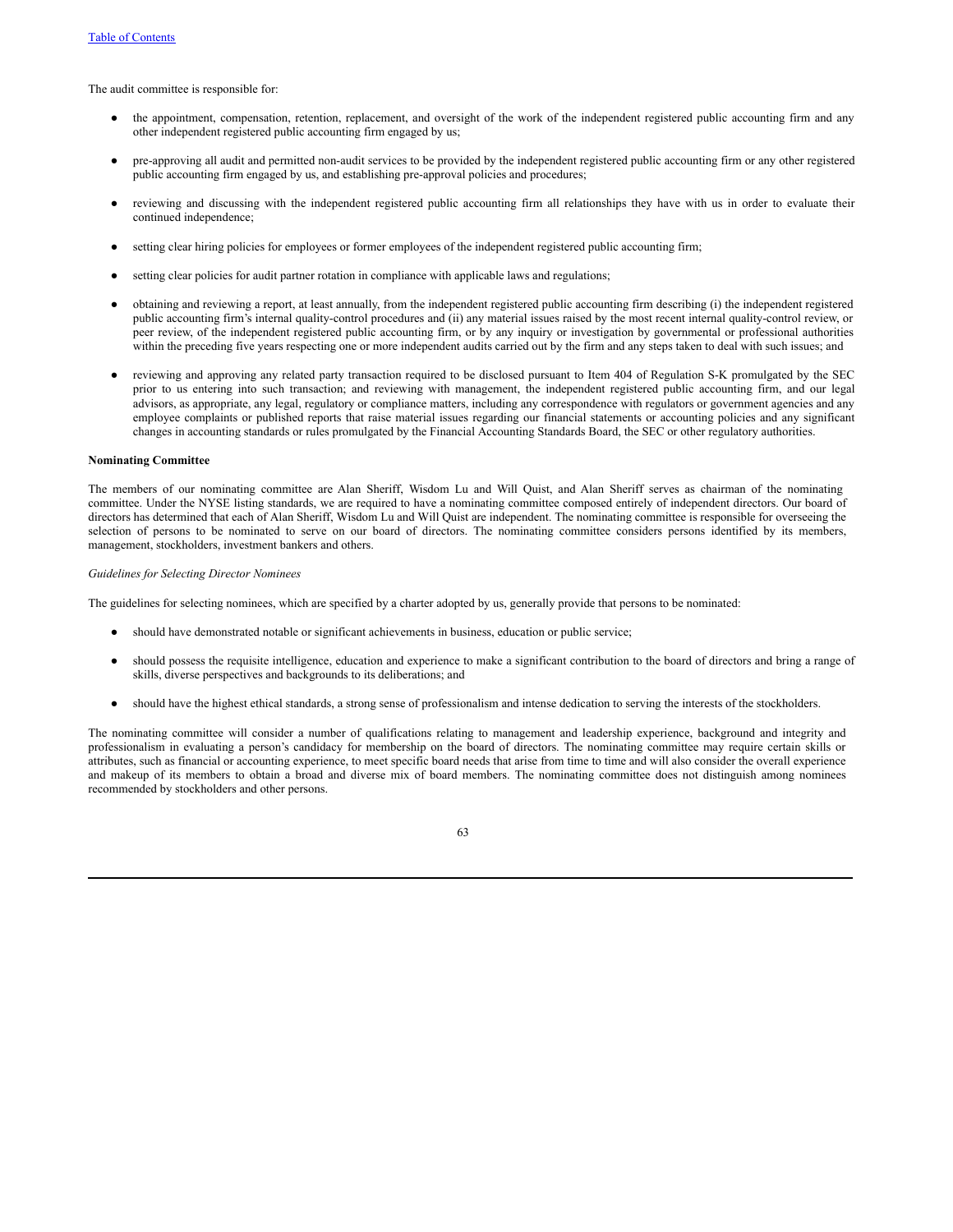The audit committee is responsible for:

- the appointment, compensation, retention, replacement, and oversight of the work of the independent registered public accounting firm and any other independent registered public accounting firm engaged by us;
- pre-approving all audit and permitted non-audit services to be provided by the independent registered public accounting firm or any other registered public accounting firm engaged by us, and establishing pre-approval policies and procedures;
- reviewing and discussing with the independent registered public accounting firm all relationships they have with us in order to evaluate their continued independence;
- setting clear hiring policies for employees or former employees of the independent registered public accounting firm;
- setting clear policies for audit partner rotation in compliance with applicable laws and regulations;
- obtaining and reviewing a report, at least annually, from the independent registered public accounting firm describing (i) the independent registered public accounting firm's internal quality-control procedures and (ii) any material issues raised by the most recent internal quality-control review, or peer review, of the independent registered public accounting firm, or by any inquiry or investigation by governmental or professional authorities within the preceding five years respecting one or more independent audits carried out by the firm and any steps taken to deal with such issues; and
- reviewing and approving any related party transaction required to be disclosed pursuant to Item 404 of Regulation S-K promulgated by the SEC prior to us entering into such transaction; and reviewing with management, the independent registered public accounting firm, and our legal advisors, as appropriate, any legal, regulatory or compliance matters, including any correspondence with regulators or government agencies and any employee complaints or published reports that raise material issues regarding our financial statements or accounting policies and any significant changes in accounting standards or rules promulgated by the Financial Accounting Standards Board, the SEC or other regulatory authorities.

**Nominating Committee**

The members of our nominating committee are Alan Sheriff, Wisdom Lu and Will Quist, and Alan Sheriff serves as chairman of the nominating committee. Under the NYSE listing standards, we are required to have a nominating committee composed entirely of independent directors. Our board of directors has determined that each of Alan Sheriff, Wisdom Lu and Will Quist are independent. The nominating committee is responsible for overseeing the selection of persons to be nominated to serve on our board of directors. The nominating committee considers persons identified by its members, management, stockholders, investment bankers and others.

*Guidelines for Selecting Director Nominees*

The guidelines for selecting nominees, which are specified by a charter adopted by us, generally provide that persons to be nominated:

- should have demonstrated notable or significant achievements in business, education or public service;
- should possess the requisite intelligence, education and experience to make a significant contribution to the board of directors and bring a range of skills, diverse perspectives and backgrounds to its deliberations; and
- should have the highest ethical standards, a strong sense of professionalism and intense dedication to serving the interests of the stockholders.

The nominating committee will consider a number of qualifications relating to management and leadership experience, background and integrity and professionalism in evaluating a person's candidacy for membership on the board of directors. The nominating committee may require certain skills or attributes, such as financial or accounting experience, to meet specific board needs that arise from time to time and will also consider the overall experience and makeup of its members to obtain a broad and diverse mix of board members. The nominating committee does not distinguish among nominees recommended by stockholders and other persons.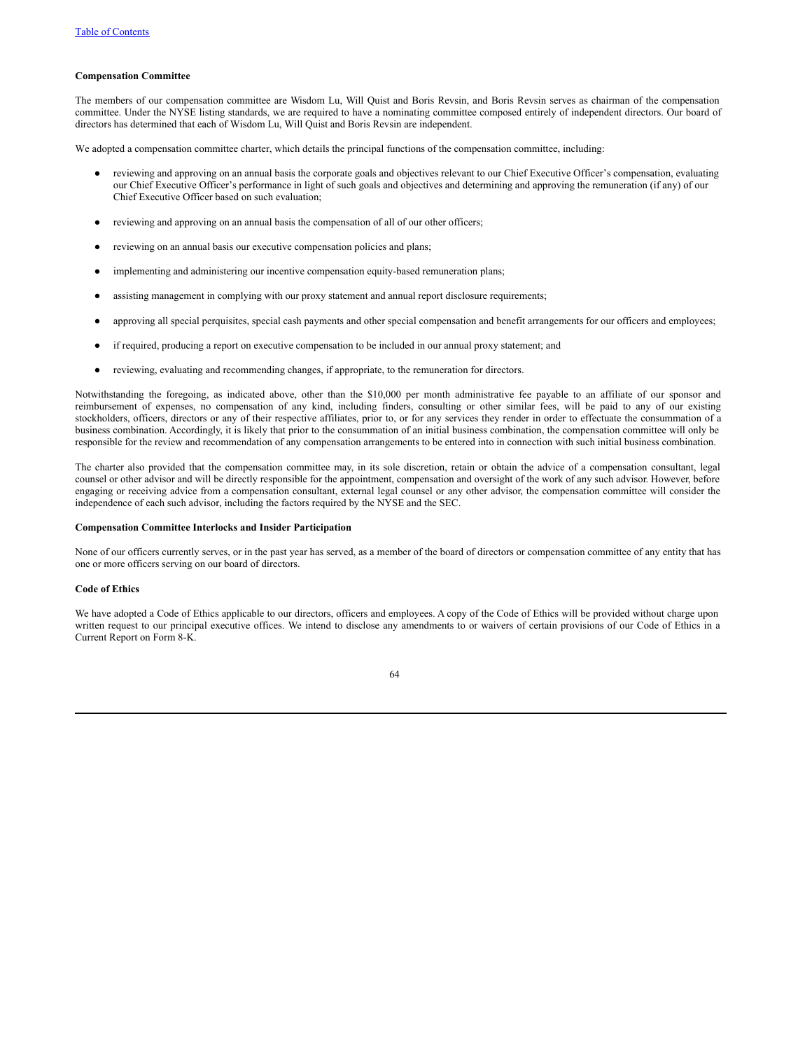**Compensation Committee**

The members of our compensation committee are Wisdom Lu, Will Quist and Boris Revsin, and Boris Revsin serves as chairman of the compensation committee. Under the NYSE listing standards, we are required to have a nominating committee composed entirely of independent directors. Our board of directors has determined that each of Wisdom Lu, Will Quist and Boris Revsin are independent.

We adopted a compensation committee charter, which details the principal functions of the compensation committee, including:

- reviewing and approving on an annual basis the corporate goals and objectives relevant to our Chief Executive Officer's compensation, evaluating our Chief Executive Officer's performance in light of such goals and objectives and determining and approving the remuneration (if any) of our Chief Executive Officer based on such evaluation;
- reviewing and approving on an annual basis the compensation of all of our other officers;
- reviewing on an annual basis our executive compensation policies and plans;
- implementing and administering our incentive compensation equity-based remuneration plans;
- assisting management in complying with our proxy statement and annual report disclosure requirements;
- approving all special perquisites, special cash payments and other special compensation and benefit arrangements for our officers and employees;
- if required, producing a report on executive compensation to be included in our annual proxy statement; and
- reviewing, evaluating and recommending changes, if appropriate, to the remuneration for directors.

Notwithstanding the foregoing, as indicated above, other than the $10,000 per month administrative fee payable to an affiliate of our sponsor and reimbursement of expenses, no compensation of any kind, including finders, consulting or other similar fees, will be paid to any of our existing stockholders, officers, directors or any of their respective affiliates, prior to, or for any services they render in order to effectuate the consummation of a business combination. Accordingly, it is likely that prior to the consummation of an initial business combination, the compensation committee will only be responsible for the review and recommendation of any compensation arrangements to be entered into in connection with such initial business combination.

The charter also provided that the compensation committee may, in its sole discretion, retain or obtain the advice of a compensation consultant, legal counsel or other advisor and will be directly responsible for the appointment, compensation and oversight of the work of any such advisor. However, before engaging or receiving advice from a compensation consultant, external legal counsel or any other advisor, the compensation committee will consider the independence of each such advisor, including the factors required by the NYSE and the SEC.

**Compensation Committee Interlocks and Insider Participation**

None of our officers currently serves, or in the past year has served, as a member of the board of directors or compensation committee of any entity that has one or more officers serving on our board of directors.

**Code of Ethics**

We have adopted a Code of Ethics applicable to our directors, officers and employees. A copy of the Code of Ethics will be provided without charge upon written request to our principal executive offices. We intend to disclose any amendments to or waivers of certain provisions of our Code of Ethics in a Current Report on Form 8-K.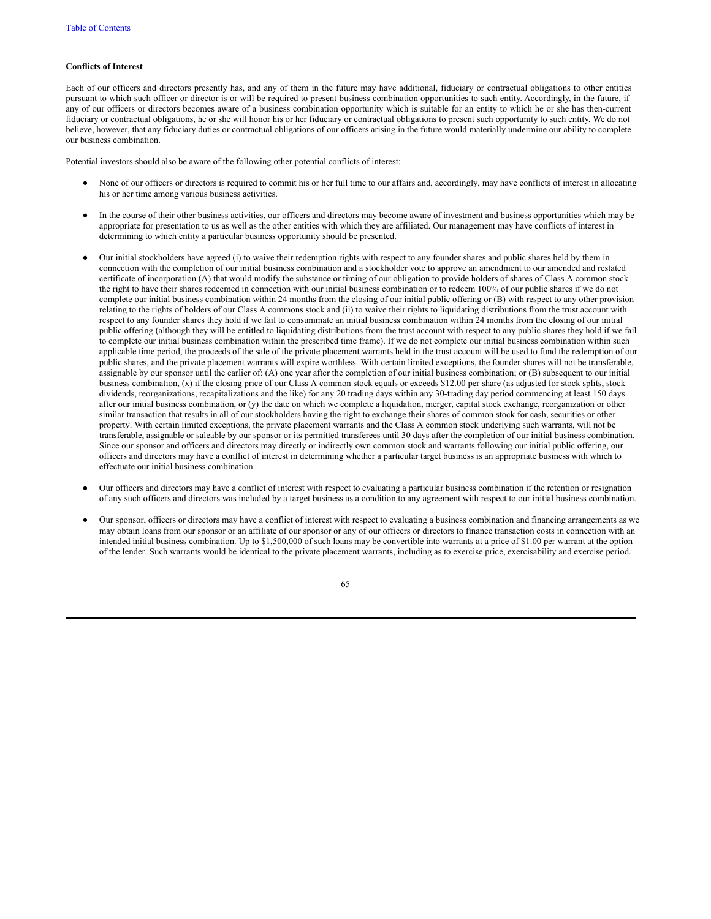**Conflicts of Interest**

Each of our officers and directors presently has, and any of them in the future may have additional, fiduciary or contractual obligations to other entities pursuant to which such officer or director is or will be required to present business combination opportunities to such entity. Accordingly, in the future, if any of our officers or directors becomes aware of a business combination opportunity which is suitable for an entity to which he or she has then-current fiduciary or contractual obligations, he or she will honor his or her fiduciary or contractual obligations to present such opportunity to such entity. We do not believe, however, that any fiduciary duties or contractual obligations of our officers arising in the future would materially undermine our ability to complete our business combination.

Potential investors should also be aware of the following other potential conflicts of interest:

- None of our officers or directors is required to commit his or her full time to our affairs and, accordingly, may have conflicts of interest in allocating his or her time among various business activities.
- In the course of their other business activities, our officers and directors may become aware of investment and business opportunities which may be appropriate for presentation to us as well as the other entities with which they are affiliated. Our management may have conflicts of interest in determining to which entity a particular business opportunity should be presented.
- Our initial stockholders have agreed (i) to waive their redemption rights with respect to any founder shares and public shares held by them in connection with the completion of our initial business combination and a stockholder vote to approve an amendment to our amended and restated certificate of incorporation (A) that would modify the substance or timing of our obligation to provide holders of shares of Class A common stock the right to have their shares redeemed in connection with our initial business combination or to redeem 100% of our public shares if we do not complete our initial business combination within 24 months from the closing of our initial public offering or (B) with respect to any other provision relating to the rights of holders of our Class A commons stock and (ii) to waive their rights to liquidating distributions from the trust account with respect to any founder shares they hold if we fail to consummate an initial business combination within 24 months from the closing of our initial public offering (although they will be entitled to liquidating distributions from the trust account with respect to any public shares they hold if we fail to complete our initial business combination within the prescribed time frame). If we do not complete our initial business combination within such applicable time period, the proceeds of the sale of the private placement warrants held in the trust account will be used to fund the redemption of our public shares, and the private placement warrants will expire worthless. With certain limited exceptions, the founder shares will not be transferable, assignable by our sponsor until the earlier of: (A) one year after the completion of our initial business combination; or (B) subsequent to our initial business combination, (x) if the closing price of our Class A common stock equals or exceeds $12.00 per share (as adjusted for stock splits, stock dividends, reorganizations, recapitalizations and the like) for any 20 trading days within any 30-trading day period commencing at least 150 days after our initial business combination, or (y) the date on which we complete a liquidation, merger, capital stock exchange, reorganization or other similar transaction that results in all of our stockholders having the right to exchange their shares of common stock for cash, securities or other property. With certain limited exceptions, the private placement warrants and the Class A common stock underlying such warrants, will not be transferable, assignable or saleable by our sponsor or its permitted transferees until 30 days after the completion of our initial business combination. Since our sponsor and officers and directors may directly or indirectly own common stock and warrants following our initial public offering, our officers and directors may have a conflict of interest in determining whether a particular target business is an appropriate business with which to effectuate our initial business combination.
- Our officers and directors may have a conflict of interest with respect to evaluating a particular business combination if the retention or resignation of any such officers and directors was included by a target business as a condition to any agreement with respect to our initial business combination.
- Our sponsor, officers or directors may have a conflict of interest with respect to evaluating a business combination and financing arrangements as we may obtain loans from our sponsor or an affiliate of our sponsor or any of our officers or directors to finance transaction costs in connection with an intended initial business combination. Up to $1,500,000 of such loans may be convertible into warrants at a price of $1.00 per warrant at the option of the lender. Such warrants would be identical to the private placement warrants, including as to exercise price, exercisability and exercise period.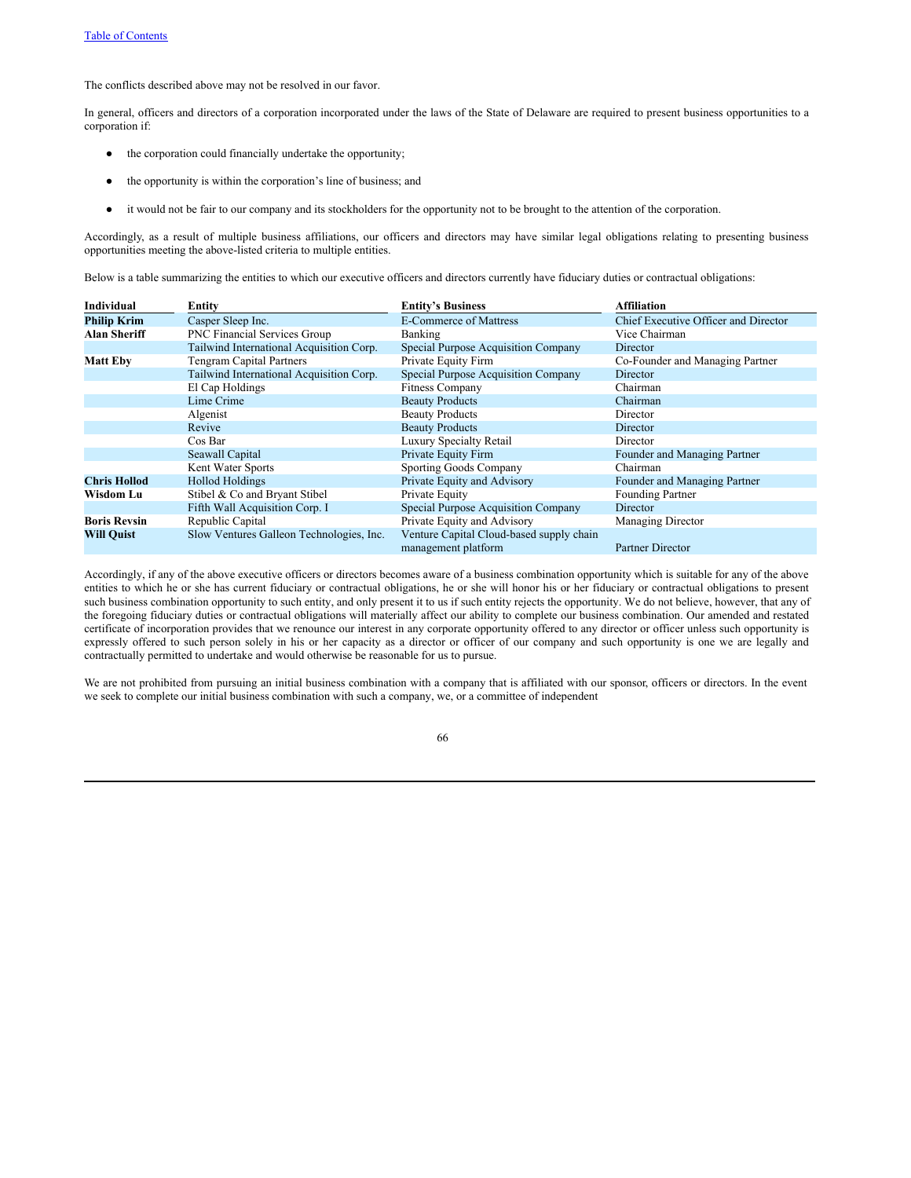The conflicts described above may not be resolved in our favor.

In general, officers and directors of a corporation incorporated under the laws of the State of Delaware are required to present business opportunities to a corporation if:

- the corporation could financially undertake the opportunity;
- the opportunity is within the corporation's line of business; and
- it would not be fair to our company and its stockholders for the opportunity not to be brought to the attention of the corporation.

Accordingly, as a result of multiple business affiliations, our officers and directors may have similar legal obligations relating to presenting business opportunities meeting the above-listed criteria to multiple entities.

Below is a table summarizing the entities to which our executive officers and directors currently have fiduciary duties or contractual obligations:

| Individual | Entity | Entity's Business | Affiliation |
|---|---|---|---|
| **Philip Krim** | Casper Sleep Inc. | E-Commerce of Mattress | Chief Executive Officer and Director |
| **Alan Sheriff** | PNC Financial Services Group | Banking | Vice Chairman |
| | Tailwind International Acquisition Corp. | Special Purpose Acquisition Company | Director |
| **Matt Eby** | Tengram Capital Partners | Private Equity Firm | Co-Founder and Managing Partner |
| | Tailwind International Acquisition Corp. | Special Purpose Acquisition Company | Director |
| | El Cap Holdings | Fitness Company | Chairman |
| | Lime Crime | Beauty Products | Chairman |
| | Algenist | Beauty Products | Director |
| | Revive | Beauty Products | Director |
| | Cos Bar | Luxury Specialty Retail | Director |
| | Seawall Capital | Private Equity Firm | Founder and Managing Partner |
| | Kent Water Sports | Sporting Goods Company | Chairman |
| **Chris Hollod** | Hollod Holdings | Private Equity and Advisory | Founder and Managing Partner |
| **Wisdom Lu** | Stibel & Co and Bryant Stibel | Private Equity | Founding Partner |
| | Fifth Wall Acquisition Corp. I | Special Purpose Acquisition Company | Director |
| **Boris Revsin** | Republic Capital | Private Equity and Advisory | Managing Director |
| **Will Quist** | Slow Ventures Galleon Technologies, Inc. | Venture Capital Cloud-based supply chain management platform | Partner Director |

Accordingly, if any of the above executive officers or directors becomes aware of a business combination opportunity which is suitable for any of the above entities to which he or she has current fiduciary or contractual obligations, he or she will honor his or her fiduciary or contractual obligations to present such business combination opportunity to such entity, and only present it to us if such entity rejects the opportunity. We do not believe, however, that any of the foregoing fiduciary duties or contractual obligations will materially affect our ability to complete our business combination. Our amended and restated certificate of incorporation provides that we renounce our interest in any corporate opportunity offered to any director or officer unless such opportunity is expressly offered to such person solely in his or her capacity as a director or officer of our company and such opportunity is one we are legally and contractually permitted to undertake and would otherwise be reasonable for us to pursue.

We are not prohibited from pursuing an initial business combination with a company that is affiliated with our sponsor, officers or directors. In the event we seek to complete our initial business combination with such a company, we, or a committee of independent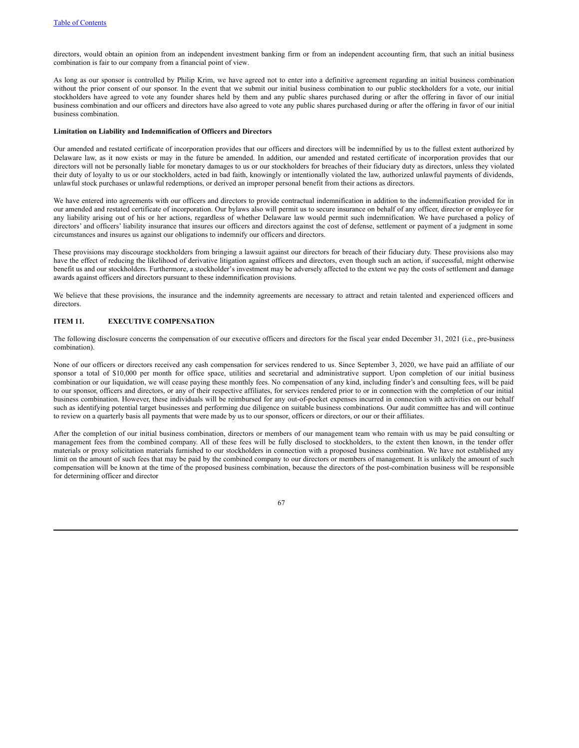directors, would obtain an opinion from an independent investment banking firm or from an independent accounting firm, that such an initial business combination is fair to our company from a financial point of view.

As long as our sponsor is controlled by Philip Krim, we have agreed not to enter into a definitive agreement regarding an initial business combination without the prior consent of our sponsor. In the event that we submit our initial business combination to our public stockholders for a vote, our initial stockholders have agreed to vote any founder shares held by them and any public shares purchased during or after the offering in favor of our initial business combination and our officers and directors have also agreed to vote any public shares purchased during or after the offering in favor of our initial business combination.

**Limitation on Liability and Indemnification of Officers and Directors**

Our amended and restated certificate of incorporation provides that our officers and directors will be indemnified by us to the fullest extent authorized by Delaware law, as it now exists or may in the future be amended. In addition, our amended and restated certificate of incorporation provides that our directors will not be personally liable for monetary damages to us or our stockholders for breaches of their fiduciary duty as directors, unless they violated their duty of loyalty to us or our stockholders, acted in bad faith, knowingly or intentionally violated the law, authorized unlawful payments of dividends, unlawful stock purchases or unlawful redemptions, or derived an improper personal benefit from their actions as directors.

We have entered into agreements with our officers and directors to provide contractual indemnification in addition to the indemnification provided for in our amended and restated certificate of incorporation. Our bylaws also will permit us to secure insurance on behalf of any officer, director or employee for any liability arising out of his or her actions, regardless of whether Delaware law would permit such indemnification. We have purchased a policy of directors' and officers' liability insurance that insures our officers and directors against the cost of defense, settlement or payment of a judgment in some circumstances and insures us against our obligations to indemnify our officers and directors.

These provisions may discourage stockholders from bringing a lawsuit against our directors for breach of their fiduciary duty. These provisions also may have the effect of reducing the likelihood of derivative litigation against officers and directors, even though such an action, if successful, might otherwise benefit us and our stockholders. Furthermore, a stockholder's investment may be adversely affected to the extent we pay the costs of settlement and damage awards against officers and directors pursuant to these indemnification provisions.

We believe that these provisions, the insurance and the indemnity agreements are necessary to attract and retain talented and experienced officers and directors.

## ITEM 11. EXECUTIVE COMPENSATION

The following disclosure concerns the compensation of our executive officers and directors for the fiscal year ended December 31, 2021 (i.e., pre-business combination).

None of our officers or directors received any cash compensation for services rendered to us. Since September 3, 2020, we have paid an affiliate of our sponsor a total of $10,000 per month for office space, utilities and secretarial and administrative support. Upon completion of our initial business combination or our liquidation, we will cease paying these monthly fees. No compensation of any kind, including finder's and consulting fees, will be paid to our sponsor, officers and directors, or any of their respective affiliates, for services rendered prior to or in connection with the completion of our initial business combination. However, these individuals will be reimbursed for any out-of-pocket expenses incurred in connection with activities on our behalf such as identifying potential target businesses and performing due diligence on suitable business combinations. Our audit committee has and will continue to review on a quarterly basis all payments that were made by us to our sponsor, officers or directors, or our or their affiliates.

After the completion of our initial business combination, directors or members of our management team who remain with us may be paid consulting or management fees from the combined company. All of these fees will be fully disclosed to stockholders, to the extent then known, in the tender offer materials or proxy solicitation materials furnished to our stockholders in connection with a proposed business combination. We have not established any limit on the amount of such fees that may be paid by the combined company to our directors or members of management. It is unlikely the amount of such compensation will be known at the time of the proposed business combination, because the directors of the post-combination business will be responsible for determining officer and director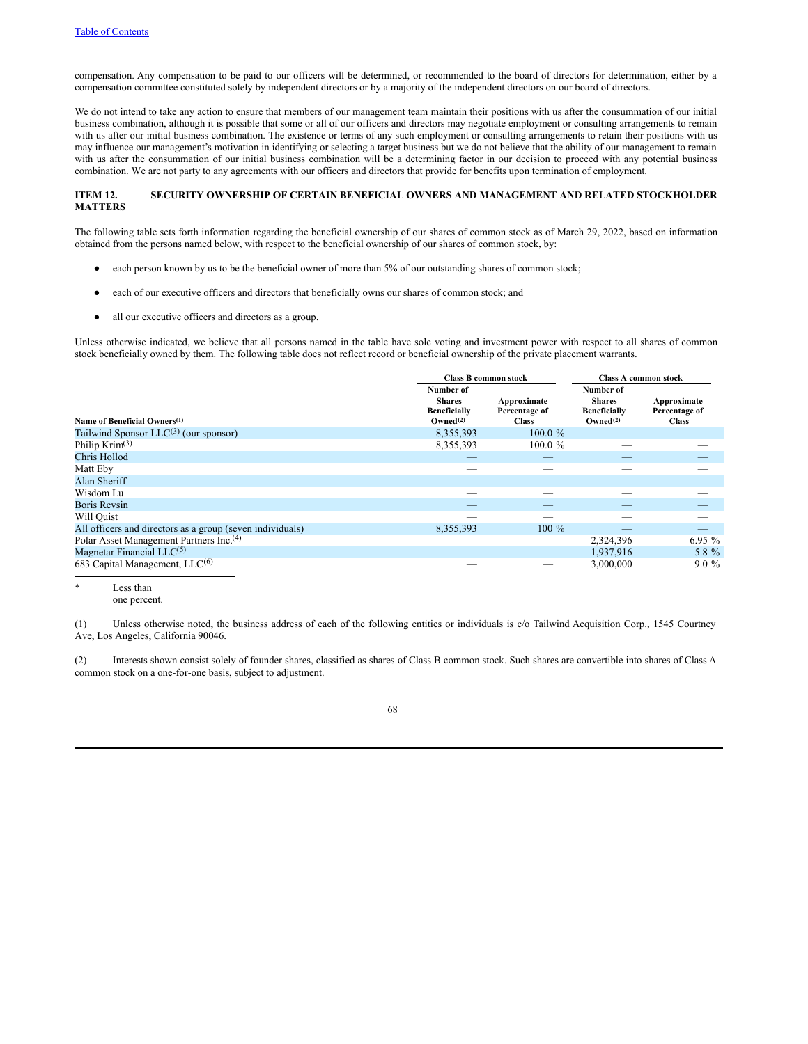compensation. Any compensation to be paid to our officers will be determined, or recommended to the board of directors for determination, either by a compensation committee constituted solely by independent directors or by a majority of the independent directors on our board of directors.

We do not intend to take any action to ensure that members of our management team maintain their positions with us after the consummation of our initial business combination, although it is possible that some or all of our officers and directors may negotiate employment or consulting arrangements to remain with us after our initial business combination. The existence or terms of any such employment or consulting arrangements to retain their positions with us may influence our management's motivation in identifying or selecting a target business but we do not believe that the ability of our management to remain with us after the consummation of our initial business combination will be a determining factor in our decision to proceed with any potential business combination. We are not party to any agreements with our officers and directors that provide for benefits upon termination of employment.

## ITEM 12. SECURITY OWNERSHIP OF CERTAIN BENEFICIAL OWNERS AND MANAGEMENT AND RELATED STOCKHOLDER MATTERS

The following table sets forth information regarding the beneficial ownership of our shares of common stock as of March 29, 2022, based on information obtained from the persons named below, with respect to the beneficial ownership of our shares of common stock, by:

- each person known by us to be the beneficial owner of more than 5% of our outstanding shares of common stock;
- each of our executive officers and directors that beneficially owns our shares of common stock; and
- all our executive officers and directors as a group.

Unless otherwise indicated, we believe that all persons named in the table have sole voting and investment power with respect to all shares of common stock beneficially owned by them. The following table does not reflect record or beneficial ownership of the private placement warrants.

| | Class B common stock | | Class A common stock | |
|---|---|---|---|---|
| Name of Beneficial Owners[(1)] | Number of Shares Beneficially Owned[(2)] | Approximate Percentage of Class | Number of Shares Beneficially Owned[(2)] | Approximate Percentage of Class |
| Tailwind Sponsor LLC[(3)] (our sponsor) | 8,355,393 | 100.0 % | — | — |
| Philip Krim[(3)] | 8,355,393 | 100.0 % | — | — |
| Chris Hollod | — | — | — | — |
| Matt Eby | — | — | — | — |
| Alan Sheriff | — | — | — | — |
| Wisdom Lu | — | — | — | — |
| Boris Revsin | — | — | — | — |
| Will Quist | — | — | — | — |
| All officers and directors as a group (seven individuals) | 8,355,393 | 100 % | — | — |
| Polar Asset Management Partners Inc.[(4)] | — | — | 2,324,396 | 6.95 % |
| Magnetar Financial LLC[(5)] | — | — | 1,937,916 | 5.8 % |
| 683 Capital Management, LLC[(6)] | — | — | 3,000,000 | 9.0 % |

\* Less than one percent.

(1) Unless otherwise noted, the business address of each of the following entities or individuals is c/o Tailwind Acquisition Corp., 1545 Courtney Ave, Los Angeles, California 90046.

(2) Interests shown consist solely of founder shares, classified as shares of Class B common stock. Such shares are convertible into shares of Class A common stock on a one-for-one basis, subject to adjustment.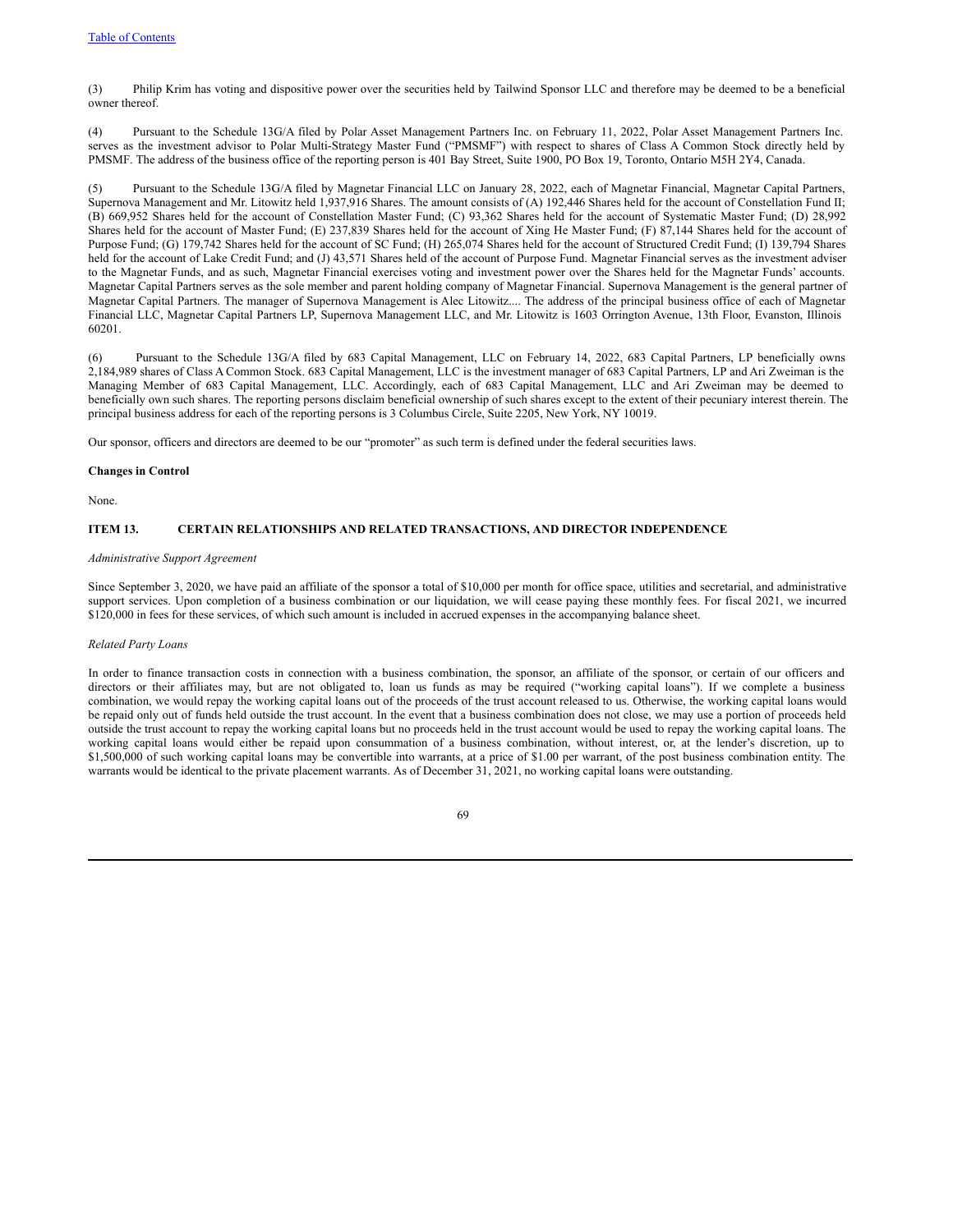(3) Philip Krim has voting and dispositive power over the securities held by Tailwind Sponsor LLC and therefore may be deemed to be a beneficial owner thereof.

(4) Pursuant to the Schedule 13G/A filed by Polar Asset Management Partners Inc. on February 11, 2022, Polar Asset Management Partners Inc. serves as the investment advisor to Polar Multi-Strategy Master Fund ("PMSMF") with respect to shares of Class A Common Stock directly held by PMSMF. The address of the business office of the reporting person is 401 Bay Street, Suite 1900, PO Box 19, Toronto, Ontario M5H 2Y4, Canada.

(5) Pursuant to the Schedule 13G/A filed by Magnetar Financial LLC on January 28, 2022, each of Magnetar Financial, Magnetar Capital Partners, Supernova Management and Mr. Litowitz held 1,937,916 Shares. The amount consists of (A) 192,446 Shares held for the account of Constellation Fund II; (B) 669,952 Shares held for the account of Constellation Master Fund; (C) 93,362 Shares held for the account of Systematic Master Fund; (D) 28,992 Shares held for the account of Master Fund; (E) 237,839 Shares held for the account of Xing He Master Fund; (F) 87,144 Shares held for the account of Purpose Fund; (G) 179,742 Shares held for the account of SC Fund; (H) 265,074 Shares held for the account of Structured Credit Fund; (I) 139,794 Shares held for the account of Lake Credit Fund; and (J) 43,571 Shares held of the account of Purpose Fund. Magnetar Financial serves as the investment adviser to the Magnetar Funds, and as such, Magnetar Financial exercises voting and investment power over the Shares held for the Magnetar Funds' accounts. Magnetar Capital Partners serves as the sole member and parent holding company of Magnetar Financial. Supernova Management is the general partner of Magnetar Capital Partners. The manager of Supernova Management is Alec Litowitz.... The address of the principal business office of each of Magnetar Financial LLC, Magnetar Capital Partners LP, Supernova Management LLC, and Mr. Litowitz is 1603 Orrington Avenue, 13th Floor, Evanston, Illinois 60201.

(6) Pursuant to the Schedule 13G/A filed by 683 Capital Management, LLC on February 14, 2022, 683 Capital Partners, LP beneficially owns 2,184,989 shares of Class A Common Stock. 683 Capital Management, LLC is the investment manager of 683 Capital Partners, LP and Ari Zweiman is the Managing Member of 683 Capital Management, LLC. Accordingly, each of 683 Capital Management, LLC and Ari Zweiman may be deemed to beneficially own such shares. The reporting persons disclaim beneficial ownership of such shares except to the extent of their pecuniary interest therein. The principal business address for each of the reporting persons is 3 Columbus Circle, Suite 2205, New York, NY 10019.

Our sponsor, officers and directors are deemed to be our "promoter" as such term is defined under the federal securities laws.

**Changes in Control**

None.

## ITEM 13. CERTAIN RELATIONSHIPS AND RELATED TRANSACTIONS, AND DIRECTOR INDEPENDENCE

*Administrative Support Agreement*

Since September 3, 2020, we have paid an affiliate of the sponsor a total of $10,000 per month for office space, utilities and secretarial, and administrative support services. Upon completion of a business combination or our liquidation, we will cease paying these monthly fees. For fiscal 2021, we incurred $120,000 in fees for these services, of which such amount is included in accrued expenses in the accompanying balance sheet.

*Related Party Loans*

In order to finance transaction costs in connection with a business combination, the sponsor, an affiliate of the sponsor, or certain of our officers and directors or their affiliates may, but are not obligated to, loan us funds as may be required ("working capital loans"). If we complete a business combination, we would repay the working capital loans out of the proceeds of the trust account released to us. Otherwise, the working capital loans would be repaid only out of funds held outside the trust account. In the event that a business combination does not close, we may use a portion of proceeds held outside the trust account to repay the working capital loans but no proceeds held in the trust account would be used to repay the working capital loans. The working capital loans would either be repaid upon consummation of a business combination, without interest, or, at the lender's discretion, up to $1,500,000 of such working capital loans may be convertible into warrants, at a price of $1.00 per warrant, of the post business combination entity. The warrants would be identical to the private placement warrants. As of December 31, 2021, no working capital loans were outstanding.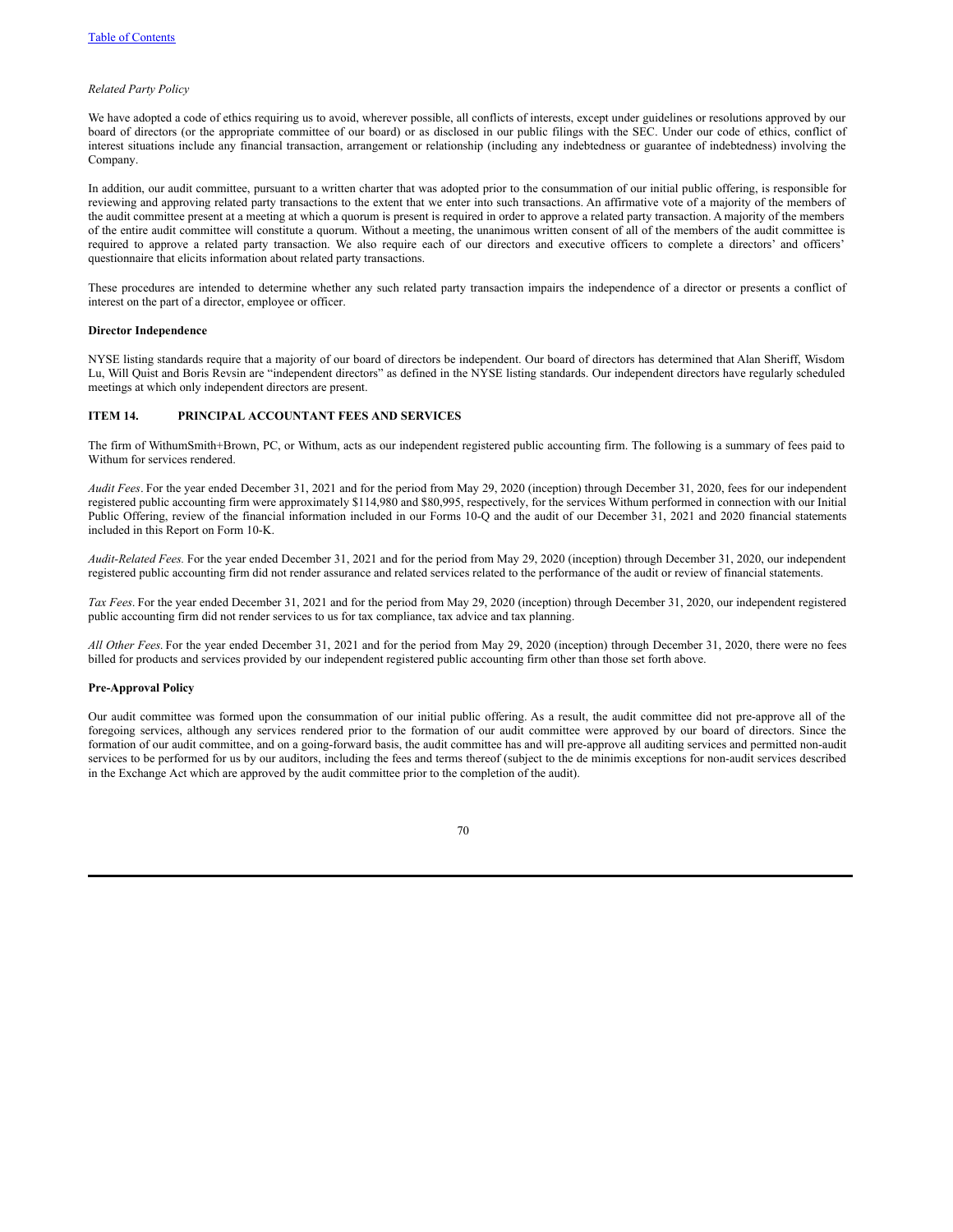*Related Party Policy*

We have adopted a code of ethics requiring us to avoid, wherever possible, all conflicts of interests, except under guidelines or resolutions approved by our board of directors (or the appropriate committee of our board) or as disclosed in our public filings with the SEC. Under our code of ethics, conflict of interest situations include any financial transaction, arrangement or relationship (including any indebtedness or guarantee of indebtedness) involving the Company.

In addition, our audit committee, pursuant to a written charter that was adopted prior to the consummation of our initial public offering, is responsible for reviewing and approving related party transactions to the extent that we enter into such transactions. An affirmative vote of a majority of the members of the audit committee present at a meeting at which a quorum is present is required in order to approve a related party transaction. A majority of the members of the entire audit committee will constitute a quorum. Without a meeting, the unanimous written consent of all of the members of the audit committee is required to approve a related party transaction. We also require each of our directors and executive officers to complete a directors' and officers' questionnaire that elicits information about related party transactions.

These procedures are intended to determine whether any such related party transaction impairs the independence of a director or presents a conflict of interest on the part of a director, employee or officer.

**Director Independence**

NYSE listing standards require that a majority of our board of directors be independent. Our board of directors has determined that Alan Sheriff, Wisdom Lu, Will Quist and Boris Revsin are "independent directors" as defined in the NYSE listing standards. Our independent directors have regularly scheduled meetings at which only independent directors are present.

## ITEM 14. PRINCIPAL ACCOUNTANT FEES AND SERVICES

The firm of WithumSmith+Brown, PC, or Withum, acts as our independent registered public accounting firm. The following is a summary of fees paid to Withum for services rendered.

*Audit Fees*. For the year ended December 31, 2021 and for the period from May 29, 2020 (inception) through December 31, 2020, fees for our independent registered public accounting firm were approximately $114,980 and $80,995, respectively, for the services Withum performed in connection with our Initial Public Offering, review of the financial information included in our Forms 10-Q and the audit of our December 31, 2021 and 2020 financial statements included in this Report on Form 10-K.

*Audit-Related Fees.* For the year ended December 31, 2021 and for the period from May 29, 2020 (inception) through December 31, 2020, our independent registered public accounting firm did not render assurance and related services related to the performance of the audit or review of financial statements.

*Tax Fees*. For the year ended December 31, 2021 and for the period from May 29, 2020 (inception) through December 31, 2020, our independent registered public accounting firm did not render services to us for tax compliance, tax advice and tax planning.

*All Other Fees.* For the year ended December 31, 2021 and for the period from May 29, 2020 (inception) through December 31, 2020, there were no fees billed for products and services provided by our independent registered public accounting firm other than those set forth above.

**Pre-Approval Policy**

Our audit committee was formed upon the consummation of our initial public offering. As a result, the audit committee did not pre-approve all of the foregoing services, although any services rendered prior to the formation of our audit committee were approved by our board of directors. Since the formation of our audit committee, and on a going-forward basis, the audit committee has and will pre-approve all auditing services and permitted non-audit services to be performed for us by our auditors, including the fees and terms thereof (subject to the de minimis exceptions for non-audit services described in the Exchange Act which are approved by the audit committee prior to the completion of the audit).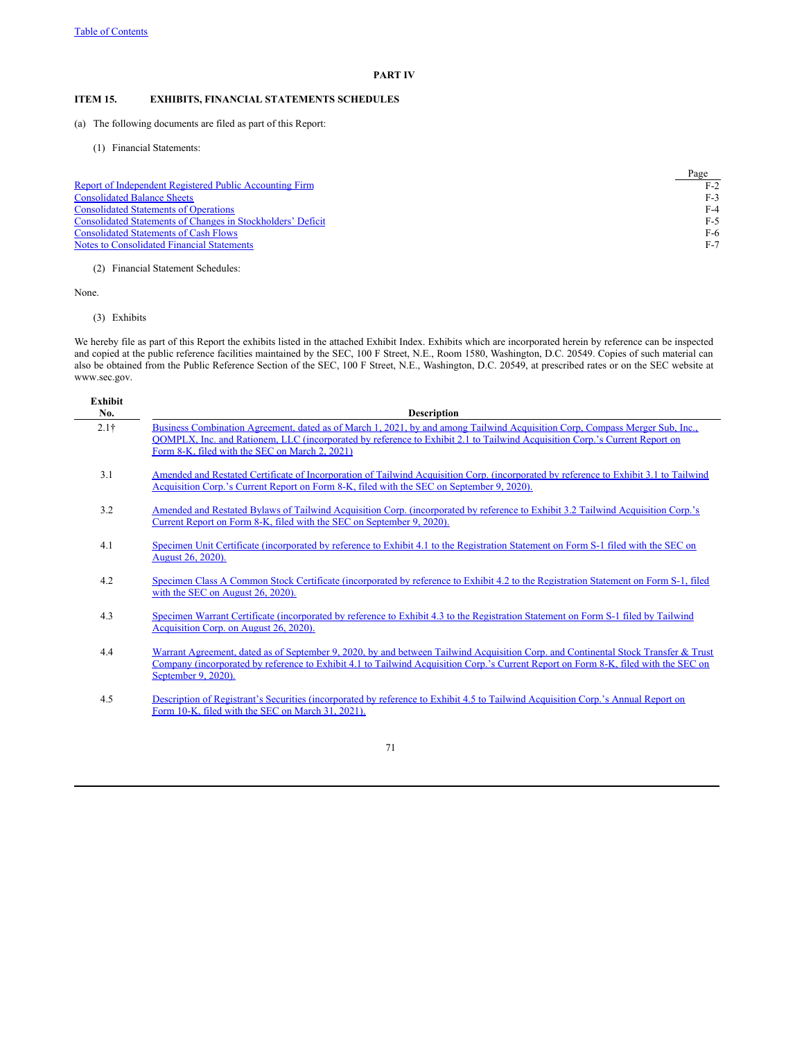## PART IV

## ITEM 15. EXHIBITS, FINANCIAL STATEMENTS SCHEDULES

(a) The following documents are filed as part of this Report:

(1) Financial Statements:

| | Page |
|---|---|
| Report of Independent Registered Public Accounting Firm | F-2 |
| Consolidated Balance Sheets | F-3 |
| Consolidated Statements of Operations | F-4 |
| Consolidated Statements of Changes in Stockholders' Deficit | F-5 |
| Consolidated Statements of Cash Flows | F-6 |
| Notes to Consolidated Financial Statements | F-7 |

(2) Financial Statement Schedules:

None.

(3) Exhibits

We hereby file as part of this Report the exhibits listed in the attached Exhibit Index. Exhibits which are incorporated herein by reference can be inspected and copied at the public reference facilities maintained by the SEC, 100 F Street, N.E., Room 1580, Washington, D.C. 20549. Copies of such material can also be obtained from the Public Reference Section of the SEC, 100 F Street, N.E., Washington, D.C. 20549, at prescribed rates or on the SEC website at www.sec.gov.

| Exhibit No. | Description |
|---|---|
| 2.1† | Business Combination Agreement, dated as of March 1, 2021, by and among Tailwind Acquisition Corp, Compass Merger Sub, Inc., QOMPLX, Inc. and Rationem, LLC (incorporated by reference to Exhibit 2.1 to Tailwind Acquisition Corp.'s Current Report on Form 8-K, filed with the SEC on March 2, 2021) |
| 3.1 | Amended and Restated Certificate of Incorporation of Tailwind Acquisition Corp. (incorporated by reference to Exhibit 3.1 to Tailwind Acquisition Corp.'s Current Report on Form 8-K, filed with the SEC on September 9, 2020). |
| 3.2 | Amended and Restated Bylaws of Tailwind Acquisition Corp. (incorporated by reference to Exhibit 3.2 Tailwind Acquisition Corp.'s Current Report on Form 8-K, filed with the SEC on September 9, 2020). |
| 4.1 | Specimen Unit Certificate (incorporated by reference to Exhibit 4.1 to the Registration Statement on Form S-1 filed with the SEC on August 26, 2020). |
| 4.2 | Specimen Class A Common Stock Certificate (incorporated by reference to Exhibit 4.2 to the Registration Statement on Form S-1, filed with the SEC on August 26, 2020). |
| 4.3 | Specimen Warrant Certificate (incorporated by reference to Exhibit 4.3 to the Registration Statement on Form S-1 filed by Tailwind Acquisition Corp. on August 26, 2020). |
| 4.4 | Warrant Agreement, dated as of September 9, 2020, by and between Tailwind Acquisition Corp. and Continental Stock Transfer & Trust Company (incorporated by reference to Exhibit 4.1 to Tailwind Acquisition Corp.'s Current Report on Form 8-K, filed with the SEC on September 9, 2020). |
| 4.5 | Description of Registrant's Securities (incorporated by reference to Exhibit 4.5 to Tailwind Acquisition Corp.'s Annual Report on Form 10-K, filed with the SEC on March 31, 2021). |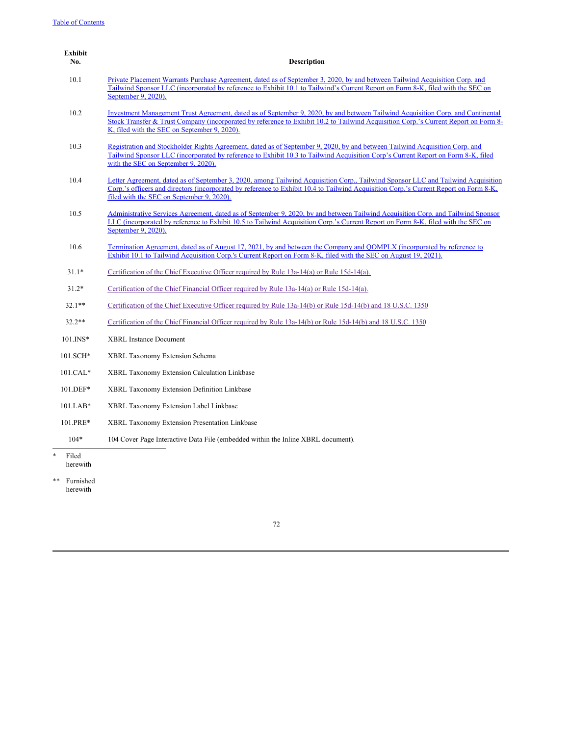| Exhibit No. | Description |
|---|---|
| 10.1 | Private Placement Warrants Purchase Agreement, dated as of September 3, 2020, by and between Tailwind Acquisition Corp. and Tailwind Sponsor LLC (incorporated by reference to Exhibit 10.1 to Tailwind's Current Report on Form 8-K, filed with the SEC on September 9, 2020). |
| 10.2 | Investment Management Trust Agreement, dated as of September 9, 2020, by and between Tailwind Acquisition Corp. and Continental Stock Transfer & Trust Company (incorporated by reference to Exhibit 10.2 to Tailwind Acquisition Corp.'s Current Report on Form 8-K, filed with the SEC on September 9, 2020). |
| 10.3 | Registration and Stockholder Rights Agreement, dated as of September 9, 2020, by and between Tailwind Acquisition Corp. and Tailwind Sponsor LLC (incorporated by reference to Exhibit 10.3 to Tailwind Acquisition Corp's Current Report on Form 8-K, filed with the SEC on September 9, 2020). |
| 10.4 | Letter Agreement, dated as of September 3, 2020, among Tailwind Acquisition Corp., Tailwind Sponsor LLC and Tailwind Acquisition Corp.'s officers and directors (incorporated by reference to Exhibit 10.4 to Tailwind Acquisition Corp.'s Current Report on Form 8-K, filed with the SEC on September 9, 2020). |
| 10.5 | Administrative Services Agreement, dated as of September 9, 2020, by and between Tailwind Acquisition Corp. and Tailwind Sponsor LLC (incorporated by reference to Exhibit 10.5 to Tailwind Acquisition Corp.'s Current Report on Form 8-K, filed with the SEC on September 9, 2020). |
| 10.6 | Termination Agreement, dated as of August 17, 2021, by and between the Company and QOMPLX (incorporated by reference to Exhibit 10.1 to Tailwind Acquisition Corp.'s Current Report on Form 8-K, filed with the SEC on August 19, 2021). |
| 31.1* | Certification of the Chief Executive Officer required by Rule 13a-14(a) or Rule 15d-14(a). |
| 31.2* | Certification of the Chief Financial Officer required by Rule 13a-14(a) or Rule 15d-14(a). |
| 32.1** | Certification of the Chief Executive Officer required by Rule 13a-14(b) or Rule 15d-14(b) and 18 U.S.C. 1350 |
| 32.2** | Certification of the Chief Financial Officer required by Rule 13a-14(b) or Rule 15d-14(b) and 18 U.S.C. 1350 |
| 101.INS* | XBRL Instance Document |
| 101.SCH* | XBRL Taxonomy Extension Schema |
| 101.CAL* | XBRL Taxonomy Extension Calculation Linkbase |
| 101.DEF* | XBRL Taxonomy Extension Definition Linkbase |
| 101.LAB* | XBRL Taxonomy Extension Label Linkbase |
| 101.PRE* | XBRL Taxonomy Extension Presentation Linkbase |
| 104* | 104 Cover Page Interactive Data File (embedded within the Inline XBRL document). |

\* Filed herewith

\*\* Furnished herewith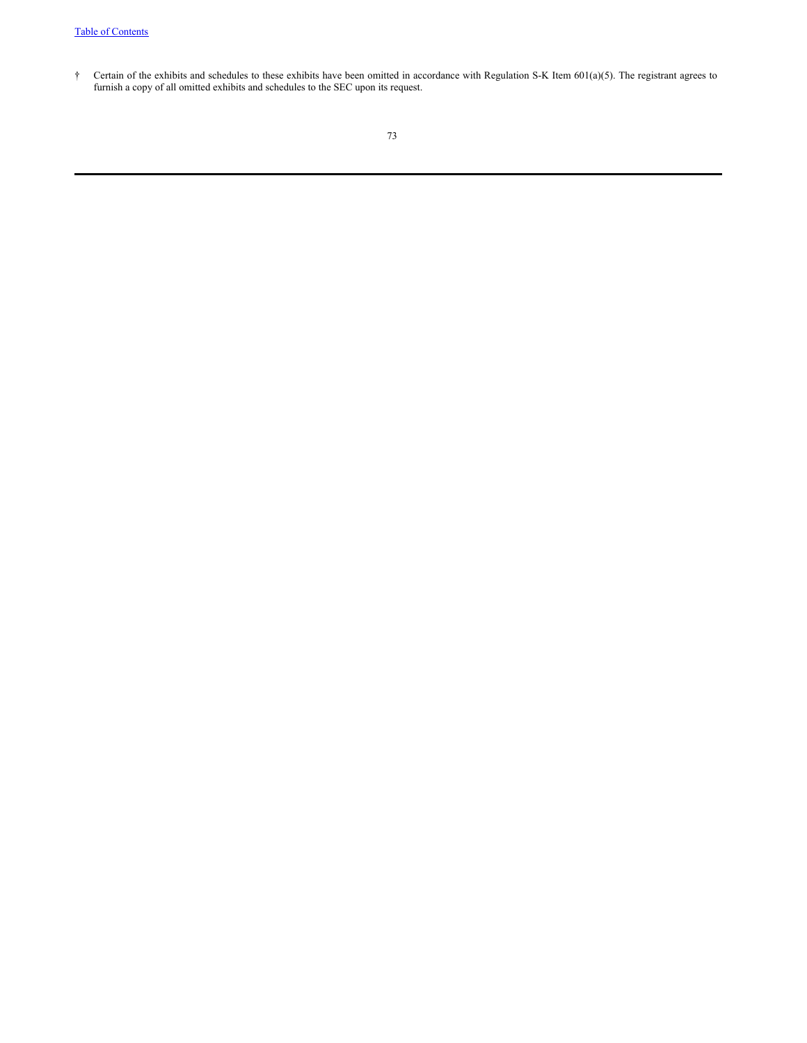† Certain of the exhibits and schedules to these exhibits have been omitted in accordance with Regulation S-K Item 601(a)(5). The registrant agrees to furnish a copy of all omitted exhibits and schedules to the SEC upon its request.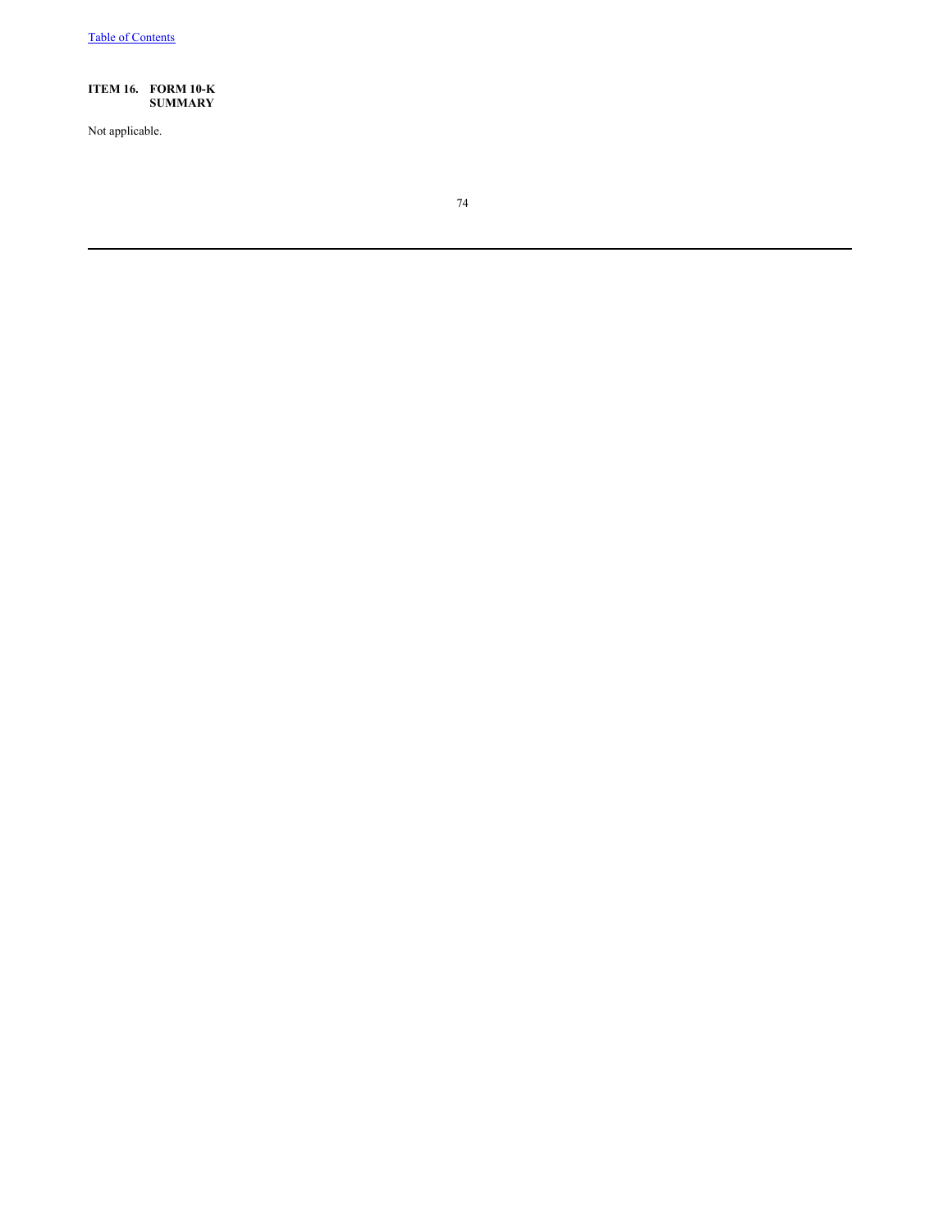## ITEM 16. FORM 10-K SUMMARY

Not applicable.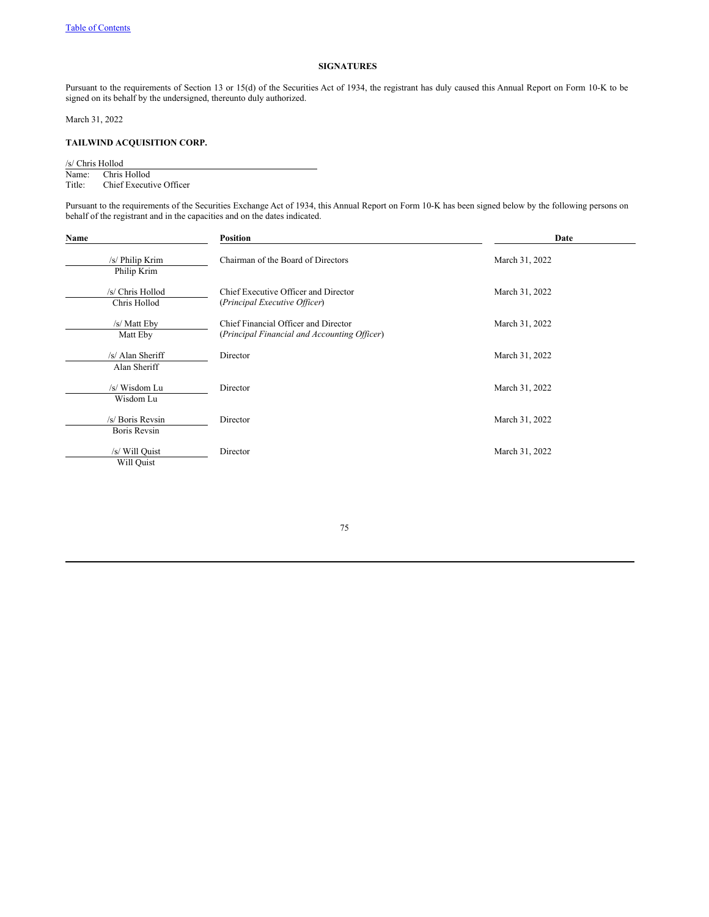## SIGNATURES

Pursuant to the requirements of Section 13 or 15(d) of the Securities Act of 1934, the registrant has duly caused this Annual Report on Form 10-K to be signed on its behalf by the undersigned, thereunto duly authorized.

March 31, 2022

**TAILWIND ACQUISITION CORP.**

/s/ Chris Hollod
Name: Chris Hollod
Title: Chief Executive Officer

Pursuant to the requirements of the Securities Exchange Act of 1934, this Annual Report on Form 10-K has been signed below by the following persons on behalf of the registrant and in the capacities and on the dates indicated.

| Name | Position | Date |
|---|---|---|
| /s/ Philip Krim<br>Philip Krim | Chairman of the Board of Directors | March 31, 2022 |
| /s/ Chris Hollod<br>Chris Hollod | Chief Executive Officer and Director<br>(*Principal Executive Officer*) | March 31, 2022 |
| /s/ Matt Eby<br>Matt Eby | Chief Financial Officer and Director<br>(*Principal Financial and Accounting Officer*) | March 31, 2022 |
| /s/ Alan Sheriff<br>Alan Sheriff | Director | March 31, 2022 |
| /s/ Wisdom Lu<br>Wisdom Lu | Director | March 31, 2022 |
| /s/ Boris Revsin<br>Boris Revsin | Director | March 31, 2022 |
| /s/ Will Quist<br>Will Quist | Director | March 31, 2022 |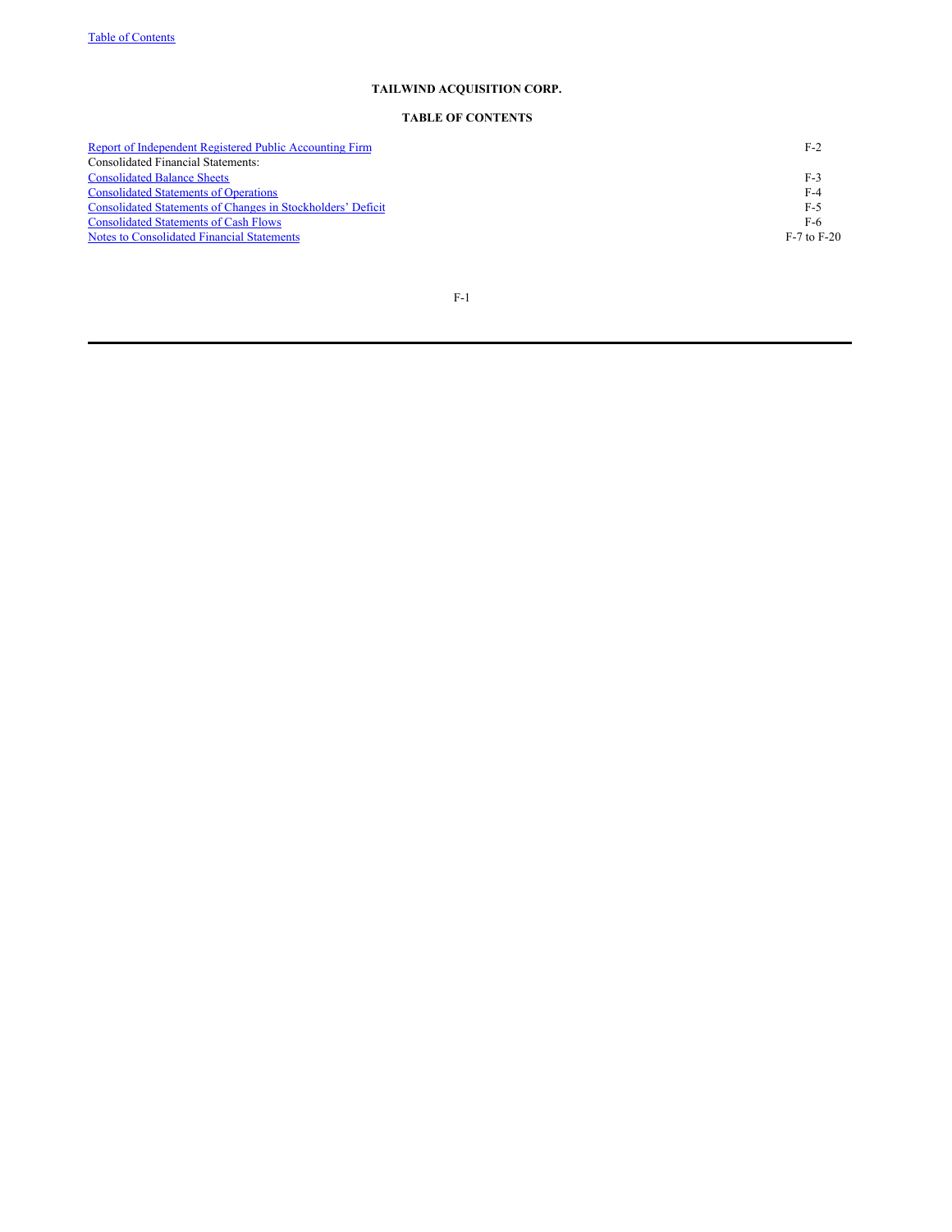# TAILWIND ACQUISITION CORP.

## TABLE OF CONTENTS

| | |
|---|---|
| Report of Independent Registered Public Accounting Firm | F-2 |
| Consolidated Financial Statements: | |
| Consolidated Balance Sheets | F-3 |
| Consolidated Statements of Operations | F-4 |
| Consolidated Statements of Changes in Stockholders' Deficit | F-5 |
| Consolidated Statements of Cash Flows | F-6 |
| Notes to Consolidated Financial Statements | F-7 to F-20 |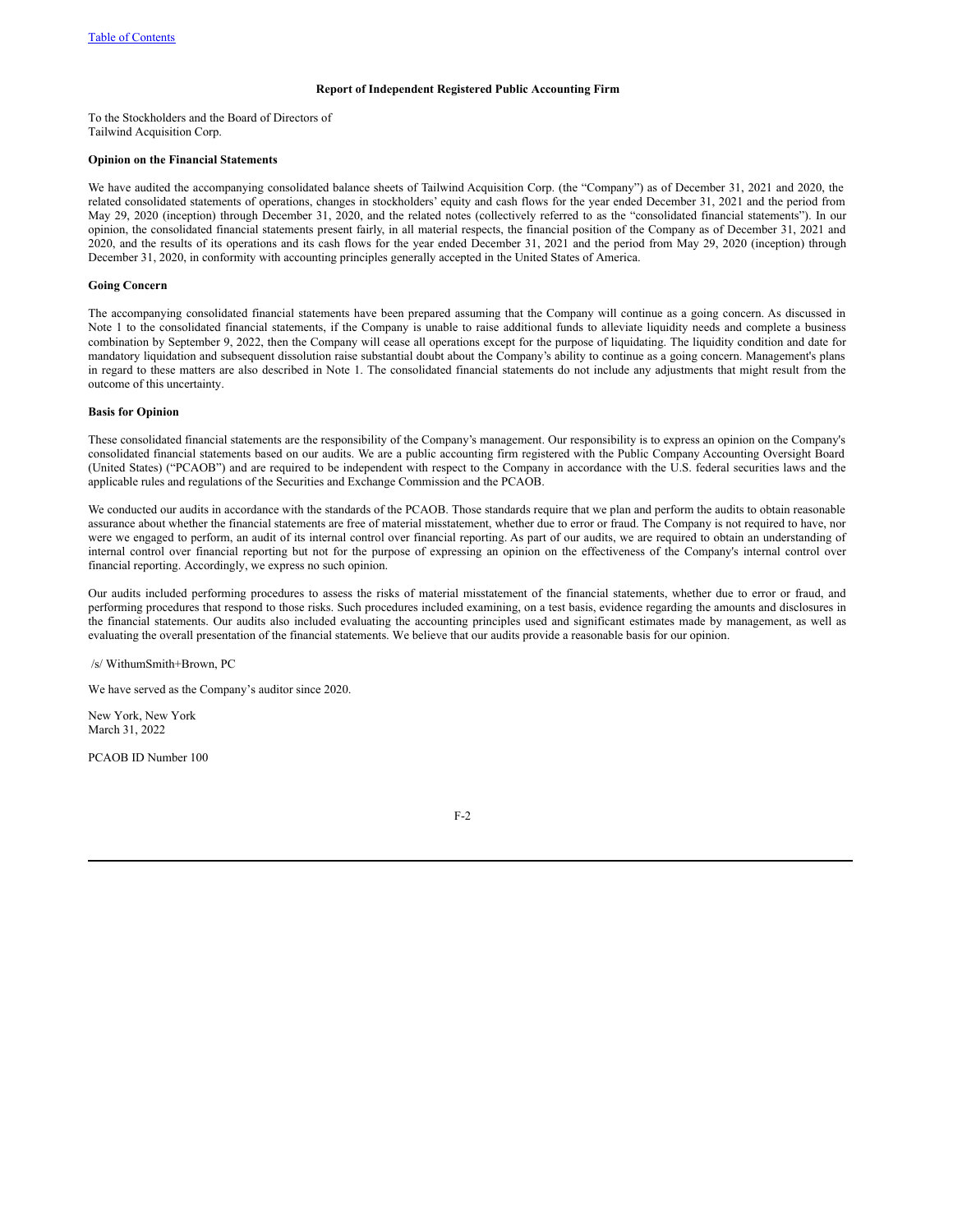# Report of Independent Registered Public Accounting Firm

To the Stockholders and the Board of Directors of
Tailwind Acquisition Corp.

**Opinion on the Financial Statements**

We have audited the accompanying consolidated balance sheets of Tailwind Acquisition Corp. (the "Company") as of December 31, 2021 and 2020, the related consolidated statements of operations, changes in stockholders' equity and cash flows for the year ended December 31, 2021 and the period from May 29, 2020 (inception) through December 31, 2020, and the related notes (collectively referred to as the "consolidated financial statements"). In our opinion, the consolidated financial statements present fairly, in all material respects, the financial position of the Company as of December 31, 2021 and 2020, and the results of its operations and its cash flows for the year ended December 31, 2021 and the period from May 29, 2020 (inception) through December 31, 2020, in conformity with accounting principles generally accepted in the United States of America.

**Going Concern**

The accompanying consolidated financial statements have been prepared assuming that the Company will continue as a going concern. As discussed in Note 1 to the consolidated financial statements, if the Company is unable to raise additional funds to alleviate liquidity needs and complete a business combination by September 9, 2022, then the Company will cease all operations except for the purpose of liquidating. The liquidity condition and date for mandatory liquidation and subsequent dissolution raise substantial doubt about the Company's ability to continue as a going concern. Management's plans in regard to these matters are also described in Note 1. The consolidated financial statements do not include any adjustments that might result from the outcome of this uncertainty.

**Basis for Opinion**

These consolidated financial statements are the responsibility of the Company's management. Our responsibility is to express an opinion on the Company's consolidated financial statements based on our audits. We are a public accounting firm registered with the Public Company Accounting Oversight Board (United States) ("PCAOB") and are required to be independent with respect to the Company in accordance with the U.S. federal securities laws and the applicable rules and regulations of the Securities and Exchange Commission and the PCAOB.

We conducted our audits in accordance with the standards of the PCAOB. Those standards require that we plan and perform the audits to obtain reasonable assurance about whether the financial statements are free of material misstatement, whether due to error or fraud. The Company is not required to have, nor were we engaged to perform, an audit of its internal control over financial reporting. As part of our audits, we are required to obtain an understanding of internal control over financial reporting but not for the purpose of expressing an opinion on the effectiveness of the Company's internal control over financial reporting. Accordingly, we express no such opinion.

Our audits included performing procedures to assess the risks of material misstatement of the financial statements, whether due to error or fraud, and performing procedures that respond to those risks. Such procedures included examining, on a test basis, evidence regarding the amounts and disclosures in the financial statements. Our audits also included evaluating the accounting principles used and significant estimates made by management, as well as evaluating the overall presentation of the financial statements. We believe that our audits provide a reasonable basis for our opinion.

/s/ WithumSmith+Brown, PC

We have served as the Company's auditor since 2020.

New York, New York
March 31, 2022

PCAOB ID Number 100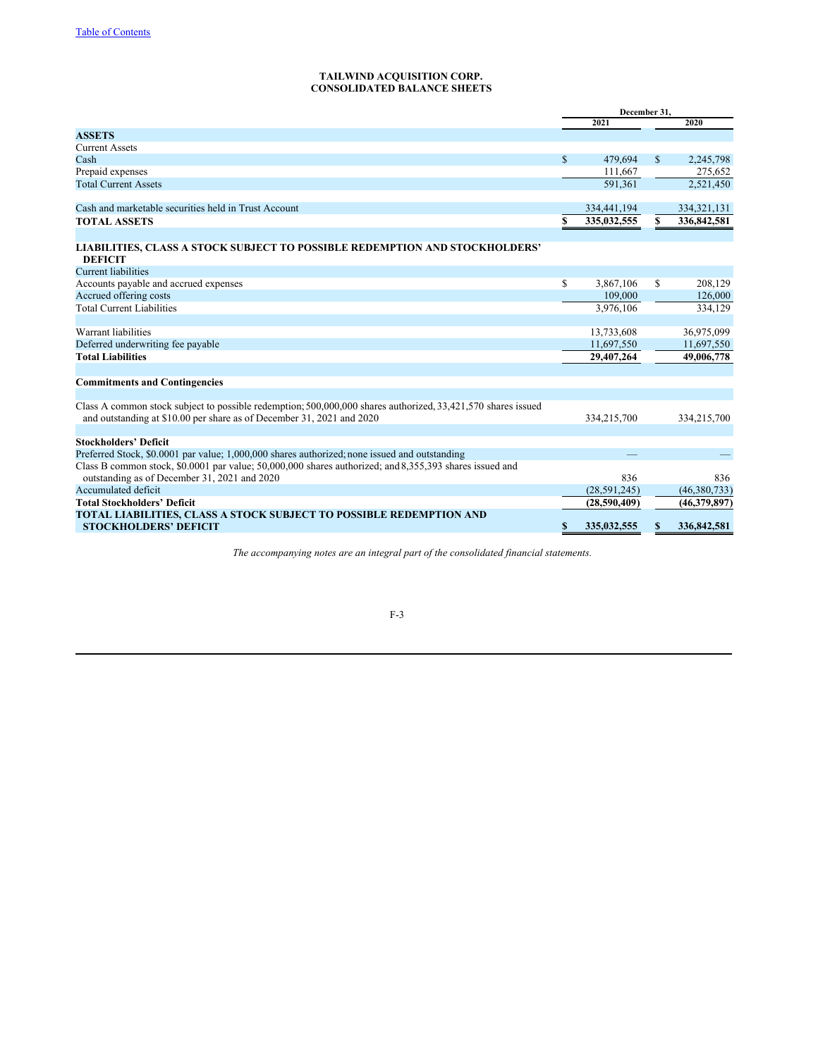[Table of Contents](#)

# TAILWIND ACQUISITION CORP.
## CONSOLIDATED BALANCE SHEETS

| | December 31, 2021 | December 31, 2020 |
|---|---|---|
| **ASSETS** | | |
| Current Assets | | |
| Cash | $ 479,694 | $ 2,245,798 |
| Prepaid expenses | 111,667 | 275,652 |
| Total Current Assets | 591,361 | 2,521,450 |
| | | |
| Cash and marketable securities held in Trust Account | 334,441,194 | 334,321,131 |
| **TOTAL ASSETS** | **$ 335,032,555** | **$ 336,842,581** |
| | | |
| **LIABILITIES, CLASS A STOCK SUBJECT TO POSSIBLE REDEMPTION AND STOCKHOLDERS' DEFICIT** | | |
| Current liabilities | | |
| Accounts payable and accrued expenses | $ 3,867,106 | $ 208,129 |
| Accrued offering costs | 109,000 | 126,000 |
| Total Current Liabilities | 3,976,106 | 334,129 |
| | | |
| Warrant liabilities | 13,733,608 | 36,975,099 |
| Deferred underwriting fee payable | 11,697,550 | 11,697,550 |
| **Total Liabilities** | **29,407,264** | **49,006,778** |
| | | |
| **Commitments and Contingencies** | | |
| | | |
| Class A common stock subject to possible redemption; 500,000,000 shares authorized, 33,421,570 shares issued and outstanding at $10.00 per share as of December 31, 2021 and 2020 | 334,215,700 | 334,215,700 |
| | | |
| **Stockholders' Deficit** | | |
| Preferred Stock, $0.0001 par value; 1,000,000 shares authorized; none issued and outstanding | — | — |
| Class B common stock, $0.0001 par value; 50,000,000 shares authorized; and 8,355,393 shares issued and outstanding as of December 31, 2021 and 2020 | 836 | 836 |
| Accumulated deficit | (28,591,245) | (46,380,733) |
| **Total Stockholders' Deficit** | **(28,590,409)** | **(46,379,897)** |
| **TOTAL LIABILITIES, CLASS A STOCK SUBJECT TO POSSIBLE REDEMPTION AND STOCKHOLDERS' DEFICIT** | **$ 335,032,555** | **$ 336,842,581** |

*The accompanying notes are an integral part of the consolidated financial statements.*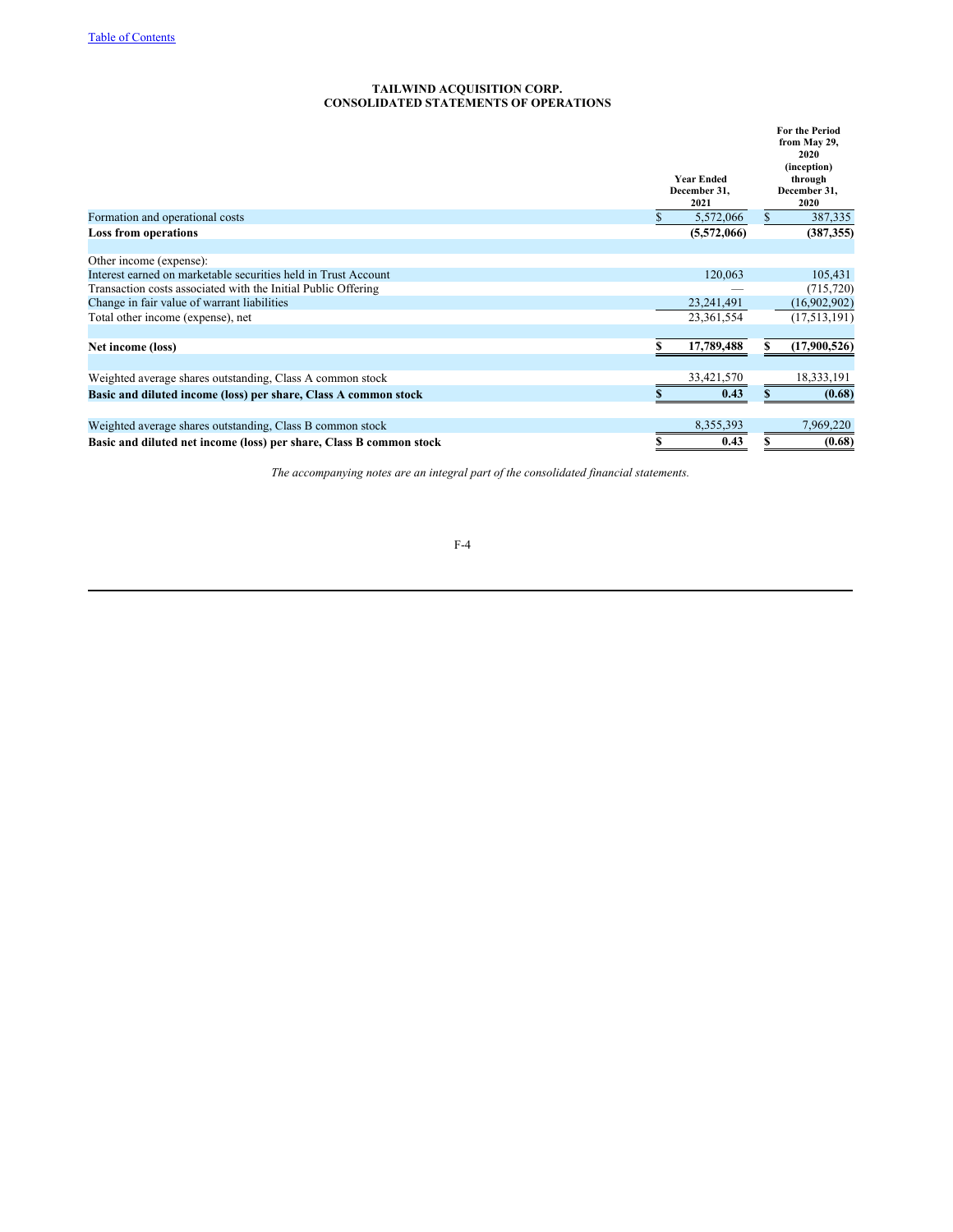# TAILWIND ACQUISITION CORP.
## CONSOLIDATED STATEMENTS OF OPERATIONS

| | Year Ended December 31, 2021 | For the Period from May 29, 2020 (inception) through December 31, 2020 |
|---|---|---|
| Formation and operational costs | $ 5,572,066 | $ 387,335 |
| **Loss from operations** | **(5,572,066)** | **(387,355)** |
| | | |
| Other income (expense): | | |
| Interest earned on marketable securities held in Trust Account | 120,063 | 105,431 |
| Transaction costs associated with the Initial Public Offering | — | (715,720) |
| Change in fair value of warrant liabilities | 23,241,491 | (16,902,902) |
| Total other income (expense), net | 23,361,554 | (17,513,191) |
| | | |
| **Net income (loss)** | **$ 17,789,488** | **$ (17,900,526)** |
| | | |
| Weighted average shares outstanding, Class A common stock | 33,421,570 | 18,333,191 |
| **Basic and diluted income (loss) per share, Class A common stock** | **$ 0.43** | **$ (0.68)** |
| | | |
| Weighted average shares outstanding, Class B common stock | 8,355,393 | 7,969,220 |
| **Basic and diluted net income (loss) per share, Class B common stock** | **$ 0.43** | **$ (0.68)** |

*The accompanying notes are an integral part of the consolidated financial statements.*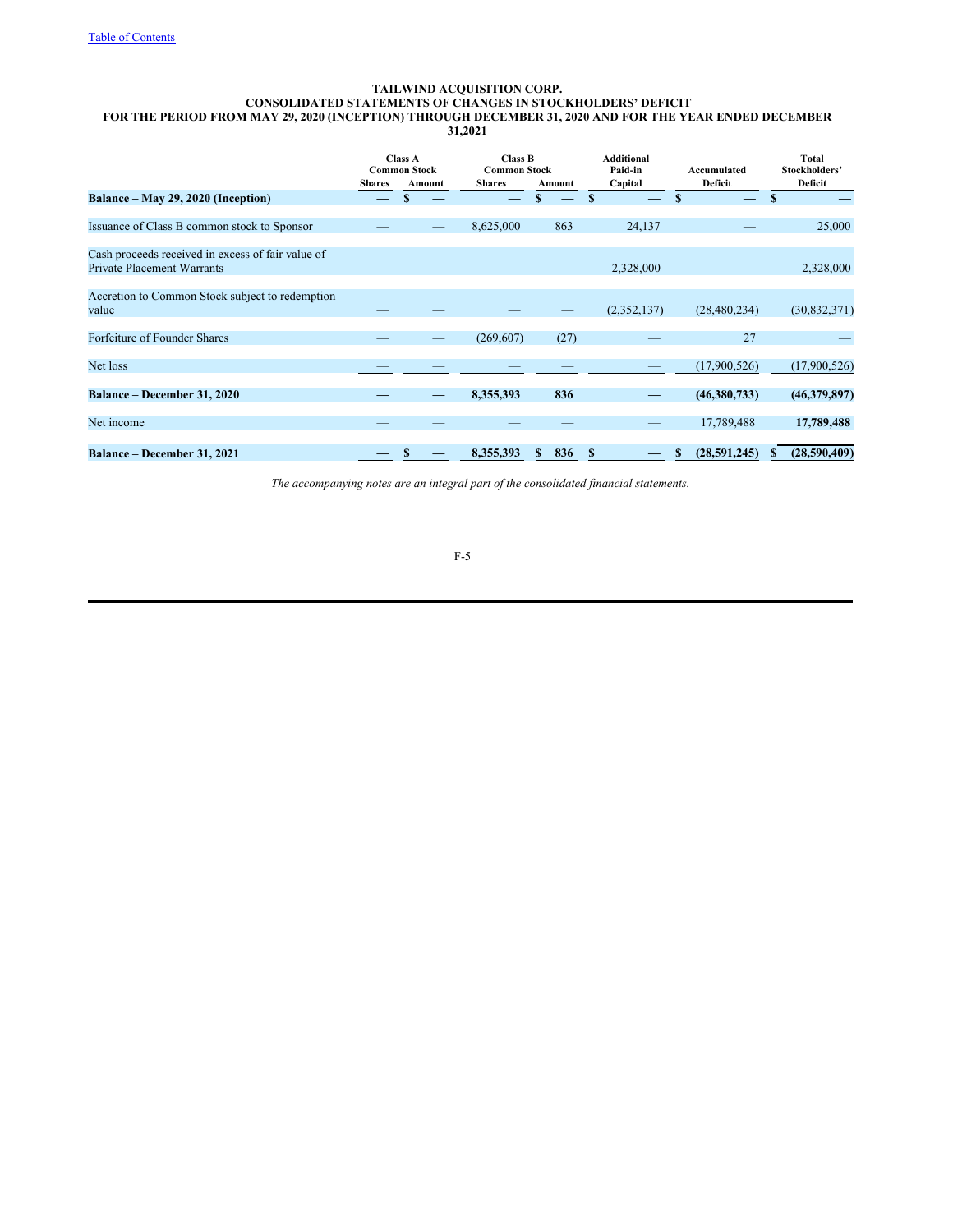# TAILWIND ACQUISITION CORP.

## CONSOLIDATED STATEMENTS OF CHANGES IN STOCKHOLDERS' DEFICIT

### FOR THE PERIOD FROM MAY 29, 2020 (INCEPTION) THROUGH DECEMBER 31, 2020 AND FOR THE YEAR ENDED DECEMBER 31,2021

| | Class A Common Stock | | Class B Common Stock | | Additional Paid-in | Accumulated | Total Stockholders' |
|---|---|---|---|---|---|---|---|
| | Shares | Amount | Shares | Amount | Capital | Deficit | Deficit |
| **Balance – May 29, 2020 (Inception)** | — | $ — | — | $ — | $ — | $ — | $ — |
| Issuance of Class B common stock to Sponsor | — | — | 8,625,000 | 863 | 24,137 | — | 25,000 |
| Cash proceeds received in excess of fair value of Private Placement Warrants | — | — | — | — | 2,328,000 | — | 2,328,000 |
| Accretion to Common Stock subject to redemption value | — | — | — | — | (2,352,137) | (28,480,234) | (30,832,371) |
| Forfeiture of Founder Shares | — | — | (269,607) | (27) | — | 27 | — |
| Net loss | — | — | — | — | — | (17,900,526) | (17,900,526) |
| **Balance – December 31, 2020** | **—** | **—** | **8,355,393** | **836** | **—** | **(46,380,733)** | **(46,379,897)** |
| Net income | — | — | — | — | — | 17,789,488 | **17,789,488** |
| **Balance – December 31, 2021** | **—** | **$ —** | **8,355,393** | **$ 836** | **$ —** | **$ (28,591,245)** | **$ (28,590,409)** |

*The accompanying notes are an integral part of the consolidated financial statements.*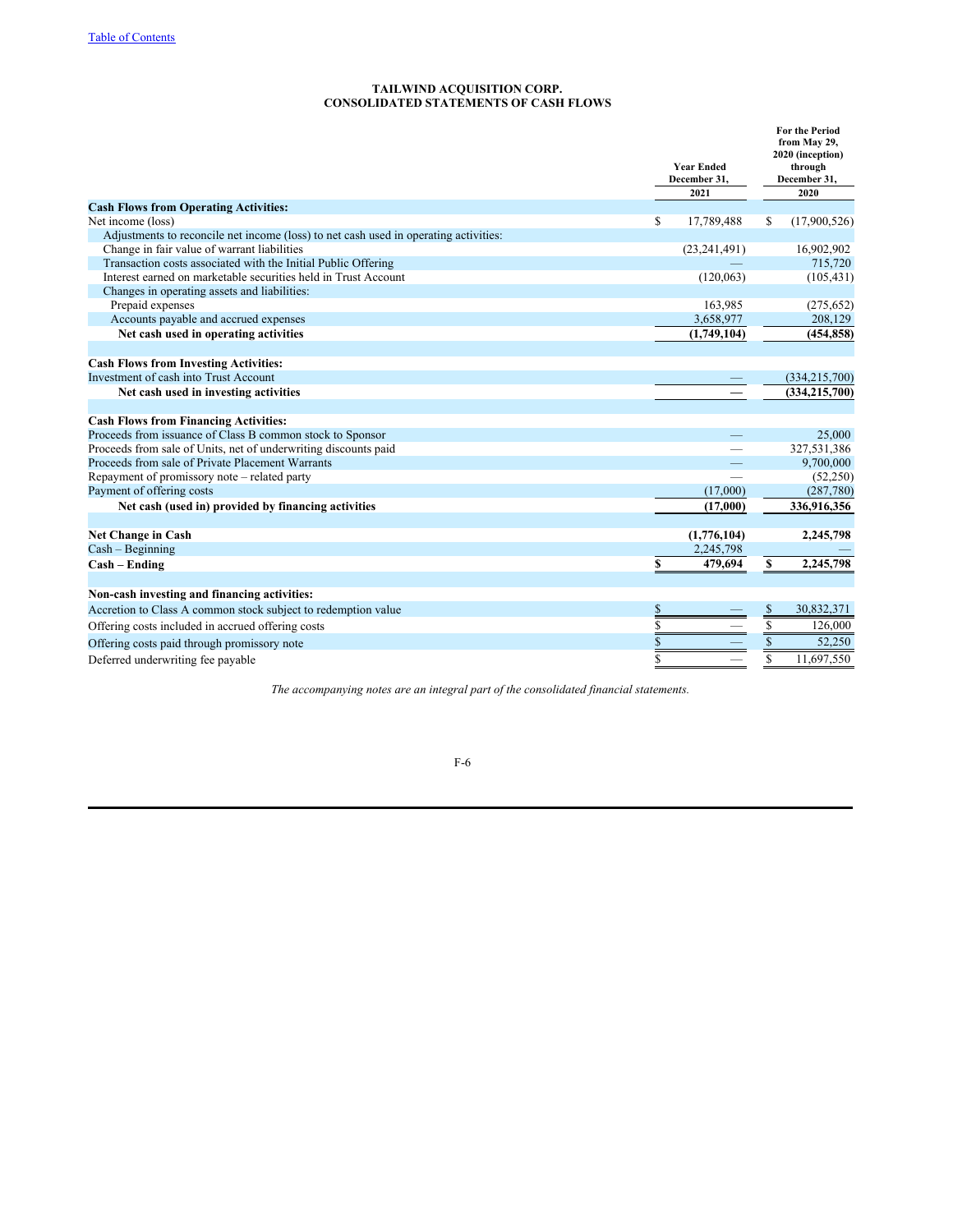# TAILWIND ACQUISITION CORP.
## CONSOLIDATED STATEMENTS OF CASH FLOWS

| | Year Ended December 31, 2021 | For the Period from May 29, 2020 (inception) through December 31, 2020 |
|---|---|---|
| **Cash Flows from Operating Activities:** | | |
| Net income (loss) | $ 17,789,488 | $ (17,900,526) |
| Adjustments to reconcile net income (loss) to net cash used in operating activities: | | |
| Change in fair value of warrant liabilities | (23,241,491) | 16,902,902 |
| Transaction costs associated with the Initial Public Offering | — | 715,720 |
| Interest earned on marketable securities held in Trust Account | (120,063) | (105,431) |
| Changes in operating assets and liabilities: | | |
| Prepaid expenses | 163,985 | (275,652) |
| Accounts payable and accrued expenses | 3,658,977 | 208,129 |
| **Net cash used in operating activities** | **(1,749,104)** | **(454,858)** |
| | | |
| **Cash Flows from Investing Activities:** | | |
| Investment of cash into Trust Account | — | (334,215,700) |
| **Net cash used in investing activities** | **—** | **(334,215,700)** |
| | | |
| **Cash Flows from Financing Activities:** | | |
| Proceeds from issuance of Class B common stock to Sponsor | — | 25,000 |
| Proceeds from sale of Units, net of underwriting discounts paid | — | 327,531,386 |
| Proceeds from sale of Private Placement Warrants | — | 9,700,000 |
| Repayment of promissory note – related party | — | (52,250) |
| Payment of offering costs | (17,000) | (287,780) |
| **Net cash (used in) provided by financing activities** | **(17,000)** | **336,916,356** |
| | | |
| **Net Change in Cash** | **(1,776,104)** | **2,245,798** |
| Cash – Beginning | 2,245,798 | — |
| **Cash – Ending** | **$ 479,694** | **$ 2,245,798** |
| | | |
| **Non-cash investing and financing activities:** | | |
| Accretion to Class A common stock subject to redemption value | $ — | $ 30,832,371 |
| Offering costs included in accrued offering costs | $ — | $ 126,000 |
| Offering costs paid through promissory note | $ — | $ 52,250 |
| Deferred underwriting fee payable | $ — | $ 11,697,550 |

*The accompanying notes are an integral part of the consolidated financial statements.*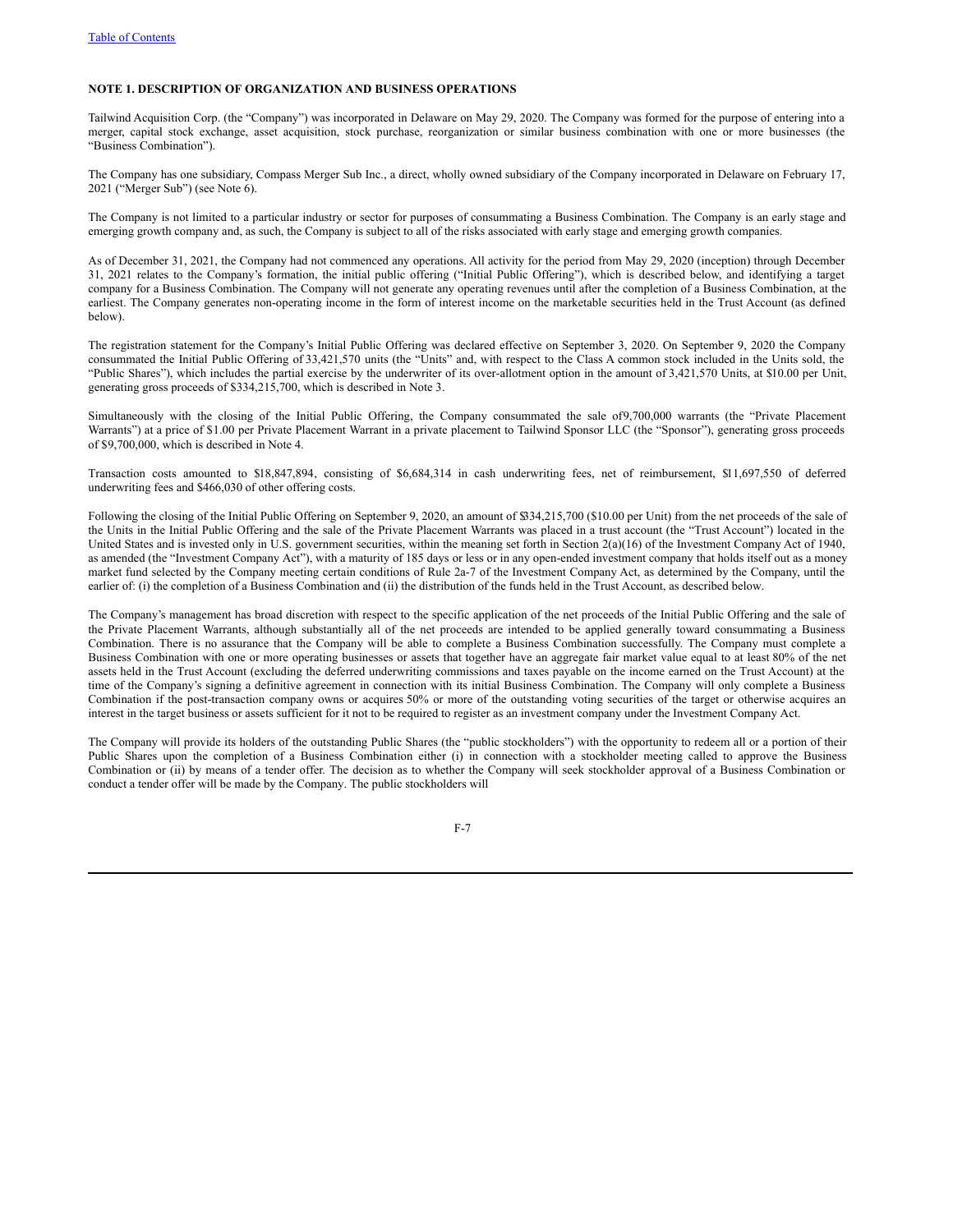### NOTE 1. DESCRIPTION OF ORGANIZATION AND BUSINESS OPERATIONS

Tailwind Acquisition Corp. (the "Company") was incorporated in Delaware on May 29, 2020. The Company was formed for the purpose of entering into a merger, capital stock exchange, asset acquisition, stock purchase, reorganization or similar business combination with one or more businesses (the "Business Combination").

The Company has one subsidiary, Compass Merger Sub Inc., a direct, wholly owned subsidiary of the Company incorporated in Delaware on February 17, 2021 ("Merger Sub") (see Note 6).

The Company is not limited to a particular industry or sector for purposes of consummating a Business Combination. The Company is an early stage and emerging growth company and, as such, the Company is subject to all of the risks associated with early stage and emerging growth companies.

As of December 31, 2021, the Company had not commenced any operations. All activity for the period from May 29, 2020 (inception) through December 31, 2021 relates to the Company's formation, the initial public offering ("Initial Public Offering"), which is described below, and identifying a target company for a Business Combination. The Company will not generate any operating revenues until after the completion of a Business Combination, at the earliest. The Company generates non-operating income in the form of interest income on the marketable securities held in the Trust Account (as defined below).

The registration statement for the Company's Initial Public Offering was declared effective on September 3, 2020. On September 9, 2020 the Company consummated the Initial Public Offering of 33,421,570 units (the "Units" and, with respect to the Class A common stock included in the Units sold, the "Public Shares"), which includes the partial exercise by the underwriter of its over-allotment option in the amount of 3,421,570 Units, at $10.00 per Unit, generating gross proceeds of $334,215,700, which is described in Note 3.

Simultaneously with the closing of the Initial Public Offering, the Company consummated the sale of 9,700,000 warrants (the "Private Placement Warrants") at a price of $1.00 per Private Placement Warrant in a private placement to Tailwind Sponsor LLC (the "Sponsor"), generating gross proceeds of $9,700,000, which is described in Note 4.

Transaction costs amounted to $18,847,894, consisting of $6,684,314 in cash underwriting fees, net of reimbursement, $11,697,550 of deferred underwriting fees and $466,030 of other offering costs.

Following the closing of the Initial Public Offering on September 9, 2020, an amount of $334,215,700 ($10.00 per Unit) from the net proceeds of the sale of the Units in the Initial Public Offering and the sale of the Private Placement Warrants was placed in a trust account (the "Trust Account") located in the United States and is invested only in U.S. government securities, within the meaning set forth in Section 2(a)(16) of the Investment Company Act of 1940, as amended (the "Investment Company Act"), with a maturity of 185 days or less or in any open-ended investment company that holds itself out as a money market fund selected by the Company meeting certain conditions of Rule 2a-7 of the Investment Company Act, as determined by the Company, until the earlier of: (i) the completion of a Business Combination and (ii) the distribution of the funds held in the Trust Account, as described below.

The Company's management has broad discretion with respect to the specific application of the net proceeds of the Initial Public Offering and the sale of the Private Placement Warrants, although substantially all of the net proceeds are intended to be applied generally toward consummating a Business Combination. There is no assurance that the Company will be able to complete a Business Combination successfully. The Company must complete a Business Combination with one or more operating businesses or assets that together have an aggregate fair market value equal to at least 80% of the net assets held in the Trust Account (excluding the deferred underwriting commissions and taxes payable on the income earned on the Trust Account) at the time of the Company's signing a definitive agreement in connection with its initial Business Combination. The Company will only complete a Business Combination if the post-transaction company owns or acquires 50% or more of the outstanding voting securities of the target or otherwise acquires an interest in the target business or assets sufficient for it not to be required to register as an investment company under the Investment Company Act.

The Company will provide its holders of the outstanding Public Shares (the "public stockholders") with the opportunity to redeem all or a portion of their Public Shares upon the completion of a Business Combination either (i) in connection with a stockholder meeting called to approve the Business Combination or (ii) by means of a tender offer. The decision as to whether the Company will seek stockholder approval of a Business Combination or conduct a tender offer will be made by the Company. The public stockholders will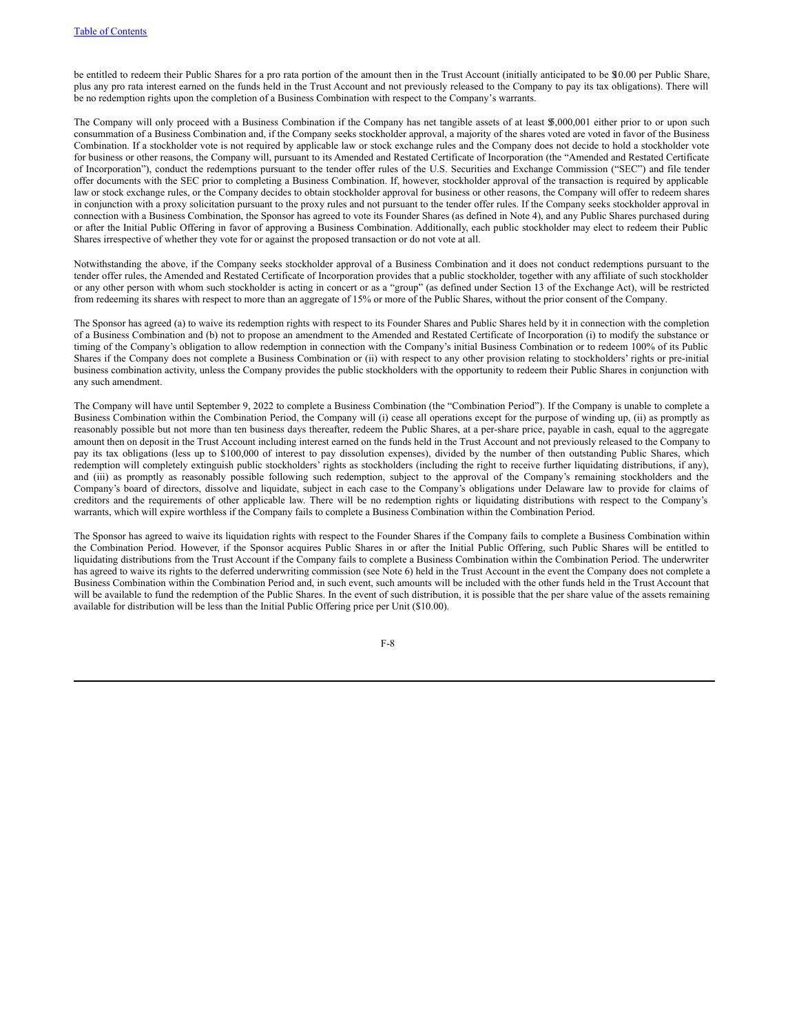be entitled to redeem their Public Shares for a pro rata portion of the amount then in the Trust Account (initially anticipated to be $10.00 per Public Share, plus any pro rata interest earned on the funds held in the Trust Account and not previously released to the Company to pay its tax obligations). There will be no redemption rights upon the completion of a Business Combination with respect to the Company's warrants.

The Company will only proceed with a Business Combination if the Company has net tangible assets of at least $5,000,001 either prior to or upon such consummation of a Business Combination and, if the Company seeks stockholder approval, a majority of the shares voted are voted in favor of the Business Combination. If a stockholder vote is not required by applicable law or stock exchange rules and the Company does not decide to hold a stockholder vote for business or other reasons, the Company will, pursuant to its Amended and Restated Certificate of Incorporation (the "Amended and Restated Certificate of Incorporation"), conduct the redemptions pursuant to the tender offer rules of the U.S. Securities and Exchange Commission ("SEC") and file tender offer documents with the SEC prior to completing a Business Combination. If, however, stockholder approval of the transaction is required by applicable law or stock exchange rules, or the Company decides to obtain stockholder approval for business or other reasons, the Company will offer to redeem shares in conjunction with a proxy solicitation pursuant to the proxy rules and not pursuant to the tender offer rules. If the Company seeks stockholder approval in connection with a Business Combination, the Sponsor has agreed to vote its Founder Shares (as defined in Note 4), and any Public Shares purchased during or after the Initial Public Offering in favor of approving a Business Combination. Additionally, each public stockholder may elect to redeem their Public Shares irrespective of whether they vote for or against the proposed transaction or do not vote at all.

Notwithstanding the above, if the Company seeks stockholder approval of a Business Combination and it does not conduct redemptions pursuant to the tender offer rules, the Amended and Restated Certificate of Incorporation provides that a public stockholder, together with any affiliate of such stockholder or any other person with whom such stockholder is acting in concert or as a "group" (as defined under Section 13 of the Exchange Act), will be restricted from redeeming its shares with respect to more than an aggregate of 15% or more of the Public Shares, without the prior consent of the Company.

The Sponsor has agreed (a) to waive its redemption rights with respect to its Founder Shares and Public Shares held by it in connection with the completion of a Business Combination and (b) not to propose an amendment to the Amended and Restated Certificate of Incorporation (i) to modify the substance or timing of the Company's obligation to allow redemption in connection with the Company's initial Business Combination or to redeem 100% of its Public Shares if the Company does not complete a Business Combination or (ii) with respect to any other provision relating to stockholders' rights or pre-initial business combination activity, unless the Company provides the public stockholders with the opportunity to redeem their Public Shares in conjunction with any such amendment.

The Company will have until September 9, 2022 to complete a Business Combination (the "Combination Period"). If the Company is unable to complete a Business Combination within the Combination Period, the Company will (i) cease all operations except for the purpose of winding up, (ii) as promptly as reasonably possible but not more than ten business days thereafter, redeem the Public Shares, at a per-share price, payable in cash, equal to the aggregate amount then on deposit in the Trust Account including interest earned on the funds held in the Trust Account and not previously released to the Company to pay its tax obligations (less up to $100,000 of interest to pay dissolution expenses), divided by the number of then outstanding Public Shares, which redemption will completely extinguish public stockholders' rights as stockholders (including the right to receive further liquidating distributions, if any), and (iii) as promptly as reasonably possible following such redemption, subject to the approval of the Company's remaining stockholders and the Company's board of directors, dissolve and liquidate, subject in each case to the Company's obligations under Delaware law to provide for claims of creditors and the requirements of other applicable law. There will be no redemption rights or liquidating distributions with respect to the Company's warrants, which will expire worthless if the Company fails to complete a Business Combination within the Combination Period.

The Sponsor has agreed to waive its liquidation rights with respect to the Founder Shares if the Company fails to complete a Business Combination within the Combination Period. However, if the Sponsor acquires Public Shares in or after the Initial Public Offering, such Public Shares will be entitled to liquidating distributions from the Trust Account if the Company fails to complete a Business Combination within the Combination Period. The underwriter has agreed to waive its rights to the deferred underwriting commission (see Note 6) held in the Trust Account in the event the Company does not complete a Business Combination within the Combination Period and, in such event, such amounts will be included with the other funds held in the Trust Account that will be available to fund the redemption of the Public Shares. In the event of such distribution, it is possible that the per share value of the assets remaining available for distribution will be less than the Initial Public Offering price per Unit ($10.00).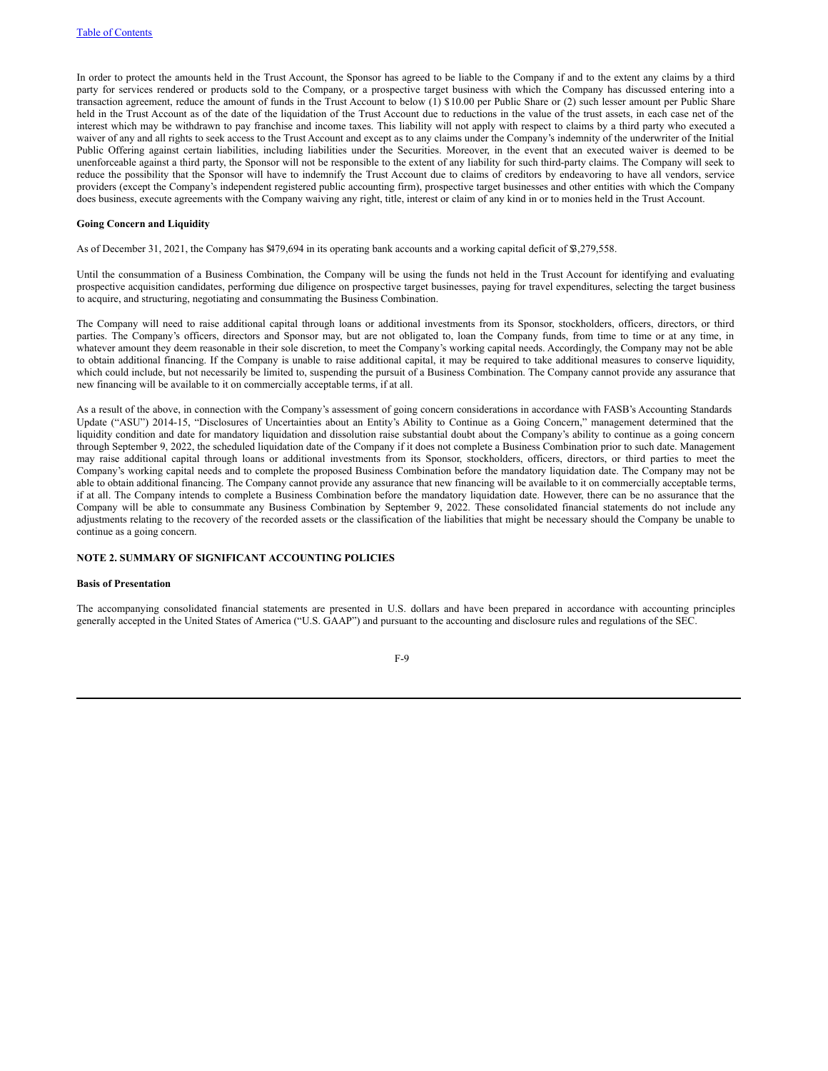In order to protect the amounts held in the Trust Account, the Sponsor has agreed to be liable to the Company if and to the extent any claims by a third party for services rendered or products sold to the Company, or a prospective target business with which the Company has discussed entering into a transaction agreement, reduce the amount of funds in the Trust Account to below (1) $10.00 per Public Share or (2) such lesser amount per Public Share held in the Trust Account as of the date of the liquidation of the Trust Account due to reductions in the value of the trust assets, in each case net of the interest which may be withdrawn to pay franchise and income taxes. This liability will not apply with respect to claims by a third party who executed a waiver of any and all rights to seek access to the Trust Account and except as to any claims under the Company's indemnity of the underwriter of the Initial Public Offering against certain liabilities, including liabilities under the Securities. Moreover, in the event that an executed waiver is deemed to be unenforceable against a third party, the Sponsor will not be responsible to the extent of any liability for such third-party claims. The Company will seek to reduce the possibility that the Sponsor will have to indemnify the Trust Account due to claims of creditors by endeavoring to have all vendors, service providers (except the Company's independent registered public accounting firm), prospective target businesses and other entities with which the Company does business, execute agreements with the Company waiving any right, title, interest or claim of any kind in or to monies held in the Trust Account.

**Going Concern and Liquidity**

As of December 31, 2021, the Company has $479,694 in its operating bank accounts and a working capital deficit of $3,279,558.

Until the consummation of a Business Combination, the Company will be using the funds not held in the Trust Account for identifying and evaluating prospective acquisition candidates, performing due diligence on prospective target businesses, paying for travel expenditures, selecting the target business to acquire, and structuring, negotiating and consummating the Business Combination.

The Company will need to raise additional capital through loans or additional investments from its Sponsor, stockholders, officers, directors, or third parties. The Company's officers, directors and Sponsor may, but are not obligated to, loan the Company funds, from time to time or at any time, in whatever amount they deem reasonable in their sole discretion, to meet the Company's working capital needs. Accordingly, the Company may not be able to obtain additional financing. If the Company is unable to raise additional capital, it may be required to take additional measures to conserve liquidity, which could include, but not necessarily be limited to, suspending the pursuit of a Business Combination. The Company cannot provide any assurance that new financing will be available to it on commercially acceptable terms, if at all.

As a result of the above, in connection with the Company's assessment of going concern considerations in accordance with FASB's Accounting Standards Update ("ASU") 2014-15, "Disclosures of Uncertainties about an Entity's Ability to Continue as a Going Concern," management determined that the liquidity condition and date for mandatory liquidation and dissolution raise substantial doubt about the Company's ability to continue as a going concern through September 9, 2022, the scheduled liquidation date of the Company if it does not complete a Business Combination prior to such date. Management may raise additional capital through loans or additional investments from its Sponsor, stockholders, officers, directors, or third parties to meet the Company's working capital needs and to complete the proposed Business Combination before the mandatory liquidation date. The Company may not be able to obtain additional financing. The Company cannot provide any assurance that new financing will be available to it on commercially acceptable terms, if at all. The Company intends to complete a Business Combination before the mandatory liquidation date. However, there can be no assurance that the Company will be able to consummate any Business Combination by September 9, 2022. These consolidated financial statements do not include any adjustments relating to the recovery of the recorded assets or the classification of the liabilities that might be necessary should the Company be unable to continue as a going concern.

**NOTE 2. SUMMARY OF SIGNIFICANT ACCOUNTING POLICIES**

**Basis of Presentation**

The accompanying consolidated financial statements are presented in U.S. dollars and have been prepared in accordance with accounting principles generally accepted in the United States of America ("U.S. GAAP") and pursuant to the accounting and disclosure rules and regulations of the SEC.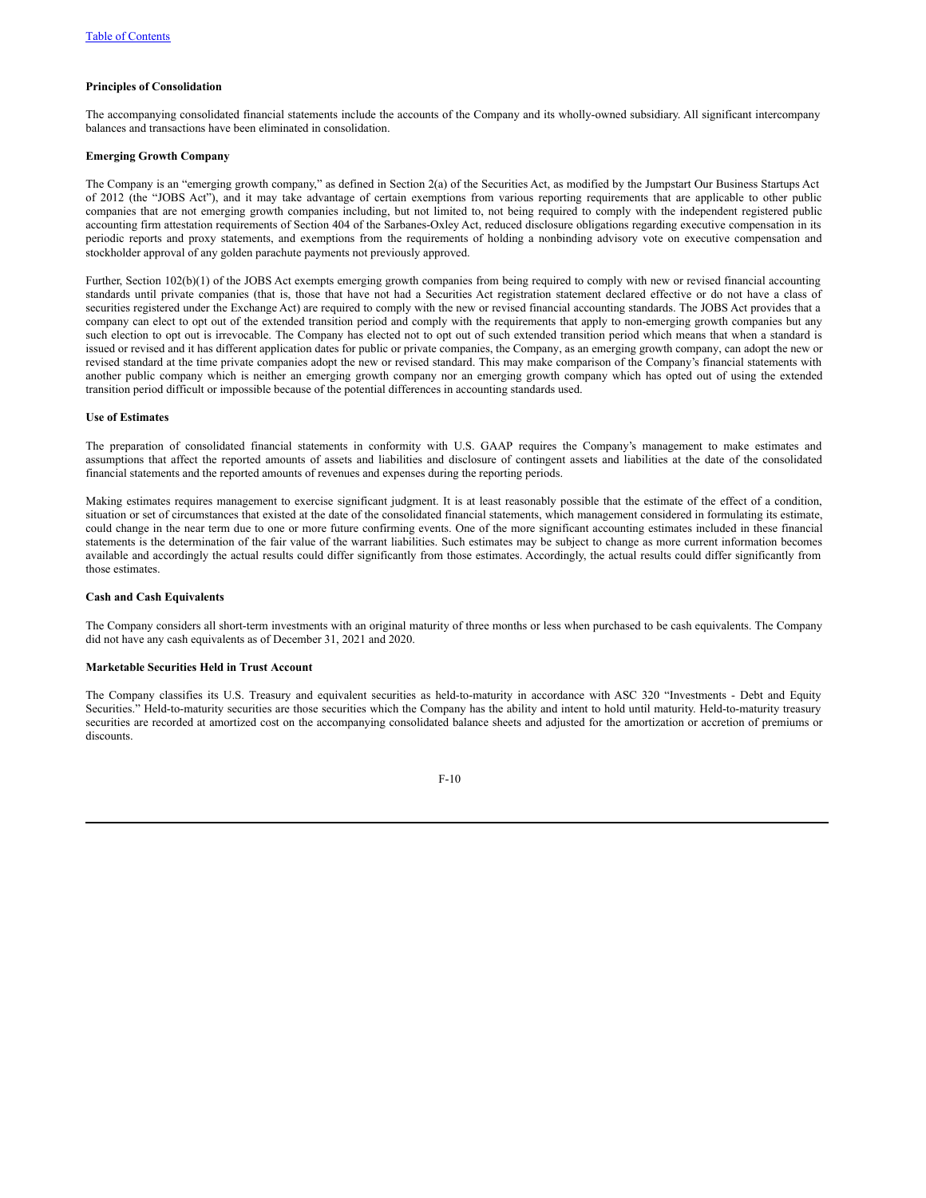**Principles of Consolidation**

The accompanying consolidated financial statements include the accounts of the Company and its wholly-owned subsidiary. All significant intercompany balances and transactions have been eliminated in consolidation.

**Emerging Growth Company**

The Company is an "emerging growth company," as defined in Section 2(a) of the Securities Act, as modified by the Jumpstart Our Business Startups Act of 2012 (the "JOBS Act"), and it may take advantage of certain exemptions from various reporting requirements that are applicable to other public companies that are not emerging growth companies including, but not limited to, not being required to comply with the independent registered public accounting firm attestation requirements of Section 404 of the Sarbanes-Oxley Act, reduced disclosure obligations regarding executive compensation in its periodic reports and proxy statements, and exemptions from the requirements of holding a nonbinding advisory vote on executive compensation and stockholder approval of any golden parachute payments not previously approved.

Further, Section 102(b)(1) of the JOBS Act exempts emerging growth companies from being required to comply with new or revised financial accounting standards until private companies (that is, those that have not had a Securities Act registration statement declared effective or do not have a class of securities registered under the Exchange Act) are required to comply with the new or revised financial accounting standards. The JOBS Act provides that a company can elect to opt out of the extended transition period and comply with the requirements that apply to non-emerging growth companies but any such election to opt out is irrevocable. The Company has elected not to opt out of such extended transition period which means that when a standard is issued or revised and it has different application dates for public or private companies, the Company, as an emerging growth company, can adopt the new or revised standard at the time private companies adopt the new or revised standard. This may make comparison of the Company's financial statements with another public company which is neither an emerging growth company nor an emerging growth company which has opted out of using the extended transition period difficult or impossible because of the potential differences in accounting standards used.

**Use of Estimates**

The preparation of consolidated financial statements in conformity with U.S. GAAP requires the Company's management to make estimates and assumptions that affect the reported amounts of assets and liabilities and disclosure of contingent assets and liabilities at the date of the consolidated financial statements and the reported amounts of revenues and expenses during the reporting periods.

Making estimates requires management to exercise significant judgment. It is at least reasonably possible that the estimate of the effect of a condition, situation or set of circumstances that existed at the date of the consolidated financial statements, which management considered in formulating its estimate, could change in the near term due to one or more future confirming events. One of the more significant accounting estimates included in these financial statements is the determination of the fair value of the warrant liabilities. Such estimates may be subject to change as more current information becomes available and accordingly the actual results could differ significantly from those estimates. Accordingly, the actual results could differ significantly from those estimates.

**Cash and Cash Equivalents**

The Company considers all short-term investments with an original maturity of three months or less when purchased to be cash equivalents. The Company did not have any cash equivalents as of December 31, 2021 and 2020.

**Marketable Securities Held in Trust Account**

The Company classifies its U.S. Treasury and equivalent securities as held-to-maturity in accordance with ASC 320 "Investments - Debt and Equity Securities." Held-to-maturity securities are those securities which the Company has the ability and intent to hold until maturity. Held-to-maturity treasury securities are recorded at amortized cost on the accompanying consolidated balance sheets and adjusted for the amortization or accretion of premiums or discounts.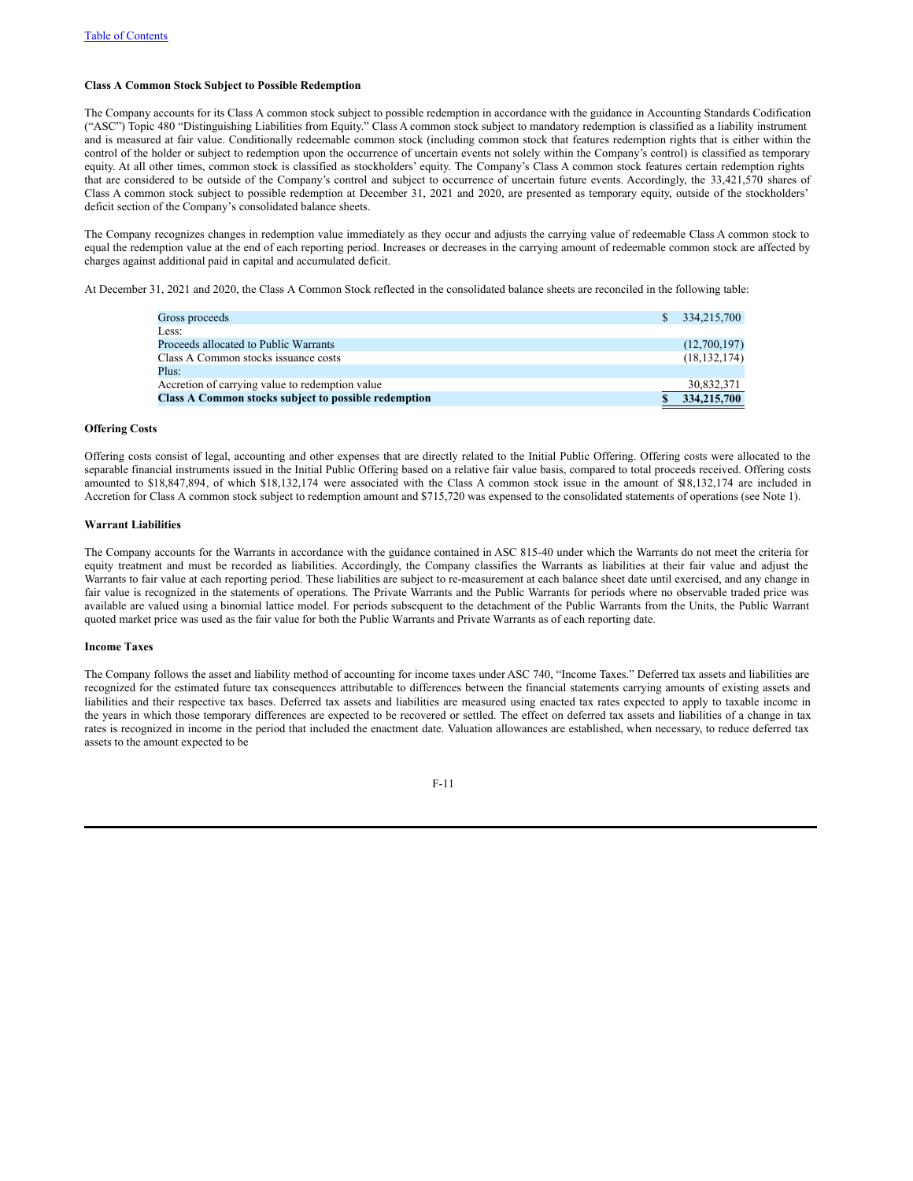**Class A Common Stock Subject to Possible Redemption**

The Company accounts for its Class A common stock subject to possible redemption in accordance with the guidance in Accounting Standards Codification ("ASC") Topic 480 "Distinguishing Liabilities from Equity." Class A common stock subject to mandatory redemption is classified as a liability instrument and is measured at fair value. Conditionally redeemable common stock (including common stock that features redemption rights that is either within the control of the holder or subject to redemption upon the occurrence of uncertain events not solely within the Company's control) is classified as temporary equity. At all other times, common stock is classified as stockholders' equity. The Company's Class A common stock features certain redemption rights that are considered to be outside of the Company's control and subject to occurrence of uncertain future events. Accordingly, the 33,421,570 shares of Class A common stock subject to possible redemption at December 31, 2021 and 2020, are presented as temporary equity, outside of the stockholders' deficit section of the Company's consolidated balance sheets.

The Company recognizes changes in redemption value immediately as they occur and adjusts the carrying value of redeemable Class A common stock to equal the redemption value at the end of each reporting period. Increases or decreases in the carrying amount of redeemable common stock are affected by charges against additional paid in capital and accumulated deficit.

At December 31, 2021 and 2020, the Class A Common Stock reflected in the consolidated balance sheets are reconciled in the following table:

| | |
|---|---|
| Gross proceeds | $ 334,215,700 |
| Less: | |
| Proceeds allocated to Public Warrants | (12,700,197) |
| Class A Common stocks issuance costs | (18,132,174) |
| Plus: | |
| Accretion of carrying value to redemption value | 30,832,371 |
| **Class A Common stocks subject to possible redemption** | **$ 334,215,700** |

**Offering Costs**

Offering costs consist of legal, accounting and other expenses that are directly related to the Initial Public Offering. Offering costs were allocated to the separable financial instruments issued in the Initial Public Offering based on a relative fair value basis, compared to total proceeds received. Offering costs amounted to $18,847,894, of which $18,132,174 were associated with the Class A common stock issue in the amount of $18,132,174 are included in Accretion for Class A common stock subject to redemption amount and $715,720 was expensed to the consolidated statements of operations (see Note 1).

**Warrant Liabilities**

The Company accounts for the Warrants in accordance with the guidance contained in ASC 815-40 under which the Warrants do not meet the criteria for equity treatment and must be recorded as liabilities. Accordingly, the Company classifies the Warrants as liabilities at their fair value and adjust the Warrants to fair value at each reporting period. These liabilities are subject to re-measurement at each balance sheet date until exercised, and any change in fair value is recognized in the statements of operations. The Private Warrants and the Public Warrants for periods where no observable traded price was available are valued using a binomial lattice model. For periods subsequent to the detachment of the Public Warrants from the Units, the Public Warrant quoted market price was used as the fair value for both the Public Warrants and Private Warrants as of each reporting date.

**Income Taxes**

The Company follows the asset and liability method of accounting for income taxes under ASC 740, "Income Taxes." Deferred tax assets and liabilities are recognized for the estimated future tax consequences attributable to differences between the financial statements carrying amounts of existing assets and liabilities and their respective tax bases. Deferred tax assets and liabilities are measured using enacted tax rates expected to apply to taxable income in the years in which those temporary differences are expected to be recovered or settled. The effect on deferred tax assets and liabilities of a change in tax rates is recognized in income in the period that included the enactment date. Valuation allowances are established, when necessary, to reduce deferred tax assets to the amount expected to be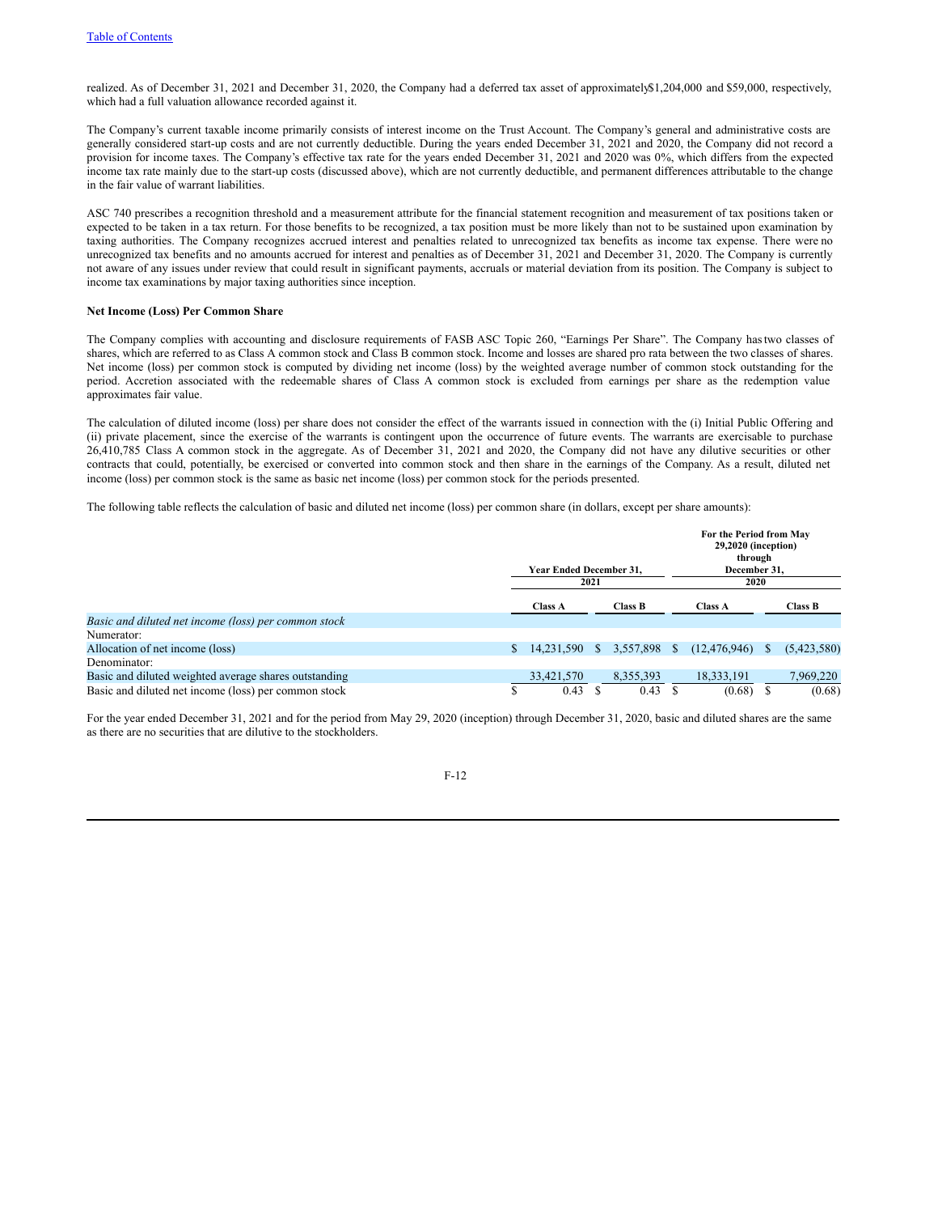realized. As of December 31, 2021 and December 31, 2020, the Company had a deferred tax asset of approximately$1,204,000 and $59,000, respectively, which had a full valuation allowance recorded against it.

The Company's current taxable income primarily consists of interest income on the Trust Account. The Company's general and administrative costs are generally considered start-up costs and are not currently deductible. During the years ended December 31, 2021 and 2020, the Company did not record a provision for income taxes. The Company's effective tax rate for the years ended December 31, 2021 and 2020 was 0%, which differs from the expected income tax rate mainly due to the start-up costs (discussed above), which are not currently deductible, and permanent differences attributable to the change in the fair value of warrant liabilities.

ASC 740 prescribes a recognition threshold and a measurement attribute for the financial statement recognition and measurement of tax positions taken or expected to be taken in a tax return. For those benefits to be recognized, a tax position must be more likely than not to be sustained upon examination by taxing authorities. The Company recognizes accrued interest and penalties related to unrecognized tax benefits as income tax expense. There were no unrecognized tax benefits and no amounts accrued for interest and penalties as of December 31, 2021 and December 31, 2020. The Company is currently not aware of any issues under review that could result in significant payments, accruals or material deviation from its position. The Company is subject to income tax examinations by major taxing authorities since inception.

**Net Income (Loss) Per Common Share**

The Company complies with accounting and disclosure requirements of FASB ASC Topic 260, "Earnings Per Share". The Company has two classes of shares, which are referred to as Class A common stock and Class B common stock. Income and losses are shared pro rata between the two classes of shares. Net income (loss) per common stock is computed by dividing net income (loss) by the weighted average number of common stock outstanding for the period. Accretion associated with the redeemable shares of Class A common stock is excluded from earnings per share as the redemption value approximates fair value.

The calculation of diluted income (loss) per share does not consider the effect of the warrants issued in connection with the (i) Initial Public Offering and (ii) private placement, since the exercise of the warrants is contingent upon the occurrence of future events. The warrants are exercisable to purchase 26,410,785 Class A common stock in the aggregate. As of December 31, 2021 and 2020, the Company did not have any dilutive securities or other contracts that could, potentially, be exercised or converted into common stock and then share in the earnings of the Company. As a result, diluted net income (loss) per common stock is the same as basic net income (loss) per common stock for the periods presented.

The following table reflects the calculation of basic and diluted net income (loss) per common share (in dollars, except per share amounts):

| | Year Ended December 31, 2021 | | For the Period from May 29,2020 (inception) through December 31, 2020 | |
|---|---|---|---|---|
| | **Class A** | **Class B** | **Class A** | **Class B** |
| *Basic and diluted net income (loss) per common stock* | | | | |
| Numerator: | | | | |
| Allocation of net income (loss) | $ 14,231,590 | $ 3,557,898 | $ (12,476,946) | $ (5,423,580) |
| Denominator: | | | | |
| Basic and diluted weighted average shares outstanding | 33,421,570 | 8,355,393 | 18,333,191 | 7,969,220 |
| Basic and diluted net income (loss) per common stock | $ 0.43 | $ 0.43 | $ (0.68) | $ (0.68) |

For the year ended December 31, 2021 and for the period from May 29, 2020 (inception) through December 31, 2020, basic and diluted shares are the same as there are no securities that are dilutive to the stockholders.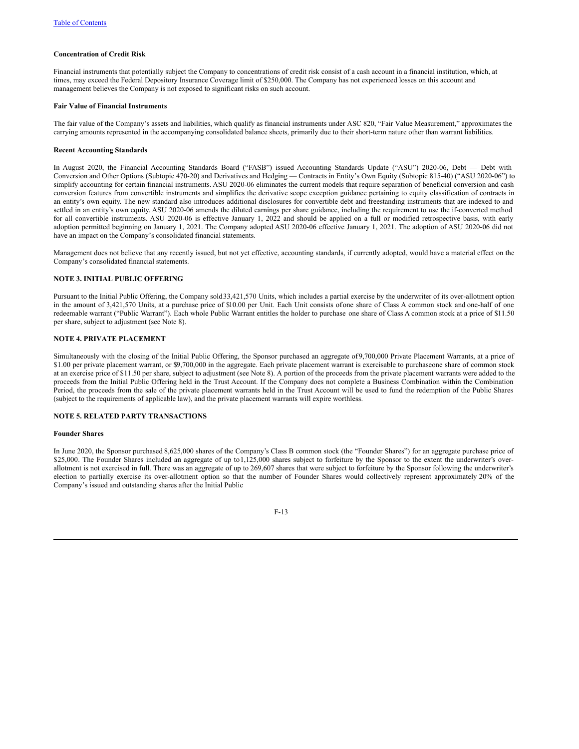**Concentration of Credit Risk**

Financial instruments that potentially subject the Company to concentrations of credit risk consist of a cash account in a financial institution, which, at times, may exceed the Federal Depository Insurance Coverage limit of $250,000. The Company has not experienced losses on this account and management believes the Company is not exposed to significant risks on such account.

**Fair Value of Financial Instruments**

The fair value of the Company's assets and liabilities, which qualify as financial instruments under ASC 820, "Fair Value Measurement," approximates the carrying amounts represented in the accompanying consolidated balance sheets, primarily due to their short-term nature other than warrant liabilities.

**Recent Accounting Standards**

In August 2020, the Financial Accounting Standards Board ("FASB") issued Accounting Standards Update ("ASU") 2020-06, Debt — Debt with Conversion and Other Options (Subtopic 470-20) and Derivatives and Hedging — Contracts in Entity's Own Equity (Subtopic 815-40) ("ASU 2020-06") to simplify accounting for certain financial instruments. ASU 2020-06 eliminates the current models that require separation of beneficial conversion and cash conversion features from convertible instruments and simplifies the derivative scope exception guidance pertaining to equity classification of contracts in an entity's own equity. The new standard also introduces additional disclosures for convertible debt and freestanding instruments that are indexed to and settled in an entity's own equity. ASU 2020-06 amends the diluted earnings per share guidance, including the requirement to use the if-converted method for all convertible instruments. ASU 2020-06 is effective January 1, 2022 and should be applied on a full or modified retrospective basis, with early adoption permitted beginning on January 1, 2021. The Company adopted ASU 2020-06 effective January 1, 2021. The adoption of ASU 2020-06 did not have an impact on the Company's consolidated financial statements.

Management does not believe that any recently issued, but not yet effective, accounting standards, if currently adopted, would have a material effect on the Company's consolidated financial statements.

**NOTE 3. INITIAL PUBLIC OFFERING**

Pursuant to the Initial Public Offering, the Company sold 33,421,570 Units, which includes a partial exercise by the underwriter of its over-allotment option in the amount of 3,421,570 Units, at a purchase price of $10.00 per Unit. Each Unit consists of one share of Class A common stock and one-half of one redeemable warrant ("Public Warrant"). Each whole Public Warrant entitles the holder to purchase one share of Class A common stock at a price of $11.50 per share, subject to adjustment (see Note 8).

**NOTE 4. PRIVATE PLACEMENT**

Simultaneously with the closing of the Initial Public Offering, the Sponsor purchased an aggregate of 9,700,000 Private Placement Warrants, at a price of $1.00 per private placement warrant, or $9,700,000 in the aggregate. Each private placement warrant is exercisable to purchase one share of common stock at an exercise price of $11.50 per share, subject to adjustment (see Note 8). A portion of the proceeds from the private placement warrants were added to the proceeds from the Initial Public Offering held in the Trust Account. If the Company does not complete a Business Combination within the Combination Period, the proceeds from the sale of the private placement warrants held in the Trust Account will be used to fund the redemption of the Public Shares (subject to the requirements of applicable law), and the private placement warrants will expire worthless.

**NOTE 5. RELATED PARTY TRANSACTIONS**

**Founder Shares**

In June 2020, the Sponsor purchased 8,625,000 shares of the Company's Class B common stock (the "Founder Shares") for an aggregate purchase price of $25,000. The Founder Shares included an aggregate of up to 1,125,000 shares subject to forfeiture by the Sponsor to the extent the underwriter's over-allotment is not exercised in full. There was an aggregate of up to 269,607 shares that were subject to forfeiture by the Sponsor following the underwriter's election to partially exercise its over-allotment option so that the number of Founder Shares would collectively represent approximately 20% of the Company's issued and outstanding shares after the Initial Public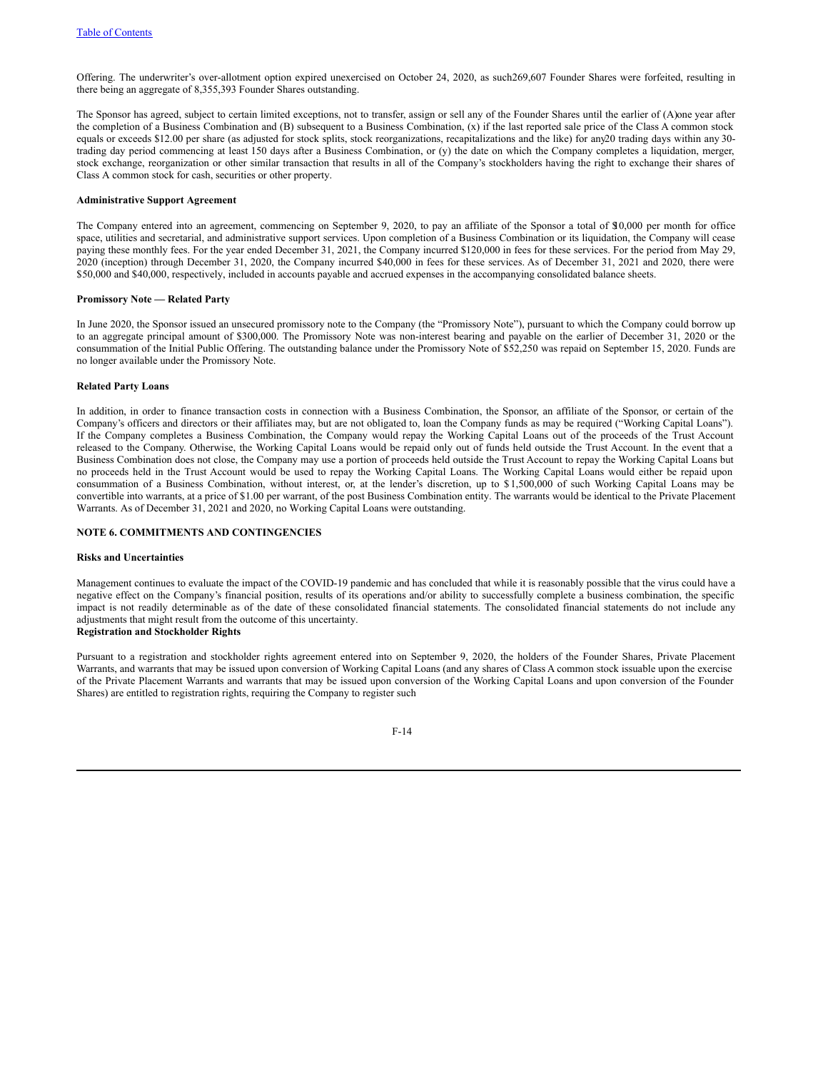Offering. The underwriter's over-allotment option expired unexercised on October 24, 2020, as such 269,607 Founder Shares were forfeited, resulting in there being an aggregate of 8,355,393 Founder Shares outstanding.

The Sponsor has agreed, subject to certain limited exceptions, not to transfer, assign or sell any of the Founder Shares until the earlier of (A) one year after the completion of a Business Combination and (B) subsequent to a Business Combination, (x) if the last reported sale price of the Class A common stock equals or exceeds $12.00 per share (as adjusted for stock splits, stock reorganizations, recapitalizations and the like) for any 20 trading days within any 30-trading day period commencing at least 150 days after a Business Combination, or (y) the date on which the Company completes a liquidation, merger, stock exchange, reorganization or other similar transaction that results in all of the Company's stockholders having the right to exchange their shares of Class A common stock for cash, securities or other property.

**Administrative Support Agreement**

The Company entered into an agreement, commencing on September 9, 2020, to pay an affiliate of the Sponsor a total of $10,000 per month for office space, utilities and secretarial, and administrative support services. Upon completion of a Business Combination or its liquidation, the Company will cease paying these monthly fees. For the year ended December 31, 2021, the Company incurred $120,000 in fees for these services. For the period from May 29, 2020 (inception) through December 31, 2020, the Company incurred $40,000 in fees for these services. As of December 31, 2021 and 2020, there were $50,000 and $40,000, respectively, included in accounts payable and accrued expenses in the accompanying consolidated balance sheets.

**Promissory Note — Related Party**

In June 2020, the Sponsor issued an unsecured promissory note to the Company (the "Promissory Note"), pursuant to which the Company could borrow up to an aggregate principal amount of $300,000. The Promissory Note was non-interest bearing and payable on the earlier of December 31, 2020 or the consummation of the Initial Public Offering. The outstanding balance under the Promissory Note of $52,250 was repaid on September 15, 2020. Funds are no longer available under the Promissory Note.

**Related Party Loans**

In addition, in order to finance transaction costs in connection with a Business Combination, the Sponsor, an affiliate of the Sponsor, or certain of the Company's officers and directors or their affiliates may, but are not obligated to, loan the Company funds as may be required ("Working Capital Loans"). If the Company completes a Business Combination, the Company would repay the Working Capital Loans out of the proceeds of the Trust Account released to the Company. Otherwise, the Working Capital Loans would be repaid only out of funds held outside the Trust Account. In the event that a Business Combination does not close, the Company may use a portion of proceeds held outside the Trust Account to repay the Working Capital Loans but no proceeds held in the Trust Account would be used to repay the Working Capital Loans. The Working Capital Loans would either be repaid upon consummation of a Business Combination, without interest, or, at the lender's discretion, up to $1,500,000 of such Working Capital Loans may be convertible into warrants, at a price of $1.00 per warrant, of the post Business Combination entity. The warrants would be identical to the Private Placement Warrants. As of December 31, 2021 and 2020, no Working Capital Loans were outstanding.

**NOTE 6. COMMITMENTS AND CONTINGENCIES**

**Risks and Uncertainties**

Management continues to evaluate the impact of the COVID-19 pandemic and has concluded that while it is reasonably possible that the virus could have a negative effect on the Company's financial position, results of its operations and/or ability to successfully complete a business combination, the specific impact is not readily determinable as of the date of these consolidated financial statements. The consolidated financial statements do not include any adjustments that might result from the outcome of this uncertainty.

**Registration and Stockholder Rights**

Pursuant to a registration and stockholder rights agreement entered into on September 9, 2020, the holders of the Founder Shares, Private Placement Warrants, and warrants that may be issued upon conversion of Working Capital Loans (and any shares of Class A common stock issuable upon the exercise of the Private Placement Warrants and warrants that may be issued upon conversion of the Working Capital Loans and upon conversion of the Founder Shares) are entitled to registration rights, requiring the Company to register such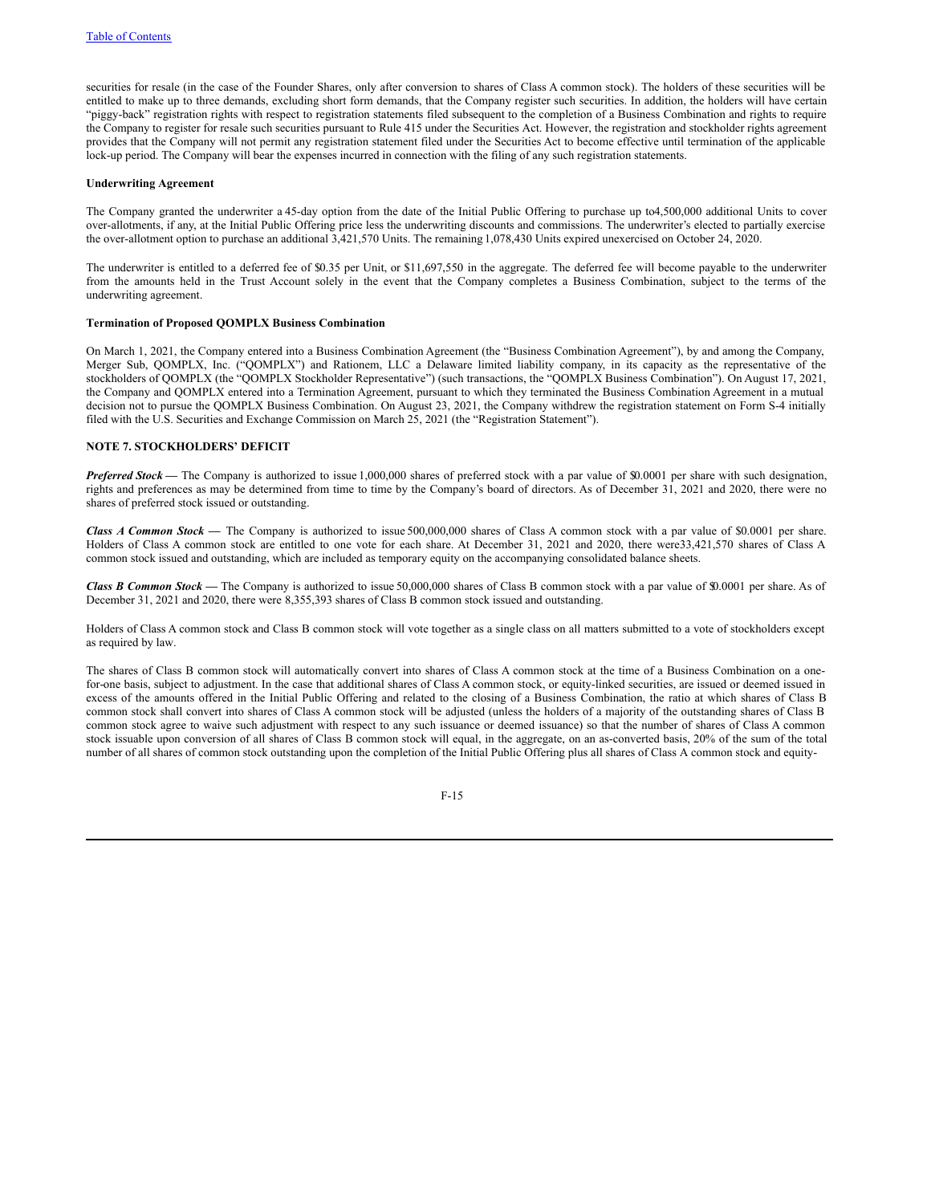securities for resale (in the case of the Founder Shares, only after conversion to shares of Class A common stock). The holders of these securities will be entitled to make up to three demands, excluding short form demands, that the Company register such securities. In addition, the holders will have certain "piggy-back" registration rights with respect to registration statements filed subsequent to the completion of a Business Combination and rights to require the Company to register for resale such securities pursuant to Rule 415 under the Securities Act. However, the registration and stockholder rights agreement provides that the Company will not permit any registration statement filed under the Securities Act to become effective until termination of the applicable lock-up period. The Company will bear the expenses incurred in connection with the filing of any such registration statements.

**Underwriting Agreement**

The Company granted the underwriter a 45-day option from the date of the Initial Public Offering to purchase up to 4,500,000 additional Units to cover over-allotments, if any, at the Initial Public Offering price less the underwriting discounts and commissions. The underwriter's elected to partially exercise the over-allotment option to purchase an additional 3,421,570 Units. The remaining 1,078,430 Units expired unexercised on October 24, 2020.

The underwriter is entitled to a deferred fee of $0.35 per Unit, or $11,697,550 in the aggregate. The deferred fee will become payable to the underwriter from the amounts held in the Trust Account solely in the event that the Company completes a Business Combination, subject to the terms of the underwriting agreement.

**Termination of Proposed QOMPLX Business Combination**

On March 1, 2021, the Company entered into a Business Combination Agreement (the "Business Combination Agreement"), by and among the Company, Merger Sub, QOMPLX, Inc. ("QOMPLX") and Rationem, LLC a Delaware limited liability company, in its capacity as the representative of the stockholders of QOMPLX (the "QOMPLX Stockholder Representative") (such transactions, the "QOMPLX Business Combination"). On August 17, 2021, the Company and QOMPLX entered into a Termination Agreement, pursuant to which they terminated the Business Combination Agreement in a mutual decision not to pursue the QOMPLX Business Combination. On August 23, 2021, the Company withdrew the registration statement on Form S-4 initially filed with the U.S. Securities and Exchange Commission on March 25, 2021 (the "Registration Statement").

**NOTE 7. STOCKHOLDERS' DEFICIT**

***Preferred Stock*** **—** The Company is authorized to issue 1,000,000 shares of preferred stock with a par value of $0.0001 per share with such designation, rights and preferences as may be determined from time to time by the Company's board of directors. As of December 31, 2021 and 2020, there were no shares of preferred stock issued or outstanding.

***Class A Common Stock*** **—** The Company is authorized to issue 500,000,000 shares of Class A common stock with a par value of $0.0001 per share. Holders of Class A common stock are entitled to one vote for each share. At December 31, 2021 and 2020, there were 33,421,570 shares of Class A common stock issued and outstanding, which are included as temporary equity on the accompanying consolidated balance sheets.

***Class B Common Stock*** **—** The Company is authorized to issue 50,000,000 shares of Class B common stock with a par value of $0.0001 per share. As of December 31, 2021 and 2020, there were 8,355,393 shares of Class B common stock issued and outstanding.

Holders of Class A common stock and Class B common stock will vote together as a single class on all matters submitted to a vote of stockholders except as required by law.

The shares of Class B common stock will automatically convert into shares of Class A common stock at the time of a Business Combination on a one-for-one basis, subject to adjustment. In the case that additional shares of Class A common stock, or equity-linked securities, are issued or deemed issued in excess of the amounts offered in the Initial Public Offering and related to the closing of a Business Combination, the ratio at which shares of Class B common stock shall convert into shares of Class A common stock will be adjusted (unless the holders of a majority of the outstanding shares of Class B common stock agree to waive such adjustment with respect to any such issuance or deemed issuance) so that the number of shares of Class A common stock issuable upon conversion of all shares of Class B common stock will equal, in the aggregate, on an as-converted basis, 20% of the sum of the total number of all shares of common stock outstanding upon the completion of the Initial Public Offering plus all shares of Class A common stock and equity-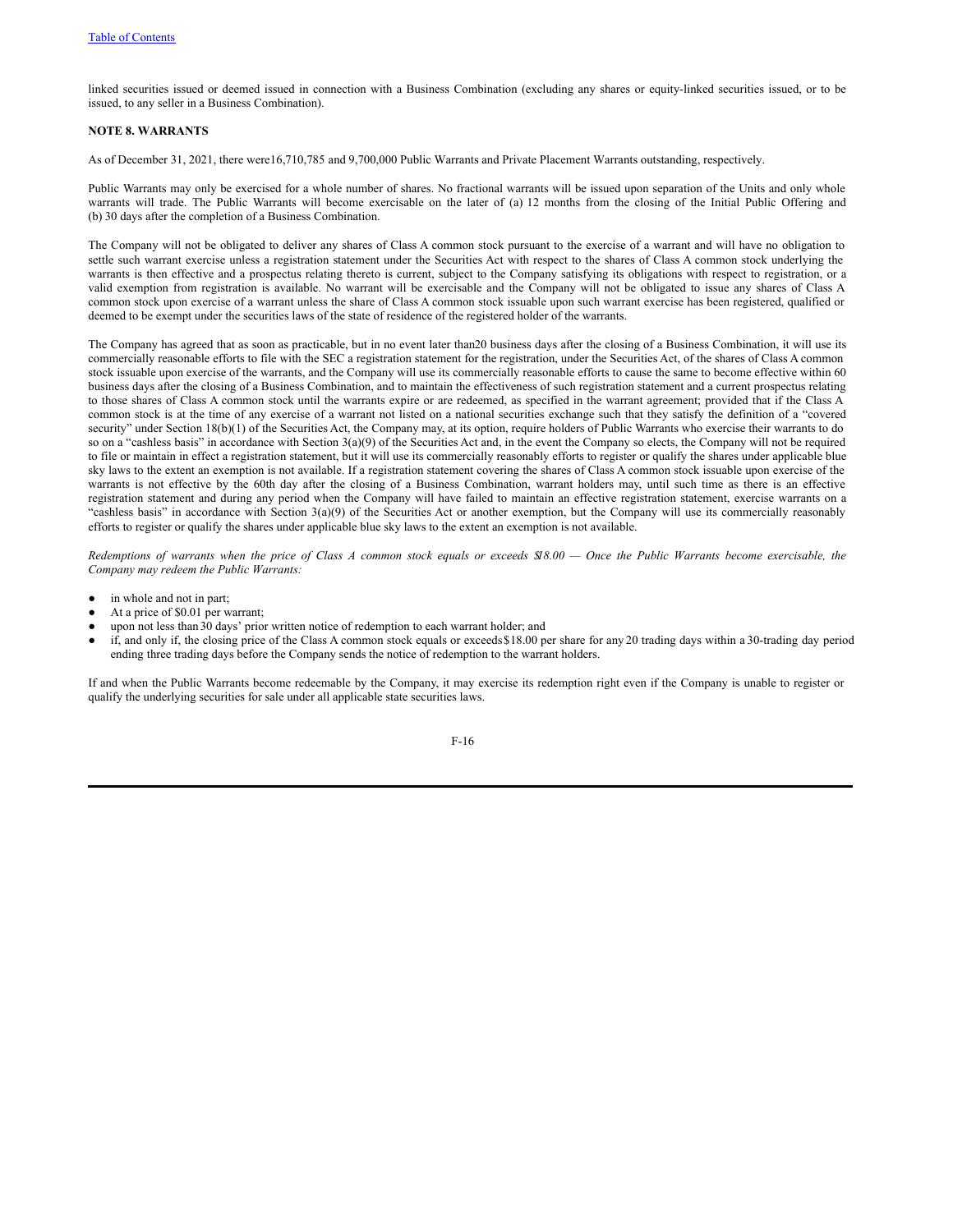linked securities issued or deemed issued in connection with a Business Combination (excluding any shares or equity-linked securities issued, or to be issued, to any seller in a Business Combination).

**NOTE 8. WARRANTS**

As of December 31, 2021, there were 16,710,785 and 9,700,000 Public Warrants and Private Placement Warrants outstanding, respectively.

Public Warrants may only be exercised for a whole number of shares. No fractional warrants will be issued upon separation of the Units and only whole warrants will trade. The Public Warrants will become exercisable on the later of (a) 12 months from the closing of the Initial Public Offering and (b) 30 days after the completion of a Business Combination.

The Company will not be obligated to deliver any shares of Class A common stock pursuant to the exercise of a warrant and will have no obligation to settle such warrant exercise unless a registration statement under the Securities Act with respect to the shares of Class A common stock underlying the warrants is then effective and a prospectus relating thereto is current, subject to the Company satisfying its obligations with respect to registration, or a valid exemption from registration is available. No warrant will be exercisable and the Company will not be obligated to issue any shares of Class A common stock upon exercise of a warrant unless the share of Class A common stock issuable upon such warrant exercise has been registered, qualified or deemed to be exempt under the securities laws of the state of residence of the registered holder of the warrants.

The Company has agreed that as soon as practicable, but in no event later than 20 business days after the closing of a Business Combination, it will use its commercially reasonable efforts to file with the SEC a registration statement for the registration, under the Securities Act, of the shares of Class A common stock issuable upon exercise of the warrants, and the Company will use its commercially reasonable efforts to cause the same to become effective within 60 business days after the closing of a Business Combination, and to maintain the effectiveness of such registration statement and a current prospectus relating to those shares of Class A common stock until the warrants expire or are redeemed, as specified in the warrant agreement; provided that if the Class A common stock is at the time of any exercise of a warrant not listed on a national securities exchange such that they satisfy the definition of a "covered security" under Section 18(b)(1) of the Securities Act, the Company may, at its option, require holders of Public Warrants who exercise their warrants to do so on a "cashless basis" in accordance with Section 3(a)(9) of the Securities Act and, in the event the Company so elects, the Company will not be required to file or maintain in effect a registration statement, but it will use its commercially reasonably efforts to register or qualify the shares under applicable blue sky laws to the extent an exemption is not available. If a registration statement covering the shares of Class A common stock issuable upon exercise of the warrants is not effective by the 60th day after the closing of a Business Combination, warrant holders may, until such time as there is an effective registration statement and during any period when the Company will have failed to maintain an effective registration statement, exercise warrants on a "cashless basis" in accordance with Section 3(a)(9) of the Securities Act or another exemption, but the Company will use its commercially reasonably efforts to register or qualify the shares under applicable blue sky laws to the extent an exemption is not available.

*Redemptions of warrants when the price of Class A common stock equals or exceeds $18.00 — Once the Public Warrants become exercisable, the Company may redeem the Public Warrants:*

- in whole and not in part;
- At a price of $0.01 per warrant;
- upon not less than 30 days' prior written notice of redemption to each warrant holder; and
- if, and only if, the closing price of the Class A common stock equals or exceeds $18.00 per share for any 20 trading days within a 30-trading day period ending three trading days before the Company sends the notice of redemption to the warrant holders.

If and when the Public Warrants become redeemable by the Company, it may exercise its redemption right even if the Company is unable to register or qualify the underlying securities for sale under all applicable state securities laws.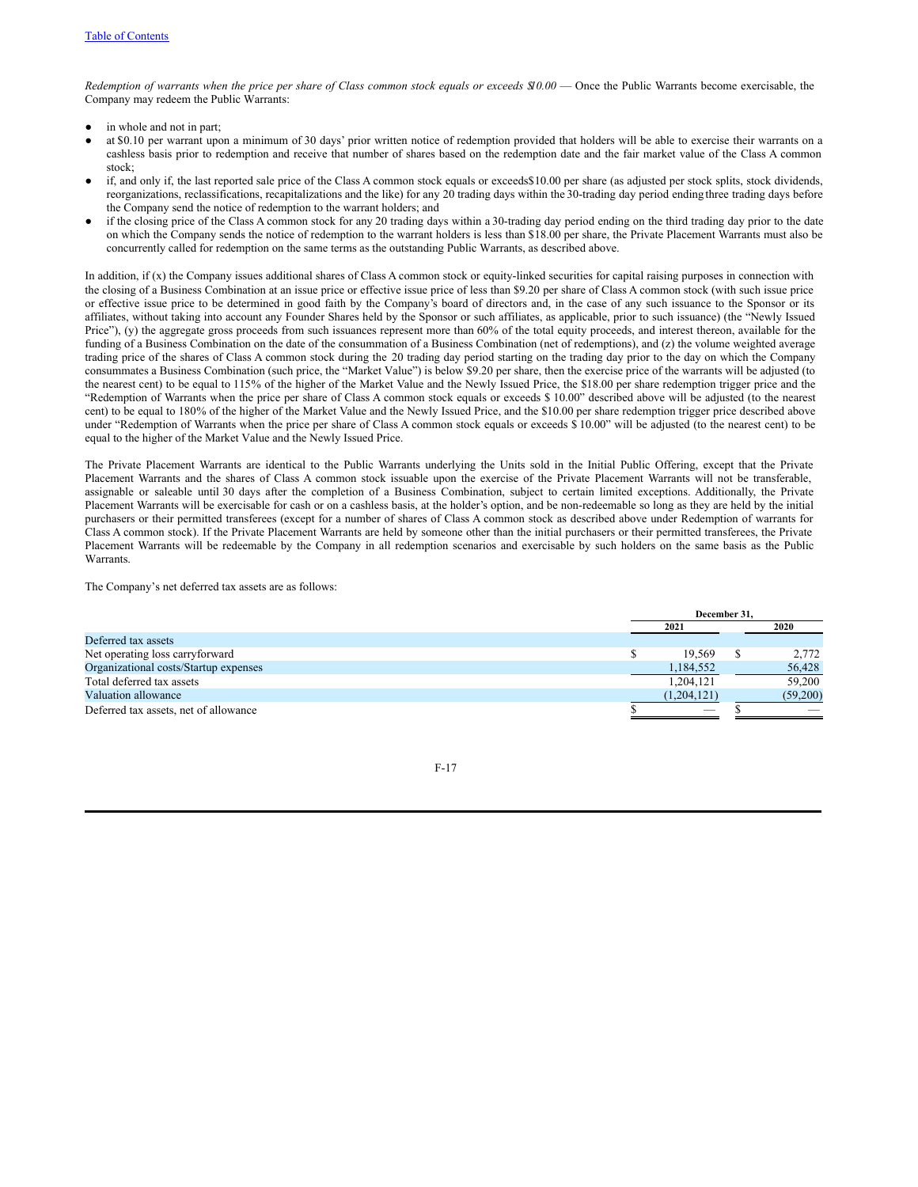*Redemption of warrants when the price per share of Class common stock equals or exceeds $10.00* — Once the Public Warrants become exercisable, the Company may redeem the Public Warrants:

- in whole and not in part;
- at $0.10 per warrant upon a minimum of 30 days' prior written notice of redemption provided that holders will be able to exercise their warrants on a cashless basis prior to redemption and receive that number of shares based on the redemption date and the fair market value of the Class A common stock;
- if, and only if, the last reported sale price of the Class A common stock equals or exceeds$10.00 per share (as adjusted per stock splits, stock dividends, reorganizations, reclassifications, recapitalizations and the like) for any 20 trading days within the 30-trading day period ending three trading days before the Company send the notice of redemption to the warrant holders; and
- if the closing price of the Class A common stock for any 20 trading days within a 30-trading day period ending on the third trading day prior to the date on which the Company sends the notice of redemption to the warrant holders is less than $18.00 per share, the Private Placement Warrants must also be concurrently called for redemption on the same terms as the outstanding Public Warrants, as described above.

In addition, if (x) the Company issues additional shares of Class A common stock or equity-linked securities for capital raising purposes in connection with the closing of a Business Combination at an issue price or effective issue price of less than $9.20 per share of Class A common stock (with such issue price or effective issue price to be determined in good faith by the Company's board of directors and, in the case of any such issuance to the Sponsor or its affiliates, without taking into account any Founder Shares held by the Sponsor or such affiliates, as applicable, prior to such issuance) (the "Newly Issued Price"), (y) the aggregate gross proceeds from such issuances represent more than 60% of the total equity proceeds, and interest thereon, available for the funding of a Business Combination on the date of the consummation of a Business Combination (net of redemptions), and (z) the volume weighted average trading price of the shares of Class A common stock during the 20 trading day period starting on the trading day prior to the day on which the Company consummates a Business Combination (such price, the "Market Value") is below $9.20 per share, then the exercise price of the warrants will be adjusted (to the nearest cent) to be equal to 115% of the higher of the Market Value and the Newly Issued Price, the $18.00 per share redemption trigger price and the "Redemption of Warrants when the price per share of Class A common stock equals or exceeds $ 10.00" described above will be adjusted (to the nearest cent) to be equal to 180% of the higher of the Market Value and the Newly Issued Price, and the $10.00 per share redemption trigger price described above under "Redemption of Warrants when the price per share of Class A common stock equals or exceeds $ 10.00" will be adjusted (to the nearest cent) to be equal to the higher of the Market Value and the Newly Issued Price.

The Private Placement Warrants are identical to the Public Warrants underlying the Units sold in the Initial Public Offering, except that the Private Placement Warrants and the shares of Class A common stock issuable upon the exercise of the Private Placement Warrants will not be transferable, assignable or saleable until 30 days after the completion of a Business Combination, subject to certain limited exceptions. Additionally, the Private Placement Warrants will be exercisable for cash or on a cashless basis, at the holder's option, and be non-redeemable so long as they are held by the initial purchasers or their permitted transferees (except for a number of shares of Class A common stock as described above under Redemption of warrants for Class A common stock). If the Private Placement Warrants are held by someone other than the initial purchasers or their permitted transferees, the Private Placement Warrants will be redeemable by the Company in all redemption scenarios and exercisable by such holders on the same basis as the Public Warrants.

The Company's net deferred tax assets are as follows:

| | December 31, 2021 | December 31, 2020 |
|---|---|---|
| Deferred tax assets | | |
| Net operating loss carryforward | $ 19,569 | $ 2,772 |
| Organizational costs/Startup expenses | 1,184,552 | 56,428 |
| Total deferred tax assets | 1,204,121 | 59,200 |
| Valuation allowance | (1,204,121) | (59,200) |
| Deferred tax assets, net of allowance | $ — | $ — |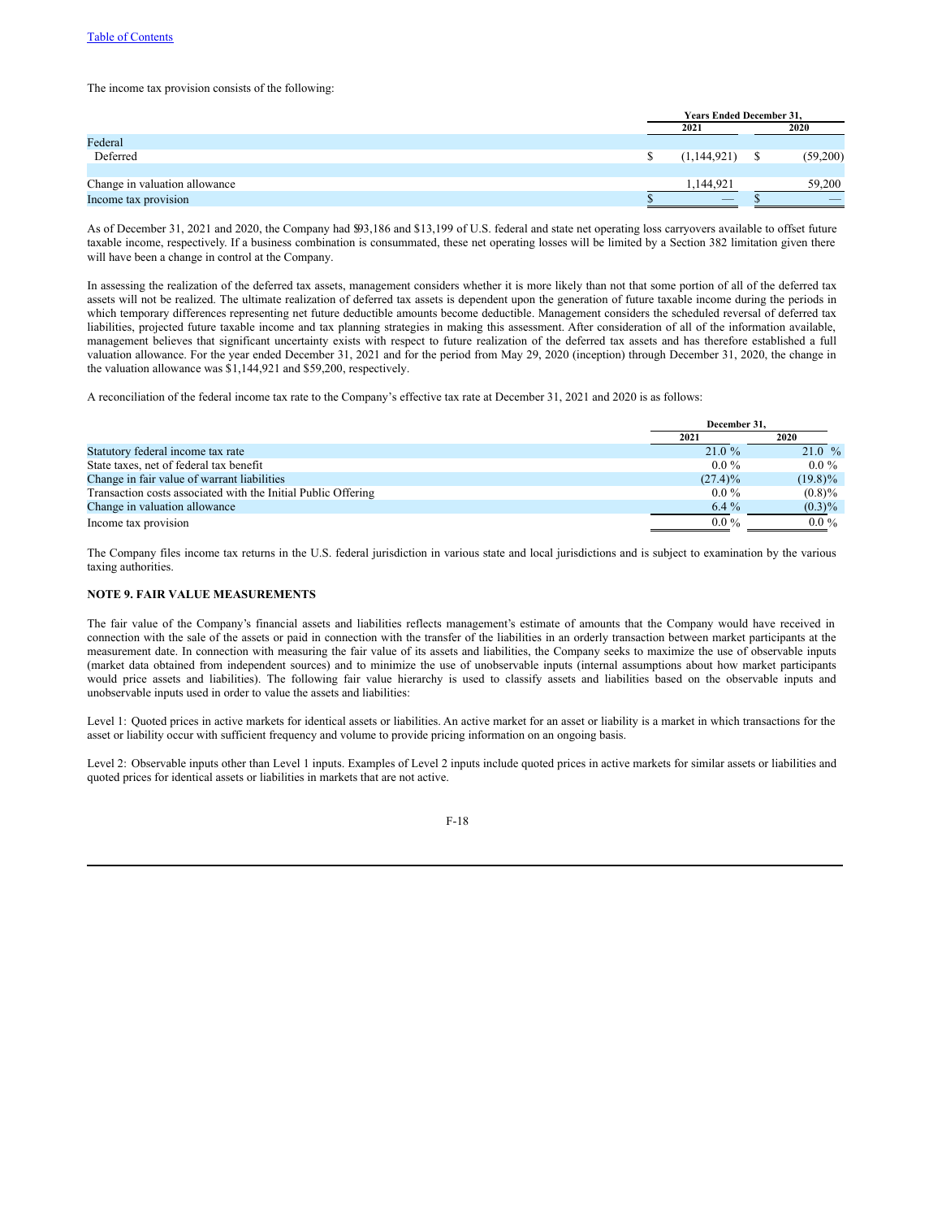The income tax provision consists of the following:

| | Years Ended December 31, | |
|---|---|---|
| | 2021 | 2020 |
| Federal | | |
| Deferred | $ (1,144,921) | $ (59,200) |
| | | |
| Change in valuation allowance | 1,144,921 | 59,200 |
| Income tax provision | $ — | $ — |

As of December 31, 2021 and 2020, the Company had $93,186 and $13,199 of U.S. federal and state net operating loss carryovers available to offset future taxable income, respectively. If a business combination is consummated, these net operating losses will be limited by a Section 382 limitation given there will have been a change in control at the Company.

In assessing the realization of the deferred tax assets, management considers whether it is more likely than not that some portion of all of the deferred tax assets will not be realized. The ultimate realization of deferred tax assets is dependent upon the generation of future taxable income during the periods in which temporary differences representing net future deductible amounts become deductible. Management considers the scheduled reversal of deferred tax liabilities, projected future taxable income and tax planning strategies in making this assessment. After consideration of all of the information available, management believes that significant uncertainty exists with respect to future realization of the deferred tax assets and has therefore established a full valuation allowance. For the year ended December 31, 2021 and for the period from May 29, 2020 (inception) through December 31, 2020, the change in the valuation allowance was $1,144,921 and $59,200, respectively.

A reconciliation of the federal income tax rate to the Company's effective tax rate at December 31, 2021 and 2020 is as follows:

| | December 31, | |
|---|---|---|
| | 2021 | 2020 |
| Statutory federal income tax rate | 21.0 % | 21.0 % |
| State taxes, net of federal tax benefit | 0.0 % | 0.0 % |
| Change in fair value of warrant liabilities | (27.4)% | (19.8)% |
| Transaction costs associated with the Initial Public Offering | 0.0 % | (0.8)% |
| Change in valuation allowance | 6.4 % | (0.3)% |
| Income tax provision | 0.0 % | 0.0 % |

The Company files income tax returns in the U.S. federal jurisdiction in various state and local jurisdictions and is subject to examination by the various taxing authorities.

**NOTE 9. FAIR VALUE MEASUREMENTS**

The fair value of the Company's financial assets and liabilities reflects management's estimate of amounts that the Company would have received in connection with the sale of the assets or paid in connection with the transfer of the liabilities in an orderly transaction between market participants at the measurement date. In connection with measuring the fair value of its assets and liabilities, the Company seeks to maximize the use of observable inputs (market data obtained from independent sources) and to minimize the use of unobservable inputs (internal assumptions about how market participants would price assets and liabilities). The following fair value hierarchy is used to classify assets and liabilities based on the observable inputs and unobservable inputs used in order to value the assets and liabilities:

Level 1: Quoted prices in active markets for identical assets or liabilities. An active market for an asset or liability is a market in which transactions for the asset or liability occur with sufficient frequency and volume to provide pricing information on an ongoing basis.

Level 2: Observable inputs other than Level 1 inputs. Examples of Level 2 inputs include quoted prices in active markets for similar assets or liabilities and quoted prices for identical assets or liabilities in markets that are not active.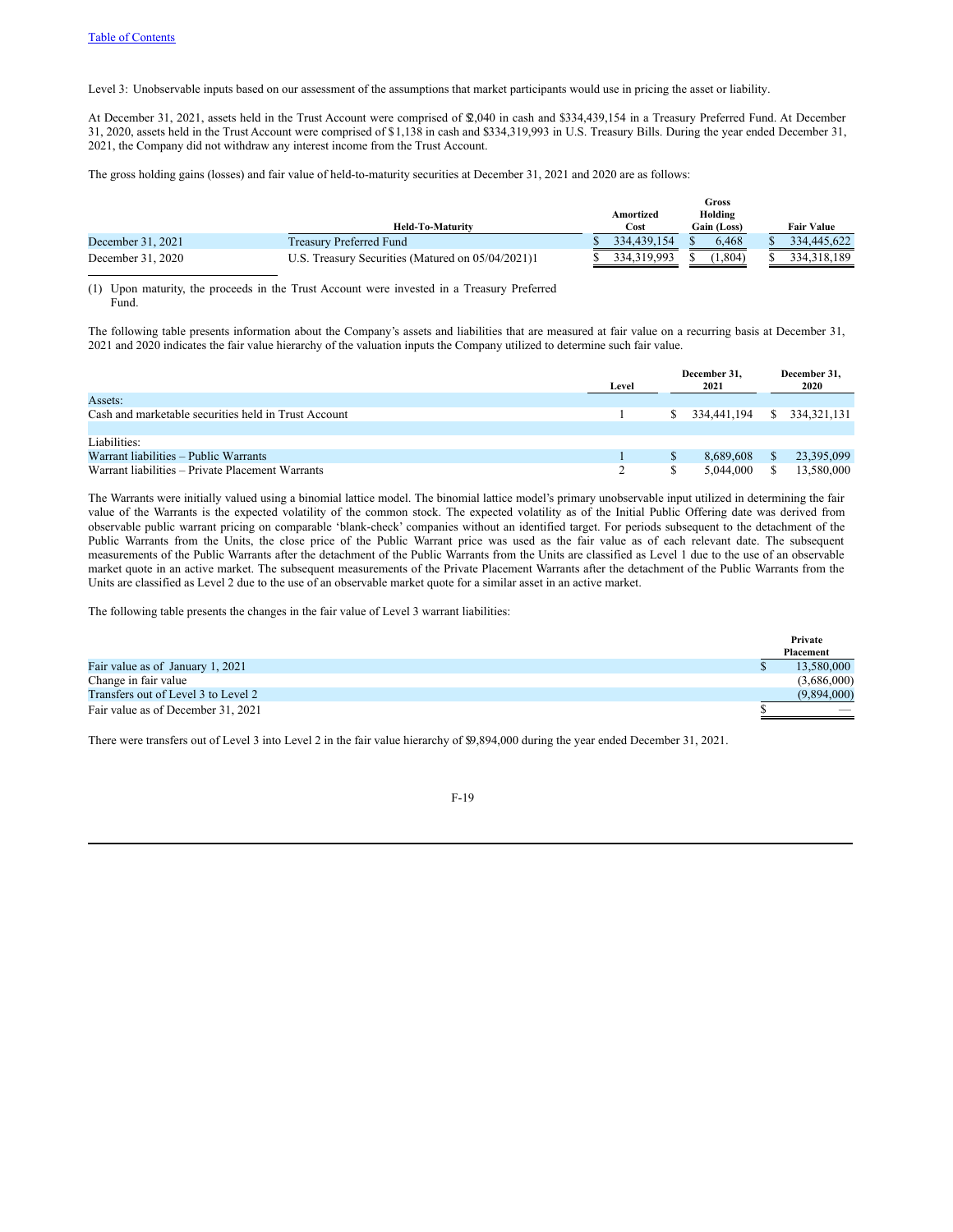Level 3: Unobservable inputs based on our assessment of the assumptions that market participants would use in pricing the asset or liability.

At December 31, 2021, assets held in the Trust Account were comprised of $2,040 in cash and $334,439,154 in a Treasury Preferred Fund. At December 31, 2020, assets held in the Trust Account were comprised of $1,138 in cash and $334,319,993 in U.S. Treasury Bills. During the year ended December 31, 2021, the Company did not withdraw any interest income from the Trust Account.

The gross holding gains (losses) and fair value of held-to-maturity securities at December 31, 2021 and 2020 are as follows:

| | Held-To-Maturity | Amortized Cost | Gross Holding Gain (Loss) | Fair Value |
|---|---|---|---|---|
| December 31, 2021 | Treasury Preferred Fund | $ 334,439,154 | $ 6,468 | $ 334,445,622 |
| December 31, 2020 | U.S. Treasury Securities (Matured on 05/04/2021)1 | $ 334,319,993 | $ (1,804) | $ 334,318,189 |

(1) Upon maturity, the proceeds in the Trust Account were invested in a Treasury Preferred Fund.

The following table presents information about the Company's assets and liabilities that are measured at fair value on a recurring basis at December 31, 2021 and 2020 indicates the fair value hierarchy of the valuation inputs the Company utilized to determine such fair value.

| | Level | December 31, 2021 | December 31, 2020 |
|---|---|---|---|
| Assets: | | | |
| Cash and marketable securities held in Trust Account | 1 | $ 334,441,194 | $ 334,321,131 |
| | | | |
| Liabilities: | | | |
| Warrant liabilities – Public Warrants | 1 | $ 8,689,608 | $ 23,395,099 |
| Warrant liabilities – Private Placement Warrants | 2 | $ 5,044,000 | $ 13,580,000 |

The Warrants were initially valued using a binomial lattice model. The binomial lattice model's primary unobservable input utilized in determining the fair value of the Warrants is the expected volatility of the common stock. The expected volatility as of the Initial Public Offering date was derived from observable public warrant pricing on comparable 'blank-check' companies without an identified target. For periods subsequent to the detachment of the Public Warrants from the Units, the close price of the Public Warrant price was used as the fair value as of each relevant date. The subsequent measurements of the Public Warrants after the detachment of the Public Warrants from the Units are classified as Level 1 due to the use of an observable market quote in an active market. The subsequent measurements of the Private Placement Warrants after the detachment of the Public Warrants from the Units are classified as Level 2 due to the use of an observable market quote for a similar asset in an active market.

The following table presents the changes in the fair value of Level 3 warrant liabilities:

| | Private Placement |
|---|---|
| Fair value as of January 1, 2021 | $ 13,580,000 |
| Change in fair value | (3,686,000) |
| Transfers out of Level 3 to Level 2 | (9,894,000) |
| Fair value as of December 31, 2021 | $ — |

There were transfers out of Level 3 into Level 2 in the fair value hierarchy of $9,894,000 during the year ended December 31, 2021.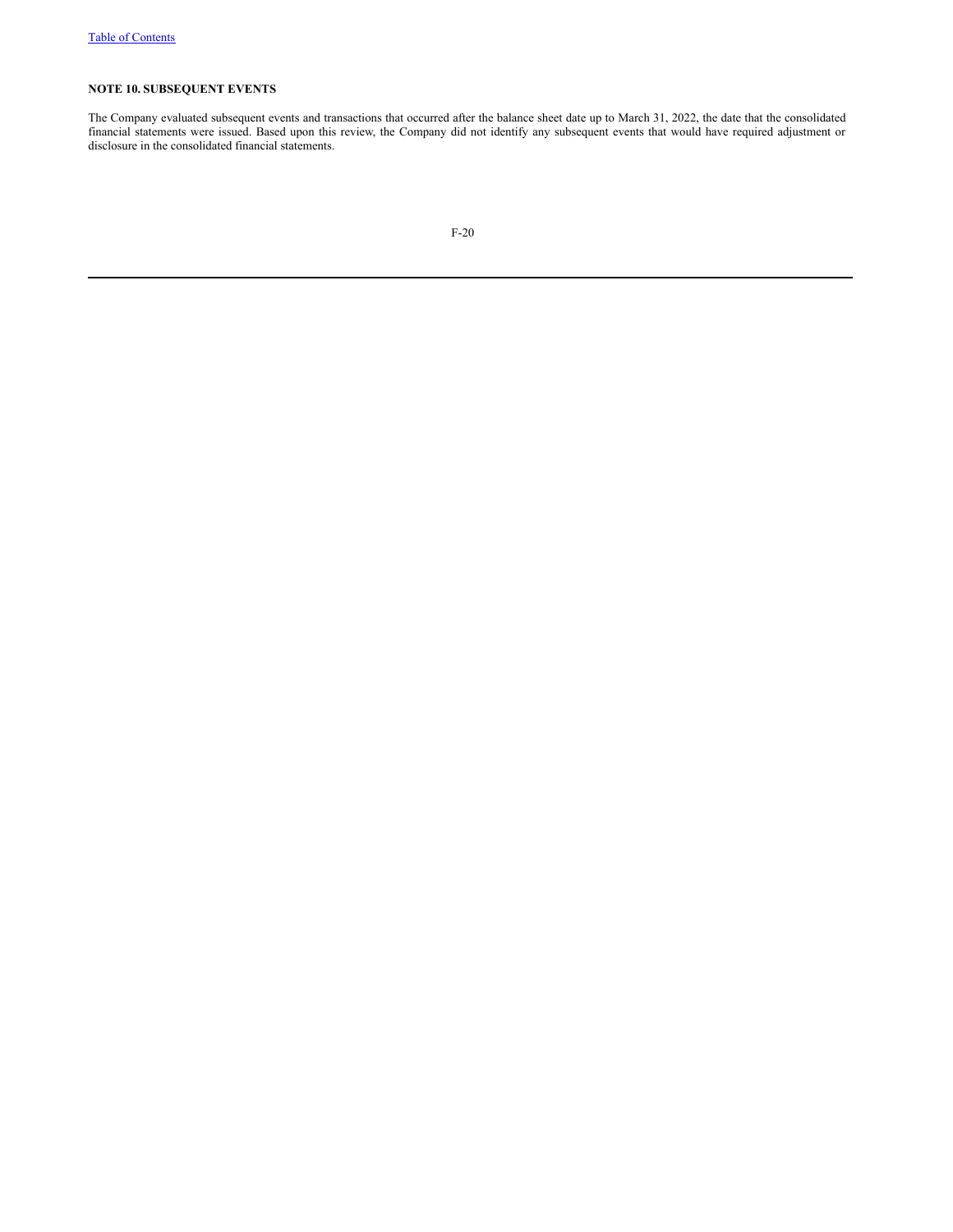### NOTE 10. SUBSEQUENT EVENTS

The Company evaluated subsequent events and transactions that occurred after the balance sheet date up to March 31, 2022, the date that the consolidated financial statements were issued. Based upon this review, the Company did not identify any subsequent events that would have required adjustment or disclosure in the consolidated financial statements.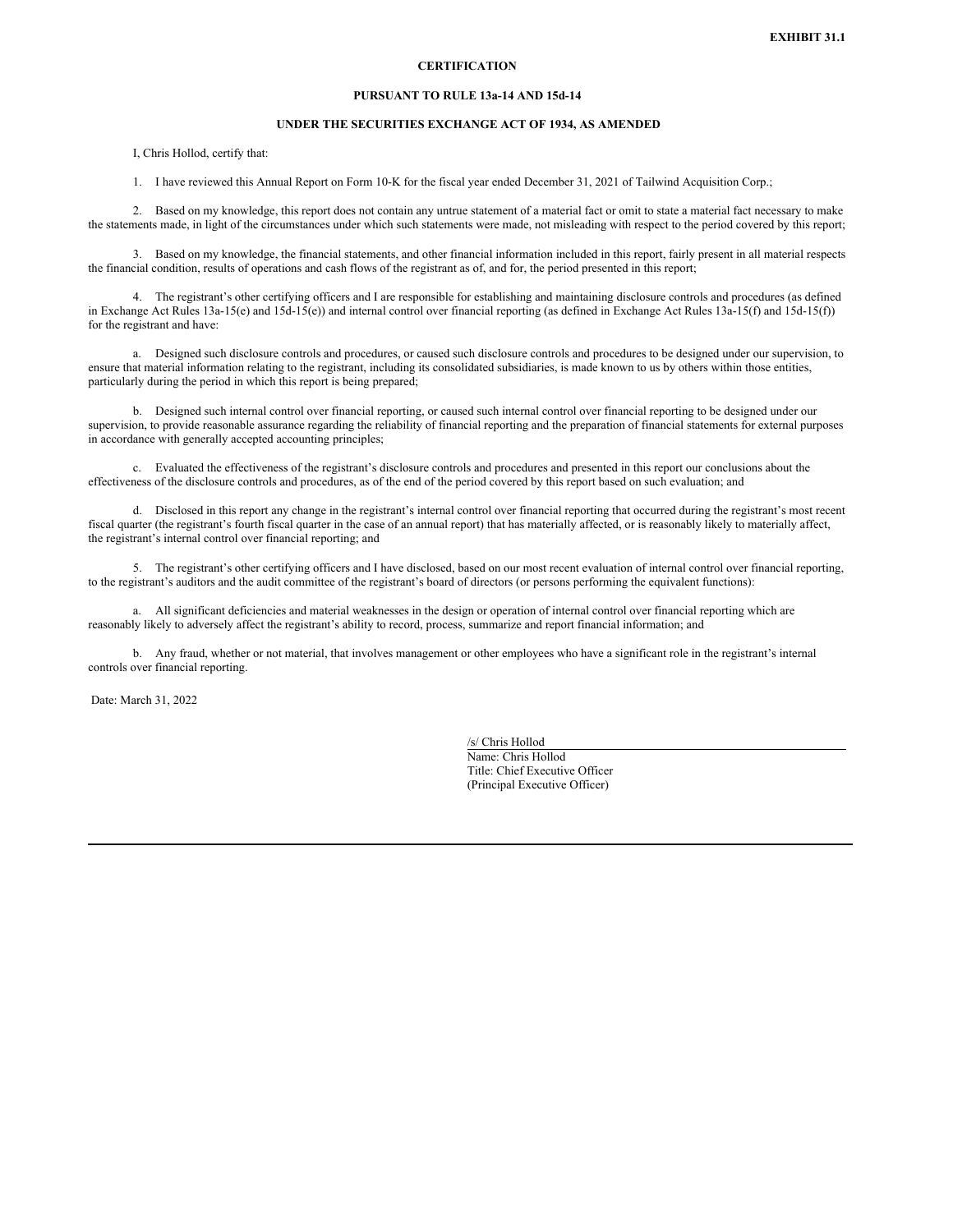**EXHIBIT 31.1**

**CERTIFICATION**

**PURSUANT TO RULE 13a-14 AND 15d-14**

**UNDER THE SECURITIES EXCHANGE ACT OF 1934, AS AMENDED**

I, Chris Hollod, certify that:

1. I have reviewed this Annual Report on Form 10-K for the fiscal year ended December 31, 2021 of Tailwind Acquisition Corp.;

2. Based on my knowledge, this report does not contain any untrue statement of a material fact or omit to state a material fact necessary to make the statements made, in light of the circumstances under which such statements were made, not misleading with respect to the period covered by this report;

3. Based on my knowledge, the financial statements, and other financial information included in this report, fairly present in all material respects the financial condition, results of operations and cash flows of the registrant as of, and for, the period presented in this report;

4. The registrant's other certifying officers and I are responsible for establishing and maintaining disclosure controls and procedures (as defined in Exchange Act Rules 13a-15(e) and 15d-15(e)) and internal control over financial reporting (as defined in Exchange Act Rules 13a-15(f) and 15d-15(f)) for the registrant and have:

a. Designed such disclosure controls and procedures, or caused such disclosure controls and procedures to be designed under our supervision, to ensure that material information relating to the registrant, including its consolidated subsidiaries, is made known to us by others within those entities, particularly during the period in which this report is being prepared;

b. Designed such internal control over financial reporting, or caused such internal control over financial reporting to be designed under our supervision, to provide reasonable assurance regarding the reliability of financial reporting and the preparation of financial statements for external purposes in accordance with generally accepted accounting principles;

c. Evaluated the effectiveness of the registrant's disclosure controls and procedures and presented in this report our conclusions about the effectiveness of the disclosure controls and procedures, as of the end of the period covered by this report based on such evaluation; and

d. Disclosed in this report any change in the registrant's internal control over financial reporting that occurred during the registrant's most recent fiscal quarter (the registrant's fourth fiscal quarter in the case of an annual report) that has materially affected, or is reasonably likely to materially affect, the registrant's internal control over financial reporting; and

5. The registrant's other certifying officers and I have disclosed, based on our most recent evaluation of internal control over financial reporting, to the registrant's auditors and the audit committee of the registrant's board of directors (or persons performing the equivalent functions):

a. All significant deficiencies and material weaknesses in the design or operation of internal control over financial reporting which are reasonably likely to adversely affect the registrant's ability to record, process, summarize and report financial information; and

b. Any fraud, whether or not material, that involves management or other employees who have a significant role in the registrant's internal controls over financial reporting.

Date: March 31, 2022

/s/ Chris Hollod
Name: Chris Hollod
Title: Chief Executive Officer
(Principal Executive Officer)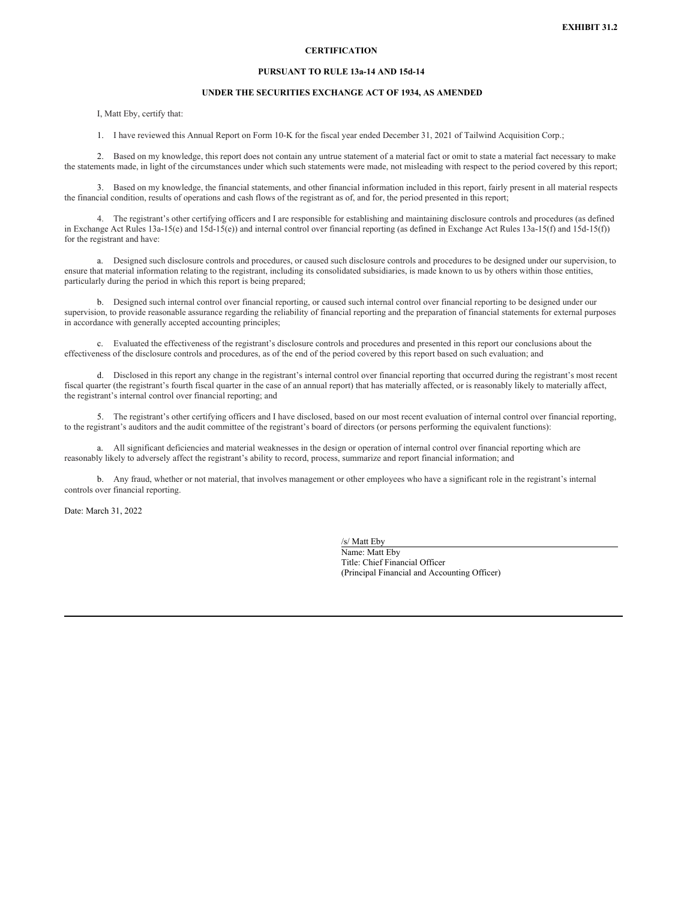**EXHIBIT 31.2**

**CERTIFICATION**

**PURSUANT TO RULE 13a-14 AND 15d-14**

**UNDER THE SECURITIES EXCHANGE ACT OF 1934, AS AMENDED**

I, Matt Eby, certify that:

1. I have reviewed this Annual Report on Form 10-K for the fiscal year ended December 31, 2021 of Tailwind Acquisition Corp.;

2. Based on my knowledge, this report does not contain any untrue statement of a material fact or omit to state a material fact necessary to make the statements made, in light of the circumstances under which such statements were made, not misleading with respect to the period covered by this report;

3. Based on my knowledge, the financial statements, and other financial information included in this report, fairly present in all material respects the financial condition, results of operations and cash flows of the registrant as of, and for, the period presented in this report;

4. The registrant's other certifying officers and I are responsible for establishing and maintaining disclosure controls and procedures (as defined in Exchange Act Rules 13a-15(e) and 15d-15(e)) and internal control over financial reporting (as defined in Exchange Act Rules 13a-15(f) and 15d-15(f)) for the registrant and have:

a. Designed such disclosure controls and procedures, or caused such disclosure controls and procedures to be designed under our supervision, to ensure that material information relating to the registrant, including its consolidated subsidiaries, is made known to us by others within those entities, particularly during the period in which this report is being prepared;

b. Designed such internal control over financial reporting, or caused such internal control over financial reporting to be designed under our supervision, to provide reasonable assurance regarding the reliability of financial reporting and the preparation of financial statements for external purposes in accordance with generally accepted accounting principles;

c. Evaluated the effectiveness of the registrant's disclosure controls and procedures and presented in this report our conclusions about the effectiveness of the disclosure controls and procedures, as of the end of the period covered by this report based on such evaluation; and

d. Disclosed in this report any change in the registrant's internal control over financial reporting that occurred during the registrant's most recent fiscal quarter (the registrant's fourth fiscal quarter in the case of an annual report) that has materially affected, or is reasonably likely to materially affect, the registrant's internal control over financial reporting; and

5. The registrant's other certifying officers and I have disclosed, based on our most recent evaluation of internal control over financial reporting, to the registrant's auditors and the audit committee of the registrant's board of directors (or persons performing the equivalent functions):

a. All significant deficiencies and material weaknesses in the design or operation of internal control over financial reporting which are reasonably likely to adversely affect the registrant's ability to record, process, summarize and report financial information; and

b. Any fraud, whether or not material, that involves management or other employees who have a significant role in the registrant's internal controls over financial reporting.

Date: March 31, 2022

/s/ Matt Eby
Name: Matt Eby
Title: Chief Financial Officer
(Principal Financial and Accounting Officer)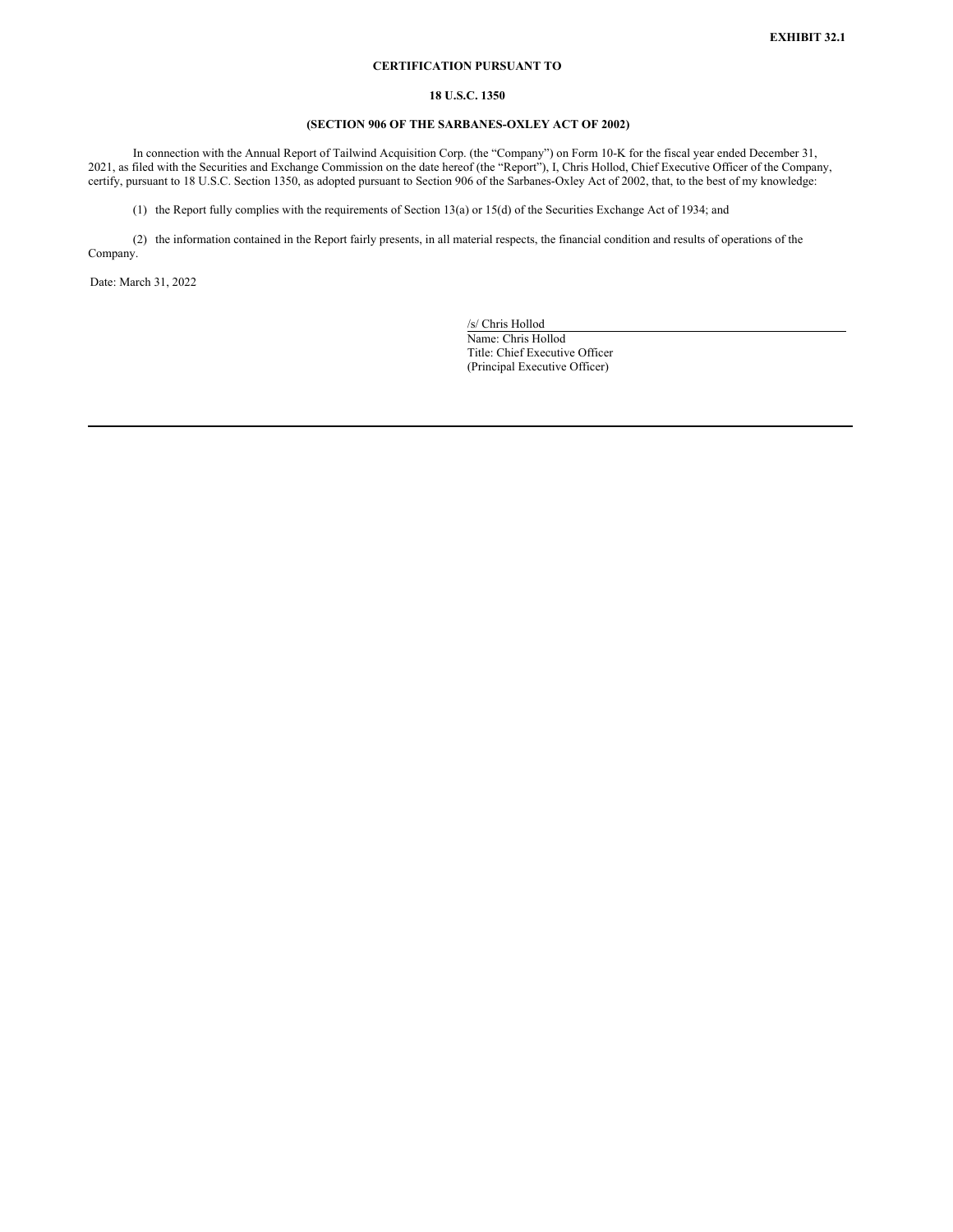**EXHIBIT 32.1**

**CERTIFICATION PURSUANT TO**

**18 U.S.C. 1350**

**(SECTION 906 OF THE SARBANES-OXLEY ACT OF 2002)**

In connection with the Annual Report of Tailwind Acquisition Corp. (the "Company") on Form 10-K for the fiscal year ended December 31, 2021, as filed with the Securities and Exchange Commission on the date hereof (the "Report"), I, Chris Hollod, Chief Executive Officer of the Company, certify, pursuant to 18 U.S.C. Section 1350, as adopted pursuant to Section 906 of the Sarbanes-Oxley Act of 2002, that, to the best of my knowledge:

(1) the Report fully complies with the requirements of Section 13(a) or 15(d) of the Securities Exchange Act of 1934; and

(2) the information contained in the Report fairly presents, in all material respects, the financial condition and results of operations of the Company.

Date: March 31, 2022

/s/ Chris Hollod
Name: Chris Hollod
Title: Chief Executive Officer
(Principal Executive Officer)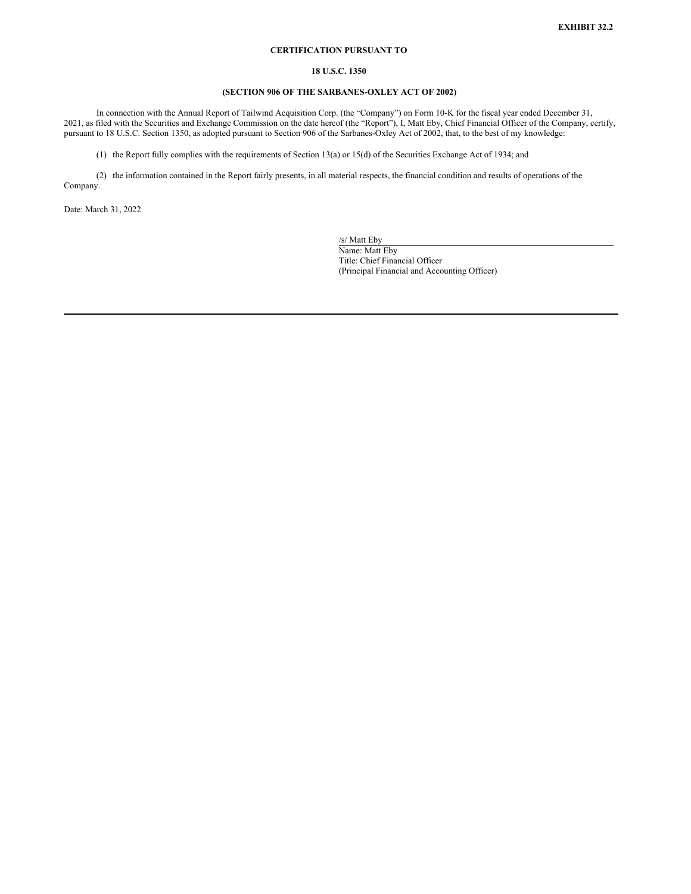**EXHIBIT 32.2**

**CERTIFICATION PURSUANT TO**

**18 U.S.C. 1350**

**(SECTION 906 OF THE SARBANES-OXLEY ACT OF 2002)**

In connection with the Annual Report of Tailwind Acquisition Corp. (the "Company") on Form 10-K for the fiscal year ended December 31, 2021, as filed with the Securities and Exchange Commission on the date hereof (the "Report"), I, Matt Eby, Chief Financial Officer of the Company, certify, pursuant to 18 U.S.C. Section 1350, as adopted pursuant to Section 906 of the Sarbanes-Oxley Act of 2002, that, to the best of my knowledge:

(1) the Report fully complies with the requirements of Section 13(a) or 15(d) of the Securities Exchange Act of 1934; and

(2) the information contained in the Report fairly presents, in all material respects, the financial condition and results of operations of the Company.

Date: March 31, 2022

/s/ Matt Eby
Name: Matt Eby
Title: Chief Financial Officer
(Principal Financial and Accounting Officer)